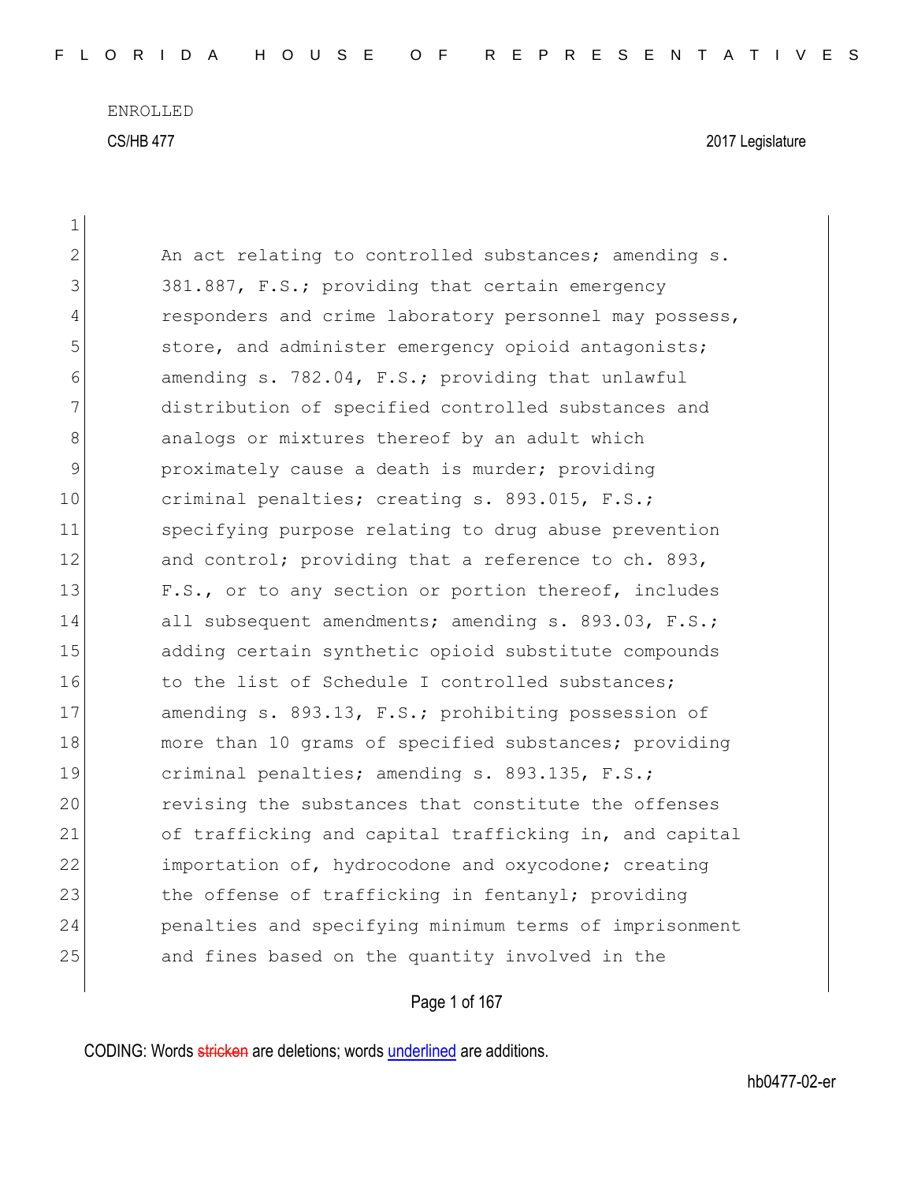ENROLLED

CS/HB 477 2017 Legislature

An act relating to controlled substances; amending s. 381.887, F.S.; providing that certain emergency responders and crime laboratory personnel may possess, store, and administer emergency opioid antagonists; amending s. 782.04, F.S.; providing that unlawful distribution of specified controlled substances and analogs or mixtures thereof by an adult which proximately cause a death is murder; providing criminal penalties; creating s. 893.015, F.S.; specifying purpose relating to drug abuse prevention and control; providing that a reference to ch. 893, F.S., or to any section or portion thereof, includes all subsequent amendments; amending s. 893.03, F.S.; adding certain synthetic opioid substitute compounds to the list of Schedule I controlled substances; amending s. 893.13, F.S.; prohibiting possession of more than 10 grams of specified substances; providing criminal penalties; amending s. 893.135, F.S.; revising the substances that constitute the offenses of trafficking and capital trafficking in, and capital importation of, hydrocodone and oxycodone; creating the offense of trafficking in fentanyl; providing penalties and specifying minimum terms of imprisonment and fines based on the quantity involved in the

CODING: Words stricken are deletions; words underlined are additions.

hb0477-02-er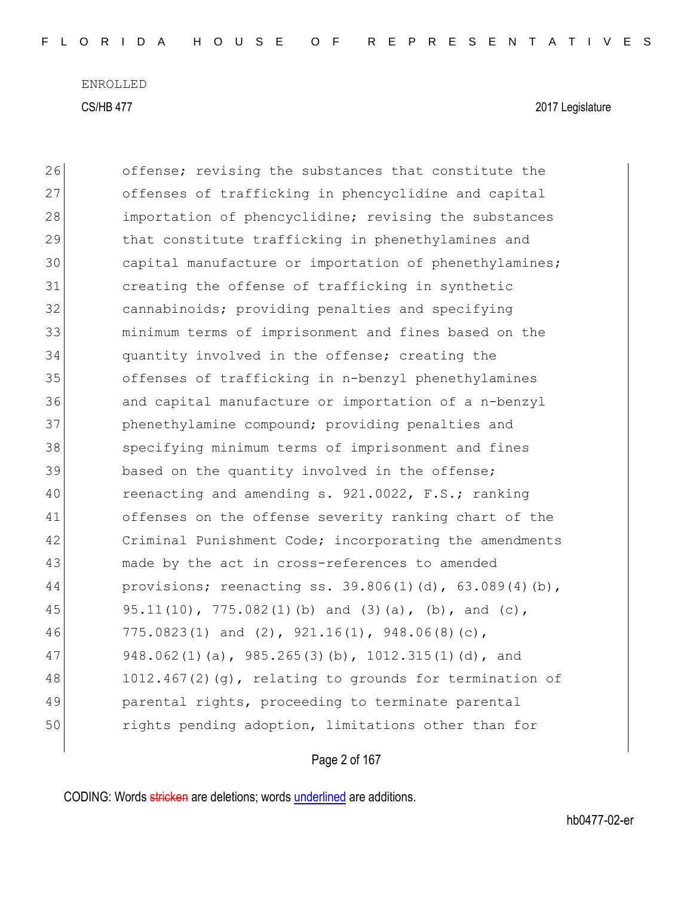ENROLLED

CS/HB 477 2017 Legislature

26 offense; revising the substances that constitute the
27 offenses of trafficking in phencyclidine and capital
28 importation of phencyclidine; revising the substances
29 that constitute trafficking in phenethylamines and
30 capital manufacture or importation of phenethylamines;
31 creating the offense of trafficking in synthetic
32 cannabinoids; providing penalties and specifying
33 minimum terms of imprisonment and fines based on the
34 quantity involved in the offense; creating the
35 offenses of trafficking in n-benzyl phenethylamines
36 and capital manufacture or importation of a n-benzyl
37 phenethylamine compound; providing penalties and
38 specifying minimum terms of imprisonment and fines
39 based on the quantity involved in the offense;
40 reenacting and amending s. 921.0022, F.S.; ranking
41 offenses on the offense severity ranking chart of the
42 Criminal Punishment Code; incorporating the amendments
43 made by the act in cross-references to amended
44 provisions; reenacting ss. 39.806(1)(d), 63.089(4)(b),
45 95.11(10), 775.082(1)(b) and (3)(a), (b), and (c),
46 775.0823(1) and (2), 921.16(1), 948.06(8)(c),
47 948.062(1)(a), 985.265(3)(b), 1012.315(1)(d), and
48 1012.467(2)(g), relating to grounds for termination of
49 parental rights, proceeding to terminate parental
50 rights pending adoption, limitations other than for

CODING: Words stricken are deletions; words underlined are additions.

hb0477-02-er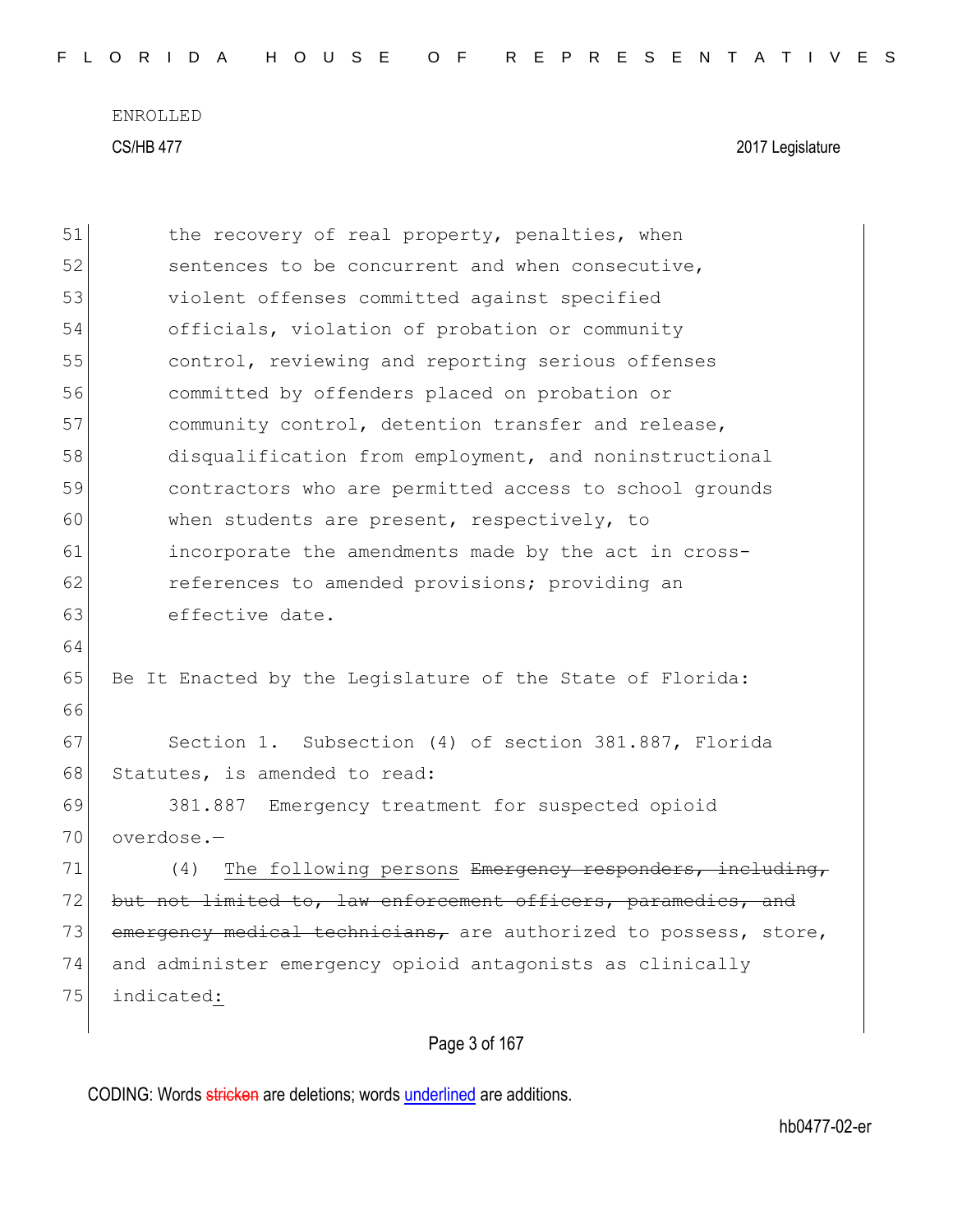the recovery of real property, penalties, when sentences to be concurrent and when consecutive, violent offenses committed against specified officials, violation of probation or community control, reviewing and reporting serious offenses committed by offenders placed on probation or community control, detention transfer and release, disqualification from employment, and noninstructional contractors who are permitted access to school grounds when students are present, respectively, to incorporate the amendments made by the act in cross-references to amended provisions; providing an effective date.

Be It Enacted by the Legislature of the State of Florida:

Section 1. Subsection (4) of section 381.887, Florida Statutes, is amended to read:

381.887 Emergency treatment for suspected opioid overdose.—

(4) The following persons ~~Emergency responders, including, but not limited to, law enforcement officers, paramedics, and emergency medical technicians,~~ are authorized to possess, store, and administer emergency opioid antagonists as clinically indicated: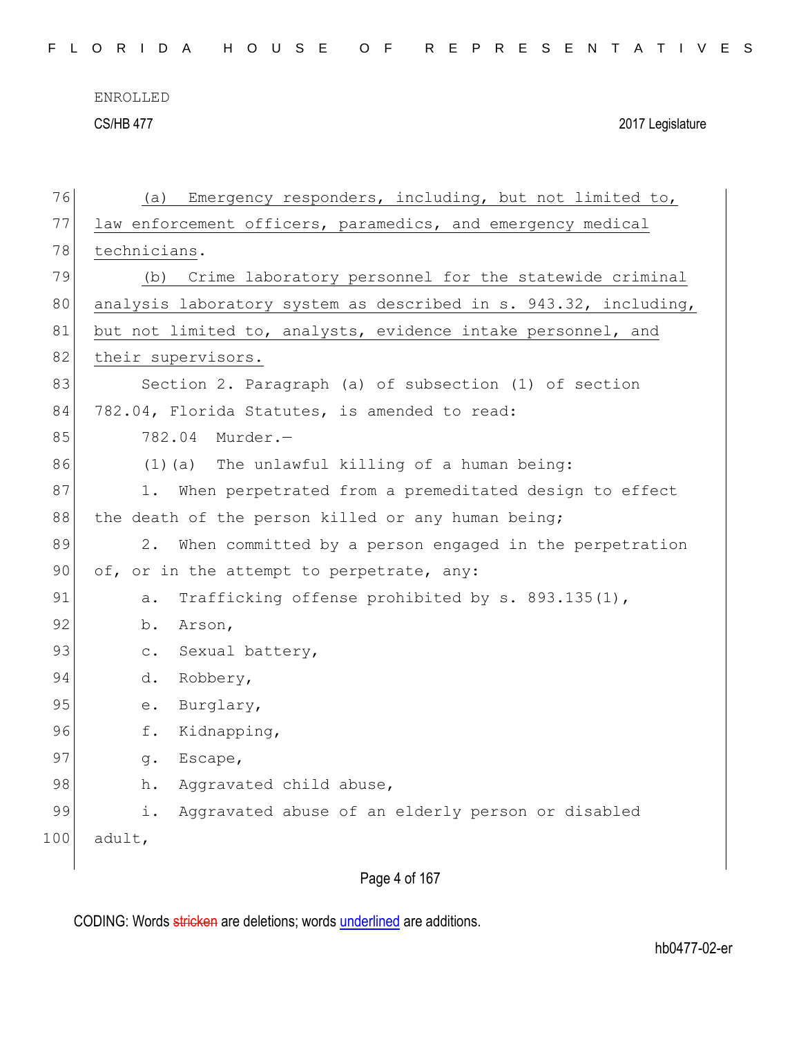(a) Emergency responders, including, but not limited to, law enforcement officers, paramedics, and emergency medical technicians.

(b) Crime laboratory personnel for the statewide criminal analysis laboratory system as described in s. 943.32, including, but not limited to, analysts, evidence intake personnel, and their supervisors.

Section 2. Paragraph (a) of subsection (1) of section 782.04, Florida Statutes, is amended to read:

782.04 Murder.—

(1)(a) The unlawful killing of a human being:

1. When perpetrated from a premeditated design to effect the death of the person killed or any human being;

2. When committed by a person engaged in the perpetration of, or in the attempt to perpetrate, any:

a. Trafficking offense prohibited by s. 893.135(1),

b. Arson,

c. Sexual battery,

d. Robbery,

e. Burglary,

f. Kidnapping,

g. Escape,

h. Aggravated child abuse,

i. Aggravated abuse of an elderly person or disabled adult,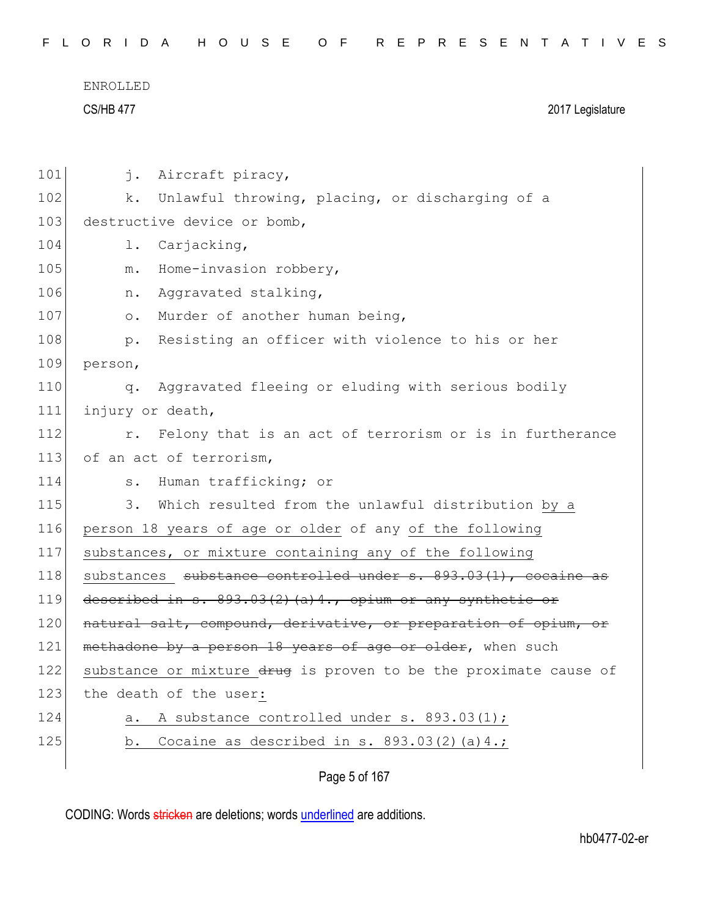ENROLLED

CS/HB 477 2017 Legislature

101 j. Aircraft piracy,

102 k. Unlawful throwing, placing, or discharging of a

103 destructive device or bomb,

104 l. Carjacking,

105 m. Home-invasion robbery,

106 n. Aggravated stalking,

107 o. Murder of another human being,

108 p. Resisting an officer with violence to his or her

109 person,

110 q. Aggravated fleeing or eluding with serious bodily

111 injury or death,

112 r. Felony that is an act of terrorism or is in furtherance

113 of an act of terrorism,

114 s. Human trafficking; or

115 3. Which resulted from the unlawful distribution by a

116 person 18 years of age or older of any of the following

117 substances, or mixture containing any of the following

118 substances ~~substance controlled under s. 893.03(1), cocaine as~~

119 ~~described in s. 893.03(2)(a)4., opium or any synthetic or~~

120 ~~natural salt, compound, derivative, or preparation of opium, or~~

121 ~~methadone by a person 18 years of age or older~~, when such

122 substance or mixture ~~drug~~ is proven to be the proximate cause of

123 the death of the user:

124 a. A substance controlled under s. 893.03(1);

125 b. Cocaine as described in s. 893.03(2)(a)4.;

CODING: Words ~~stricken~~ are deletions; words underlined are additions.

hb0477-02-er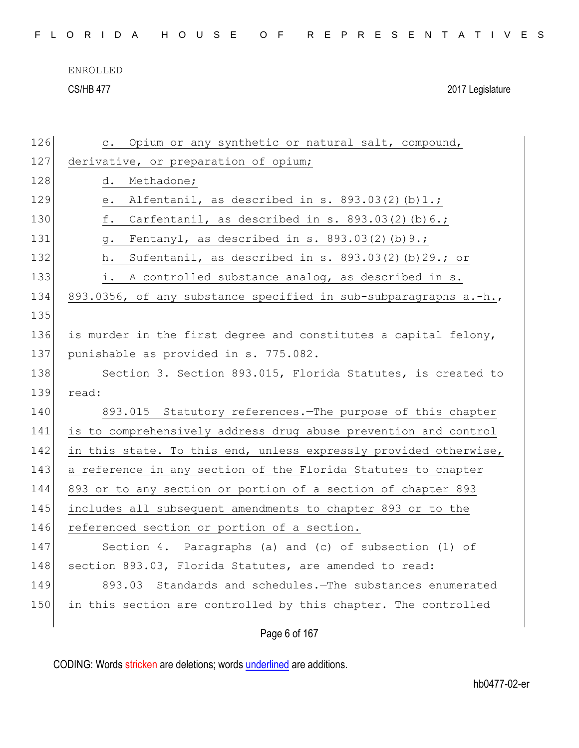c. Opium or any synthetic or natural salt, compound, derivative, or preparation of opium;

d. Methadone;

e. Alfentanil, as described in s. 893.03(2)(b)1.;

f. Carfentanil, as described in s. 893.03(2)(b)6.;

g. Fentanyl, as described in s. 893.03(2)(b)9.;

h. Sufentanil, as described in s. 893.03(2)(b)29.; or

i. A controlled substance analog, as described in s. 893.0356, of any substance specified in sub-subparagraphs a.-h.,

is murder in the first degree and constitutes a capital felony, punishable as provided in s. 775.082.

Section 3. Section 893.015, Florida Statutes, is created to read:

893.015 Statutory references.—The purpose of this chapter is to comprehensively address drug abuse prevention and control in this state. To this end, unless expressly provided otherwise, a reference in any section of the Florida Statutes to chapter 893 or to any section or portion of a section of chapter 893 includes all subsequent amendments to chapter 893 or to the referenced section or portion of a section.

Section 4. Paragraphs (a) and (c) of subsection (1) of section 893.03, Florida Statutes, are amended to read:

893.03 Standards and schedules.—The substances enumerated in this section are controlled by this chapter. The controlled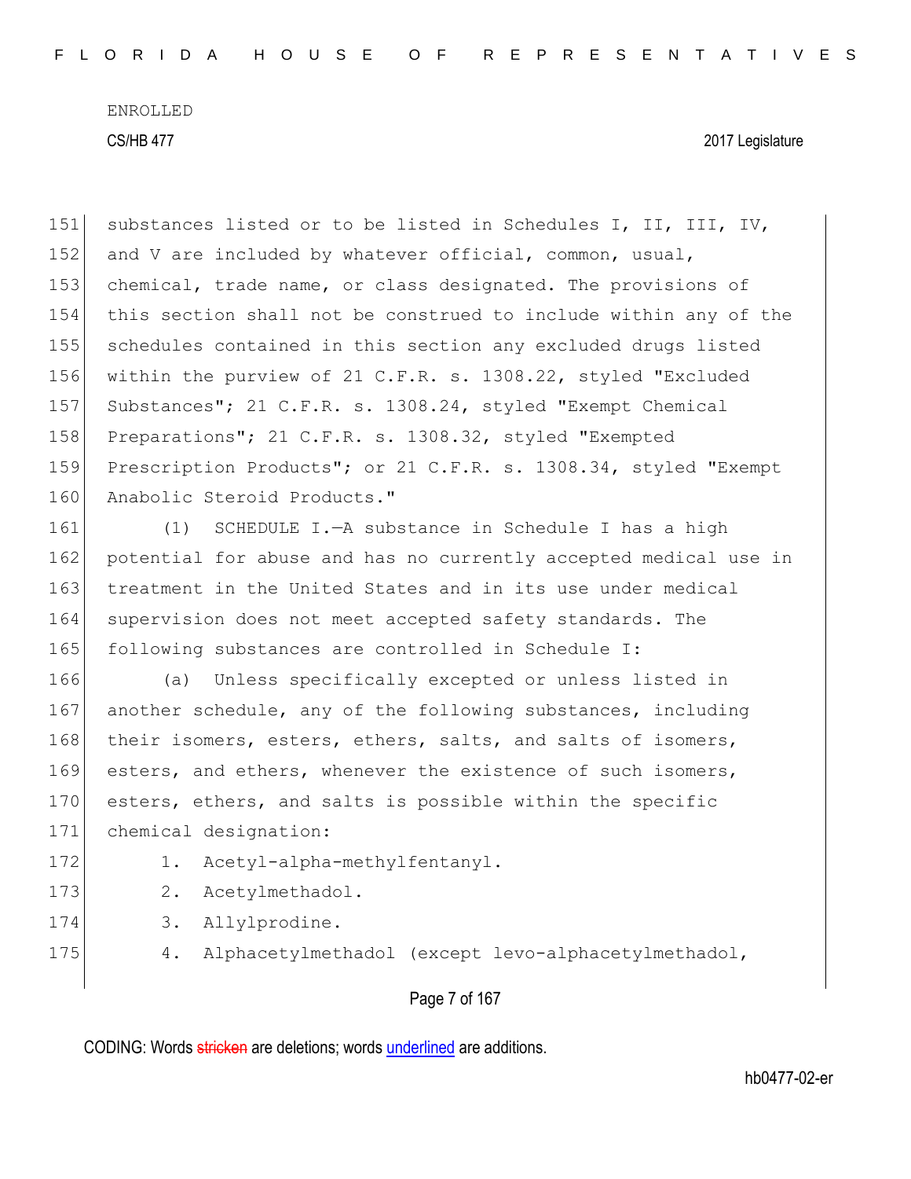substances listed or to be listed in Schedules I, II, III, IV, and V are included by whatever official, common, usual, chemical, trade name, or class designated. The provisions of this section shall not be construed to include within any of the schedules contained in this section any excluded drugs listed within the purview of 21 C.F.R. s. 1308.22, styled "Excluded Substances"; 21 C.F.R. s. 1308.24, styled "Exempt Chemical Preparations"; 21 C.F.R. s. 1308.32, styled "Exempted Prescription Products"; or 21 C.F.R. s. 1308.34, styled "Exempt Anabolic Steroid Products."

(1) SCHEDULE I.—A substance in Schedule I has a high potential for abuse and has no currently accepted medical use in treatment in the United States and in its use under medical supervision does not meet accepted safety standards. The following substances are controlled in Schedule I:

(a) Unless specifically excepted or unless listed in another schedule, any of the following substances, including their isomers, esters, ethers, salts, and salts of isomers, esters, and ethers, whenever the existence of such isomers, esters, ethers, and salts is possible within the specific chemical designation:

1. Acetyl-alpha-methylfentanyl.
2. Acetylmethadol.
3. Allylprodine.
4. Alphacetylmethadol (except levo-alphacetylmethadol,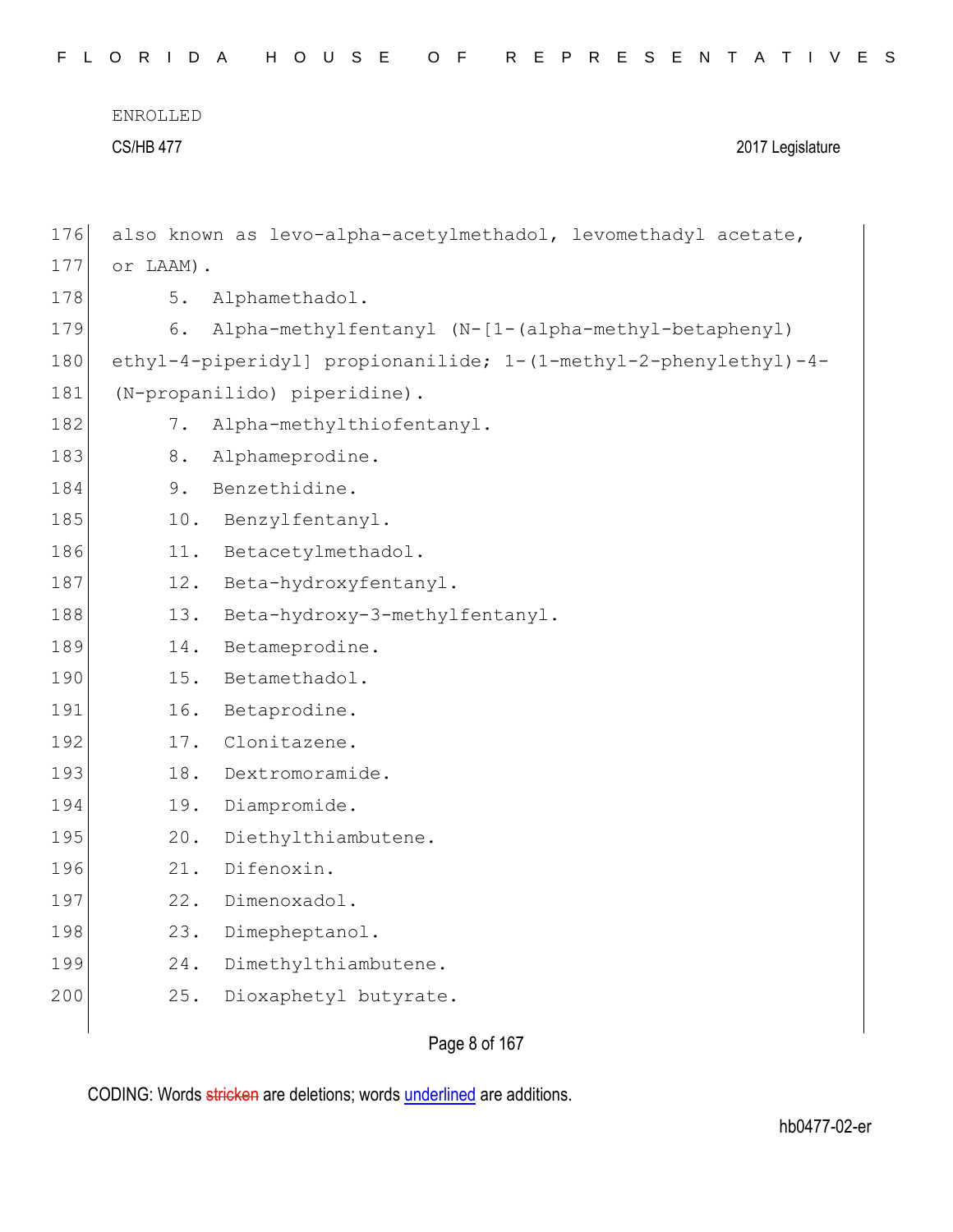also known as levo-alpha-acetylmethadol, levomethadyl acetate, or LAAM).

5. Alphamethadol.

6. Alpha-methylfentanyl (N-[1-(alpha-methyl-betaphenyl) ethyl-4-piperidyl] propionanilide; 1-(1-methyl-2-phenylethyl)-4-(N-propanilido) piperidine).

7. Alpha-methylthiofentanyl.

8. Alphameprodine.

9. Benzethidine.

10. Benzylfentanyl.

11. Betacetylmethadol.

12. Beta-hydroxyfentanyl.

13. Beta-hydroxy-3-methylfentanyl.

14. Betameprodine.

15. Betamethadol.

16. Betaprodine.

17. Clonitazene.

18. Dextromoramide.

19. Diampromide.

20. Diethylthiambutene.

21. Difenoxin.

22. Dimenoxadol.

23. Dimepheptanol.

24. Dimethylthiambutene.

25. Dioxaphetyl butyrate.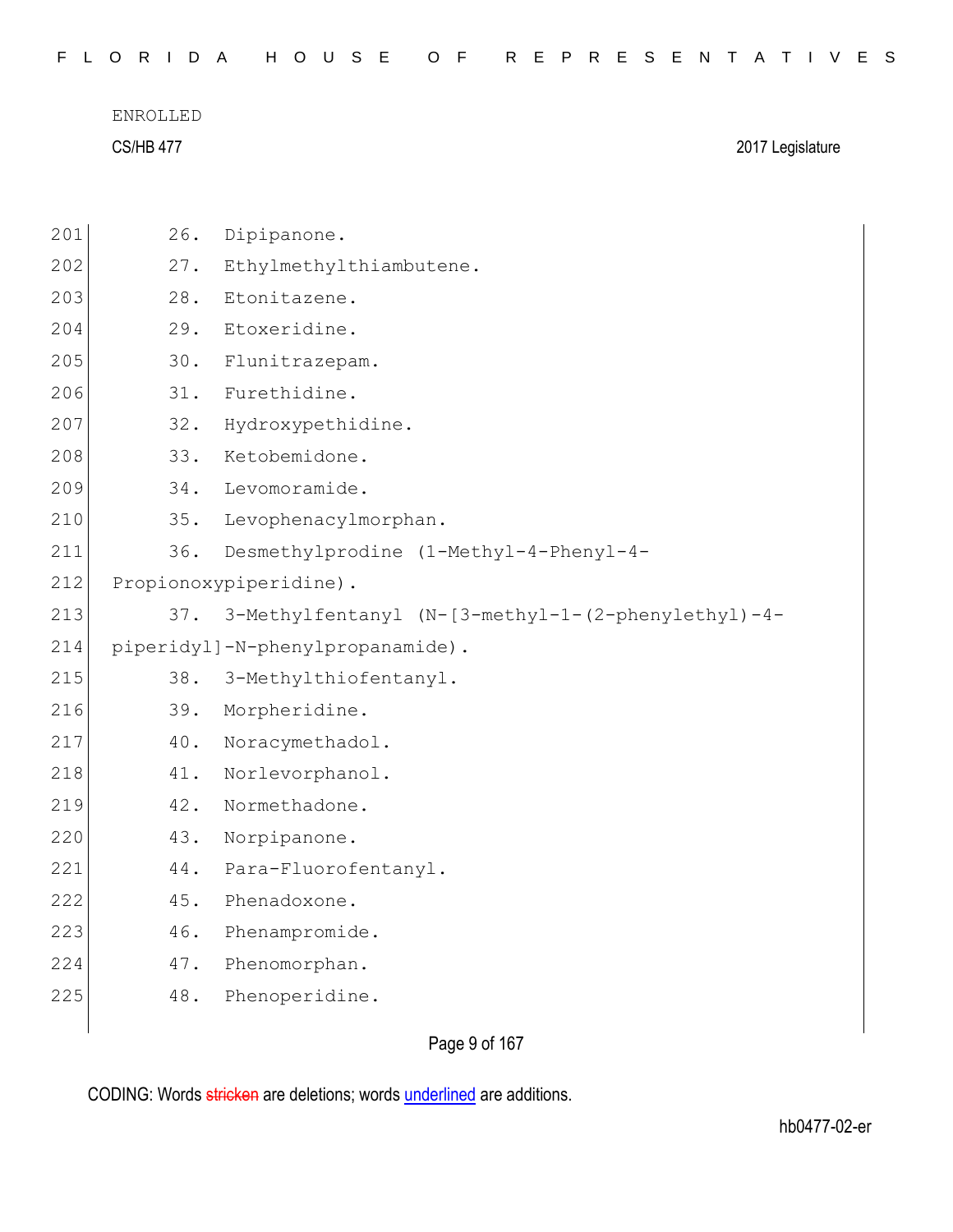201 26. Dipipanone.

202 27. Ethylmethylthiambutene.

203 28. Etonitazene.

204 29. Etoxeridine.

205 30. Flunitrazepam.

206 31. Furethidine.

207 32. Hydroxypethidine.

208 33. Ketobemidone.

209 34. Levomoramide.

210 35. Levophenacylmorphan.

211 36. Desmethylprodine (1-Methyl-4-Phenyl-4-
212 Propionoxypiperidine).

213 37. 3-Methylfentanyl (N-[3-methyl-1-(2-phenylethyl)-4-
214 piperidyl]-N-phenylpropanamide).

215 38. 3-Methylthiofentanyl.

216 39. Morpheridine.

217 40. Noracymethadol.

218 41. Norlevorphanol.

219 42. Normethadone.

220 43. Norpipanone.

221 44. Para-Fluorofentanyl.

222 45. Phenadoxone.

223 46. Phenampromide.

224 47. Phenomorphan.

225 48. Phenoperidine.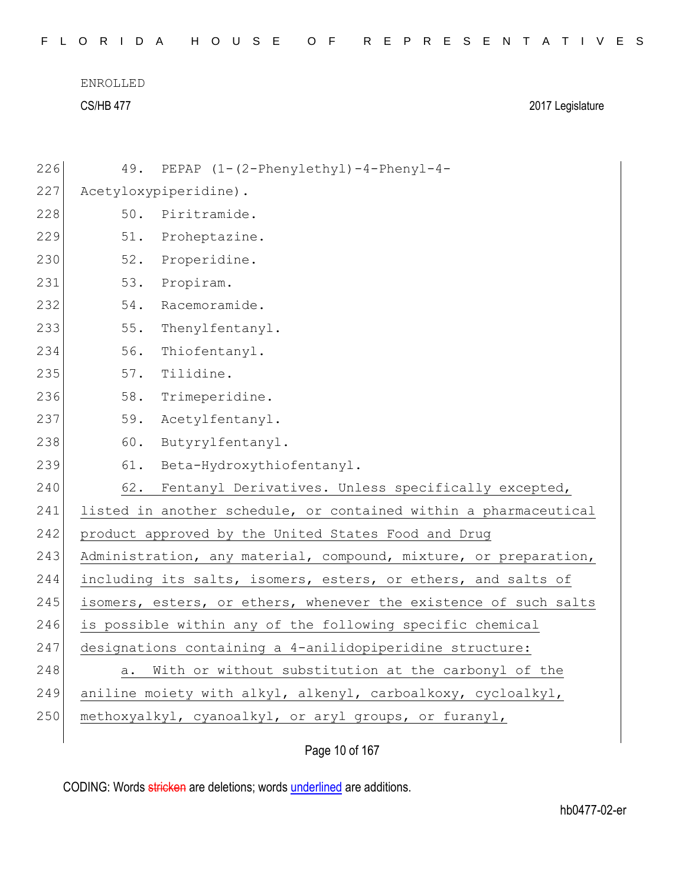ENROLLED

CS/HB 477 2017 Legislature

49. PEPAP (1-(2-Phenylethyl)-4-Phenyl-4-Acetyloxypiperidine).

50. Piritramide.

51. Proheptazine.

52. Properidine.

53. Propiram.

54. Racemoramide.

55. Thenylfentanyl.

56. Thiofentanyl.

57. Tilidine.

58. Trimeperidine.

59. Acetylfentanyl.

60. Butyrylfentanyl.

61. Beta-Hydroxythiofentanyl.

62. Fentanyl Derivatives. Unless specifically excepted, listed in another schedule, or contained within a pharmaceutical product approved by the United States Food and Drug Administration, any material, compound, mixture, or preparation, including its salts, isomers, esters, or ethers, and salts of isomers, esters, or ethers, whenever the existence of such salts is possible within any of the following specific chemical designations containing a 4-anilidopiperidine structure:

a. With or without substitution at the carbonyl of the aniline moiety with alkyl, alkenyl, carboalkoxy, cycloalkyl, methoxyalkyl, cyanoalkyl, or aryl groups, or furanyl,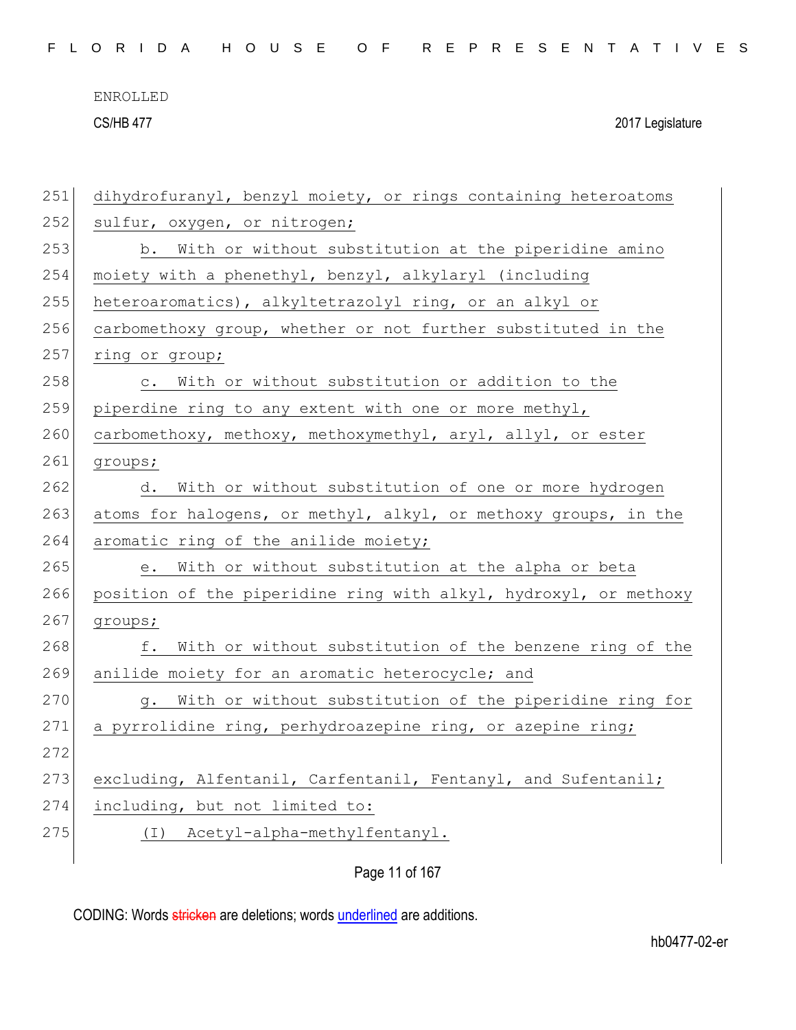dihydrofuranyl, benzyl moiety, or rings containing heteroatoms sulfur, oxygen, or nitrogen;

b. With or without substitution at the piperidine amino moiety with a phenethyl, benzyl, alkylaryl (including heteroaromatics), alkyltetrazolyl ring, or an alkyl or carbomethoxy group, whether or not further substituted in the ring or group;

c. With or without substitution or addition to the piperdine ring to any extent with one or more methyl, carbomethoxy, methoxy, methoxymethyl, aryl, allyl, or ester groups;

d. With or without substitution of one or more hydrogen atoms for halogens, or methyl, alkyl, or methoxy groups, in the aromatic ring of the anilide moiety;

e. With or without substitution at the alpha or beta position of the piperidine ring with alkyl, hydroxyl, or methoxy groups;

f. With or without substitution of the benzene ring of the anilide moiety for an aromatic heterocycle; and

g. With or without substitution of the piperidine ring for a pyrrolidine ring, perhydroazepine ring, or azepine ring;

excluding, Alfentanil, Carfentanil, Fentanyl, and Sufentanil; including, but not limited to:

(I) Acetyl-alpha-methylfentanyl.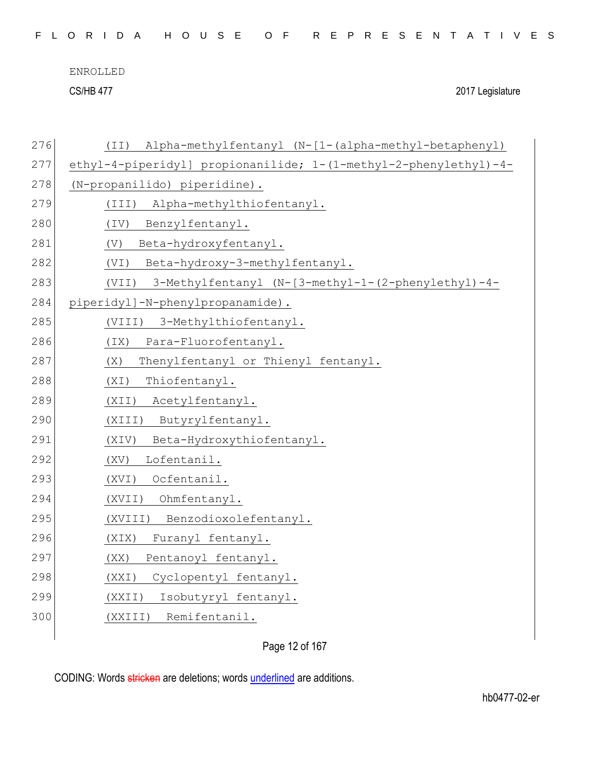(II) Alpha-methylfentanyl (N-[1-(alpha-methyl-betaphenyl) ethyl-4-piperidyl] propionanilide; 1-(1-methyl-2-phenylethyl)-4-(N-propanilido) piperidine).

(III) Alpha-methylthiofentanyl.

(IV) Benzylfentanyl.

(V) Beta-hydroxyfentanyl.

(VI) Beta-hydroxy-3-methylfentanyl.

(VII) 3-Methylfentanyl (N-[3-methyl-1-(2-phenylethyl)-4-piperidyl]-N-phenylpropanamide).

(VIII) 3-Methylthiofentanyl.

(IX) Para-Fluorofentanyl.

(X) Thenylfentanyl or Thienyl fentanyl.

(XI) Thiofentanyl.

(XII) Acetylfentanyl.

(XIII) Butyrylfentanyl.

(XIV) Beta-Hydroxythiofentanyl.

(XV) Lofentanil.

(XVI) Ocfentanil.

(XVII) Ohmfentanyl.

(XVIII) Benzodioxolefentanyl.

(XIX) Furanyl fentanyl.

(XX) Pentanoyl fentanyl.

(XXI) Cyclopentyl fentanyl.

(XXII) Isobutyryl fentanyl.

(XXIII) Remifentanil.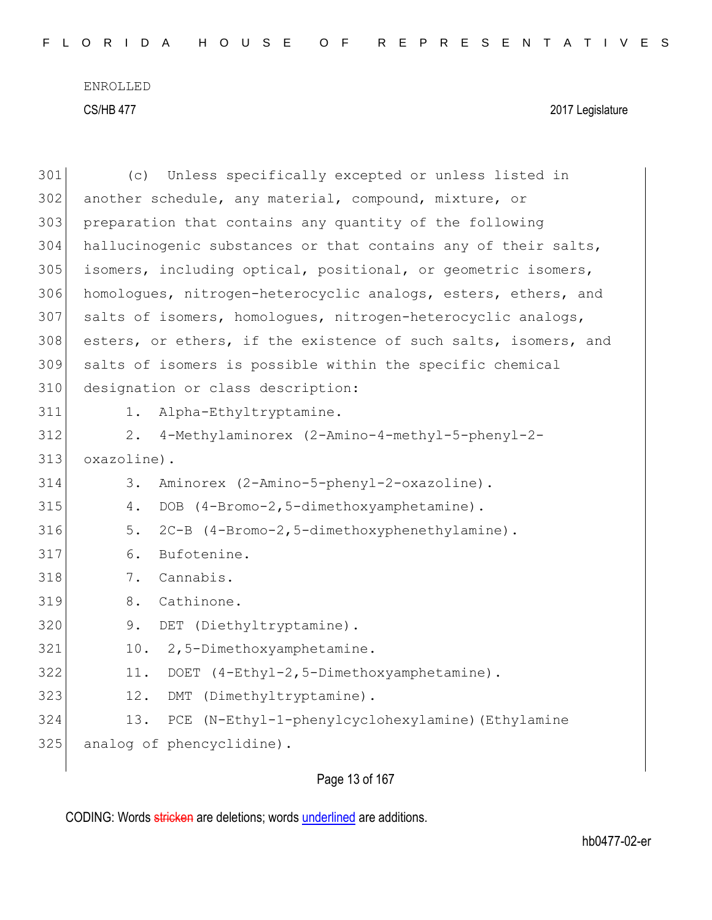(c) Unless specifically excepted or unless listed in another schedule, any material, compound, mixture, or preparation that contains any quantity of the following hallucinogenic substances or that contains any of their salts, isomers, including optical, positional, or geometric isomers, homologues, nitrogen-heterocyclic analogs, esters, ethers, and salts of isomers, homologues, nitrogen-heterocyclic analogs, esters, or ethers, if the existence of such salts, isomers, and salts of isomers is possible within the specific chemical designation or class description:

1. Alpha-Ethyltryptamine.
2. 4-Methylaminorex (2-Amino-4-methyl-5-phenyl-2-oxazoline).
3. Aminorex (2-Amino-5-phenyl-2-oxazoline).
4. DOB (4-Bromo-2,5-dimethoxyamphetamine).
5. 2C-B (4-Bromo-2,5-dimethoxyphenethylamine).
6. Bufotenine.
7. Cannabis.
8. Cathinone.
9. DET (Diethyltryptamine).
10. 2,5-Dimethoxyamphetamine.
11. DOET (4-Ethyl-2,5-Dimethoxyamphetamine).
12. DMT (Dimethyltryptamine).
13. PCE (N-Ethyl-1-phenylcyclohexylamine)(Ethylamine analog of phencyclidine).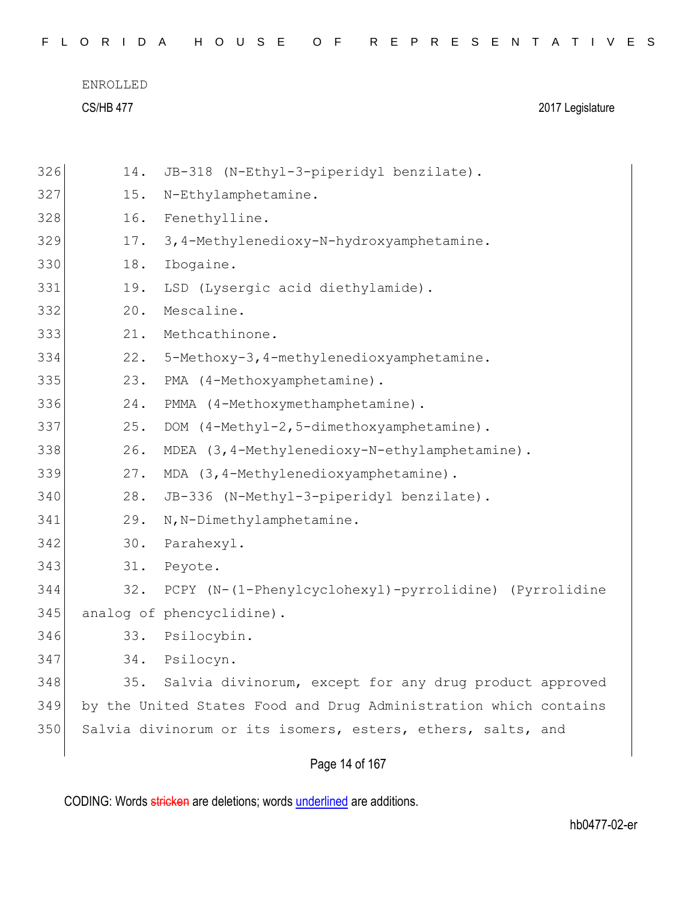14. JB-318 (N-Ethyl-3-piperidyl benzilate).

15. N-Ethylamphetamine.

16. Fenethylline.

17. 3,4-Methylenedioxy-N-hydroxyamphetamine.

18. Ibogaine.

19. LSD (Lysergic acid diethylamide).

20. Mescaline.

21. Methcathinone.

22. 5-Methoxy-3,4-methylenedioxyamphetamine.

23. PMA (4-Methoxyamphetamine).

24. PMMA (4-Methoxymethamphetamine).

25. DOM (4-Methyl-2,5-dimethoxyamphetamine).

26. MDEA (3,4-Methylenedioxy-N-ethylamphetamine).

27. MDA (3,4-Methylenedioxyamphetamine).

28. JB-336 (N-Methyl-3-piperidyl benzilate).

29. N,N-Dimethylamphetamine.

30. Parahexyl.

31. Peyote.

32. PCPY (N-(1-Phenylcyclohexyl)-pyrrolidine) (Pyrrolidine analog of phencyclidine).

33. Psilocybin.

34. Psilocyn.

35. Salvia divinorum, except for any drug product approved by the United States Food and Drug Administration which contains Salvia divinorum or its isomers, esters, ethers, salts, and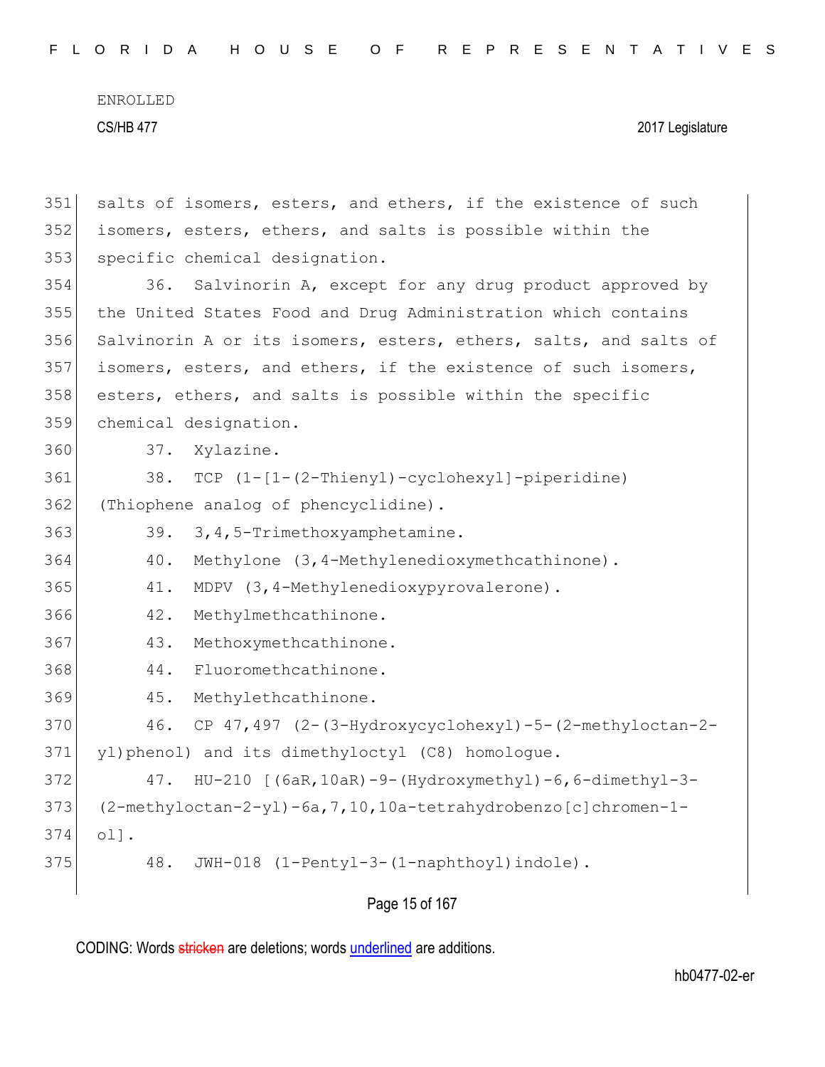salts of isomers, esters, and ethers, if the existence of such isomers, esters, ethers, and salts is possible within the specific chemical designation.

36. Salvinorin A, except for any drug product approved by the United States Food and Drug Administration which contains Salvinorin A or its isomers, esters, ethers, salts, and salts of isomers, esters, and ethers, if the existence of such isomers, esters, ethers, and salts is possible within the specific chemical designation.

37. Xylazine.

38. TCP (1-[1-(2-Thienyl)-cyclohexyl]-piperidine) (Thiophene analog of phencyclidine).

39. 3,4,5-Trimethoxyamphetamine.

40. Methylone (3,4-Methylenedioxymethcathinone).

41. MDPV (3,4-Methylenedioxypyrovalerone).

42. Methylmethcathinone.

43. Methoxymethcathinone.

44. Fluoromethcathinone.

45. Methylethcathinone.

46. CP 47,497 (2-(3-Hydroxycyclohexyl)-5-(2-methyloctan-2-yl)phenol) and its dimethyloctyl (C8) homologue.

47. HU-210 [(6aR,10aR)-9-(Hydroxymethyl)-6,6-dimethyl-3-(2-methyloctan-2-yl)-6a,7,10,10a-tetrahydrobenzo[c]chromen-1-ol].

48. JWH-018 (1-Pentyl-3-(1-naphthoyl)indole).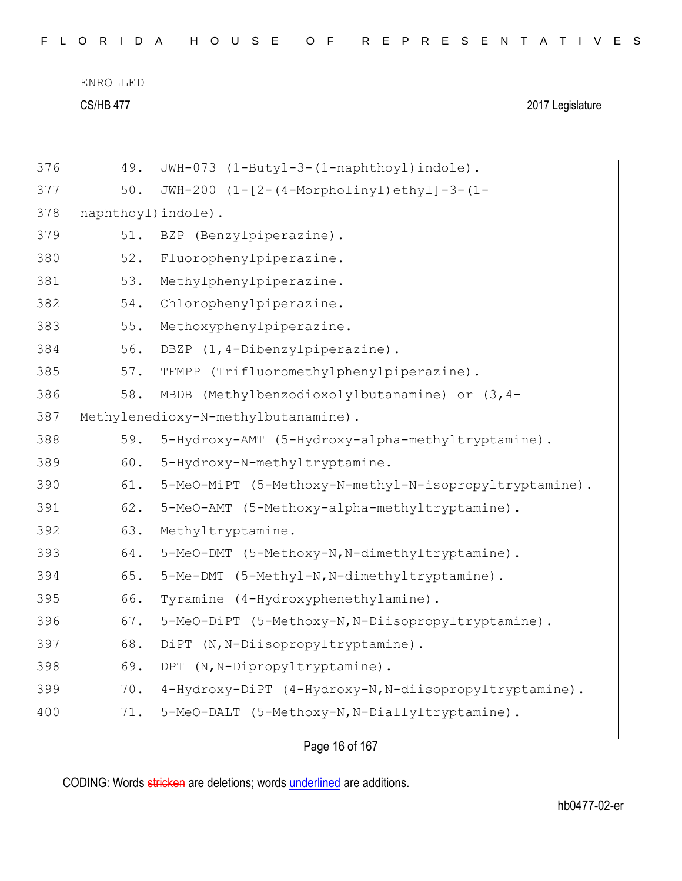ENROLLED

CS/HB 477 2017 Legislature

376 49. JWH-073 (1-Butyl-3-(1-naphthoyl)indole).
377 50. JWH-200 (1-[2-(4-Morpholinyl)ethyl]-3-(1-
378 naphthoyl)indole).
379 51. BZP (Benzylpiperazine).
380 52. Fluorophenylpiperazine.
381 53. Methylphenylpiperazine.
382 54. Chlorophenylpiperazine.
383 55. Methoxyphenylpiperazine.
384 56. DBZP (1,4-Dibenzylpiperazine).
385 57. TFMPP (Trifluoromethylphenylpiperazine).
386 58. MBDB (Methylbenzodioxolylbutanamine) or (3,4-
387 Methylenedioxy-N-methylbutanamine).
388 59. 5-Hydroxy-AMT (5-Hydroxy-alpha-methyltryptamine).
389 60. 5-Hydroxy-N-methyltryptamine.
390 61. 5-MeO-MiPT (5-Methoxy-N-methyl-N-isopropyltryptamine).
391 62. 5-MeO-AMT (5-Methoxy-alpha-methyltryptamine).
392 63. Methyltryptamine.
393 64. 5-MeO-DMT (5-Methoxy-N,N-dimethyltryptamine).
394 65. 5-Me-DMT (5-Methyl-N,N-dimethyltryptamine).
395 66. Tyramine (4-Hydroxyphenethylamine).
396 67. 5-MeO-DiPT (5-Methoxy-N,N-Diisopropyltryptamine).
397 68. DiPT (N,N-Diisopropyltryptamine).
398 69. DPT (N,N-Dipropyltryptamine).
399 70. 4-Hydroxy-DiPT (4-Hydroxy-N,N-diisopropyltryptamine).
400 71. 5-MeO-DALT (5-Methoxy-N,N-Diallyltryptamine).

CODING: Words stricken are deletions; words underlined are additions.

hb0477-02-er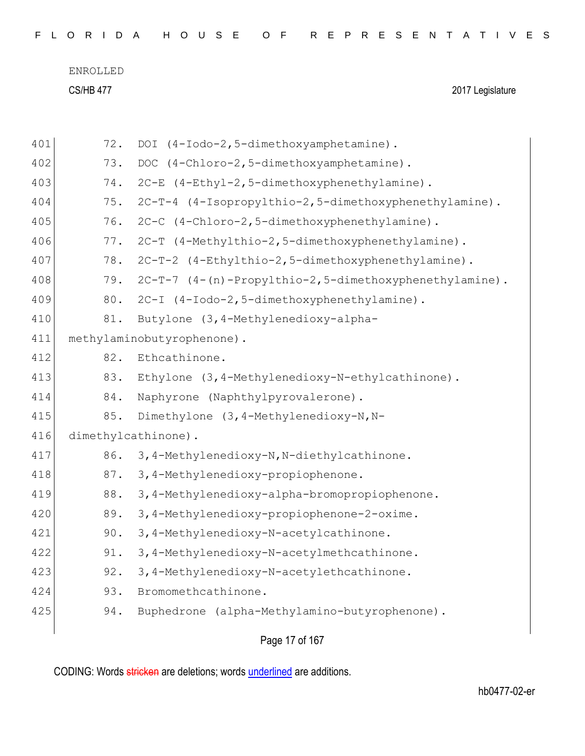ENROLLED

CS/HB 477 2017 Legislature

401 72. DOI (4-Iodo-2,5-dimethoxyamphetamine).
402 73. DOC (4-Chloro-2,5-dimethoxyamphetamine).
403 74. 2C-E (4-Ethyl-2,5-dimethoxyphenethylamine).
404 75. 2C-T-4 (4-Isopropylthio-2,5-dimethoxyphenethylamine).
405 76. 2C-C (4-Chloro-2,5-dimethoxyphenethylamine).
406 77. 2C-T (4-Methylthio-2,5-dimethoxyphenethylamine).
407 78. 2C-T-2 (4-Ethylthio-2,5-dimethoxyphenethylamine).
408 79. 2C-T-7 (4-(n)-Propylthio-2,5-dimethoxyphenethylamine).
409 80. 2C-I (4-Iodo-2,5-dimethoxyphenethylamine).
410 81. Butylone (3,4-Methylenedioxy-alpha-
411 methylaminobutyrophenone).
412 82. Ethcathinone.
413 83. Ethylone (3,4-Methylenedioxy-N-ethylcathinone).
414 84. Naphyrone (Naphthylpyrovalerone).
415 85. Dimethylone (3,4-Methylenedioxy-N,N-
416 dimethylcathinone).
417 86. 3,4-Methylenedioxy-N,N-diethylcathinone.
418 87. 3,4-Methylenedioxy-propiophenone.
419 88. 3,4-Methylenedioxy-alpha-bromopropiophenone.
420 89. 3,4-Methylenedioxy-propiophenone-2-oxime.
421 90. 3,4-Methylenedioxy-N-acetylcathinone.
422 91. 3,4-Methylenedioxy-N-acetylmethcathinone.
423 92. 3,4-Methylenedioxy-N-acetylethcathinone.
424 93. Bromomethcathinone.
425 94. Buphedrone (alpha-Methylamino-butyrophenone).

CODING: Words stricken are deletions; words underlined are additions.

hb0477-02-er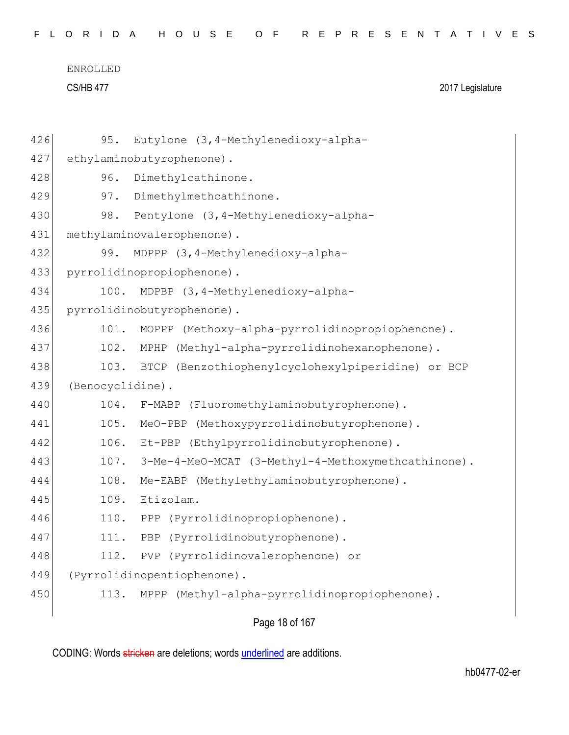95. Eutylone (3,4-Methylenedioxy-alpha-ethylaminobutyrophenone).

96. Dimethylcathinone.

97. Dimethylmethcathinone.

98. Pentylone (3,4-Methylenedioxy-alpha-methylaminovalerophenone).

99. MDPPP (3,4-Methylenedioxy-alpha-pyrrolidinopropiophenone).

100. MDPBP (3,4-Methylenedioxy-alpha-pyrrolidinobutyrophenone).

101. MOPPP (Methoxy-alpha-pyrrolidinopropiophenone).

102. MPHP (Methyl-alpha-pyrrolidinohexanophenone).

103. BTCP (Benzothiophenylcyclohexylpiperidine) or BCP (Benocyclidine).

104. F-MABP (Fluoromethylaminobutyrophenone).

105. MeO-PBP (Methoxypyrrolidinobutyrophenone).

106. Et-PBP (Ethylpyrrolidinobutyrophenone).

107. 3-Me-4-MeO-MCAT (3-Methyl-4-Methoxymethcathinone).

108. Me-EABP (Methylethylaminobutyrophenone).

109. Etizolam.

110. PPP (Pyrrolidinopropiophenone).

111. PBP (Pyrrolidinobutyrophenone).

112. PVP (Pyrrolidinovalerophenone) or (Pyrrolidinopentiophenone).

113. MPPP (Methyl-alpha-pyrrolidinopropiophenone).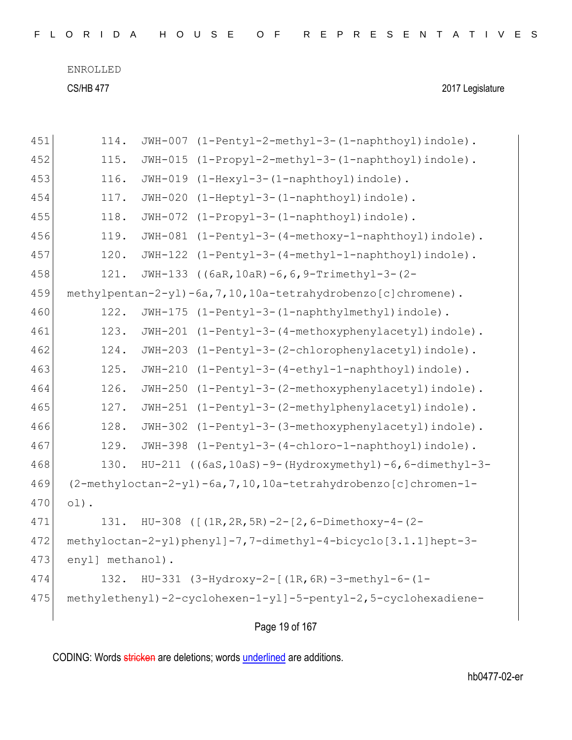114. JWH-007 (1-Pentyl-2-methyl-3-(1-naphthoyl)indole).

115. JWH-015 (1-Propyl-2-methyl-3-(1-naphthoyl)indole).

116. JWH-019 (1-Hexyl-3-(1-naphthoyl)indole).

117. JWH-020 (1-Heptyl-3-(1-naphthoyl)indole).

118. JWH-072 (1-Propyl-3-(1-naphthoyl)indole).

119. JWH-081 (1-Pentyl-3-(4-methoxy-1-naphthoyl)indole).

120. JWH-122 (1-Pentyl-3-(4-methyl-1-naphthoyl)indole).

121. JWH-133 ((6aR,10aR)-6,6,9-Trimethyl-3-(2-methylpentan-2-yl)-6a,7,10,10a-tetrahydrobenzo[c]chromene).

122. JWH-175 (1-Pentyl-3-(1-naphthylmethyl)indole).

123. JWH-201 (1-Pentyl-3-(4-methoxyphenylacetyl)indole).

124. JWH-203 (1-Pentyl-3-(2-chlorophenylacetyl)indole).

125. JWH-210 (1-Pentyl-3-(4-ethyl-1-naphthoyl)indole).

126. JWH-250 (1-Pentyl-3-(2-methoxyphenylacetyl)indole).

127. JWH-251 (1-Pentyl-3-(2-methylphenylacetyl)indole).

128. JWH-302 (1-Pentyl-3-(3-methoxyphenylacetyl)indole).

129. JWH-398 (1-Pentyl-3-(4-chloro-1-naphthoyl)indole).

130. HU-211 ((6aS,10aS)-9-(Hydroxymethyl)-6,6-dimethyl-3-(2-methyloctan-2-yl)-6a,7,10,10a-tetrahydrobenzo[c]chromen-1-ol).

131. HU-308 ([(1R,2R,5R)-2-[2,6-Dimethoxy-4-(2-methyloctan-2-yl)phenyl]-7,7-dimethyl-4-bicyclo[3.1.1]hept-3-enyl] methanol).

132. HU-331 (3-Hydroxy-2-[(1R,6R)-3-methyl-6-(1-methylethenyl)-2-cyclohexen-1-yl]-5-pentyl-2,5-cyclohexadiene-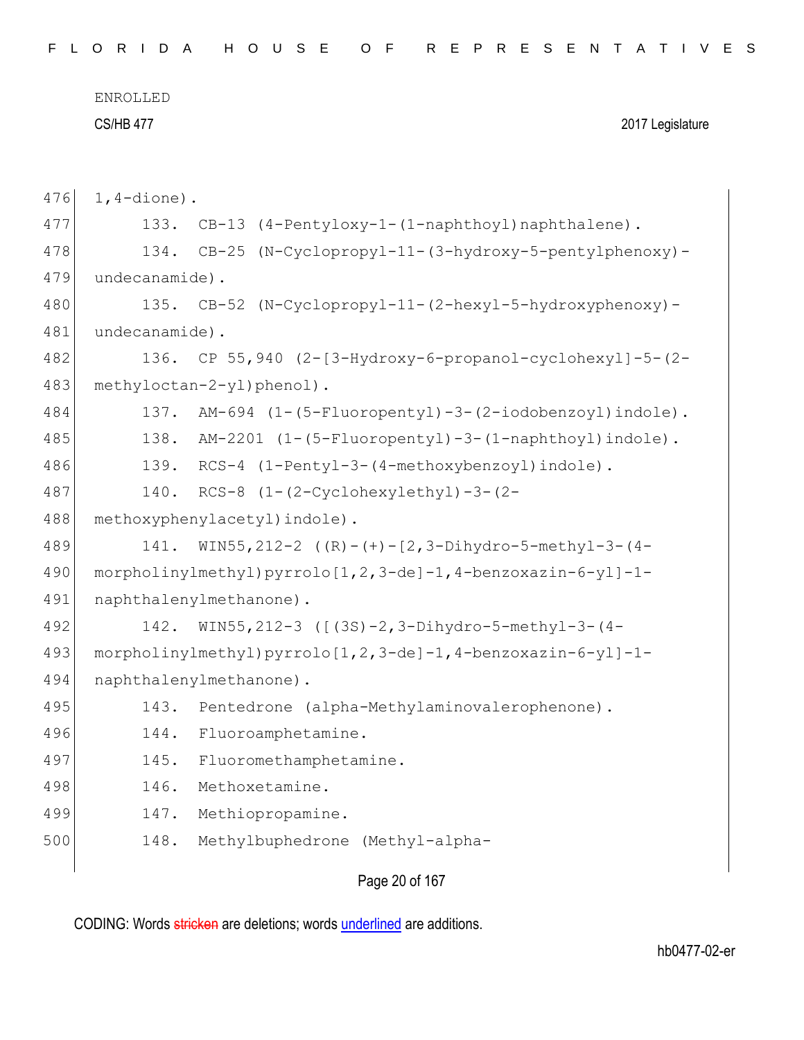1,4-dione).

133. CB-13 (4-Pentyloxy-1-(1-naphthoyl)naphthalene).

134. CB-25 (N-Cyclopropyl-11-(3-hydroxy-5-pentylphenoxy)-undecanamide).

135. CB-52 (N-Cyclopropyl-11-(2-hexyl-5-hydroxyphenoxy)-undecanamide).

136. CP 55,940 (2-[3-Hydroxy-6-propanol-cyclohexyl]-5-(2-methyloctan-2-yl)phenol).

137. AM-694 (1-(5-Fluoropentyl)-3-(2-iodobenzoyl)indole).

138. AM-2201 (1-(5-Fluoropentyl)-3-(1-naphthoyl)indole).

139. RCS-4 (1-Pentyl-3-(4-methoxybenzoyl)indole).

140. RCS-8 (1-(2-Cyclohexylethyl)-3-(2-methoxyphenylacetyl)indole).

141. WIN55,212-2 ((R)-(+)-[2,3-Dihydro-5-methyl-3-(4-morpholinylmethyl)pyrrolo[1,2,3-de]-1,4-benzoxazin-6-yl]-1-naphthalenylmethanone).

142. WIN55,212-3 ([(3S)-2,3-Dihydro-5-methyl-3-(4-morpholinylmethyl)pyrrolo[1,2,3-de]-1,4-benzoxazin-6-yl]-1-naphthalenylmethanone).

143. Pentedrone (alpha-Methylaminovalerophenone).

144. Fluoroamphetamine.

145. Fluoromethamphetamine.

146. Methoxetamine.

147. Methiopropamine.

148. Methylbuphedrone (Methyl-alpha-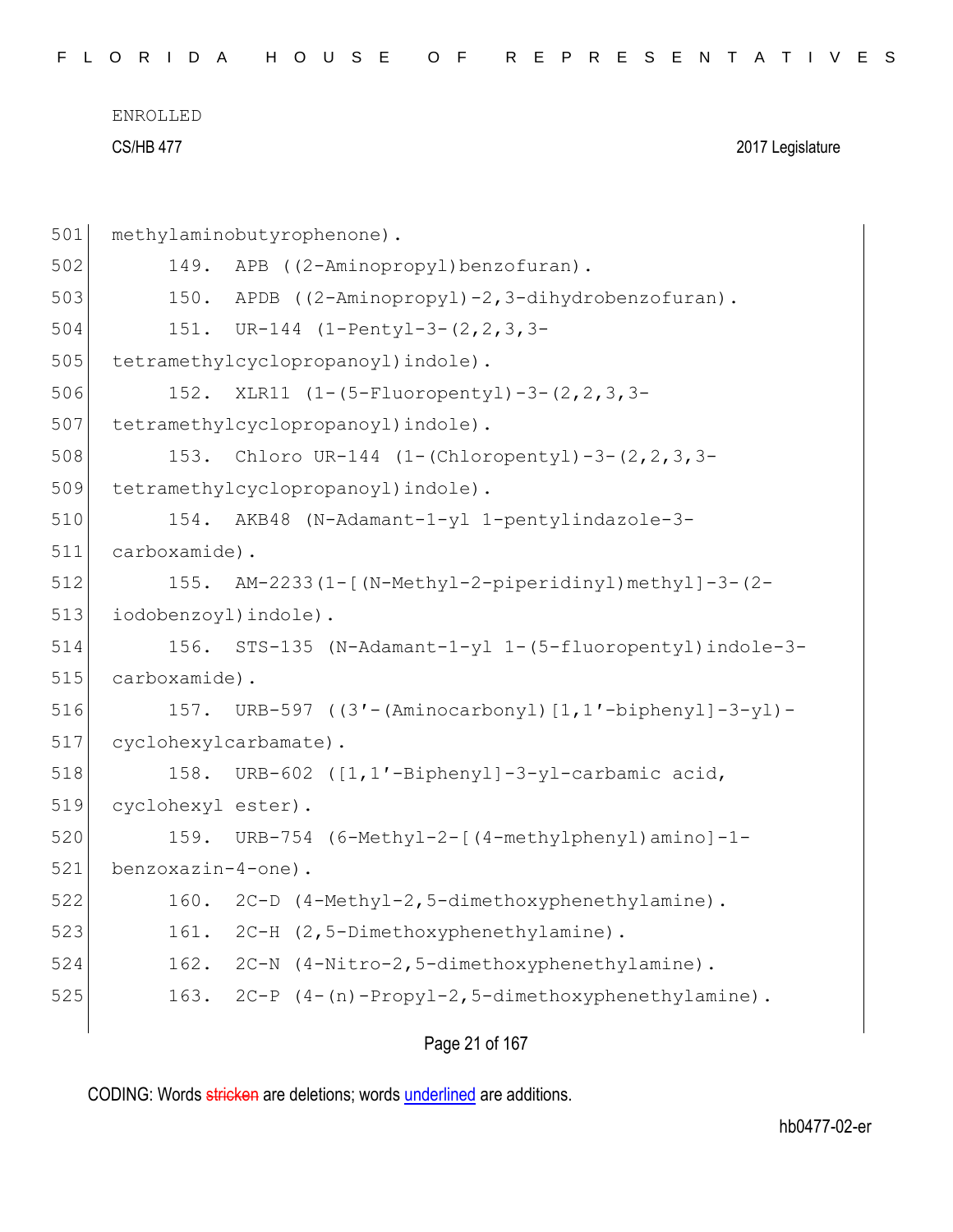methylaminobutyrophenone).

149. APB ((2-Aminopropyl)benzofuran).

150. APDB ((2-Aminopropyl)-2,3-dihydrobenzofuran).

151. UR-144 (1-Pentyl-3-(2,2,3,3-tetramethylcyclopropanoyl)indole).

152. XLR11 (1-(5-Fluoropentyl)-3-(2,2,3,3-tetramethylcyclopropanoyl)indole).

153. Chloro UR-144 (1-(Chloropentyl)-3-(2,2,3,3-tetramethylcyclopropanoyl)indole).

154. AKB48 (N-Adamant-1-yl 1-pentylindazole-3-carboxamide).

155. AM-2233(1-[(N-Methyl-2-piperidinyl)methyl]-3-(2-iodobenzoyl)indole).

156. STS-135 (N-Adamant-1-yl 1-(5-fluoropentyl)indole-3-carboxamide).

157. URB-597 ((3′-(Aminocarbonyl)[1,1′-biphenyl]-3-yl)-cyclohexylcarbamate).

158. URB-602 ([1,1′-Biphenyl]-3-yl-carbamic acid, cyclohexyl ester).

159. URB-754 (6-Methyl-2-[(4-methylphenyl)amino]-1-benzoxazin-4-one).

160. 2C-D (4-Methyl-2,5-dimethoxyphenethylamine).

161. 2C-H (2,5-Dimethoxyphenethylamine).

162. 2C-N (4-Nitro-2,5-dimethoxyphenethylamine).

163. 2C-P (4-(n)-Propyl-2,5-dimethoxyphenethylamine).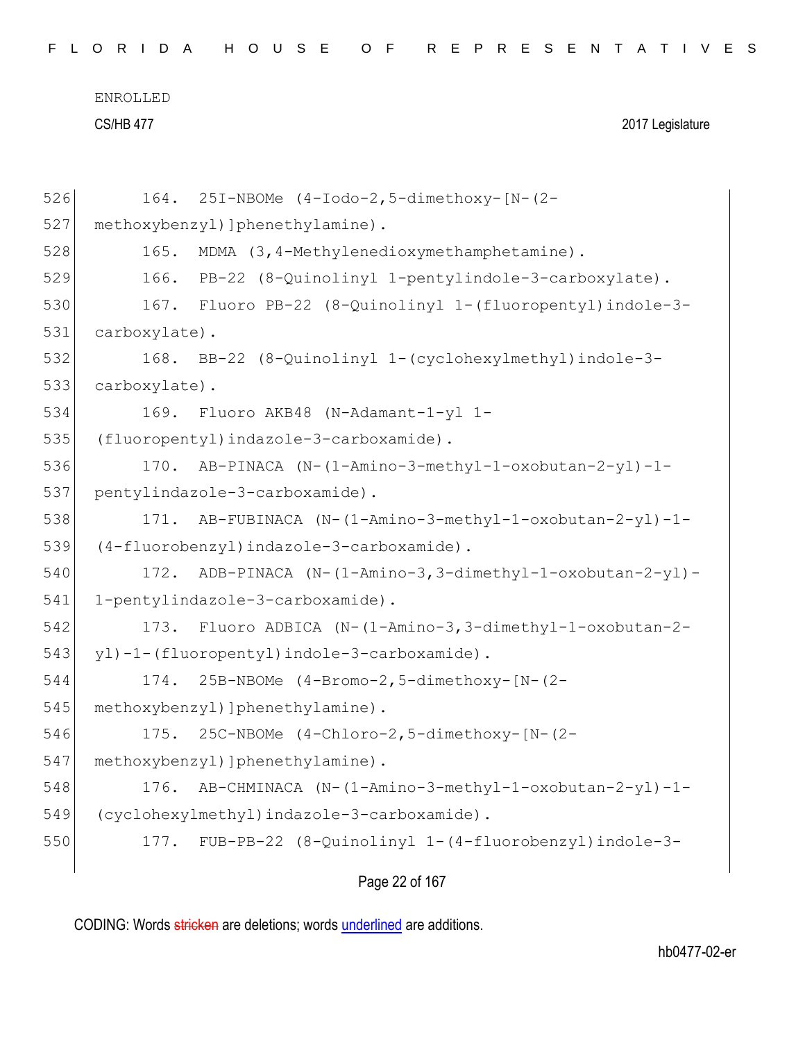164. 25I-NBOMe (4-Iodo-2,5-dimethoxy-[N-(2-methoxybenzyl)]phenethylamine).

165. MDMA (3,4-Methylenedioxymethamphetamine).

166. PB-22 (8-Quinolinyl 1-pentylindole-3-carboxylate).

167. Fluoro PB-22 (8-Quinolinyl 1-(fluoropentyl)indole-3-carboxylate).

168. BB-22 (8-Quinolinyl 1-(cyclohexylmethyl)indole-3-carboxylate).

169. Fluoro AKB48 (N-Adamant-1-yl 1-(fluoropentyl)indazole-3-carboxamide).

170. AB-PINACA (N-(1-Amino-3-methyl-1-oxobutan-2-yl)-1-pentylindazole-3-carboxamide).

171. AB-FUBINACA (N-(1-Amino-3-methyl-1-oxobutan-2-yl)-1-(4-fluorobenzyl)indazole-3-carboxamide).

172. ADB-PINACA (N-(1-Amino-3,3-dimethyl-1-oxobutan-2-yl)-1-pentylindazole-3-carboxamide).

173. Fluoro ADBICA (N-(1-Amino-3,3-dimethyl-1-oxobutan-2-yl)-1-(fluoropentyl)indole-3-carboxamide).

174. 25B-NBOMe (4-Bromo-2,5-dimethoxy-[N-(2-methoxybenzyl)]phenethylamine).

175. 25C-NBOMe (4-Chloro-2,5-dimethoxy-[N-(2-methoxybenzyl)]phenethylamine).

176. AB-CHMINACA (N-(1-Amino-3-methyl-1-oxobutan-2-yl)-1-(cyclohexylmethyl)indazole-3-carboxamide).

177. FUB-PB-22 (8-Quinolinyl 1-(4-fluorobenzyl)indole-3-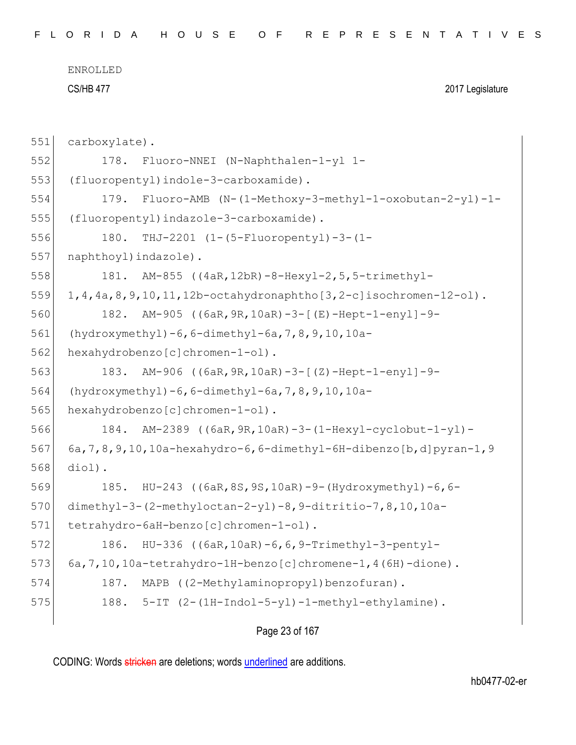carboxylate).

178. Fluoro-NNEI (N-Naphthalen-1-yl 1-(fluoropentyl)indole-3-carboxamide).

179. Fluoro-AMB (N-(1-Methoxy-3-methyl-1-oxobutan-2-yl)-1-(fluoropentyl)indazole-3-carboxamide).

180. THJ-2201 (1-(5-Fluoropentyl)-3-(1-naphthoyl)indazole).

181. AM-855 ((4aR,12bR)-8-Hexyl-2,5,5-trimethyl-1,4,4a,8,9,10,11,12b-octahydronaphtho[3,2-c]isochromen-12-ol).

182. AM-905 ((6aR,9R,10aR)-3-[(E)-Hept-1-enyl]-9-(hydroxymethyl)-6,6-dimethyl-6a,7,8,9,10,10a-hexahydrobenzo[c]chromen-1-ol).

183. AM-906 ((6aR,9R,10aR)-3-[(Z)-Hept-1-enyl]-9-(hydroxymethyl)-6,6-dimethyl-6a,7,8,9,10,10a-hexahydrobenzo[c]chromen-1-ol).

184. AM-2389 ((6aR,9R,10aR)-3-(1-Hexyl-cyclobut-1-yl)-6a,7,8,9,10,10a-hexahydro-6,6-dimethyl-6H-dibenzo[b,d]pyran-1,9 diol).

185. HU-243 ((6aR,8S,9S,10aR)-9-(Hydroxymethyl)-6,6-dimethyl-3-(2-methyloctan-2-yl)-8,9-ditritio-7,8,10,10a-tetrahydro-6aH-benzo[c]chromen-1-ol).

186. HU-336 ((6aR,10aR)-6,6,9-Trimethyl-3-pentyl-6a,7,10,10a-tetrahydro-1H-benzo[c]chromene-1,4(6H)-dione).

187. MAPB ((2-Methylaminopropyl)benzofuran).

188. 5-IT (2-(1H-Indol-5-yl)-1-methyl-ethylamine).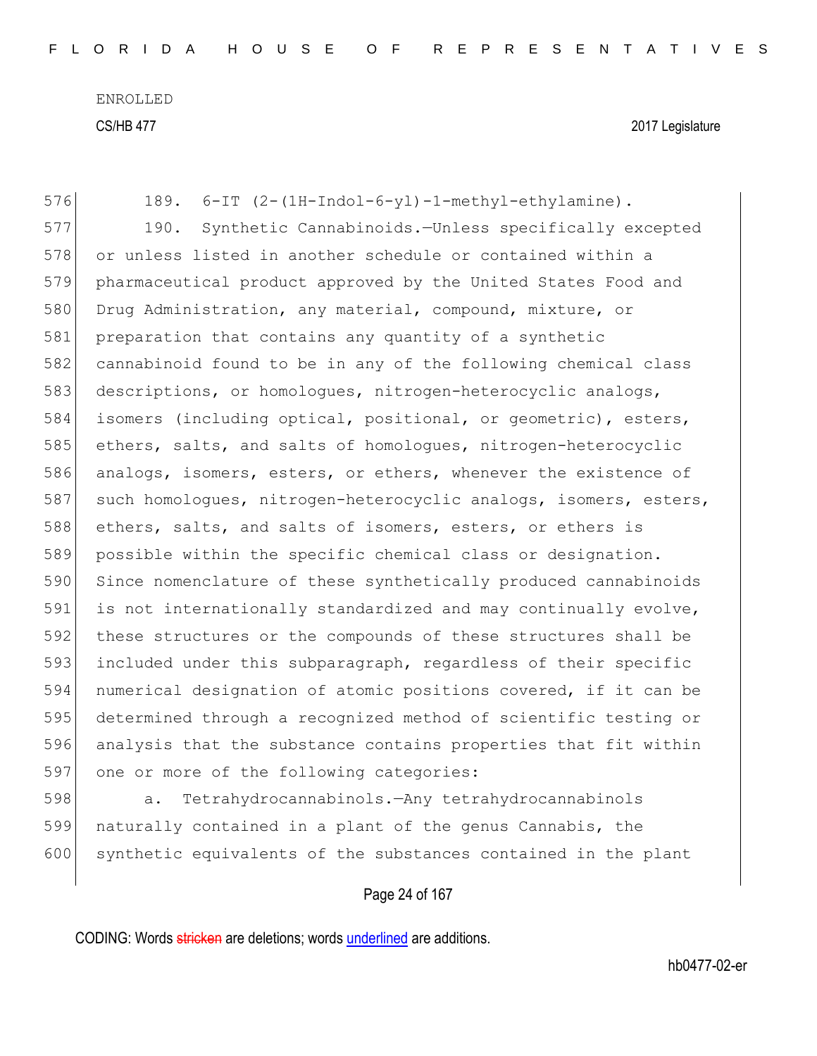ENROLLED

CS/HB 477 2017 Legislature

576 189. 6-IT (2-(1H-Indol-6-yl)-1-methyl-ethylamine).

577 190. Synthetic Cannabinoids.—Unless specifically excepted
578 or unless listed in another schedule or contained within a
579 pharmaceutical product approved by the United States Food and
580 Drug Administration, any material, compound, mixture, or
581 preparation that contains any quantity of a synthetic
582 cannabinoid found to be in any of the following chemical class
583 descriptions, or homologues, nitrogen-heterocyclic analogs,
584 isomers (including optical, positional, or geometric), esters,
585 ethers, salts, and salts of homologues, nitrogen-heterocyclic
586 analogs, isomers, esters, or ethers, whenever the existence of
587 such homologues, nitrogen-heterocyclic analogs, isomers, esters,
588 ethers, salts, and salts of isomers, esters, or ethers is
589 possible within the specific chemical class or designation.
590 Since nomenclature of these synthetically produced cannabinoids
591 is not internationally standardized and may continually evolve,
592 these structures or the compounds of these structures shall be
593 included under this subparagraph, regardless of their specific
594 numerical designation of atomic positions covered, if it can be
595 determined through a recognized method of scientific testing or
596 analysis that the substance contains properties that fit within
597 one or more of the following categories:

598 a. Tetrahydrocannabinols.—Any tetrahydrocannabinols
599 naturally contained in a plant of the genus Cannabis, the
600 synthetic equivalents of the substances contained in the plant

CODING: Words stricken are deletions; words underlined are additions.

hb0477-02-er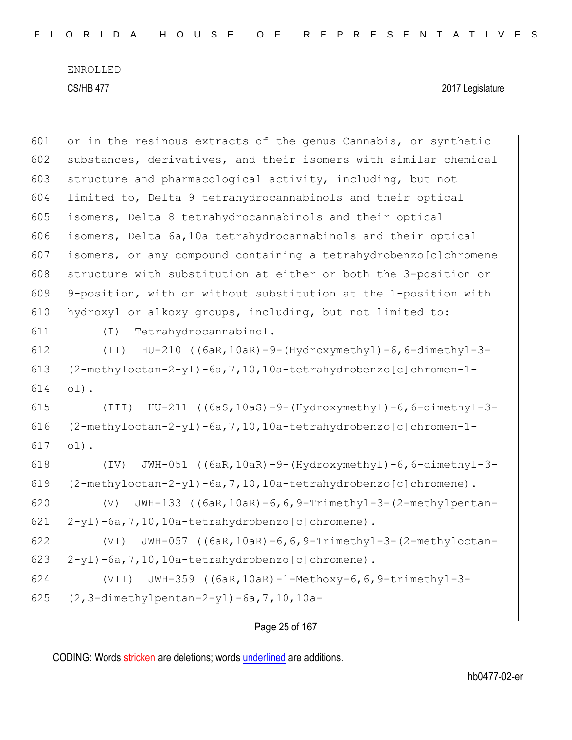601 or in the resinous extracts of the genus Cannabis, or synthetic
602 substances, derivatives, and their isomers with similar chemical
603 structure and pharmacological activity, including, but not
604 limited to, Delta 9 tetrahydrocannabinols and their optical
605 isomers, Delta 8 tetrahydrocannabinols and their optical
606 isomers, Delta 6a,10a tetrahydrocannabinols and their optical
607 isomers, or any compound containing a tetrahydrobenzo[c]chromene
608 structure with substitution at either or both the 3-position or
609 9-position, with or without substitution at the 1-position with
610 hydroxyl or alkoxy groups, including, but not limited to:

611 (I) Tetrahydrocannabinol.

612 (II) HU-210 ((6aR,10aR)-9-(Hydroxymethyl)-6,6-dimethyl-3-
613 (2-methyloctan-2-yl)-6a,7,10,10a-tetrahydrobenzo[c]chromen-1-
614 ol).

615 (III) HU-211 ((6aS,10aS)-9-(Hydroxymethyl)-6,6-dimethyl-3-
616 (2-methyloctan-2-yl)-6a,7,10,10a-tetrahydrobenzo[c]chromen-1-
617 ol).

618 (IV) JWH-051 ((6aR,10aR)-9-(Hydroxymethyl)-6,6-dimethyl-3-
619 (2-methyloctan-2-yl)-6a,7,10,10a-tetrahydrobenzo[c]chromene).

620 (V) JWH-133 ((6aR,10aR)-6,6,9-Trimethyl-3-(2-methylpentan-
621 2-yl)-6a,7,10,10a-tetrahydrobenzo[c]chromene).

622 (VI) JWH-057 ((6aR,10aR)-6,6,9-Trimethyl-3-(2-methyloctan-
623 2-yl)-6a,7,10,10a-tetrahydrobenzo[c]chromene).

624 (VII) JWH-359 ((6aR,10aR)-1-Methoxy-6,6,9-trimethyl-3-
625 (2,3-dimethylpentan-2-yl)-6a,7,10,10a-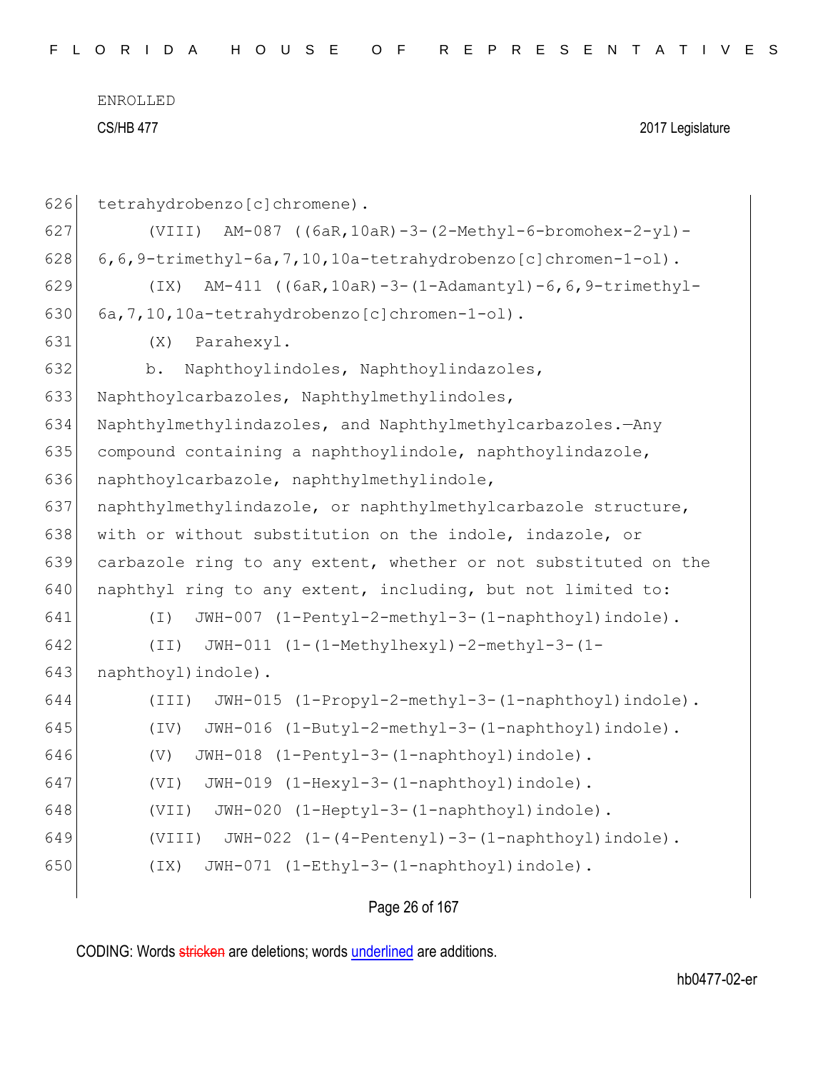ENROLLED

CS/HB 477 2017 Legislature

626 tetrahydrobenzo[c]chromene).

627 (VIII) AM-087 ((6aR,10aR)-3-(2-Methyl-6-bromohex-2-yl)-

628 6,6,9-trimethyl-6a,7,10,10a-tetrahydrobenzo[c]chromen-1-ol).

629 (IX) AM-411 ((6aR,10aR)-3-(1-Adamantyl)-6,6,9-trimethyl-

630 6a,7,10,10a-tetrahydrobenzo[c]chromen-1-ol).

631 (X) Parahexyl.

632 b. Naphthoylindoles, Naphthoylindazoles,

633 Naphthoylcarbazoles, Naphthylmethylindoles,

634 Naphthylmethylindazoles, and Naphthylmethylcarbazoles.—Any

635 compound containing a naphthoylindole, naphthoylindazole,

636 naphthoylcarbazole, naphthylmethylindole,

637 naphthylmethylindazole, or naphthylmethylcarbazole structure,

638 with or without substitution on the indole, indazole, or

639 carbazole ring to any extent, whether or not substituted on the

640 naphthyl ring to any extent, including, but not limited to:

641 (I) JWH-007 (1-Pentyl-2-methyl-3-(1-naphthoyl)indole).

642 (II) JWH-011 (1-(1-Methylhexyl)-2-methyl-3-(1-

643 naphthoyl)indole).

644 (III) JWH-015 (1-Propyl-2-methyl-3-(1-naphthoyl)indole).

645 (IV) JWH-016 (1-Butyl-2-methyl-3-(1-naphthoyl)indole).

646 (V) JWH-018 (1-Pentyl-3-(1-naphthoyl)indole).

647 (VI) JWH-019 (1-Hexyl-3-(1-naphthoyl)indole).

648 (VII) JWH-020 (1-Heptyl-3-(1-naphthoyl)indole).

649 (VIII) JWH-022 (1-(4-Pentenyl)-3-(1-naphthoyl)indole).

650 (IX) JWH-071 (1-Ethyl-3-(1-naphthoyl)indole).

CODING: Words stricken are deletions; words underlined are additions.

hb0477-02-er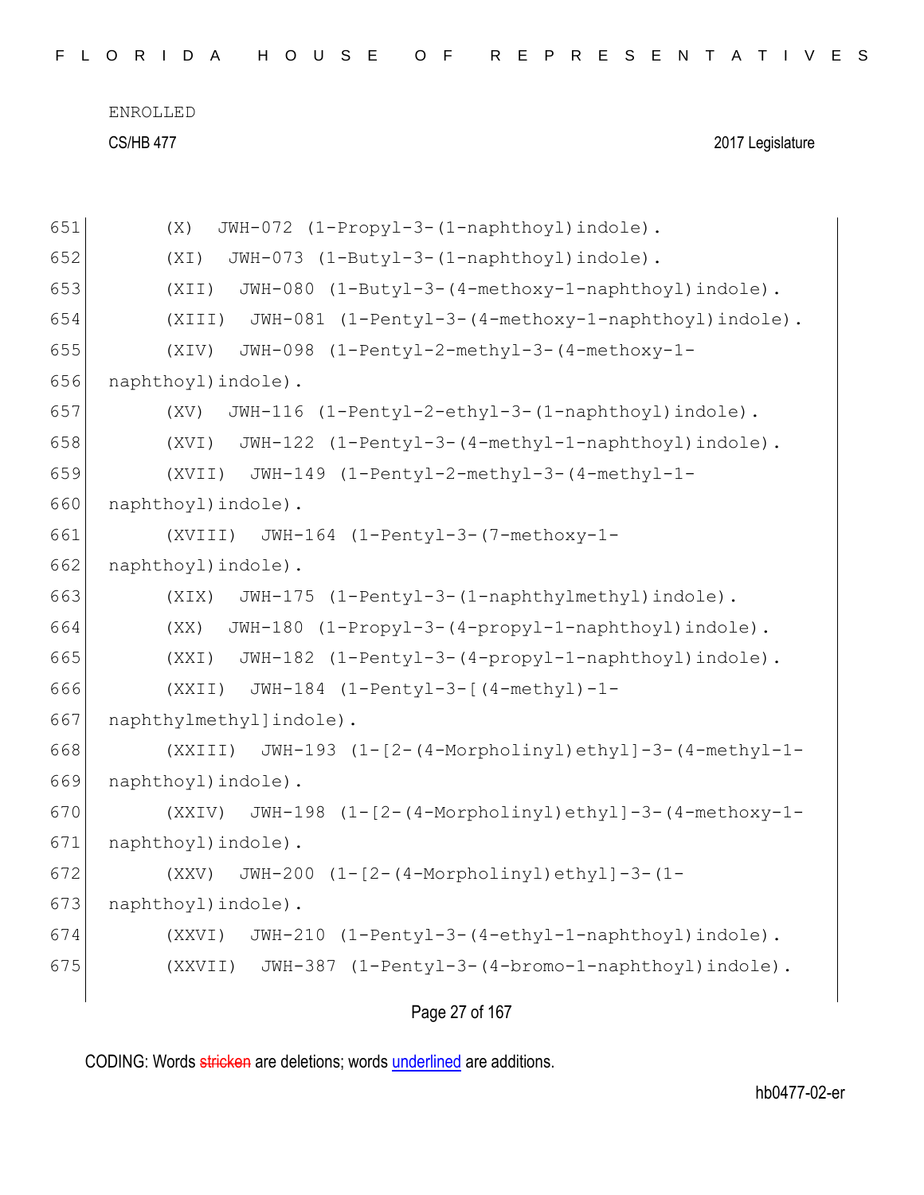(X) JWH-072 (1-Propyl-3-(1-naphthoyl)indole).

(XI) JWH-073 (1-Butyl-3-(1-naphthoyl)indole).

(XII) JWH-080 (1-Butyl-3-(4-methoxy-1-naphthoyl)indole).

(XIII) JWH-081 (1-Pentyl-3-(4-methoxy-1-naphthoyl)indole).

(XIV) JWH-098 (1-Pentyl-2-methyl-3-(4-methoxy-1-naphthoyl)indole).

(XV) JWH-116 (1-Pentyl-2-ethyl-3-(1-naphthoyl)indole).

(XVI) JWH-122 (1-Pentyl-3-(4-methyl-1-naphthoyl)indole).

(XVII) JWH-149 (1-Pentyl-2-methyl-3-(4-methyl-1-naphthoyl)indole).

(XVIII) JWH-164 (1-Pentyl-3-(7-methoxy-1-naphthoyl)indole).

(XIX) JWH-175 (1-Pentyl-3-(1-naphthylmethyl)indole).

(XX) JWH-180 (1-Propyl-3-(4-propyl-1-naphthoyl)indole).

(XXI) JWH-182 (1-Pentyl-3-(4-propyl-1-naphthoyl)indole).

(XXII) JWH-184 (1-Pentyl-3-[(4-methyl)-1-naphthylmethyl]indole).

(XXIII) JWH-193 (1-[2-(4-Morpholinyl)ethyl]-3-(4-methyl-1-naphthoyl)indole).

(XXIV) JWH-198 (1-[2-(4-Morpholinyl)ethyl]-3-(4-methoxy-1-naphthoyl)indole).

(XXV) JWH-200 (1-[2-(4-Morpholinyl)ethyl]-3-(1-naphthoyl)indole).

(XXVI) JWH-210 (1-Pentyl-3-(4-ethyl-1-naphthoyl)indole).

(XXVII) JWH-387 (1-Pentyl-3-(4-bromo-1-naphthoyl)indole).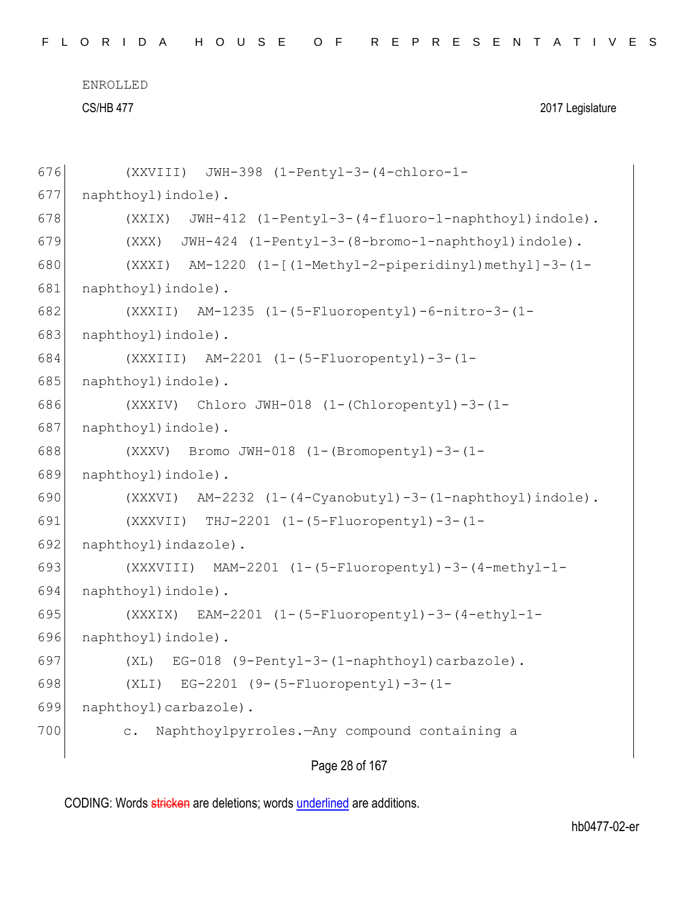(XXVIII) JWH-398 (1-Pentyl-3-(4-chloro-1-naphthoyl)indole).

(XXIX) JWH-412 (1-Pentyl-3-(4-fluoro-1-naphthoyl)indole).

(XXX) JWH-424 (1-Pentyl-3-(8-bromo-1-naphthoyl)indole).

(XXXI) AM-1220 (1-[(1-Methyl-2-piperidinyl)methyl]-3-(1-naphthoyl)indole).

(XXXII) AM-1235 (1-(5-Fluoropentyl)-6-nitro-3-(1-naphthoyl)indole).

(XXXIII) AM-2201 (1-(5-Fluoropentyl)-3-(1-naphthoyl)indole).

(XXXIV) Chloro JWH-018 (1-(Chloropentyl)-3-(1-naphthoyl)indole).

(XXXV) Bromo JWH-018 (1-(Bromopentyl)-3-(1-naphthoyl)indole).

(XXXVI) AM-2232 (1-(4-Cyanobutyl)-3-(1-naphthoyl)indole).

(XXXVII) THJ-2201 (1-(5-Fluoropentyl)-3-(1-naphthoyl)indazole).

(XXXVIII) MAM-2201 (1-(5-Fluoropentyl)-3-(4-methyl-1-naphthoyl)indole).

(XXXIX) EAM-2201 (1-(5-Fluoropentyl)-3-(4-ethyl-1-naphthoyl)indole).

(XL) EG-018 (9-Pentyl-3-(1-naphthoyl)carbazole).

(XLI) EG-2201 (9-(5-Fluoropentyl)-3-(1-naphthoyl)carbazole).

c. Naphthoylpyrroles.—Any compound containing a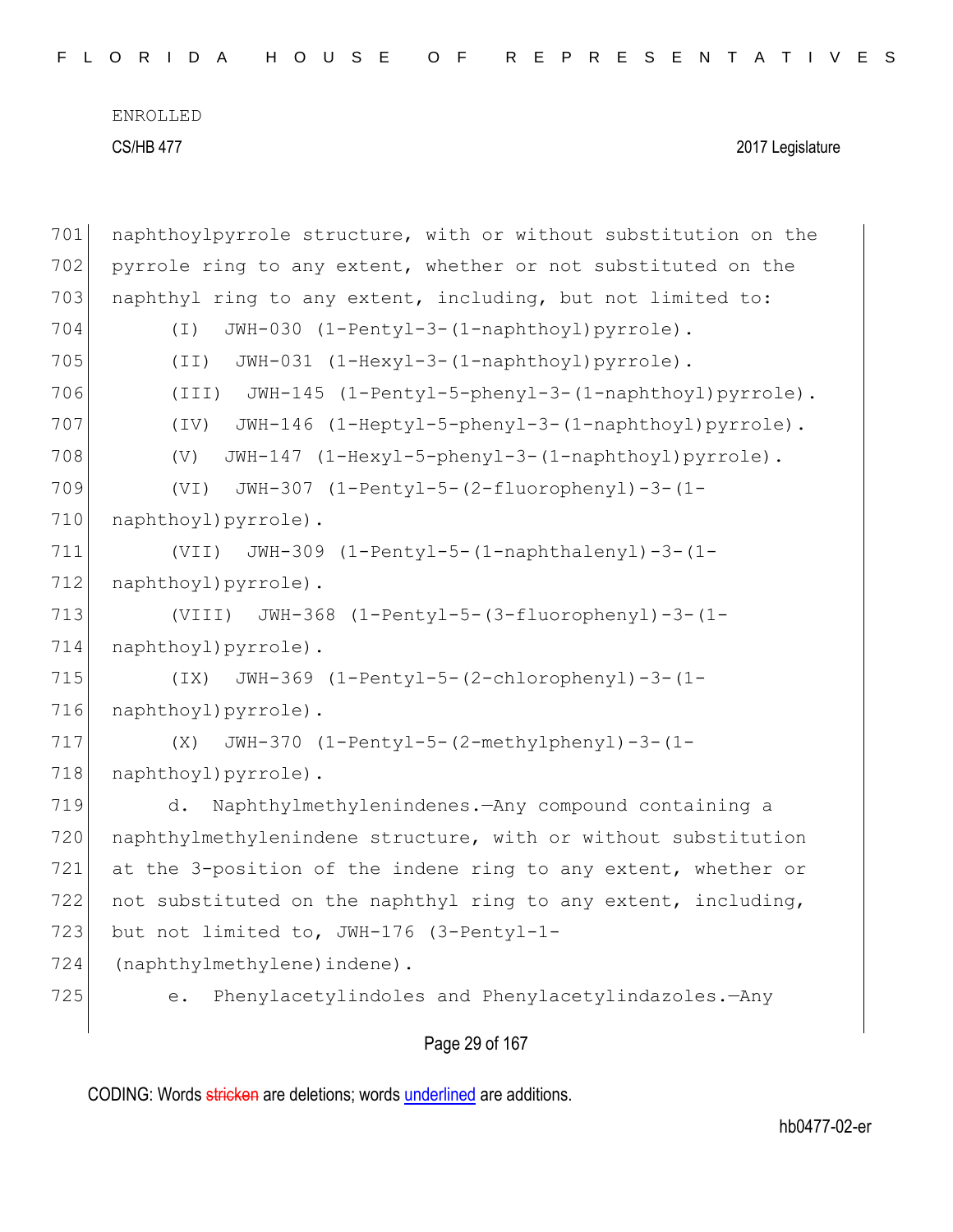naphthoylpyrrole structure, with or without substitution on the pyrrole ring to any extent, whether or not substituted on the naphthyl ring to any extent, including, but not limited to:

(I) JWH-030 (1-Pentyl-3-(1-naphthoyl)pyrrole).

(II) JWH-031 (1-Hexyl-3-(1-naphthoyl)pyrrole).

(III) JWH-145 (1-Pentyl-5-phenyl-3-(1-naphthoyl)pyrrole).

(IV) JWH-146 (1-Heptyl-5-phenyl-3-(1-naphthoyl)pyrrole).

(V) JWH-147 (1-Hexyl-5-phenyl-3-(1-naphthoyl)pyrrole).

(VI) JWH-307 (1-Pentyl-5-(2-fluorophenyl)-3-(1-naphthoyl)pyrrole).

(VII) JWH-309 (1-Pentyl-5-(1-naphthalenyl)-3-(1-naphthoyl)pyrrole).

(VIII) JWH-368 (1-Pentyl-5-(3-fluorophenyl)-3-(1-naphthoyl)pyrrole).

(IX) JWH-369 (1-Pentyl-5-(2-chlorophenyl)-3-(1-naphthoyl)pyrrole).

(X) JWH-370 (1-Pentyl-5-(2-methylphenyl)-3-(1-naphthoyl)pyrrole).

d. Naphthylmethylenindenes.—Any compound containing a naphthylmethylenindene structure, with or without substitution at the 3-position of the indene ring to any extent, whether or not substituted on the naphthyl ring to any extent, including, but not limited to, JWH-176 (3-Pentyl-1-(naphthylmethylene)indene).

e. Phenylacetylindoles and Phenylacetylindazoles.—Any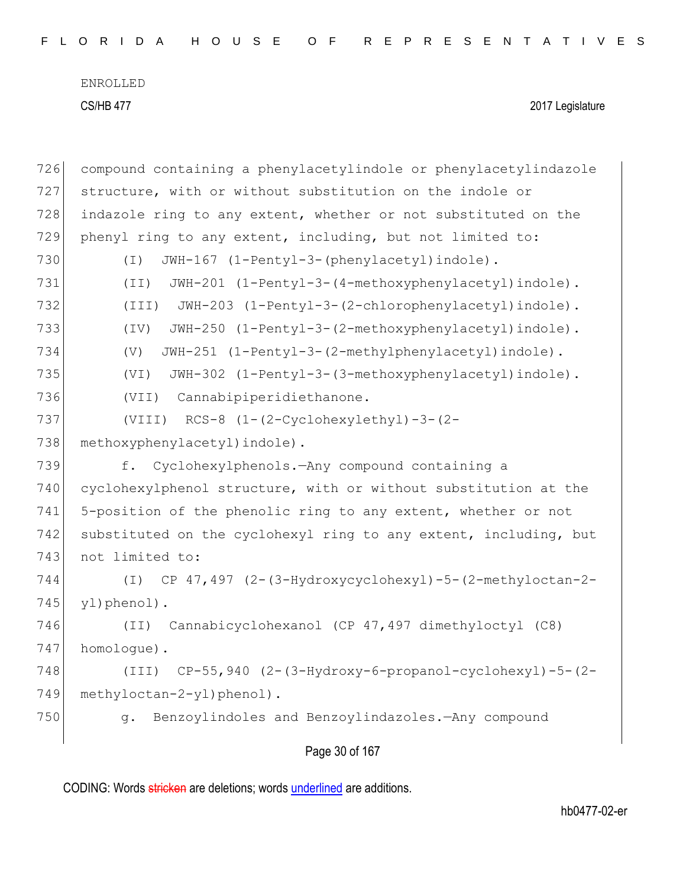726 compound containing a phenylacetylindole or phenylacetylindazole
727 structure, with or without substitution on the indole or
728 indazole ring to any extent, whether or not substituted on the
729 phenyl ring to any extent, including, but not limited to:

730 (I) JWH-167 (1-Pentyl-3-(phenylacetyl)indole).

731 (II) JWH-201 (1-Pentyl-3-(4-methoxyphenylacetyl)indole).

732 (III) JWH-203 (1-Pentyl-3-(2-chlorophenylacetyl)indole).

733 (IV) JWH-250 (1-Pentyl-3-(2-methoxyphenylacetyl)indole).

734 (V) JWH-251 (1-Pentyl-3-(2-methylphenylacetyl)indole).

735 (VI) JWH-302 (1-Pentyl-3-(3-methoxyphenylacetyl)indole).

736 (VII) Cannabipiperidiethanone.

737 (VIII) RCS-8 (1-(2-Cyclohexylethyl)-3-(2-
738 methoxyphenylacetyl)indole).

739 f. Cyclohexylphenols.—Any compound containing a
740 cyclohexylphenol structure, with or without substitution at the
741 5-position of the phenolic ring to any extent, whether or not
742 substituted on the cyclohexyl ring to any extent, including, but
743 not limited to:

744 (I) CP 47,497 (2-(3-Hydroxycyclohexyl)-5-(2-methyloctan-2-
745 yl)phenol).

746 (II) Cannabicyclohexanol (CP 47,497 dimethyloctyl (C8)
747 homologue).

748 (III) CP-55,940 (2-(3-Hydroxy-6-propanol-cyclohexyl)-5-(2-
749 methyloctan-2-yl)phenol).

750 g. Benzoylindoles and Benzoylindazoles.—Any compound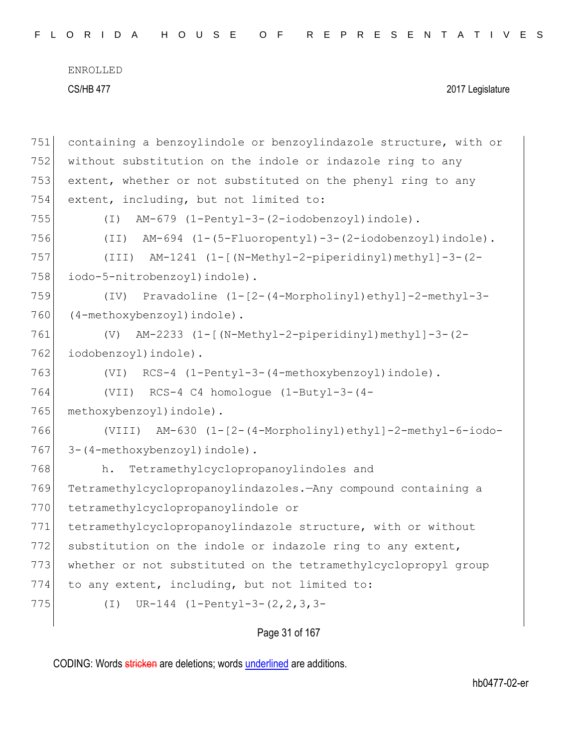ENROLLED

CS/HB 477 2017 Legislature

751 containing a benzoylindole or benzoylindazole structure, with or
752 without substitution on the indole or indazole ring to any
753 extent, whether or not substituted on the phenyl ring to any
754 extent, including, but not limited to:

755 (I) AM-679 (1-Pentyl-3-(2-iodobenzoyl)indole).

756 (II) AM-694 (1-(5-Fluoropentyl)-3-(2-iodobenzoyl)indole).

757 (III) AM-1241 (1-[(N-Methyl-2-piperidinyl)methyl]-3-(2-
758 iodo-5-nitrobenzoyl)indole).

759 (IV) Pravadoline (1-[2-(4-Morpholinyl)ethyl]-2-methyl-3-
760 (4-methoxybenzoyl)indole).

761 (V) AM-2233 (1-[(N-Methyl-2-piperidinyl)methyl]-3-(2-
762 iodobenzoyl)indole).

763 (VI) RCS-4 (1-Pentyl-3-(4-methoxybenzoyl)indole).

764 (VII) RCS-4 C4 homologue (1-Butyl-3-(4-
765 methoxybenzoyl)indole).

766 (VIII) AM-630 (1-[2-(4-Morpholinyl)ethyl]-2-methyl-6-iodo-
767 3-(4-methoxybenzoyl)indole).

768 h. Tetramethylcyclopropanoylindoles and
769 Tetramethylcyclopropanoylindazoles.—Any compound containing a
770 tetramethylcyclopropanoylindole or
771 tetramethylcyclopropanoylindazole structure, with or without
772 substitution on the indole or indazole ring to any extent,
773 whether or not substituted on the tetramethylcyclopropyl group
774 to any extent, including, but not limited to:

775 (I) UR-144 (1-Pentyl-3-(2,2,3,3-

CODING: Words stricken are deletions; words underlined are additions.

hb0477-02-er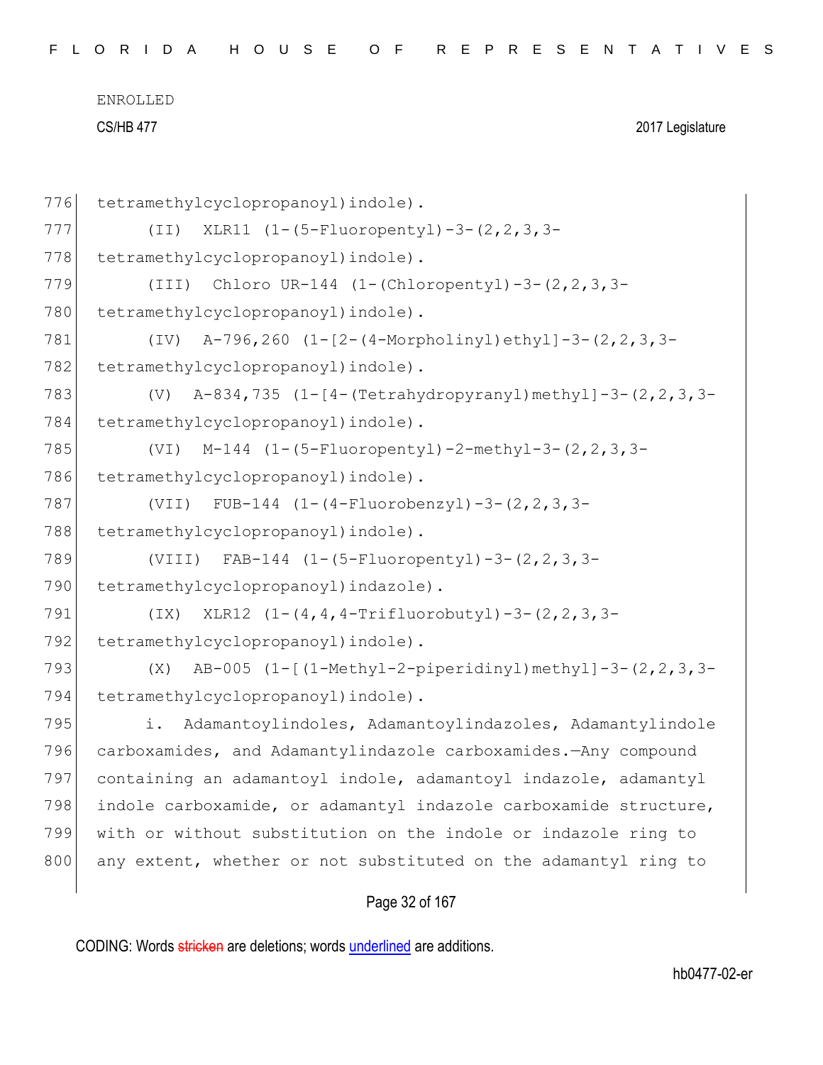776 tetramethylcyclopropanoyl)indole).

777 (II) XLR11 (1-(5-Fluoropentyl)-3-(2,2,3,3-

778 tetramethylcyclopropanoyl)indole).

779 (III) Chloro UR-144 (1-(Chloropentyl)-3-(2,2,3,3-

780 tetramethylcyclopropanoyl)indole).

781 (IV) A-796,260 (1-[2-(4-Morpholinyl)ethyl]-3-(2,2,3,3-

782 tetramethylcyclopropanoyl)indole).

783 (V) A-834,735 (1-[4-(Tetrahydropyranyl)methyl]-3-(2,2,3,3-

784 tetramethylcyclopropanoyl)indole).

785 (VI) M-144 (1-(5-Fluoropentyl)-2-methyl-3-(2,2,3,3-

786 tetramethylcyclopropanoyl)indole).

787 (VII) FUB-144 (1-(4-Fluorobenzyl)-3-(2,2,3,3-

788 tetramethylcyclopropanoyl)indole).

789 (VIII) FAB-144 (1-(5-Fluoropentyl)-3-(2,2,3,3-

790 tetramethylcyclopropanoyl)indazole).

791 (IX) XLR12 (1-(4,4,4-Trifluorobutyl)-3-(2,2,3,3-

792 tetramethylcyclopropanoyl)indole).

793 (X) AB-005 (1-[(1-Methyl-2-piperidinyl)methyl]-3-(2,2,3,3-

794 tetramethylcyclopropanoyl)indole).

795 i. Adamantoylindoles, Adamantoylindazoles, Adamantylindole

796 carboxamides, and Adamantylindazole carboxamides.—Any compound

797 containing an adamantoyl indole, adamantoyl indazole, adamantyl

798 indole carboxamide, or adamantyl indazole carboxamide structure,

799 with or without substitution on the indole or indazole ring to

800 any extent, whether or not substituted on the adamantyl ring to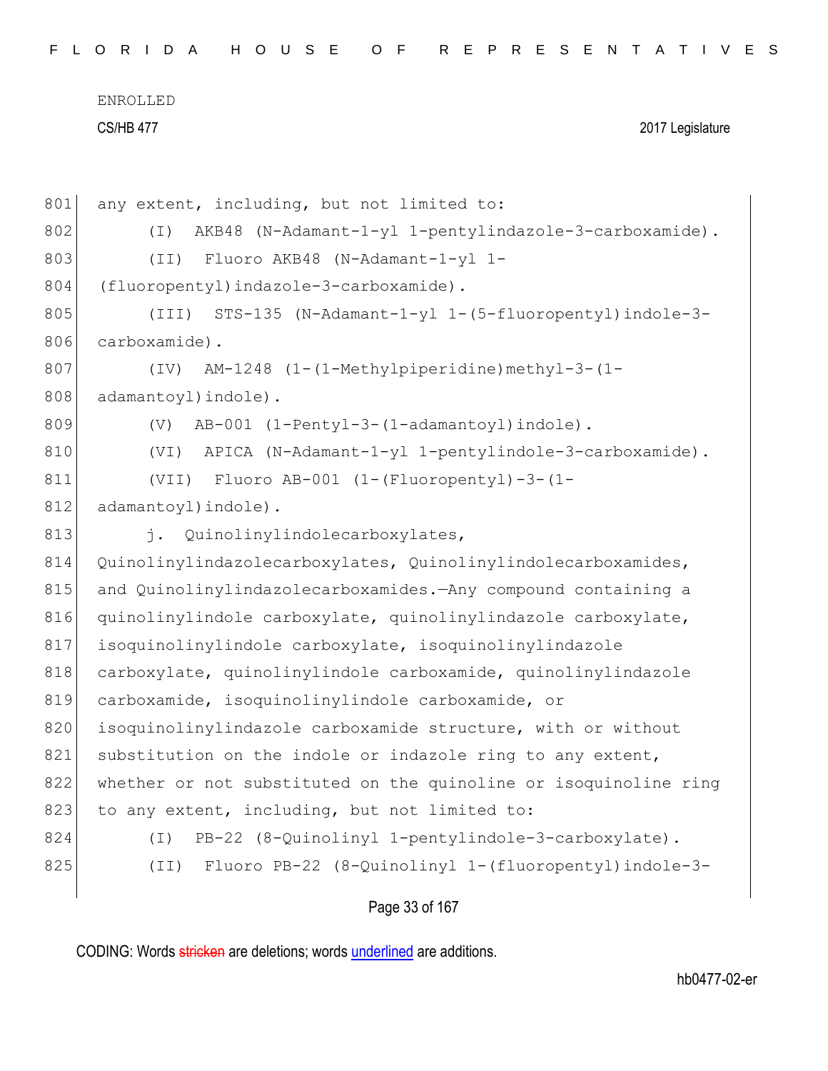any extent, including, but not limited to:

(I) AKB48 (N-Adamant-1-yl 1-pentylindazole-3-carboxamide).

(II) Fluoro AKB48 (N-Adamant-1-yl 1-(fluoropentyl)indazole-3-carboxamide).

(III) STS-135 (N-Adamant-1-yl 1-(5-fluoropentyl)indole-3-carboxamide).

(IV) AM-1248 (1-(1-Methylpiperidine)methyl-3-(1-adamantoyl)indole).

(V) AB-001 (1-Pentyl-3-(1-adamantoyl)indole).

(VI) APICA (N-Adamant-1-yl 1-pentylindole-3-carboxamide).

(VII) Fluoro AB-001 (1-(Fluoropentyl)-3-(1-adamantoyl)indole).

j. Quinolinylindolecarboxylates, Quinolinylindazolecarboxylates, Quinolinylindolecarboxamides, and Quinolinylindazolecarboxamides.—Any compound containing a quinolinylindole carboxylate, quinolinylindazole carboxylate, isoquinolinylindole carboxylate, isoquinolinylindazole carboxylate, quinolinylindole carboxamide, quinolinylindazole carboxamide, isoquinolinylindole carboxamide, or isoquinolinylindazole carboxamide structure, with or without substitution on the indole or indazole ring to any extent, whether or not substituted on the quinoline or isoquinoline ring to any extent, including, but not limited to:

(I) PB-22 (8-Quinolinyl 1-pentylindole-3-carboxylate).

(II) Fluoro PB-22 (8-Quinolinyl 1-(fluoropentyl)indole-3-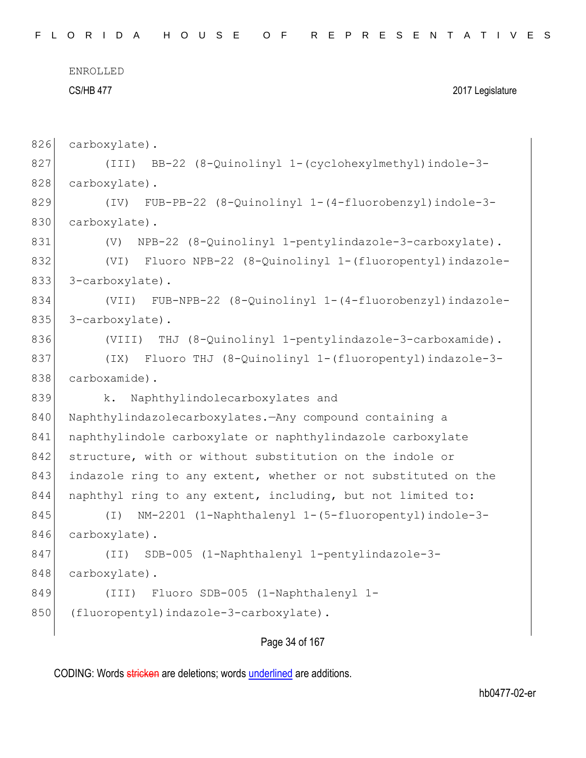carboxylate).

(III) BB-22 (8-Quinolinyl 1-(cyclohexylmethyl)indole-3-carboxylate).

(IV) FUB-PB-22 (8-Quinolinyl 1-(4-fluorobenzyl)indole-3-carboxylate).

(V) NPB-22 (8-Quinolinyl 1-pentylindazole-3-carboxylate).

(VI) Fluoro NPB-22 (8-Quinolinyl 1-(fluoropentyl)indazole-3-carboxylate).

(VII) FUB-NPB-22 (8-Quinolinyl 1-(4-fluorobenzyl)indazole-3-carboxylate).

(VIII) THJ (8-Quinolinyl 1-pentylindazole-3-carboxamide).

(IX) Fluoro THJ (8-Quinolinyl 1-(fluoropentyl)indazole-3-carboxamide).

k. Naphthylindolecarboxylates and Naphthylindazolecarboxylates.—Any compound containing a naphthylindole carboxylate or naphthylindazole carboxylate structure, with or without substitution on the indole or indazole ring to any extent, whether or not substituted on the naphthyl ring to any extent, including, but not limited to:

(I) NM-2201 (1-Naphthalenyl 1-(5-fluoropentyl)indole-3-carboxylate).

(II) SDB-005 (1-Naphthalenyl 1-pentylindazole-3-carboxylate).

(III) Fluoro SDB-005 (1-Naphthalenyl 1-(fluoropentyl)indazole-3-carboxylate).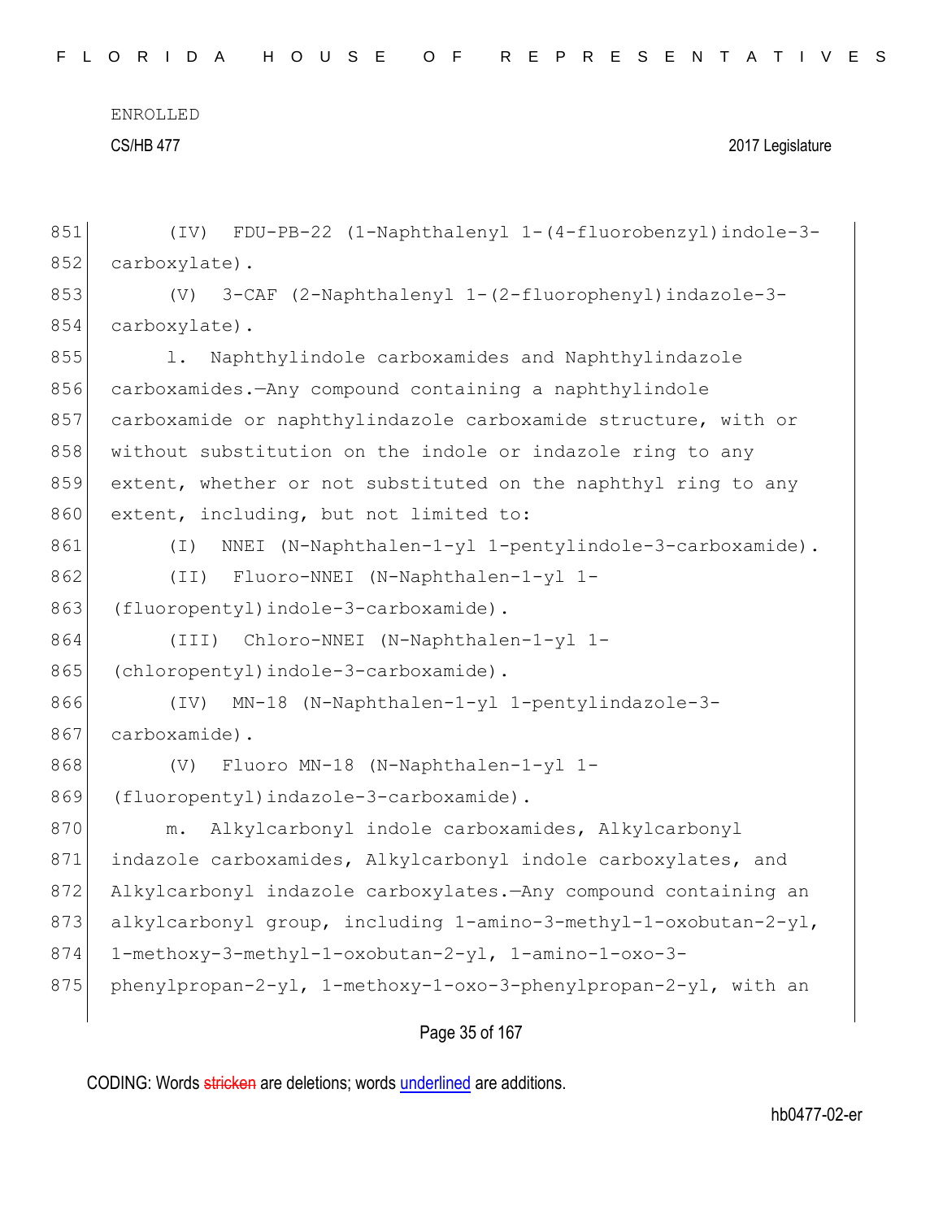(IV) FDU-PB-22 (1-Naphthalenyl 1-(4-fluorobenzyl)indole-3-carboxylate).

(V) 3-CAF (2-Naphthalenyl 1-(2-fluorophenyl)indazole-3-carboxylate).

l. Naphthylindole carboxamides and Naphthylindazole carboxamides.—Any compound containing a naphthylindole carboxamide or naphthylindazole carboxamide structure, with or without substitution on the indole or indazole ring to any extent, whether or not substituted on the naphthyl ring to any extent, including, but not limited to:

(I) NNEI (N-Naphthalen-1-yl 1-pentylindole-3-carboxamide).

(II) Fluoro-NNEI (N-Naphthalen-1-yl 1-(fluoropentyl)indole-3-carboxamide).

(III) Chloro-NNEI (N-Naphthalen-1-yl 1-(chloropentyl)indole-3-carboxamide).

(IV) MN-18 (N-Naphthalen-1-yl 1-pentylindazole-3-carboxamide).

(V) Fluoro MN-18 (N-Naphthalen-1-yl 1-(fluoropentyl)indazole-3-carboxamide).

m. Alkylcarbonyl indole carboxamides, Alkylcarbonyl indazole carboxamides, Alkylcarbonyl indole carboxylates, and Alkylcarbonyl indazole carboxylates.—Any compound containing an alkylcarbonyl group, including 1-amino-3-methyl-1-oxobutan-2-yl, 1-methoxy-3-methyl-1-oxobutan-2-yl, 1-amino-1-oxo-3-phenylpropan-2-yl, 1-methoxy-1-oxo-3-phenylpropan-2-yl, with an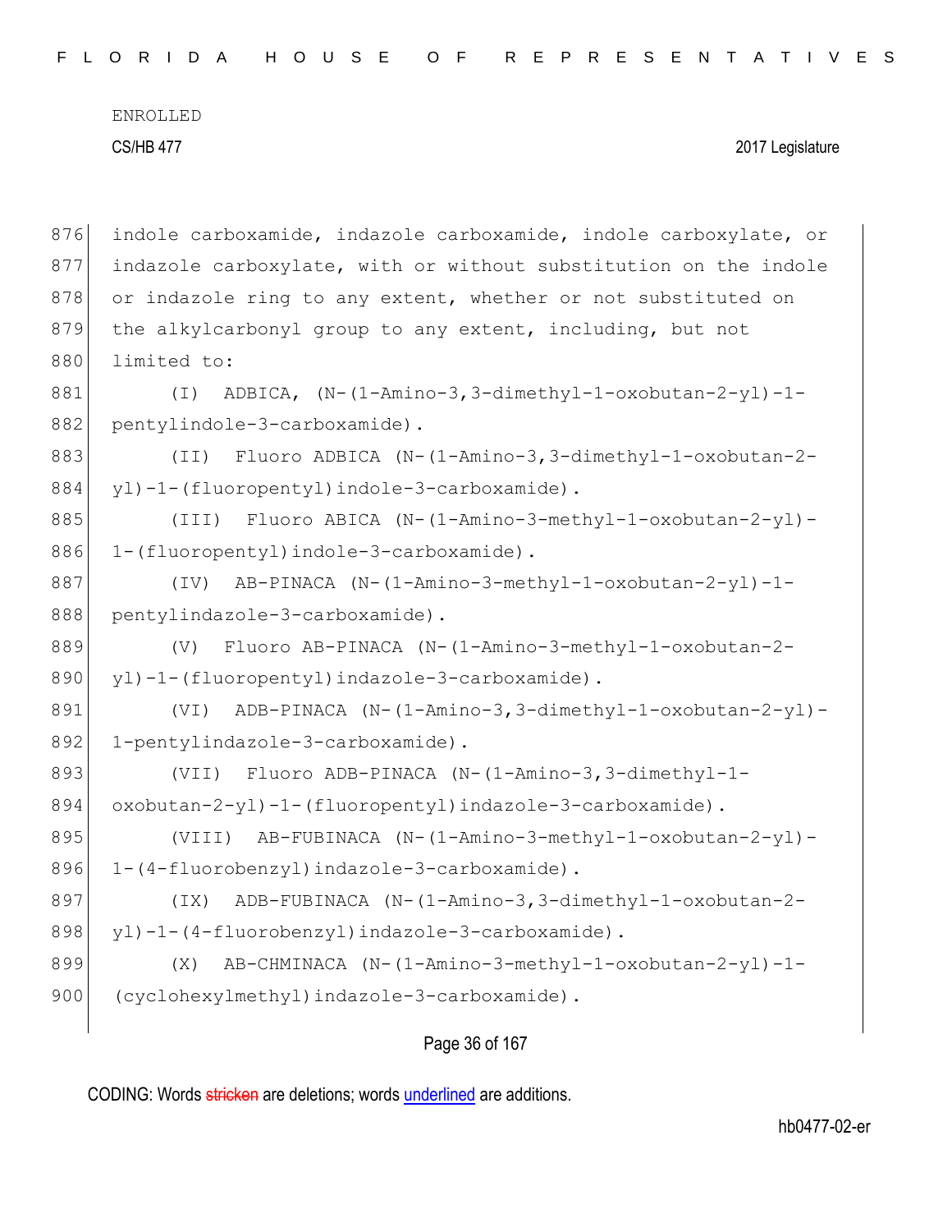ENROLLED

CS/HB 477 2017 Legislature

876 indole carboxamide, indazole carboxamide, indole carboxylate, or
877 indazole carboxylate, with or without substitution on the indole
878 or indazole ring to any extent, whether or not substituted on
879 the alkylcarbonyl group to any extent, including, but not
880 limited to:

881 (I) ADBICA, (N-(1-Amino-3,3-dimethyl-1-oxobutan-2-yl)-1-
882 pentylindole-3-carboxamide).

883 (II) Fluoro ADBICA (N-(1-Amino-3,3-dimethyl-1-oxobutan-2-
884 yl)-1-(fluoropentyl)indole-3-carboxamide).

885 (III) Fluoro ABICA (N-(1-Amino-3-methyl-1-oxobutan-2-yl)-
886 1-(fluoropentyl)indole-3-carboxamide).

887 (IV) AB-PINACA (N-(1-Amino-3-methyl-1-oxobutan-2-yl)-1-
888 pentylindazole-3-carboxamide).

889 (V) Fluoro AB-PINACA (N-(1-Amino-3-methyl-1-oxobutan-2-
890 yl)-1-(fluoropentyl)indazole-3-carboxamide).

891 (VI) ADB-PINACA (N-(1-Amino-3,3-dimethyl-1-oxobutan-2-yl)-
892 1-pentylindazole-3-carboxamide).

893 (VII) Fluoro ADB-PINACA (N-(1-Amino-3,3-dimethyl-1-
894 oxobutan-2-yl)-1-(fluoropentyl)indazole-3-carboxamide).

895 (VIII) AB-FUBINACA (N-(1-Amino-3-methyl-1-oxobutan-2-yl)-
896 1-(4-fluorobenzyl)indazole-3-carboxamide).

897 (IX) ADB-FUBINACA (N-(1-Amino-3,3-dimethyl-1-oxobutan-2-
898 yl)-1-(4-fluorobenzyl)indazole-3-carboxamide).

899 (X) AB-CHMINACA (N-(1-Amino-3-methyl-1-oxobutan-2-yl)-1-
900 (cyclohexylmethyl)indazole-3-carboxamide).

CODING: Words stricken are deletions; words underlined are additions.

hb0477-02-er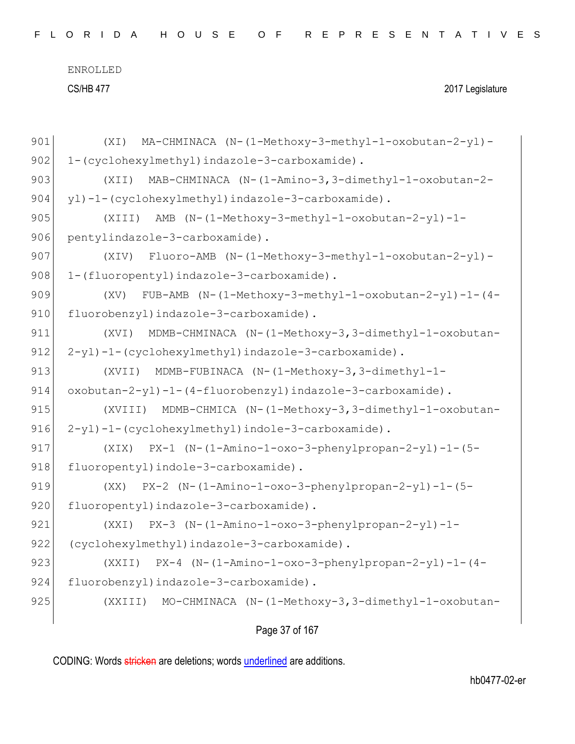901 (XI) MA-CHMINACA (N-(1-Methoxy-3-methyl-1-oxobutan-2-yl)-
902 1-(cyclohexylmethyl)indazole-3-carboxamide).
903 (XII) MAB-CHMINACA (N-(1-Amino-3,3-dimethyl-1-oxobutan-2-
904 yl)-1-(cyclohexylmethyl)indazole-3-carboxamide).
905 (XIII) AMB (N-(1-Methoxy-3-methyl-1-oxobutan-2-yl)-1-
906 pentylindazole-3-carboxamide).
907 (XIV) Fluoro-AMB (N-(1-Methoxy-3-methyl-1-oxobutan-2-yl)-
908 1-(fluoropentyl)indazole-3-carboxamide).
909 (XV) FUB-AMB (N-(1-Methoxy-3-methyl-1-oxobutan-2-yl)-1-(4-
910 fluorobenzyl)indazole-3-carboxamide).
911 (XVI) MDMB-CHMINACA (N-(1-Methoxy-3,3-dimethyl-1-oxobutan-
912 2-yl)-1-(cyclohexylmethyl)indazole-3-carboxamide).
913 (XVII) MDMB-FUBINACA (N-(1-Methoxy-3,3-dimethyl-1-
914 oxobutan-2-yl)-1-(4-fluorobenzyl)indazole-3-carboxamide).
915 (XVIII) MDMB-CHMICA (N-(1-Methoxy-3,3-dimethyl-1-oxobutan-
916 2-yl)-1-(cyclohexylmethyl)indole-3-carboxamide).
917 (XIX) PX-1 (N-(1-Amino-1-oxo-3-phenylpropan-2-yl)-1-(5-
918 fluoropentyl)indole-3-carboxamide).
919 (XX) PX-2 (N-(1-Amino-1-oxo-3-phenylpropan-2-yl)-1-(5-
920 fluoropentyl)indazole-3-carboxamide).
921 (XXI) PX-3 (N-(1-Amino-1-oxo-3-phenylpropan-2-yl)-1-
922 (cyclohexylmethyl)indazole-3-carboxamide).
923 (XXII) PX-4 (N-(1-Amino-1-oxo-3-phenylpropan-2-yl)-1-(4-
924 fluorobenzyl)indazole-3-carboxamide).
925 (XXIII) MO-CHMINACA (N-(1-Methoxy-3,3-dimethyl-1-oxobutan-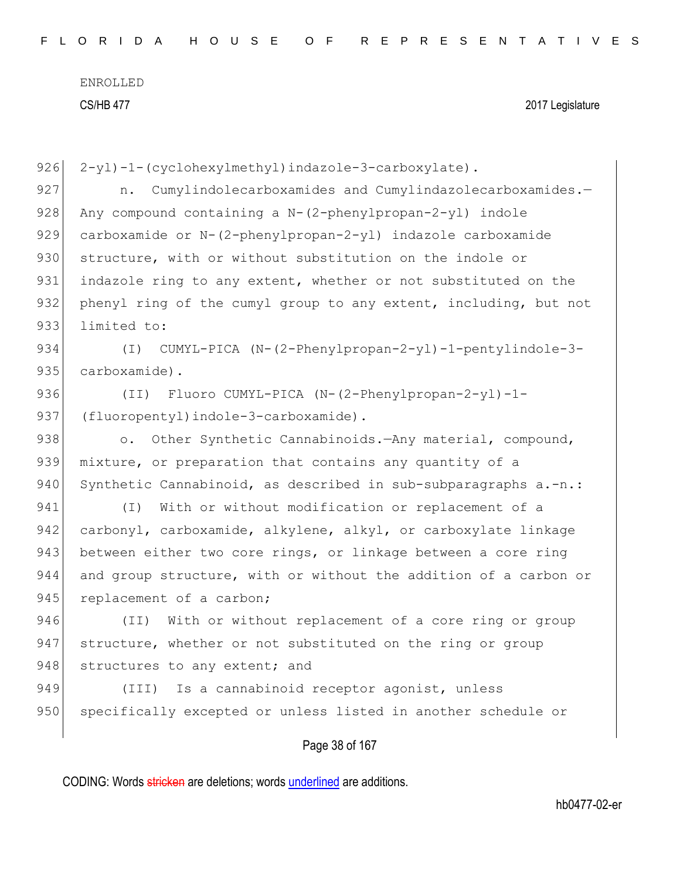2-yl)-1-(cyclohexylmethyl)indazole-3-carboxylate).

n. Cumylindolecarboxamides and Cumylindazolecarboxamides.—Any compound containing a N-(2-phenylpropan-2-yl) indole carboxamide or N-(2-phenylpropan-2-yl) indazole carboxamide structure, with or without substitution on the indole or indazole ring to any extent, whether or not substituted on the phenyl ring of the cumyl group to any extent, including, but not limited to:

(I) CUMYL-PICA (N-(2-Phenylpropan-2-yl)-1-pentylindole-3-carboxamide).

(II) Fluoro CUMYL-PICA (N-(2-Phenylpropan-2-yl)-1-(fluoropentyl)indole-3-carboxamide).

o. Other Synthetic Cannabinoids.—Any material, compound, mixture, or preparation that contains any quantity of a Synthetic Cannabinoid, as described in sub-subparagraphs a.-n.:

(I) With or without modification or replacement of a carbonyl, carboxamide, alkylene, alkyl, or carboxylate linkage between either two core rings, or linkage between a core ring and group structure, with or without the addition of a carbon or replacement of a carbon;

(II) With or without replacement of a core ring or group structure, whether or not substituted on the ring or group structures to any extent; and

(III) Is a cannabinoid receptor agonist, unless specifically excepted or unless listed in another schedule or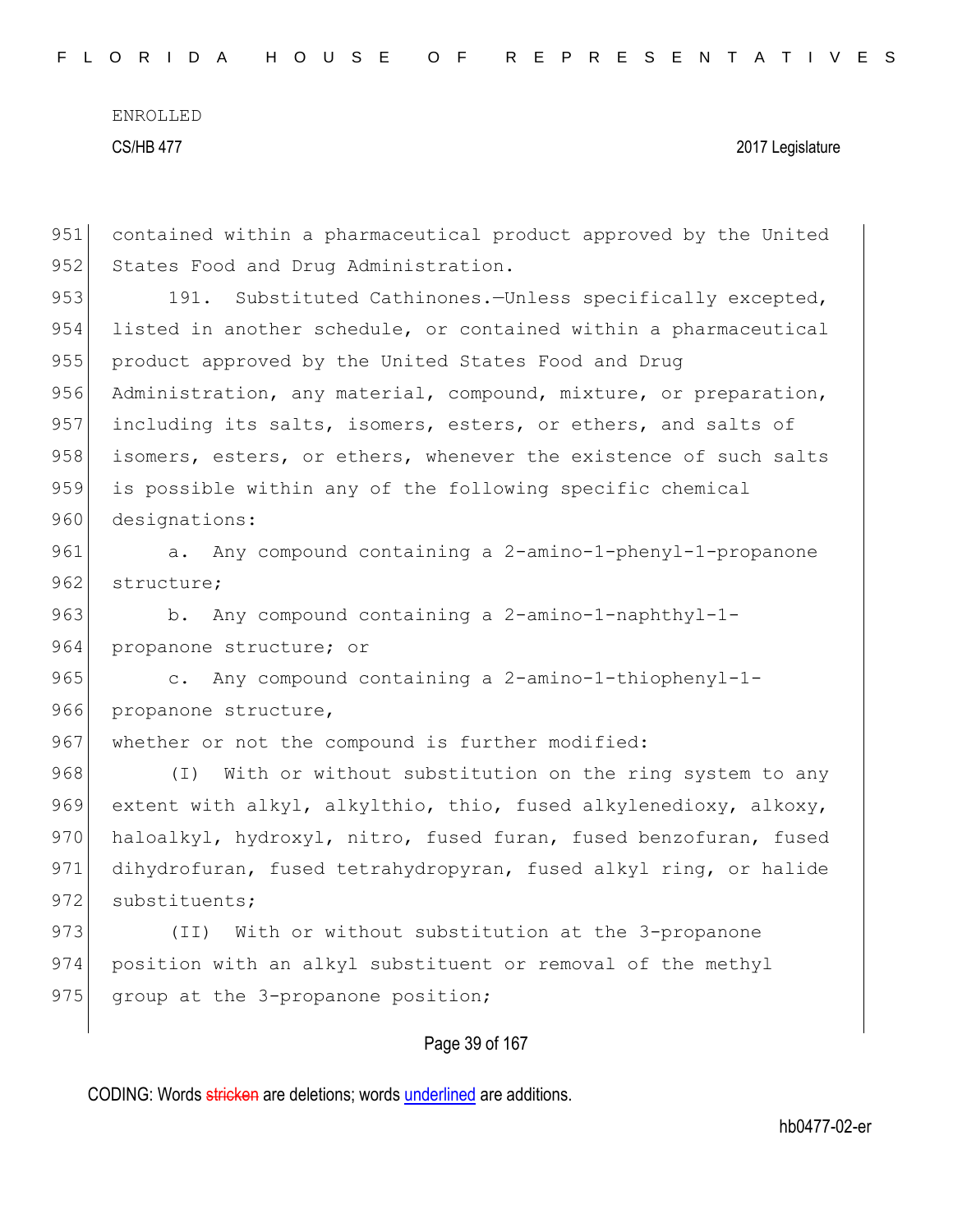contained within a pharmaceutical product approved by the United States Food and Drug Administration.

191. Substituted Cathinones.—Unless specifically excepted, listed in another schedule, or contained within a pharmaceutical product approved by the United States Food and Drug Administration, any material, compound, mixture, or preparation, including its salts, isomers, esters, or ethers, and salts of isomers, esters, or ethers, whenever the existence of such salts is possible within any of the following specific chemical designations:

a. Any compound containing a 2-amino-1-phenyl-1-propanone structure;

b. Any compound containing a 2-amino-1-naphthyl-1-propanone structure; or

c. Any compound containing a 2-amino-1-thiophenyl-1-propanone structure,

whether or not the compound is further modified:

(I) With or without substitution on the ring system to any extent with alkyl, alkylthio, thio, fused alkylenedioxy, alkoxy, haloalkyl, hydroxyl, nitro, fused furan, fused benzofuran, fused dihydrofuran, fused tetrahydropyran, fused alkyl ring, or halide substituents;

(II) With or without substitution at the 3-propanone position with an alkyl substituent or removal of the methyl group at the 3-propanone position;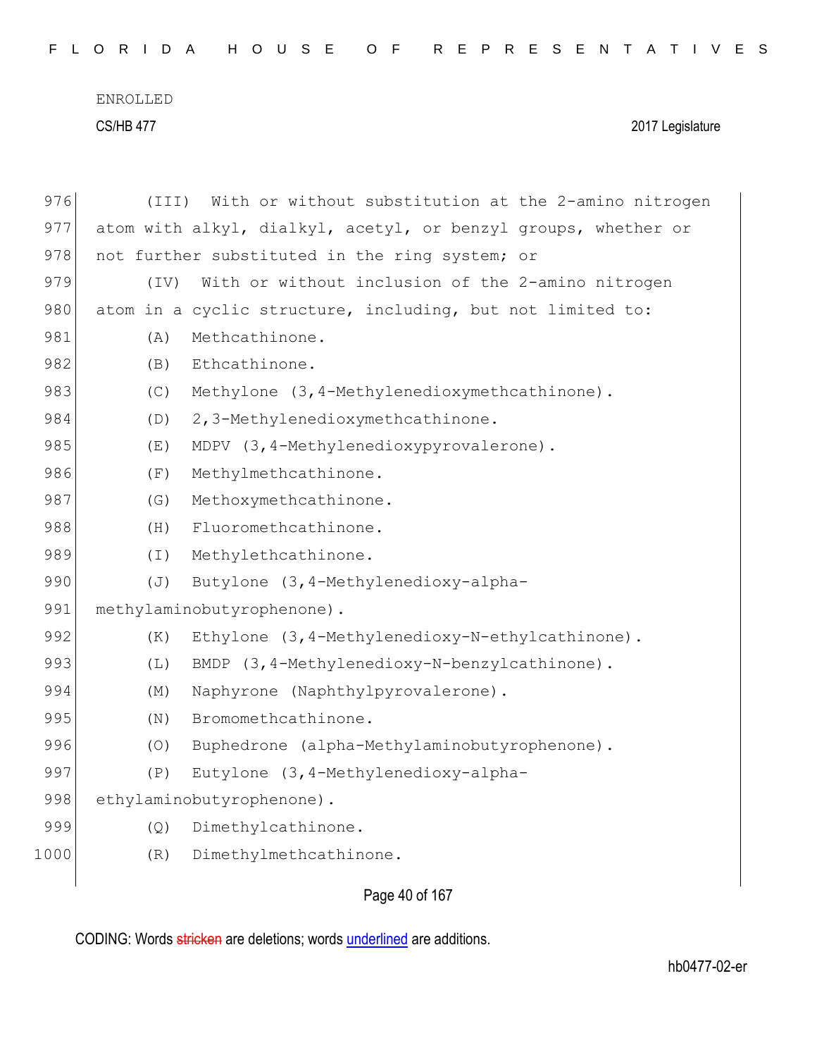976 (III) With or without substitution at the 2-amino nitrogen
977 atom with alkyl, dialkyl, acetyl, or benzyl groups, whether or
978 not further substituted in the ring system; or
979 (IV) With or without inclusion of the 2-amino nitrogen
980 atom in a cyclic structure, including, but not limited to:
981 (A) Methcathinone.
982 (B) Ethcathinone.
983 (C) Methylone (3,4-Methylenedioxymethcathinone).
984 (D) 2,3-Methylenedioxymethcathinone.
985 (E) MDPV (3,4-Methylenedioxypyrovalerone).
986 (F) Methylmethcathinone.
987 (G) Methoxymethcathinone.
988 (H) Fluoromethcathinone.
989 (I) Methylethcathinone.
990 (J) Butylone (3,4-Methylenedioxy-alpha-
991 methylaminobutyrophenone).
992 (K) Ethylone (3,4-Methylenedioxy-N-ethylcathinone).
993 (L) BMDP (3,4-Methylenedioxy-N-benzylcathinone).
994 (M) Naphyrone (Naphthylpyrovalerone).
995 (N) Bromomethcathinone.
996 (O) Buphedrone (alpha-Methylaminobutyrophenone).
997 (P) Eutylone (3,4-Methylenedioxy-alpha-
998 ethylaminobutyrophenone).
999 (Q) Dimethylcathinone.
1000 (R) Dimethylmethcathinone.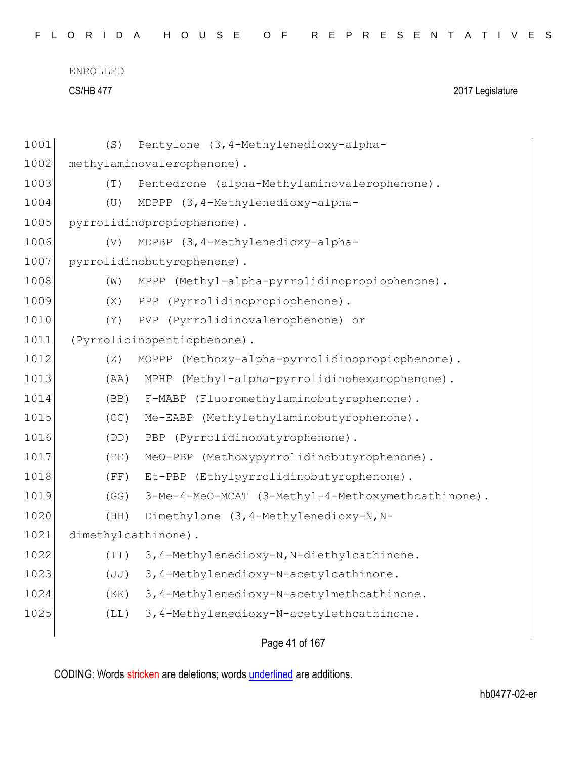(S) Pentylone (3,4-Methylenedioxy-alpha-methylaminovalerophenone).

(T) Pentedrone (alpha-Methylaminovalerophenone).

(U) MDPPP (3,4-Methylenedioxy-alpha-pyrrolidinopropiophenone).

(V) MDPBP (3,4-Methylenedioxy-alpha-pyrrolidinobutyrophenone).

(W) MPPP (Methyl-alpha-pyrrolidinopropiophenone).

(X) PPP (Pyrrolidinopropiophenone).

(Y) PVP (Pyrrolidinovalerophenone) or (Pyrrolidinopentiophenone).

(Z) MOPPP (Methoxy-alpha-pyrrolidinopropiophenone).

(AA) MPHP (Methyl-alpha-pyrrolidinohexanophenone).

(BB) F-MABP (Fluoromethylaminobutyrophenone).

(CC) Me-EABP (Methylethylaminobutyrophenone).

(DD) PBP (Pyrrolidinobutyrophenone).

(EE) MeO-PBP (Methoxypyrrolidinobutyrophenone).

(FF) Et-PBP (Ethylpyrrolidinobutyrophenone).

(GG) 3-Me-4-MeO-MCAT (3-Methyl-4-Methoxymethcathinone).

(HH) Dimethylone (3,4-Methylenedioxy-N,N-dimethylcathinone).

(II) 3,4-Methylenedioxy-N,N-diethylcathinone.

(JJ) 3,4-Methylenedioxy-N-acetylcathinone.

(KK) 3,4-Methylenedioxy-N-acetylmethcathinone.

(LL) 3,4-Methylenedioxy-N-acetylethcathinone.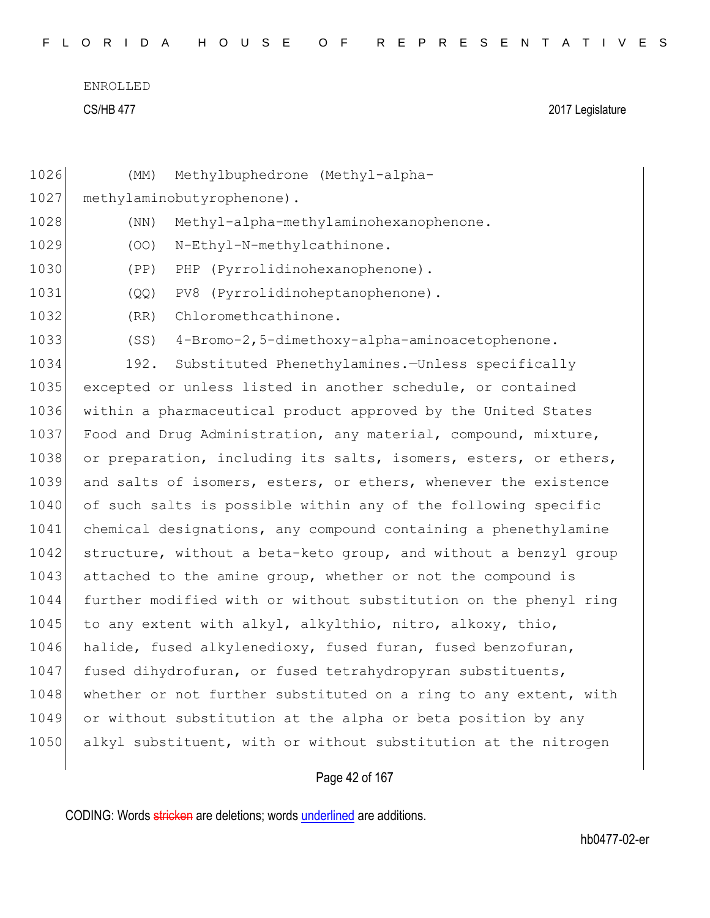ENROLLED

CS/HB 477 2017 Legislature

1026 (MM) Methylbuphedrone (Methyl-alpha-
1027 methylaminobutyrophenone).
1028 (NN) Methyl-alpha-methylaminohexanophenone.
1029 (OO) N-Ethyl-N-methylcathinone.
1030 (PP) PHP (Pyrrolidinohexanophenone).
1031 (QQ) PV8 (Pyrrolidinoheptanophenone).
1032 (RR) Chloromethcathinone.
1033 (SS) 4-Bromo-2,5-dimethoxy-alpha-aminoacetophenone.
1034 192. Substituted Phenethylamines.—Unless specifically
1035 excepted or unless listed in another schedule, or contained
1036 within a pharmaceutical product approved by the United States
1037 Food and Drug Administration, any material, compound, mixture,
1038 or preparation, including its salts, isomers, esters, or ethers,
1039 and salts of isomers, esters, or ethers, whenever the existence
1040 of such salts is possible within any of the following specific
1041 chemical designations, any compound containing a phenethylamine
1042 structure, without a beta-keto group, and without a benzyl group
1043 attached to the amine group, whether or not the compound is
1044 further modified with or without substitution on the phenyl ring
1045 to any extent with alkyl, alkylthio, nitro, alkoxy, thio,
1046 halide, fused alkylenedioxy, fused furan, fused benzofuran,
1047 fused dihydrofuran, or fused tetrahydropyran substituents,
1048 whether or not further substituted on a ring to any extent, with
1049 or without substitution at the alpha or beta position by any
1050 alkyl substituent, with or without substitution at the nitrogen

CODING: Words stricken are deletions; words underlined are additions.

hb0477-02-er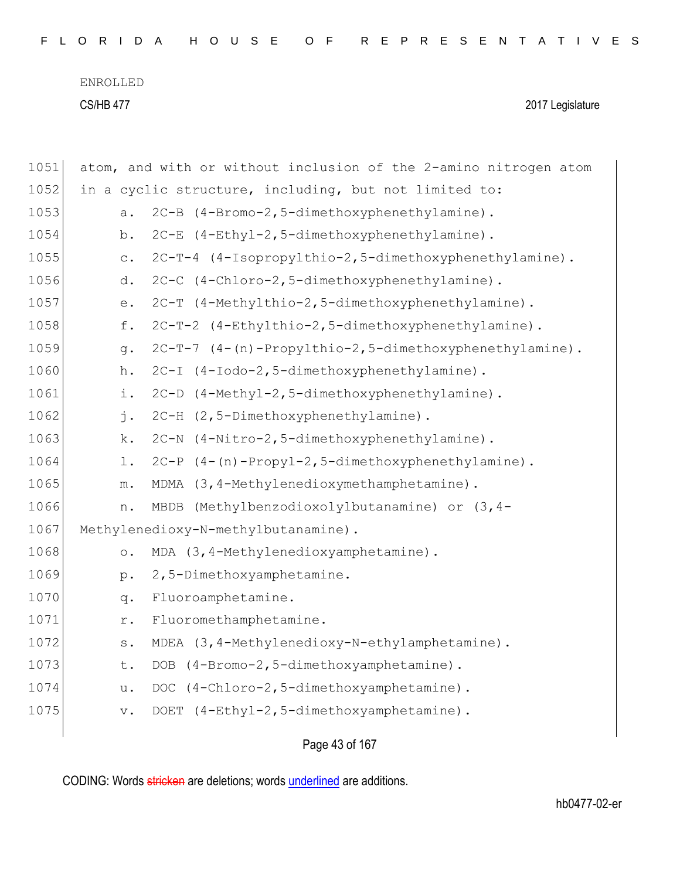atom, and with or without inclusion of the 2-amino nitrogen atom in a cyclic structure, including, but not limited to:

a. 2C-B (4-Bromo-2,5-dimethoxyphenethylamine).

b. 2C-E (4-Ethyl-2,5-dimethoxyphenethylamine).

c. 2C-T-4 (4-Isopropylthio-2,5-dimethoxyphenethylamine).

d. 2C-C (4-Chloro-2,5-dimethoxyphenethylamine).

e. 2C-T (4-Methylthio-2,5-dimethoxyphenethylamine).

f. 2C-T-2 (4-Ethylthio-2,5-dimethoxyphenethylamine).

g. 2C-T-7 (4-(n)-Propylthio-2,5-dimethoxyphenethylamine).

h. 2C-I (4-Iodo-2,5-dimethoxyphenethylamine).

i. 2C-D (4-Methyl-2,5-dimethoxyphenethylamine).

j. 2C-H (2,5-Dimethoxyphenethylamine).

k. 2C-N (4-Nitro-2,5-dimethoxyphenethylamine).

l. 2C-P (4-(n)-Propyl-2,5-dimethoxyphenethylamine).

m. MDMA (3,4-Methylenedioxymethamphetamine).

n. MBDB (Methylbenzodioxolylbutanamine) or (3,4-Methylenedioxy-N-methylbutanamine).

o. MDA (3,4-Methylenedioxyamphetamine).

p. 2,5-Dimethoxyamphetamine.

q. Fluoroamphetamine.

r. Fluoromethamphetamine.

s. MDEA (3,4-Methylenedioxy-N-ethylamphetamine).

t. DOB (4-Bromo-2,5-dimethoxyamphetamine).

u. DOC (4-Chloro-2,5-dimethoxyamphetamine).

v. DOET (4-Ethyl-2,5-dimethoxyamphetamine).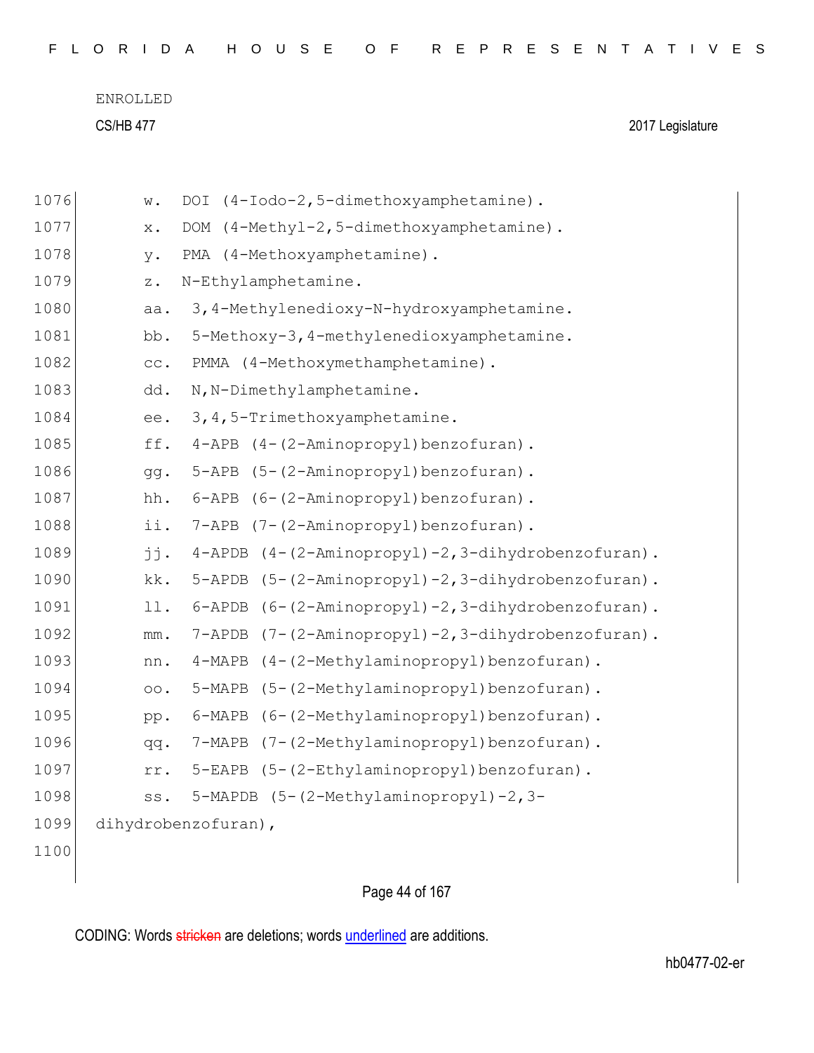w. DOI (4-Iodo-2,5-dimethoxyamphetamine).

x. DOM (4-Methyl-2,5-dimethoxyamphetamine).

y. PMA (4-Methoxyamphetamine).

z. N-Ethylamphetamine.

aa. 3,4-Methylenedioxy-N-hydroxyamphetamine.

bb. 5-Methoxy-3,4-methylenedioxyamphetamine.

cc. PMMA (4-Methoxymethamphetamine).

dd. N,N-Dimethylamphetamine.

ee. 3,4,5-Trimethoxyamphetamine.

ff. 4-APB (4-(2-Aminopropyl)benzofuran).

gg. 5-APB (5-(2-Aminopropyl)benzofuran).

hh. 6-APB (6-(2-Aminopropyl)benzofuran).

ii. 7-APB (7-(2-Aminopropyl)benzofuran).

jj. 4-APDB (4-(2-Aminopropyl)-2,3-dihydrobenzofuran).

kk. 5-APDB (5-(2-Aminopropyl)-2,3-dihydrobenzofuran).

ll. 6-APDB (6-(2-Aminopropyl)-2,3-dihydrobenzofuran).

mm. 7-APDB (7-(2-Aminopropyl)-2,3-dihydrobenzofuran).

nn. 4-MAPB (4-(2-Methylaminopropyl)benzofuran).

oo. 5-MAPB (5-(2-Methylaminopropyl)benzofuran).

pp. 6-MAPB (6-(2-Methylaminopropyl)benzofuran).

qq. 7-MAPB (7-(2-Methylaminopropyl)benzofuran).

rr. 5-EAPB (5-(2-Ethylaminopropyl)benzofuran).

ss. 5-MAPDB (5-(2-Methylaminopropyl)-2,3-dihydrobenzofuran),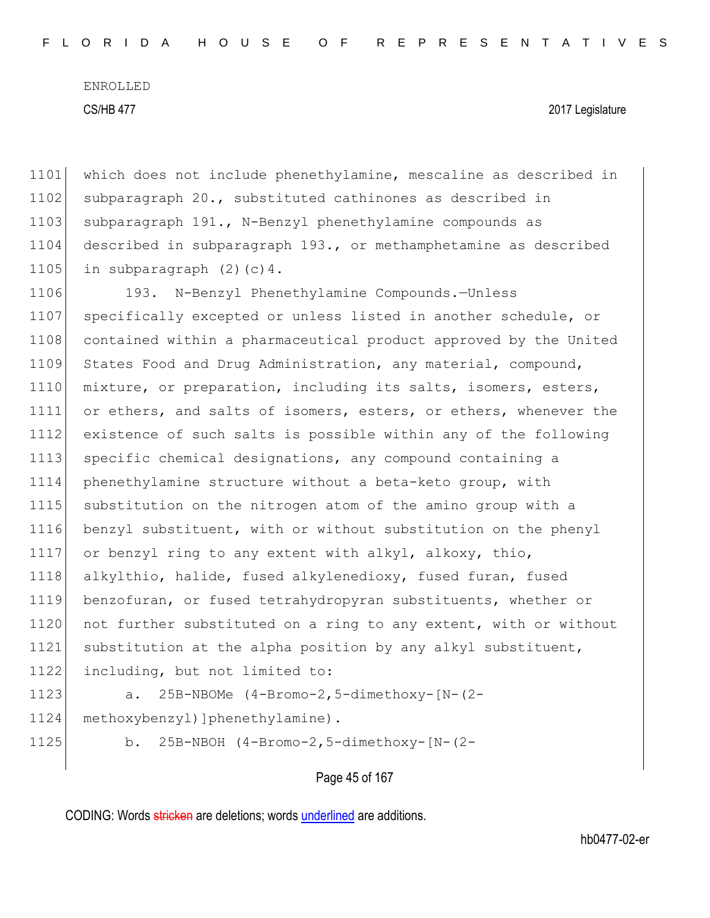which does not include phenethylamine, mescaline as described in subparagraph 20., substituted cathinones as described in subparagraph 191., N-Benzyl phenethylamine compounds as described in subparagraph 193., or methamphetamine as described in subparagraph (2)(c)4.

193. N-Benzyl Phenethylamine Compounds.—Unless specifically excepted or unless listed in another schedule, or contained within a pharmaceutical product approved by the United States Food and Drug Administration, any material, compound, mixture, or preparation, including its salts, isomers, esters, or ethers, and salts of isomers, esters, or ethers, whenever the existence of such salts is possible within any of the following specific chemical designations, any compound containing a phenethylamine structure without a beta-keto group, with substitution on the nitrogen atom of the amino group with a benzyl substituent, with or without substitution on the phenyl or benzyl ring to any extent with alkyl, alkoxy, thio, alkylthio, halide, fused alkylenedioxy, fused furan, fused benzofuran, or fused tetrahydropyran substituents, whether or not further substituted on a ring to any extent, with or without substitution at the alpha position by any alkyl substituent, including, but not limited to:

a. 25B-NBOMe (4-Bromo-2,5-dimethoxy-[N-(2-methoxybenzyl)]phenethylamine).

b. 25B-NBOH (4-Bromo-2,5-dimethoxy-[N-(2-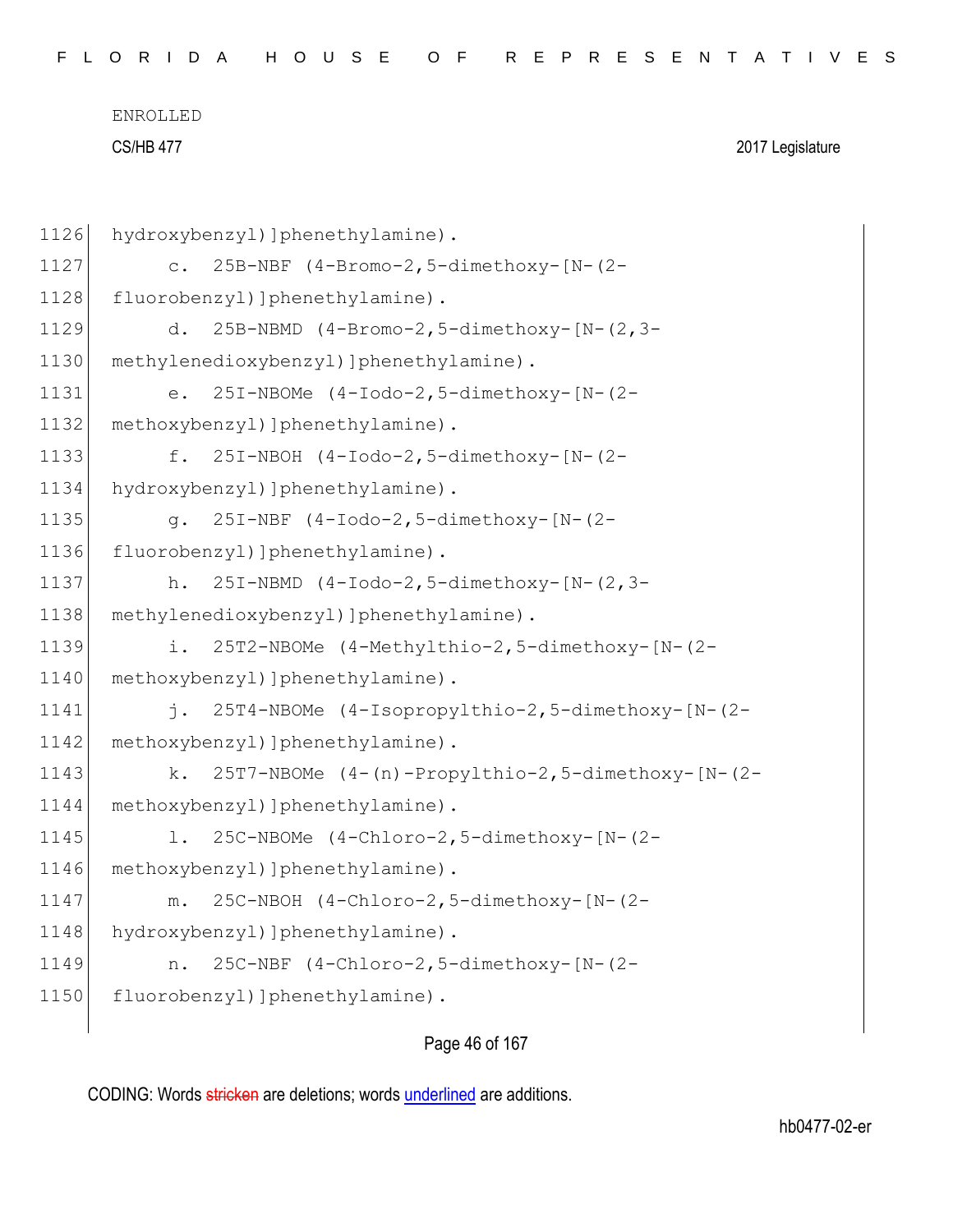hydroxybenzyl)]phenethylamine).

c. 25B-NBF (4-Bromo-2,5-dimethoxy-[N-(2-fluorobenzyl)]phenethylamine).

d. 25B-NBMD (4-Bromo-2,5-dimethoxy-[N-(2,3-methylenedioxybenzyl)]phenethylamine).

e. 25I-NBOMe (4-Iodo-2,5-dimethoxy-[N-(2-methoxybenzyl)]phenethylamine).

f. 25I-NBOH (4-Iodo-2,5-dimethoxy-[N-(2-hydroxybenzyl)]phenethylamine).

g. 25I-NBF (4-Iodo-2,5-dimethoxy-[N-(2-fluorobenzyl)]phenethylamine).

h. 25I-NBMD (4-Iodo-2,5-dimethoxy-[N-(2,3-methylenedioxybenzyl)]phenethylamine).

i. 25T2-NBOMe (4-Methylthio-2,5-dimethoxy-[N-(2-methoxybenzyl)]phenethylamine).

j. 25T4-NBOMe (4-Isopropylthio-2,5-dimethoxy-[N-(2-methoxybenzyl)]phenethylamine).

k. 25T7-NBOMe (4-(n)-Propylthio-2,5-dimethoxy-[N-(2-methoxybenzyl)]phenethylamine).

l. 25C-NBOMe (4-Chloro-2,5-dimethoxy-[N-(2-methoxybenzyl)]phenethylamine).

m. 25C-NBOH (4-Chloro-2,5-dimethoxy-[N-(2-hydroxybenzyl)]phenethylamine).

n. 25C-NBF (4-Chloro-2,5-dimethoxy-[N-(2-fluorobenzyl)]phenethylamine).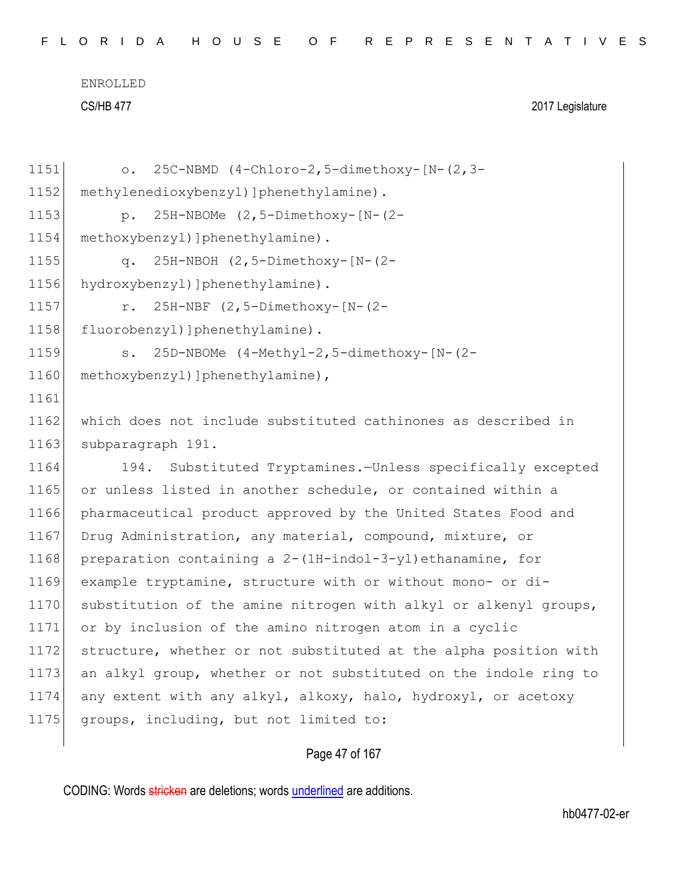o. 25C-NBMD (4-Chloro-2,5-dimethoxy-[N-(2,3-methylenedioxybenzyl)]phenethylamine).

p. 25H-NBOMe (2,5-Dimethoxy-[N-(2-methoxybenzyl)]phenethylamine).

q. 25H-NBOH (2,5-Dimethoxy-[N-(2-hydroxybenzyl)]phenethylamine).

r. 25H-NBF (2,5-Dimethoxy-[N-(2-fluorobenzyl)]phenethylamine).

s. 25D-NBOMe (4-Methyl-2,5-dimethoxy-[N-(2-methoxybenzyl)]phenethylamine),

which does not include substituted cathinones as described in subparagraph 191.

194. Substituted Tryptamines.—Unless specifically excepted or unless listed in another schedule, or contained within a pharmaceutical product approved by the United States Food and Drug Administration, any material, compound, mixture, or preparation containing a 2-(1H-indol-3-yl)ethanamine, for example tryptamine, structure with or without mono- or di-substitution of the amine nitrogen with alkyl or alkenyl groups, or by inclusion of the amino nitrogen atom in a cyclic structure, whether or not substituted at the alpha position with an alkyl group, whether or not substituted on the indole ring to any extent with any alkyl, alkoxy, halo, hydroxyl, or acetoxy groups, including, but not limited to: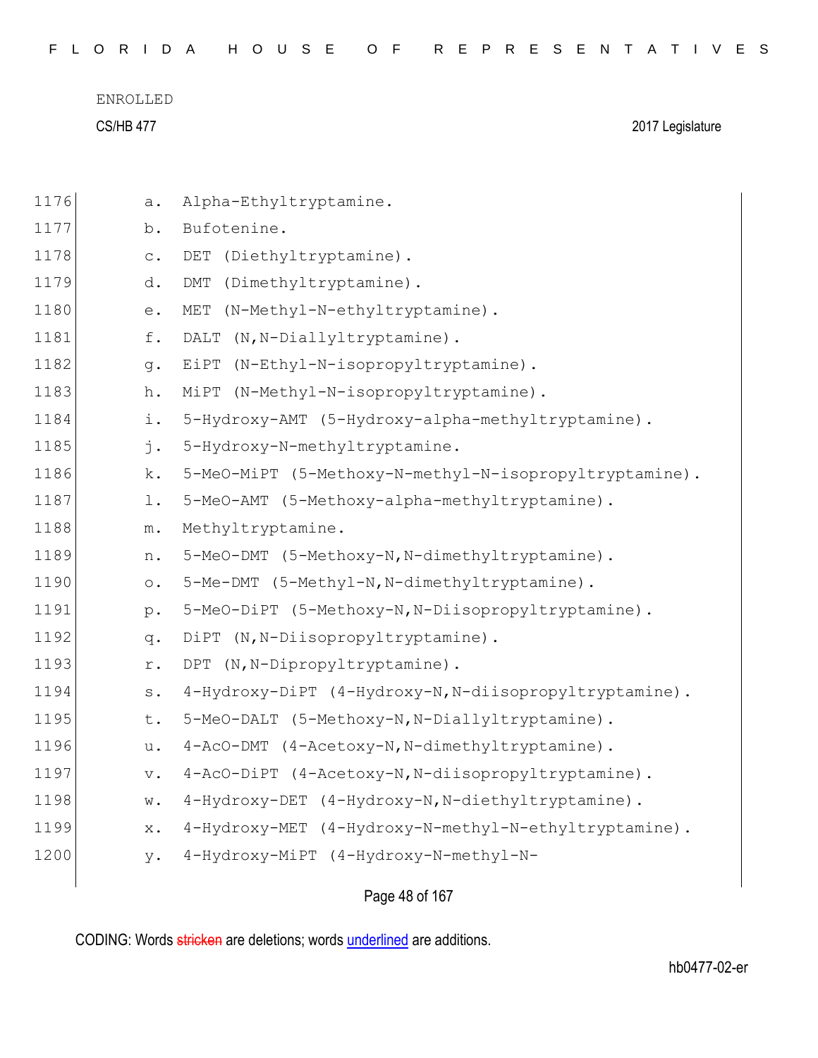1176 a. Alpha-Ethyltryptamine.

1177 b. Bufotenine.

1178 c. DET (Diethyltryptamine).

1179 d. DMT (Dimethyltryptamine).

1180 e. MET (N-Methyl-N-ethyltryptamine).

1181 f. DALT (N,N-Diallyltryptamine).

1182 g. EiPT (N-Ethyl-N-isopropyltryptamine).

1183 h. MiPT (N-Methyl-N-isopropyltryptamine).

1184 i. 5-Hydroxy-AMT (5-Hydroxy-alpha-methyltryptamine).

1185 j. 5-Hydroxy-N-methyltryptamine.

1186 k. 5-MeO-MiPT (5-Methoxy-N-methyl-N-isopropyltryptamine).

1187 l. 5-MeO-AMT (5-Methoxy-alpha-methyltryptamine).

1188 m. Methyltryptamine.

1189 n. 5-MeO-DMT (5-Methoxy-N,N-dimethyltryptamine).

1190 o. 5-Me-DMT (5-Methyl-N,N-dimethyltryptamine).

1191 p. 5-MeO-DiPT (5-Methoxy-N,N-Diisopropyltryptamine).

1192 q. DiPT (N,N-Diisopropyltryptamine).

1193 r. DPT (N,N-Dipropyltryptamine).

1194 s. 4-Hydroxy-DiPT (4-Hydroxy-N,N-diisopropyltryptamine).

1195 t. 5-MeO-DALT (5-Methoxy-N,N-Diallyltryptamine).

1196 u. 4-AcO-DMT (4-Acetoxy-N,N-dimethyltryptamine).

1197 v. 4-AcO-DiPT (4-Acetoxy-N,N-diisopropyltryptamine).

1198 w. 4-Hydroxy-DET (4-Hydroxy-N,N-diethyltryptamine).

1199 x. 4-Hydroxy-MET (4-Hydroxy-N-methyl-N-ethyltryptamine).

1200 y. 4-Hydroxy-MiPT (4-Hydroxy-N-methyl-N-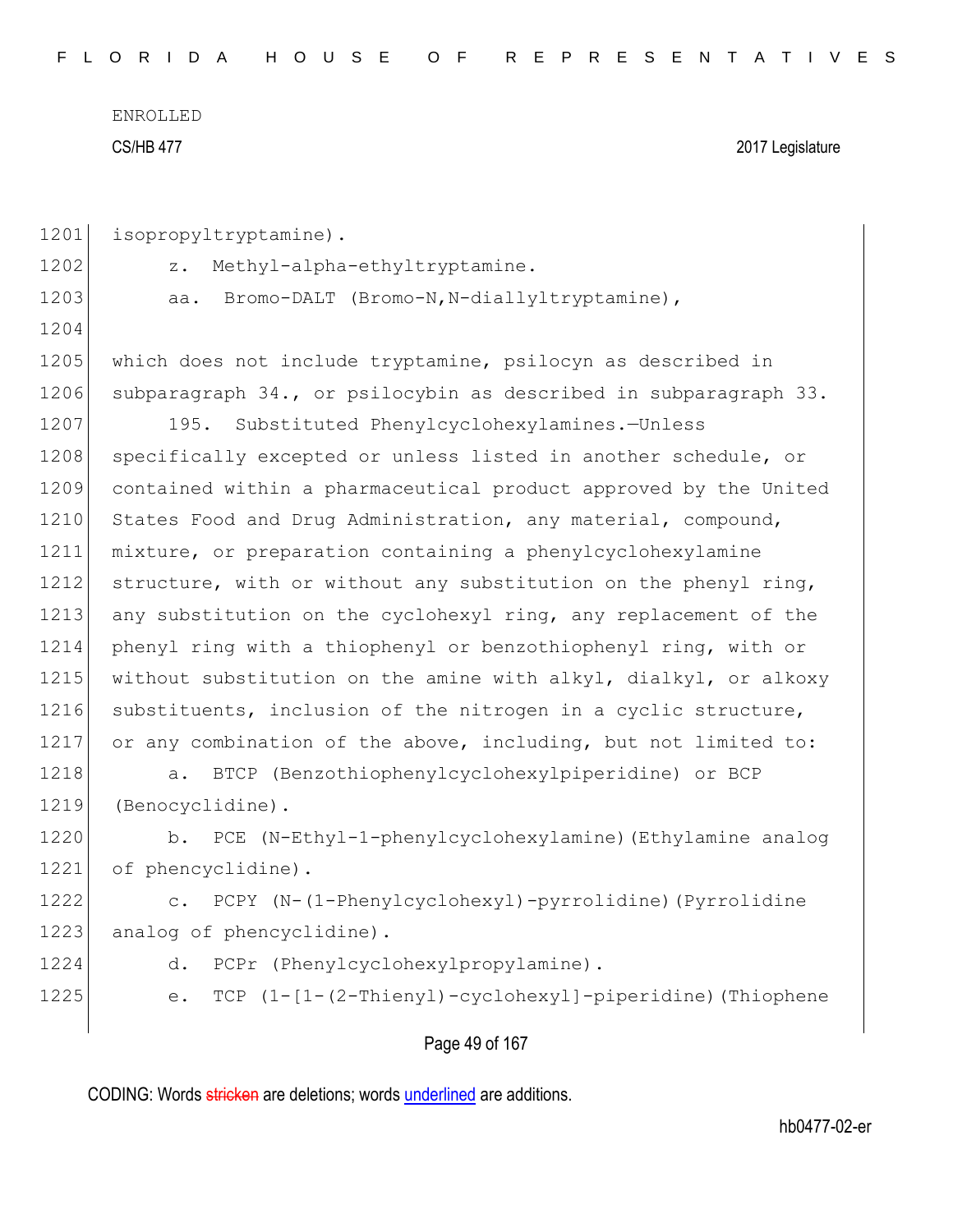isopropyltryptamine).

z. Methyl-alpha-ethyltryptamine.

aa. Bromo-DALT (Bromo-N,N-diallyltryptamine),

which does not include tryptamine, psilocyn as described in subparagraph 34., or psilocybin as described in subparagraph 33.

195. Substituted Phenylcyclohexylamines.—Unless specifically excepted or unless listed in another schedule, or contained within a pharmaceutical product approved by the United States Food and Drug Administration, any material, compound, mixture, or preparation containing a phenylcyclohexylamine structure, with or without any substitution on the phenyl ring, any substitution on the cyclohexyl ring, any replacement of the phenyl ring with a thiophenyl or benzothiophenyl ring, with or without substitution on the amine with alkyl, dialkyl, or alkoxy substituents, inclusion of the nitrogen in a cyclic structure, or any combination of the above, including, but not limited to:

a. BTCP (Benzothiophenylcyclohexylpiperidine) or BCP (Benocyclidine).

b. PCE (N-Ethyl-1-phenylcyclohexylamine)(Ethylamine analog of phencyclidine).

c. PCPY (N-(1-Phenylcyclohexyl)-pyrrolidine)(Pyrrolidine analog of phencyclidine).

d. PCPr (Phenylcyclohexylpropylamine).

e. TCP (1-[1-(2-Thienyl)-cyclohexyl]-piperidine)(Thiophene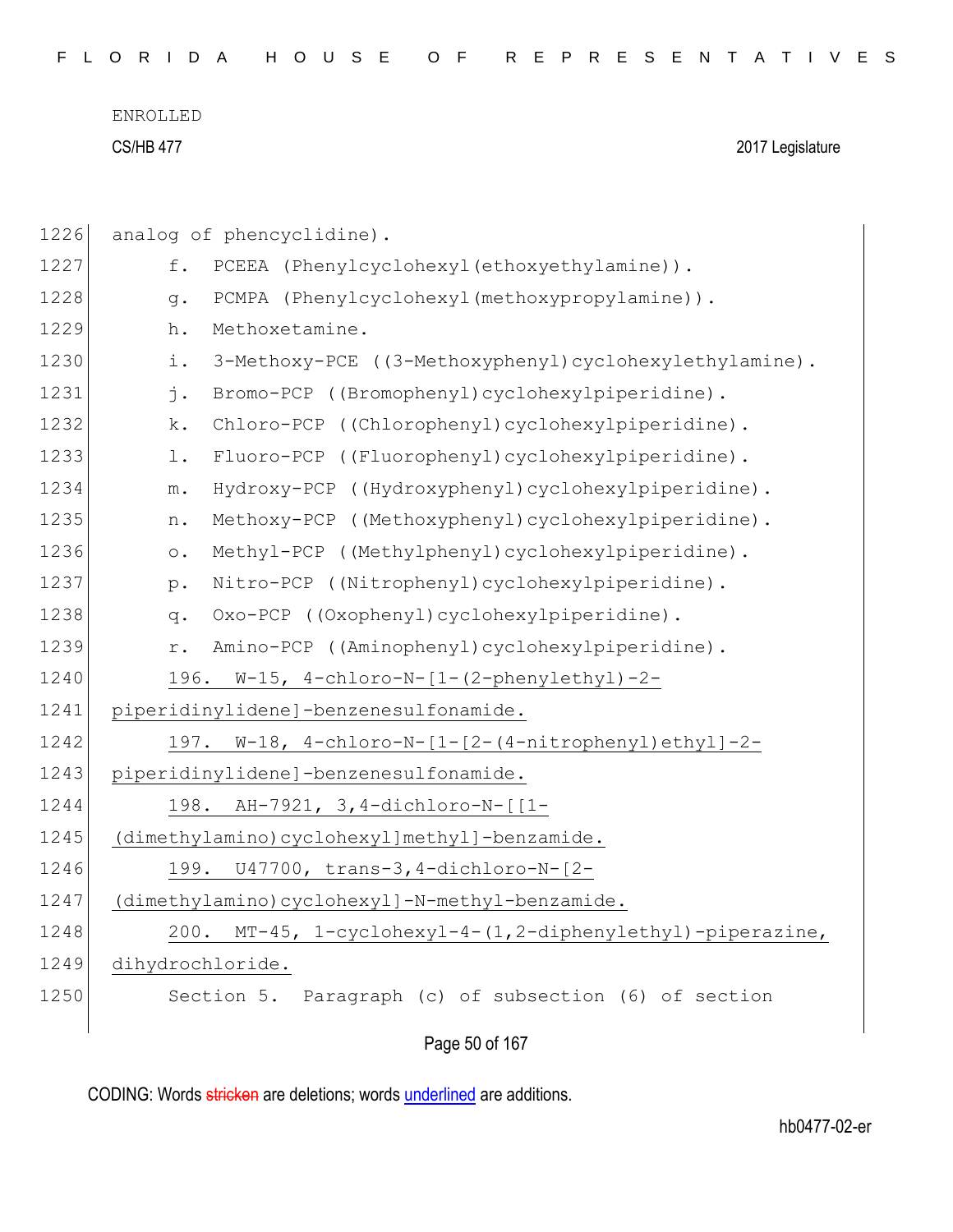analog of phencyclidine).

f. PCEEA (Phenylcyclohexyl(ethoxyethylamine)).

g. PCMPA (Phenylcyclohexyl(methoxypropylamine)).

h. Methoxetamine.

i. 3-Methoxy-PCE ((3-Methoxyphenyl)cyclohexylethylamine).

j. Bromo-PCP ((Bromophenyl)cyclohexylpiperidine).

k. Chloro-PCP ((Chlorophenyl)cyclohexylpiperidine).

l. Fluoro-PCP ((Fluorophenyl)cyclohexylpiperidine).

m. Hydroxy-PCP ((Hydroxyphenyl)cyclohexylpiperidine).

n. Methoxy-PCP ((Methoxyphenyl)cyclohexylpiperidine).

o. Methyl-PCP ((Methylphenyl)cyclohexylpiperidine).

p. Nitro-PCP ((Nitrophenyl)cyclohexylpiperidine).

q. Oxo-PCP ((Oxophenyl)cyclohexylpiperidine).

r. Amino-PCP ((Aminophenyl)cyclohexylpiperidine).

196. W-15, 4-chloro-N-[1-(2-phenylethyl)-2-piperidinylidene]-benzenesulfonamide.

197. W-18, 4-chloro-N-[1-[2-(4-nitrophenyl)ethyl]-2-piperidinylidene]-benzenesulfonamide.

198. AH-7921, 3,4-dichloro-N-[[1-(dimethylamino)cyclohexyl]methyl]-benzamide.

199. U47700, trans-3,4-dichloro-N-[2-(dimethylamino)cyclohexyl]-N-methyl-benzamide.

200. MT-45, 1-cyclohexyl-4-(1,2-diphenylethyl)-piperazine, dihydrochloride.

Section 5. Paragraph (c) of subsection (6) of section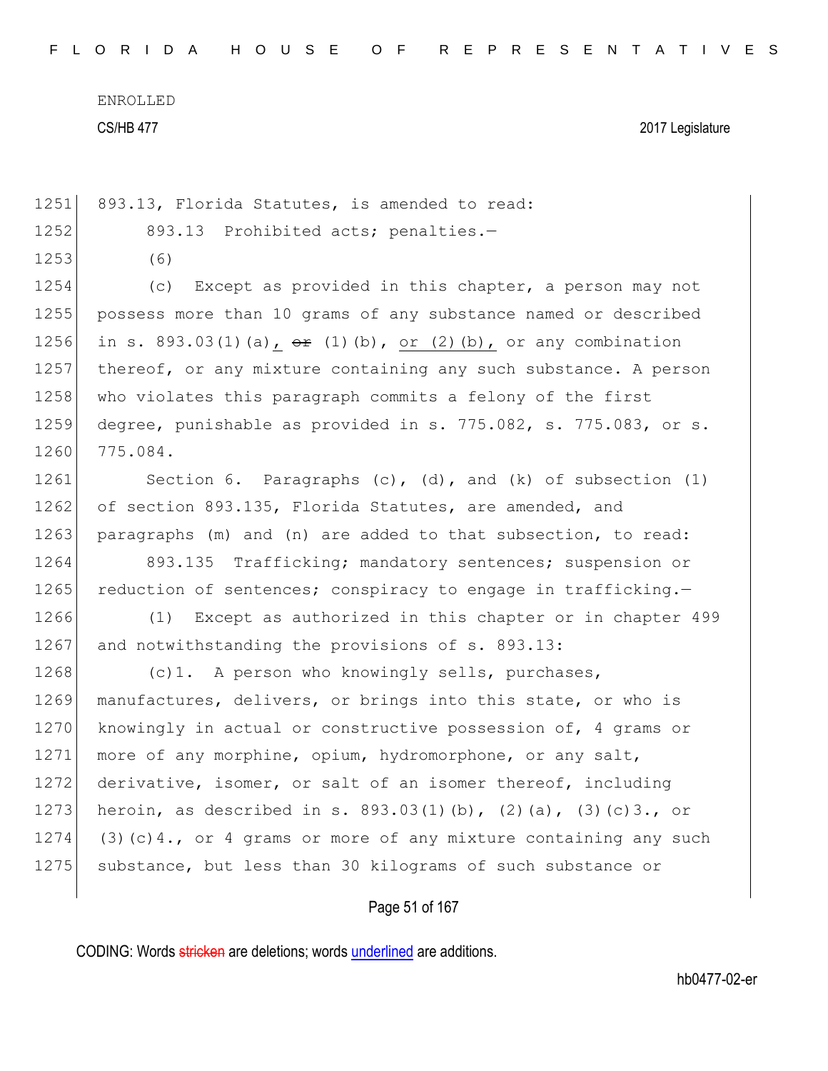ENROLLED

CS/HB 477 2017 Legislature

1251 893.13, Florida Statutes, is amended to read:

1252 893.13 Prohibited acts; penalties.—

1253 (6)

1254 (c) Except as provided in this chapter, a person may not
1255 possess more than 10 grams of any substance named or described
1256 in s. 893.03(1)(a), ~~or~~ (1)(b), or (2)(b), or any combination
1257 thereof, or any mixture containing any such substance. A person
1258 who violates this paragraph commits a felony of the first
1259 degree, punishable as provided in s. 775.082, s. 775.083, or s.
1260 775.084.

1261 Section 6. Paragraphs (c), (d), and (k) of subsection (1)
1262 of section 893.135, Florida Statutes, are amended, and
1263 paragraphs (m) and (n) are added to that subsection, to read:

1264 893.135 Trafficking; mandatory sentences; suspension or
1265 reduction of sentences; conspiracy to engage in trafficking.—

1266 (1) Except as authorized in this chapter or in chapter 499
1267 and notwithstanding the provisions of s. 893.13:

1268 (c)1. A person who knowingly sells, purchases,
1269 manufactures, delivers, or brings into this state, or who is
1270 knowingly in actual or constructive possession of, 4 grams or
1271 more of any morphine, opium, hydromorphone, or any salt,
1272 derivative, isomer, or salt of an isomer thereof, including
1273 heroin, as described in s. 893.03(1)(b), (2)(a), (3)(c)3., or
1274 (3)(c)4., or 4 grams or more of any mixture containing any such
1275 substance, but less than 30 kilograms of such substance or

CODING: Words ~~stricken~~ are deletions; words underlined are additions.

hb0477-02-er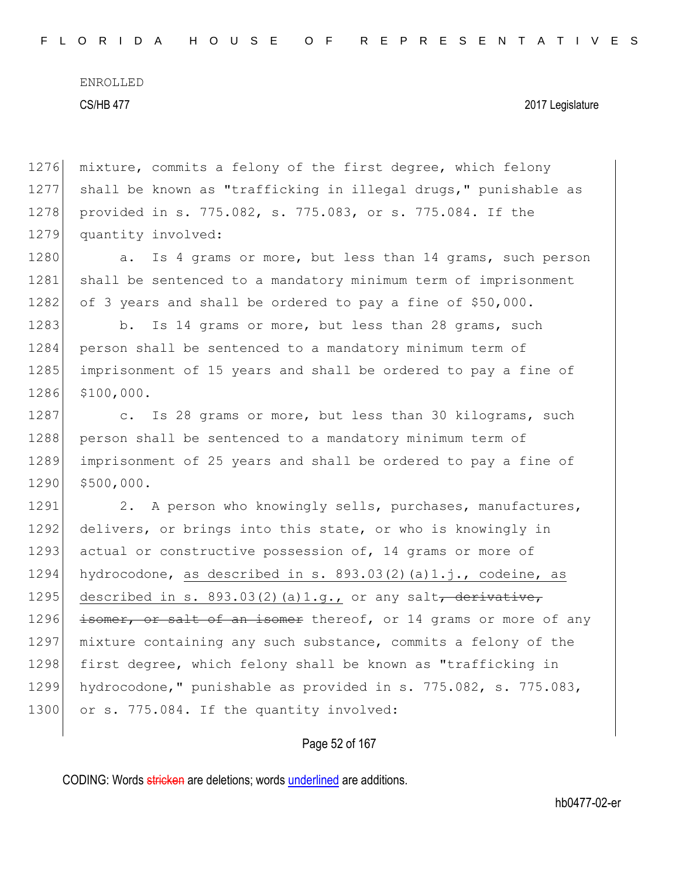mixture, commits a felony of the first degree, which felony shall be known as "trafficking in illegal drugs," punishable as provided in s. 775.082, s. 775.083, or s. 775.084. If the quantity involved:

a. Is 4 grams or more, but less than 14 grams, such person shall be sentenced to a mandatory minimum term of imprisonment of 3 years and shall be ordered to pay a fine of $50,000.

b. Is 14 grams or more, but less than 28 grams, such person shall be sentenced to a mandatory minimum term of imprisonment of 15 years and shall be ordered to pay a fine of $100,000.

c. Is 28 grams or more, but less than 30 kilograms, such person shall be sentenced to a mandatory minimum term of imprisonment of 25 years and shall be ordered to pay a fine of $500,000.

2. A person who knowingly sells, purchases, manufactures, delivers, or brings into this state, or who is knowingly in actual or constructive possession of, 14 grams or more of hydrocodone, <u>as described in s. 893.03(2)(a)1.j., codeine, as described in s. 893.03(2)(a)1.g.,</u> or any salt~~, derivative, isomer, or salt of an isomer~~ thereof, or 14 grams or more of any mixture containing any such substance, commits a felony of the first degree, which felony shall be known as "trafficking in hydrocodone," punishable as provided in s. 775.082, s. 775.083, or s. 775.084. If the quantity involved: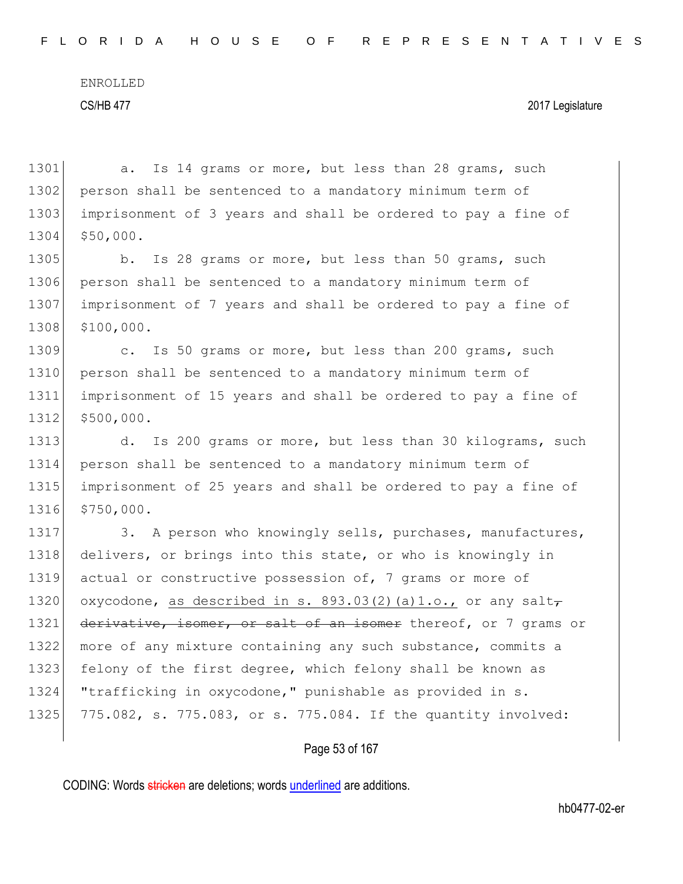a. Is 14 grams or more, but less than 28 grams, such person shall be sentenced to a mandatory minimum term of imprisonment of 3 years and shall be ordered to pay a fine of $50,000.

b. Is 28 grams or more, but less than 50 grams, such person shall be sentenced to a mandatory minimum term of imprisonment of 7 years and shall be ordered to pay a fine of $100,000.

c. Is 50 grams or more, but less than 200 grams, such person shall be sentenced to a mandatory minimum term of imprisonment of 15 years and shall be ordered to pay a fine of $500,000.

d. Is 200 grams or more, but less than 30 kilograms, such person shall be sentenced to a mandatory minimum term of imprisonment of 25 years and shall be ordered to pay a fine of $750,000.

3. A person who knowingly sells, purchases, manufactures, delivers, or brings into this state, or who is knowingly in actual or constructive possession of, 7 grams or more of oxycodone, as described in s. 893.03(2)(a)1.o., or any salt, ~~derivative, isomer, or salt of an isomer~~ thereof, or 7 grams or more of any mixture containing any such substance, commits a felony of the first degree, which felony shall be known as "trafficking in oxycodone," punishable as provided in s. 775.082, s. 775.083, or s. 775.084. If the quantity involved: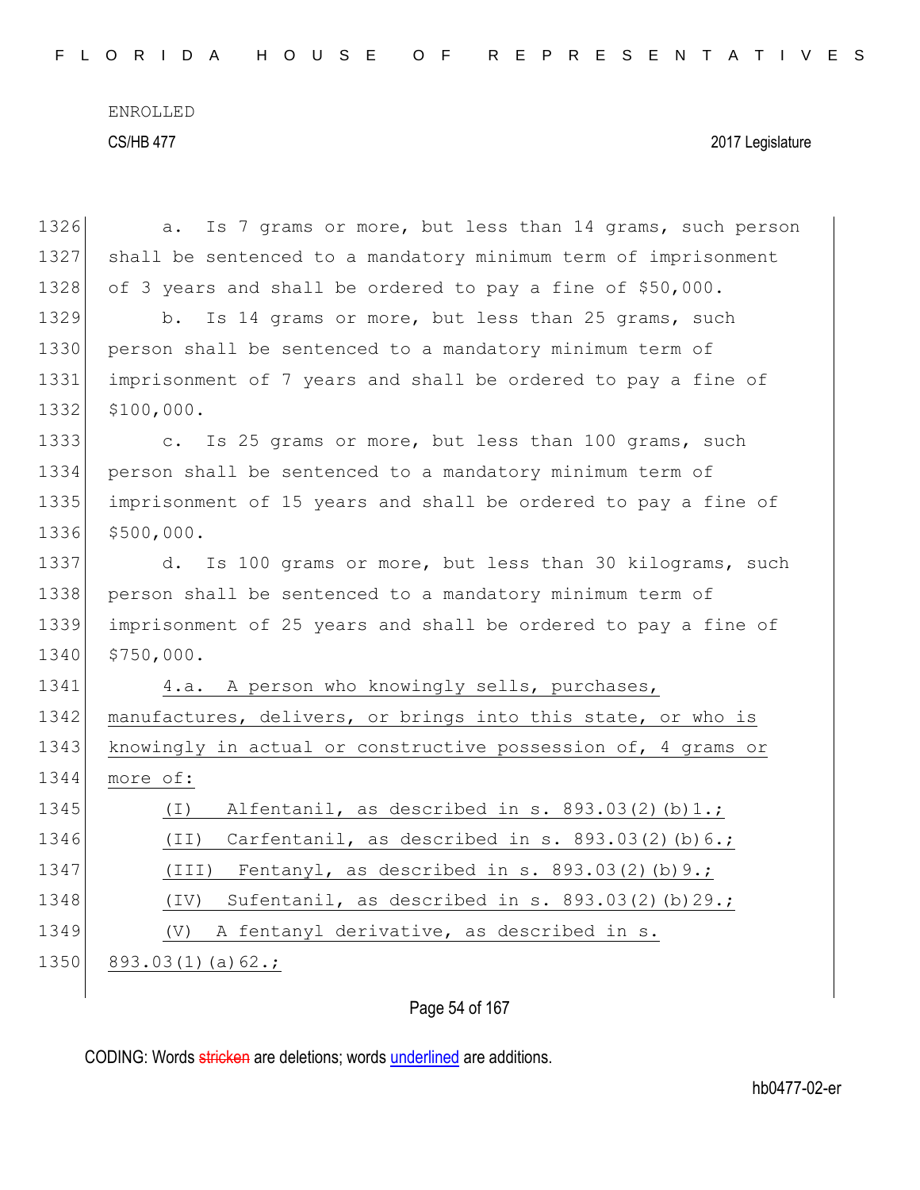a. Is 7 grams or more, but less than 14 grams, such person shall be sentenced to a mandatory minimum term of imprisonment of 3 years and shall be ordered to pay a fine of $50,000.

b. Is 14 grams or more, but less than 25 grams, such person shall be sentenced to a mandatory minimum term of imprisonment of 7 years and shall be ordered to pay a fine of $100,000.

c. Is 25 grams or more, but less than 100 grams, such person shall be sentenced to a mandatory minimum term of imprisonment of 15 years and shall be ordered to pay a fine of $500,000.

d. Is 100 grams or more, but less than 30 kilograms, such person shall be sentenced to a mandatory minimum term of imprisonment of 25 years and shall be ordered to pay a fine of $750,000.

<u>4.a. A person who knowingly sells, purchases, manufactures, delivers, or brings into this state, or who is knowingly in actual or constructive possession of, 4 grams or more of:</u>

<u>(I) Alfentanil, as described in s. 893.03(2)(b)1.;</u>

<u>(II) Carfentanil, as described in s. 893.03(2)(b)6.;</u>

<u>(III) Fentanyl, as described in s. 893.03(2)(b)9.;</u>

<u>(IV) Sufentanil, as described in s. 893.03(2)(b)29.;</u>

<u>(V) A fentanyl derivative, as described in s. 893.03(1)(a)62.;</u>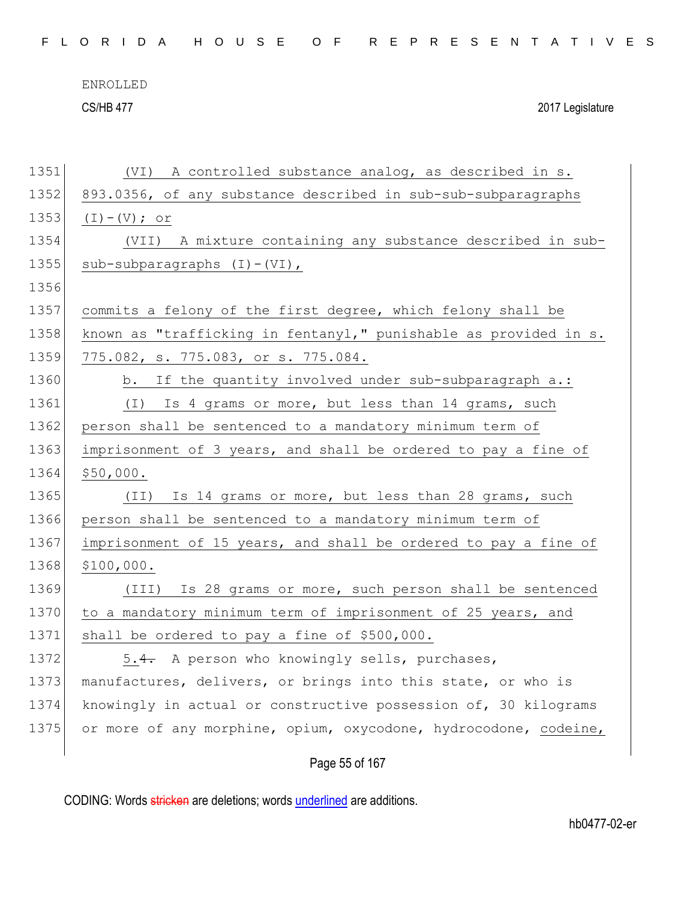(VI) A controlled substance analog, as described in s. 893.0356, of any substance described in sub-sub-subparagraphs (I)-(V); or

(VII) A mixture containing any substance described in sub-sub-subparagraphs (I)-(VI),

commits a felony of the first degree, which felony shall be known as "trafficking in fentanyl," punishable as provided in s. 775.082, s. 775.083, or s. 775.084.

b. If the quantity involved under sub-subparagraph a.:

(I) Is 4 grams or more, but less than 14 grams, such person shall be sentenced to a mandatory minimum term of imprisonment of 3 years, and shall be ordered to pay a fine of $50,000.

(II) Is 14 grams or more, but less than 28 grams, such person shall be sentenced to a mandatory minimum term of imprisonment of 15 years, and shall be ordered to pay a fine of $100,000.

(III) Is 28 grams or more, such person shall be sentenced to a mandatory minimum term of imprisonment of 25 years, and shall be ordered to pay a fine of $500,000.

5.~~4.~~ A person who knowingly sells, purchases, manufactures, delivers, or brings into this state, or who is knowingly in actual or constructive possession of, 30 kilograms or more of any morphine, opium, oxycodone, hydrocodone, codeine,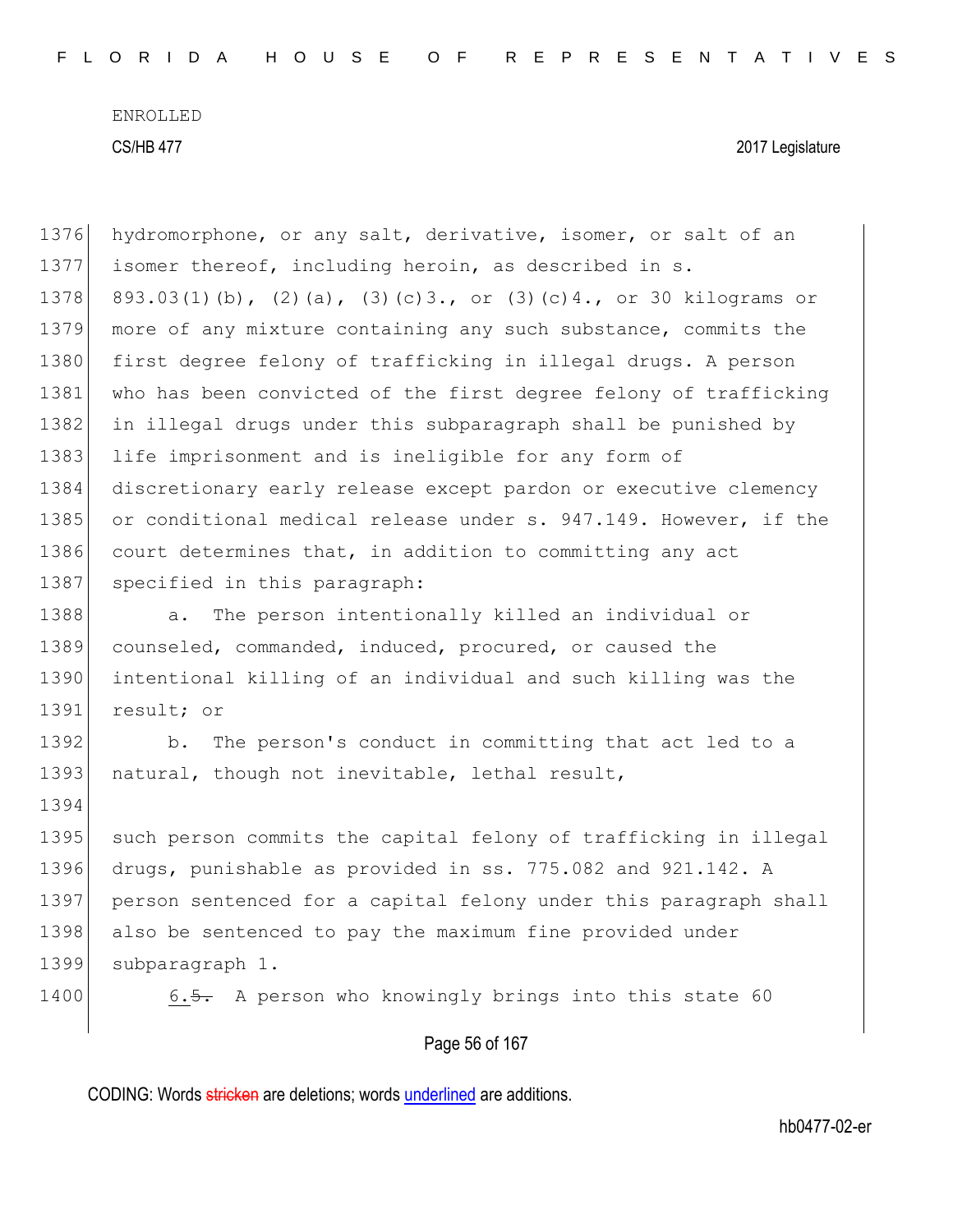hydromorphone, or any salt, derivative, isomer, or salt of an isomer thereof, including heroin, as described in s. 893.03(1)(b), (2)(a), (3)(c)3., or (3)(c)4., or 30 kilograms or more of any mixture containing any such substance, commits the first degree felony of trafficking in illegal drugs. A person who has been convicted of the first degree felony of trafficking in illegal drugs under this subparagraph shall be punished by life imprisonment and is ineligible for any form of discretionary early release except pardon or executive clemency or conditional medical release under s. 947.149. However, if the court determines that, in addition to committing any act specified in this paragraph:

a. The person intentionally killed an individual or counseled, commanded, induced, procured, or caused the intentional killing of an individual and such killing was the result; or

b. The person's conduct in committing that act led to a natural, though not inevitable, lethal result,

such person commits the capital felony of trafficking in illegal drugs, punishable as provided in ss. 775.082 and 921.142. A person sentenced for a capital felony under this paragraph shall also be sentenced to pay the maximum fine provided under subparagraph 1.

6.~~5.~~ A person who knowingly brings into this state 60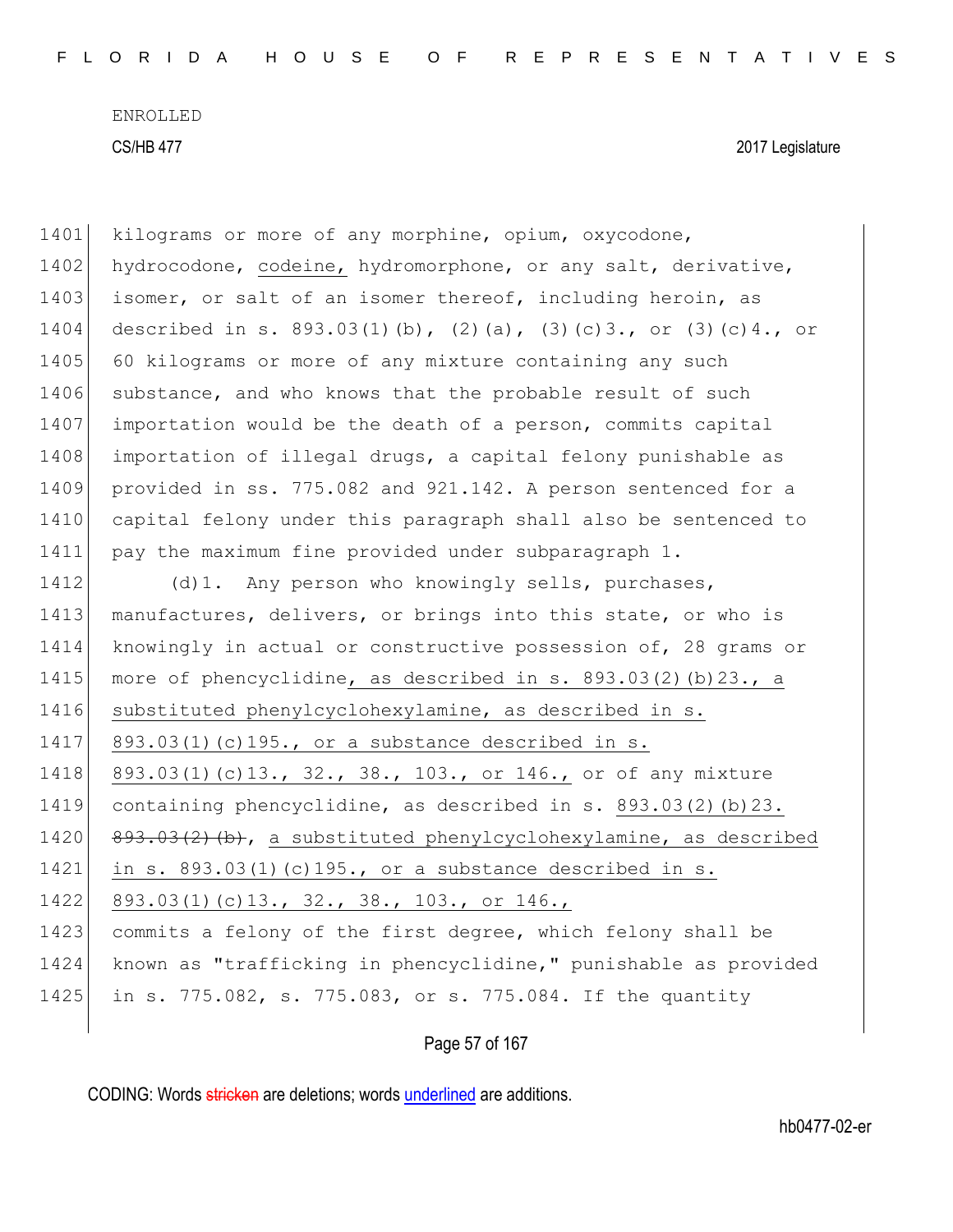1401 kilograms or more of any morphine, opium, oxycodone,
1402 hydrocodone, codeine, hydromorphone, or any salt, derivative,
1403 isomer, or salt of an isomer thereof, including heroin, as
1404 described in s. 893.03(1)(b), (2)(a), (3)(c)3., or (3)(c)4., or
1405 60 kilograms or more of any mixture containing any such
1406 substance, and who knows that the probable result of such
1407 importation would be the death of a person, commits capital
1408 importation of illegal drugs, a capital felony punishable as
1409 provided in ss. 775.082 and 921.142. A person sentenced for a
1410 capital felony under this paragraph shall also be sentenced to
1411 pay the maximum fine provided under subparagraph 1.

1412 (d)1. Any person who knowingly sells, purchases,
1413 manufactures, delivers, or brings into this state, or who is
1414 knowingly in actual or constructive possession of, 28 grams or
1415 more of phencyclidine, as described in s. 893.03(2)(b)23., a
1416 substituted phenylcyclohexylamine, as described in s.
1417 893.03(1)(c)195., or a substance described in s.
1418 893.03(1)(c)13., 32., 38., 103., or 146., or of any mixture
1419 containing phencyclidine, as described in s. 893.03(2)(b)23.
1420 ~~893.03(2)(b)~~, a substituted phenylcyclohexylamine, as described
1421 in s. 893.03(1)(c)195., or a substance described in s.
1422 893.03(1)(c)13., 32., 38., 103., or 146.,
1423 commits a felony of the first degree, which felony shall be
1424 known as "trafficking in phencyclidine," punishable as provided
1425 in s. 775.082, s. 775.083, or s. 775.084. If the quantity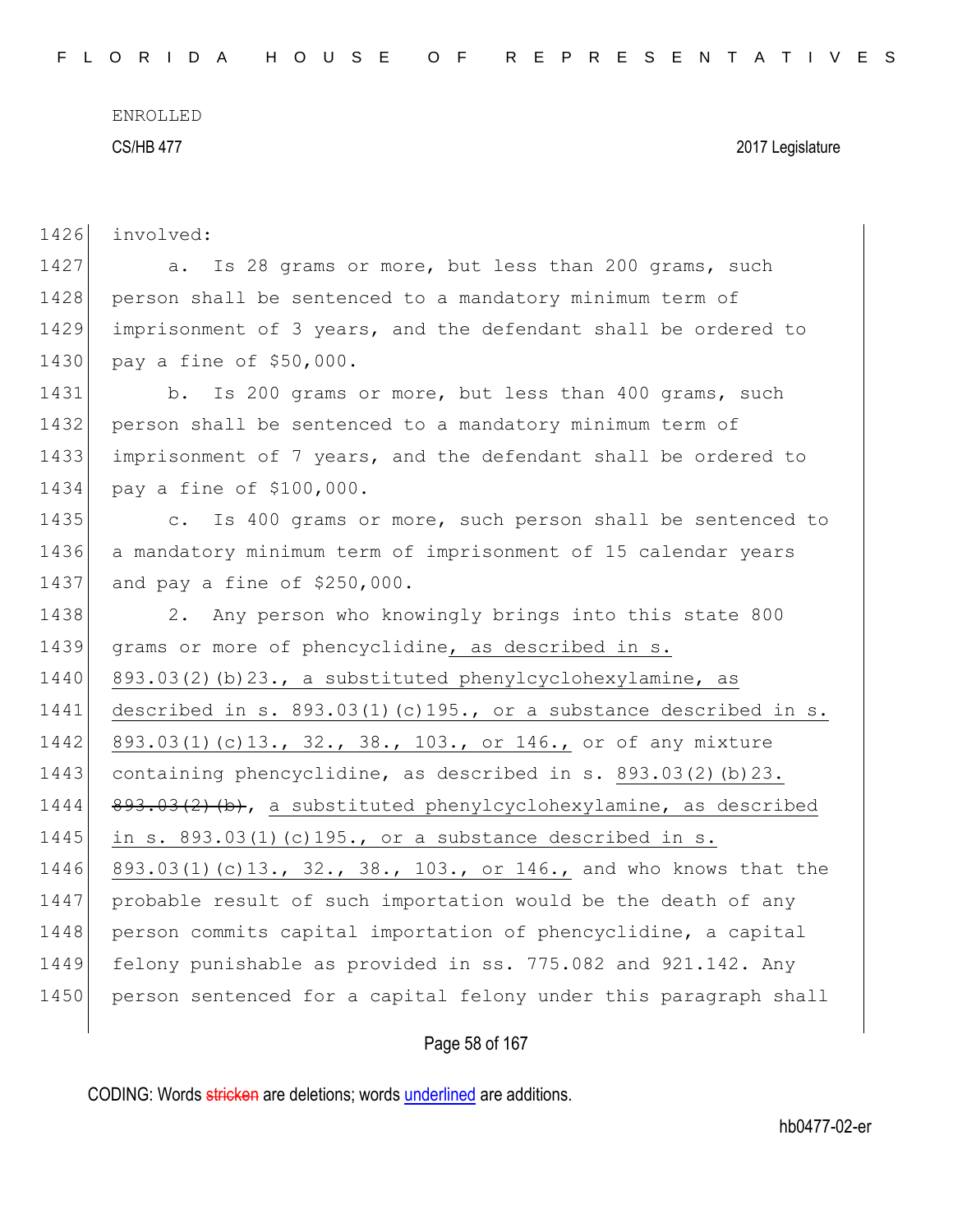involved:

a. Is 28 grams or more, but less than 200 grams, such person shall be sentenced to a mandatory minimum term of imprisonment of 3 years, and the defendant shall be ordered to pay a fine of $50,000.

b. Is 200 grams or more, but less than 400 grams, such person shall be sentenced to a mandatory minimum term of imprisonment of 7 years, and the defendant shall be ordered to pay a fine of $100,000.

c. Is 400 grams or more, such person shall be sentenced to a mandatory minimum term of imprisonment of 15 calendar years and pay a fine of $250,000.

2. Any person who knowingly brings into this state 800 grams or more of phencyclidine, as described in s. 893.03(2)(b)23., a substituted phenylcyclohexylamine, as described in s. 893.03(1)(c)195., or a substance described in s. 893.03(1)(c)13., 32., 38., 103., or 146., or of any mixture containing phencyclidine, as described in s. 893.03(2)(b)23. ~~893.03(2)(b)~~, a substituted phenylcyclohexylamine, as described in s. 893.03(1)(c)195., or a substance described in s. 893.03(1)(c)13., 32., 38., 103., or 146., and who knows that the probable result of such importation would be the death of any person commits capital importation of phencyclidine, a capital felony punishable as provided in ss. 775.082 and 921.142. Any person sentenced for a capital felony under this paragraph shall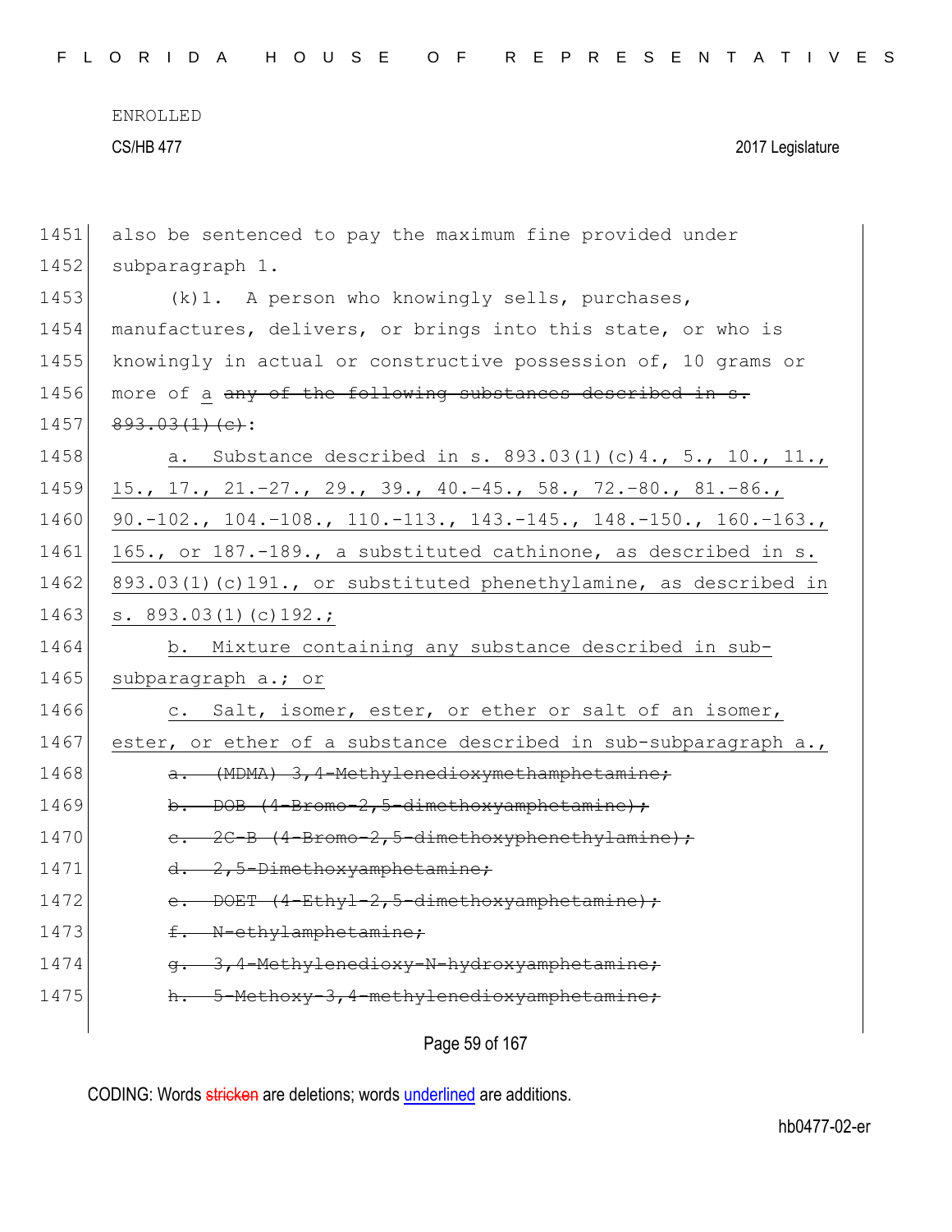ENROLLED

CS/HB 477 2017 Legislature

1451 also be sentenced to pay the maximum fine provided under
1452 subparagraph 1.

1453 (k)1. A person who knowingly sells, purchases,
1454 manufactures, delivers, or brings into this state, or who is
1455 knowingly in actual or constructive possession of, 10 grams or
1456 more of a ~~any of the following substances described in s.~~
1457 ~~893.03(1)(c)~~:

1458 a. Substance described in s. 893.03(1)(c)4., 5., 10., 11.,
1459 15., 17., 21.-27., 29., 39., 40.-45., 58., 72.-80., 81.-86.,
1460 90.-102., 104.-108., 110.-113., 143.-145., 148.-150., 160.-163.,
1461 165., or 187.-189., a substituted cathinone, as described in s.
1462 893.03(1)(c)191., or substituted phenethylamine, as described in
1463 s. 893.03(1)(c)192.;

1464 b. Mixture containing any substance described in sub-
1465 subparagraph a.; or

1466 c. Salt, isomer, ester, or ether or salt of an isomer,
1467 ester, or ether of a substance described in sub-subparagraph a.,

1468 ~~a. (MDMA) 3,4-Methylenedioxymethamphetamine;~~

1469 ~~b. DOB (4-Bromo-2,5-dimethoxyamphetamine);~~

1470 ~~c. 2C-B (4-Bromo-2,5-dimethoxyphenethylamine);~~

1471 ~~d. 2,5-Dimethoxyamphetamine;~~

1472 ~~e. DOET (4-Ethyl-2,5-dimethoxyamphetamine);~~

1473 ~~f. N-ethylamphetamine;~~

1474 ~~g. 3,4-Methylenedioxy-N-hydroxyamphetamine;~~

1475 ~~h. 5-Methoxy-3,4-methylenedioxyamphetamine;~~

CODING: Words ~~stricken~~ are deletions; words underlined are additions.

hb0477-02-er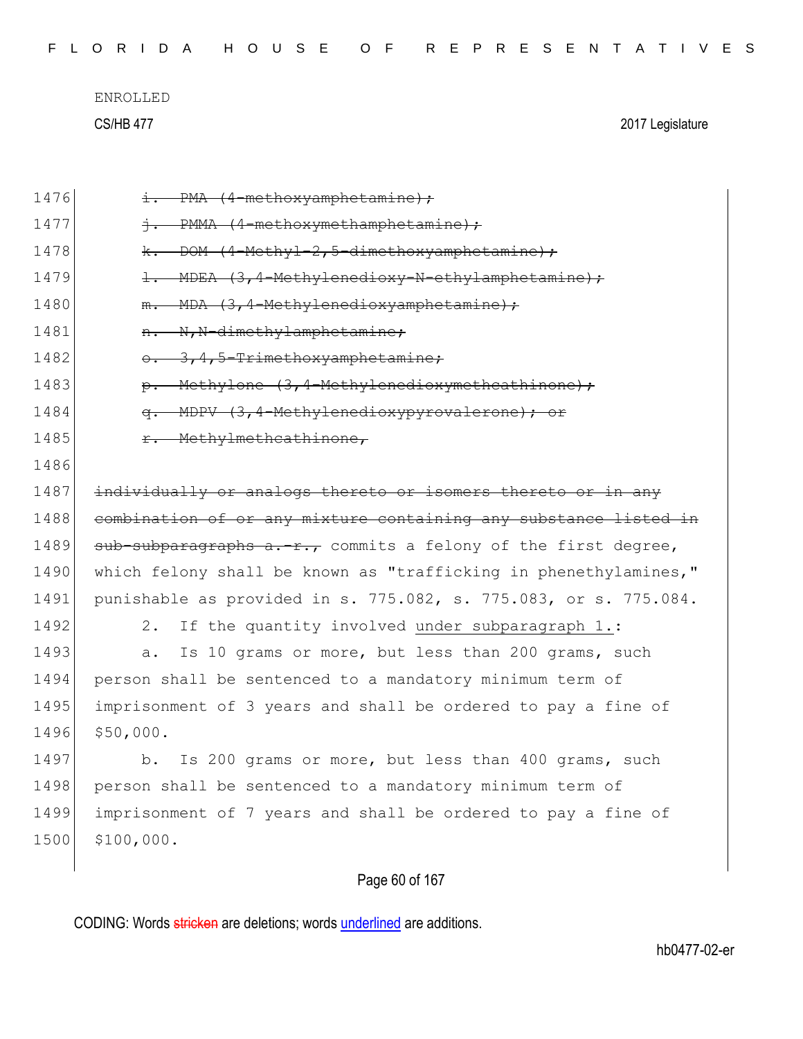~~i. PMA (4-methoxyamphetamine);~~

~~j. PMMA (4-methoxymethamphetamine);~~

~~k. DOM (4-Methyl-2,5-dimethoxyamphetamine);~~

~~l. MDEA (3,4-Methylenedioxy-N-ethylamphetamine);~~

~~m. MDA (3,4-Methylenedioxyamphetamine);~~

~~n. N,N-dimethylamphetamine;~~

~~o. 3,4,5-Trimethoxyamphetamine;~~

~~p. Methylone (3,4-Methylenedioxymethcathinone);~~

~~q. MDPV (3,4-Methylenedioxypyrovalerone); or~~

~~r. Methylmethcathinone,~~

~~individually or analogs thereto or isomers thereto or in any combination of or any mixture containing any substance listed in sub-subparagraphs a.-r.,~~ commits a felony of the first degree, which felony shall be known as "trafficking in phenethylamines," punishable as provided in s. 775.082, s. 775.083, or s. 775.084.

2. If the quantity involved <u>under subparagraph 1.</u>:

a. Is 10 grams or more, but less than 200 grams, such person shall be sentenced to a mandatory minimum term of imprisonment of 3 years and shall be ordered to pay a fine of $50,000.

b. Is 200 grams or more, but less than 400 grams, such person shall be sentenced to a mandatory minimum term of imprisonment of 7 years and shall be ordered to pay a fine of $100,000.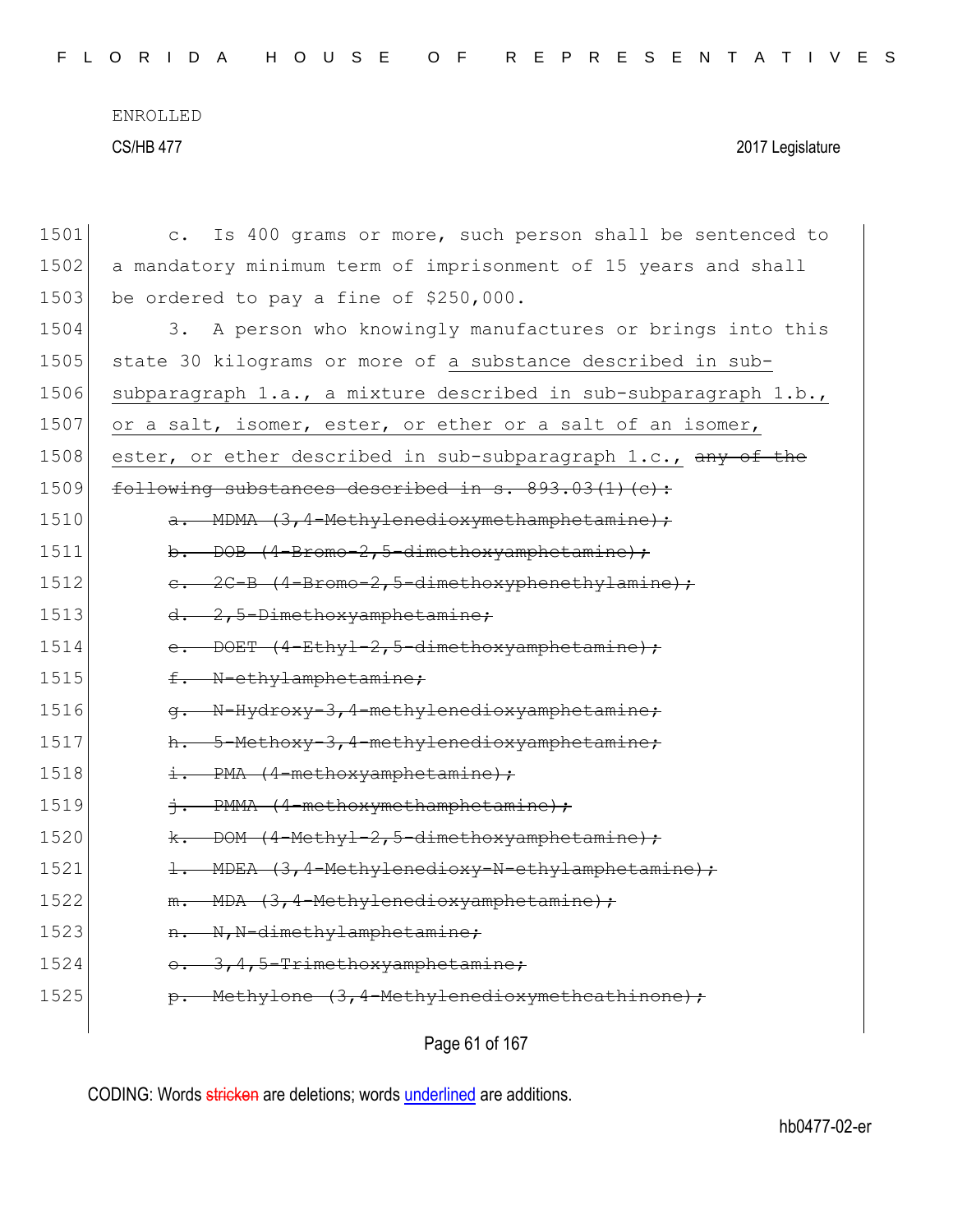ENROLLED

CS/HB 477 2017 Legislature

1501 c. Is 400 grams or more, such person shall be sentenced to
1502 a mandatory minimum term of imprisonment of 15 years and shall
1503 be ordered to pay a fine of $250,000.

1504 3. A person who knowingly manufactures or brings into this
1505 state 30 kilograms or more of <u>a substance described in sub-</u>
1506 <u>subparagraph 1.a., a mixture described in sub-subparagraph 1.b.,</u>
1507 <u>or a salt, isomer, ester, or ether or a salt of an isomer,</u>
1508 <u>ester, or ether described in sub-subparagraph 1.c.,</u> ~~any of the~~
1509 ~~following substances described in s. 893.03(1)(c):~~

1510 ~~a. MDMA (3,4-Methylenedioxymethamphetamine);~~
1511 ~~b. DOB (4-Bromo-2,5-dimethoxyamphetamine);~~
1512 ~~c. 2C-B (4-Bromo-2,5-dimethoxyphenethylamine);~~
1513 ~~d. 2,5-Dimethoxyamphetamine;~~
1514 ~~e. DOET (4-Ethyl-2,5-dimethoxyamphetamine);~~
1515 ~~f. N-ethylamphetamine;~~
1516 ~~g. N-Hydroxy-3,4-methylenedioxyamphetamine;~~
1517 ~~h. 5-Methoxy-3,4-methylenedioxyamphetamine;~~
1518 ~~i. PMA (4-methoxyamphetamine);~~
1519 ~~j. PMMA (4-methoxymethamphetamine);~~
1520 ~~k. DOM (4-Methyl-2,5-dimethoxyamphetamine);~~
1521 ~~l. MDEA (3,4-Methylenedioxy-N-ethylamphetamine);~~
1522 ~~m. MDA (3,4-Methylenedioxyamphetamine);~~
1523 ~~n. N,N-dimethylamphetamine;~~
1524 ~~o. 3,4,5-Trimethoxyamphetamine;~~
1525 ~~p. Methylone (3,4-Methylenedioxymethcathinone);~~

CODING: Words ~~stricken~~ are deletions; words <u>underlined</u> are additions.

hb0477-02-er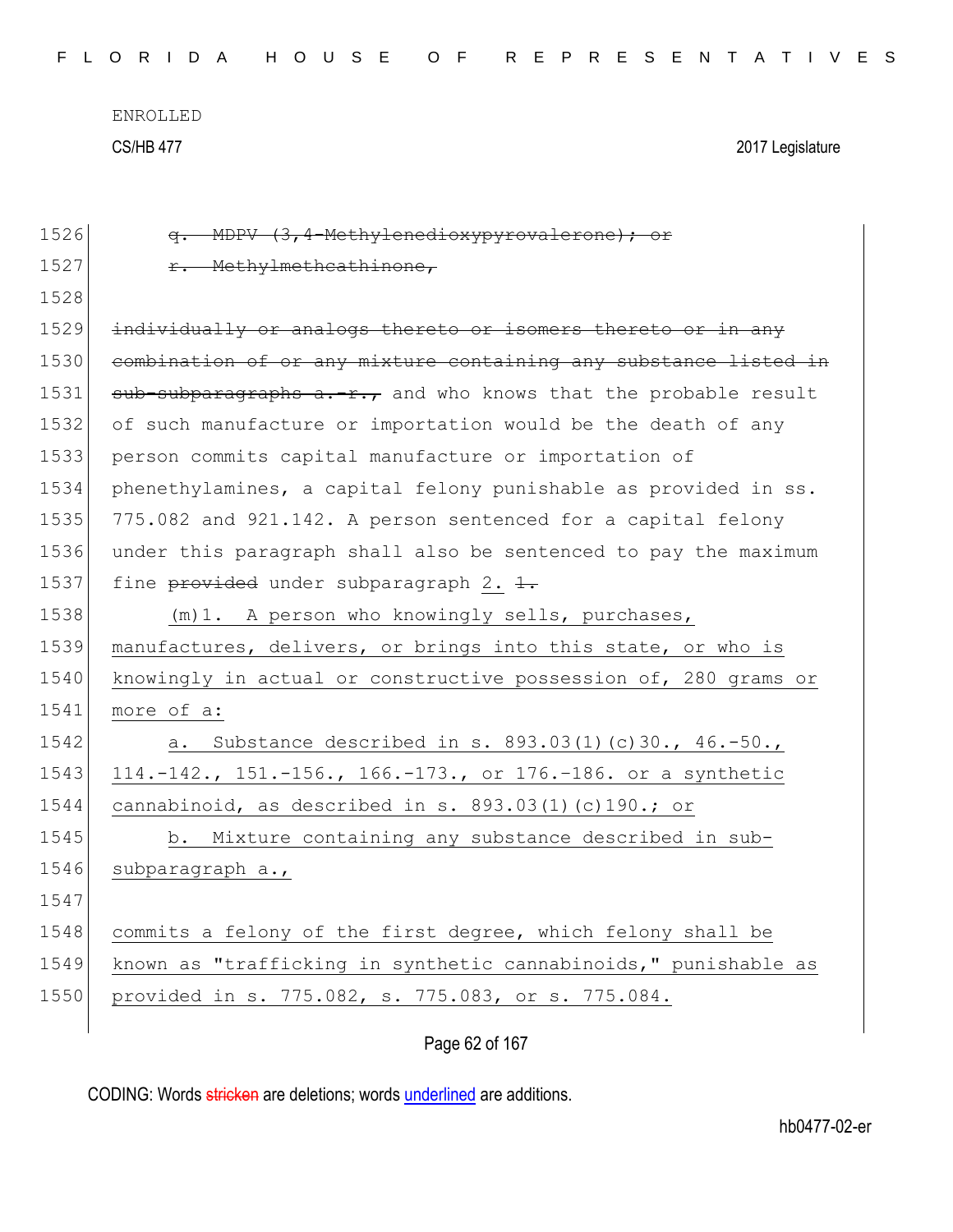1526 ~~q. MDPV (3,4-Methylenedioxypyrovalerone); or~~

1527 ~~r. Methylmethcathinone,~~

1528

1529 ~~individually or analogs thereto or isomers thereto or in any~~

1530 ~~combination of or any mixture containing any substance listed in~~

1531 ~~sub-subparagraphs a.-r.,~~ and who knows that the probable result

1532 of such manufacture or importation would be the death of any

1533 person commits capital manufacture or importation of

1534 phenethylamines, a capital felony punishable as provided in ss.

1535 775.082 and 921.142. A person sentenced for a capital felony

1536 under this paragraph shall also be sentenced to pay the maximum

1537 fine ~~provided~~ under subparagraph 2. ~~1.~~

1538 (m)1. A person who knowingly sells, purchases,

1539 manufactures, delivers, or brings into this state, or who is

1540 knowingly in actual or constructive possession of, 280 grams or

1541 more of a:

1542 a. Substance described in s. 893.03(1)(c)30., 46.-50.,

1543 114.-142., 151.-156., 166.-173., or 176.-186. or a synthetic

1544 cannabinoid, as described in s. 893.03(1)(c)190.; or

1545 b. Mixture containing any substance described in sub-

1546 subparagraph a.,

1547

1548 commits a felony of the first degree, which felony shall be

1549 known as "trafficking in synthetic cannabinoids," punishable as

1550 provided in s. 775.082, s. 775.083, or s. 775.084.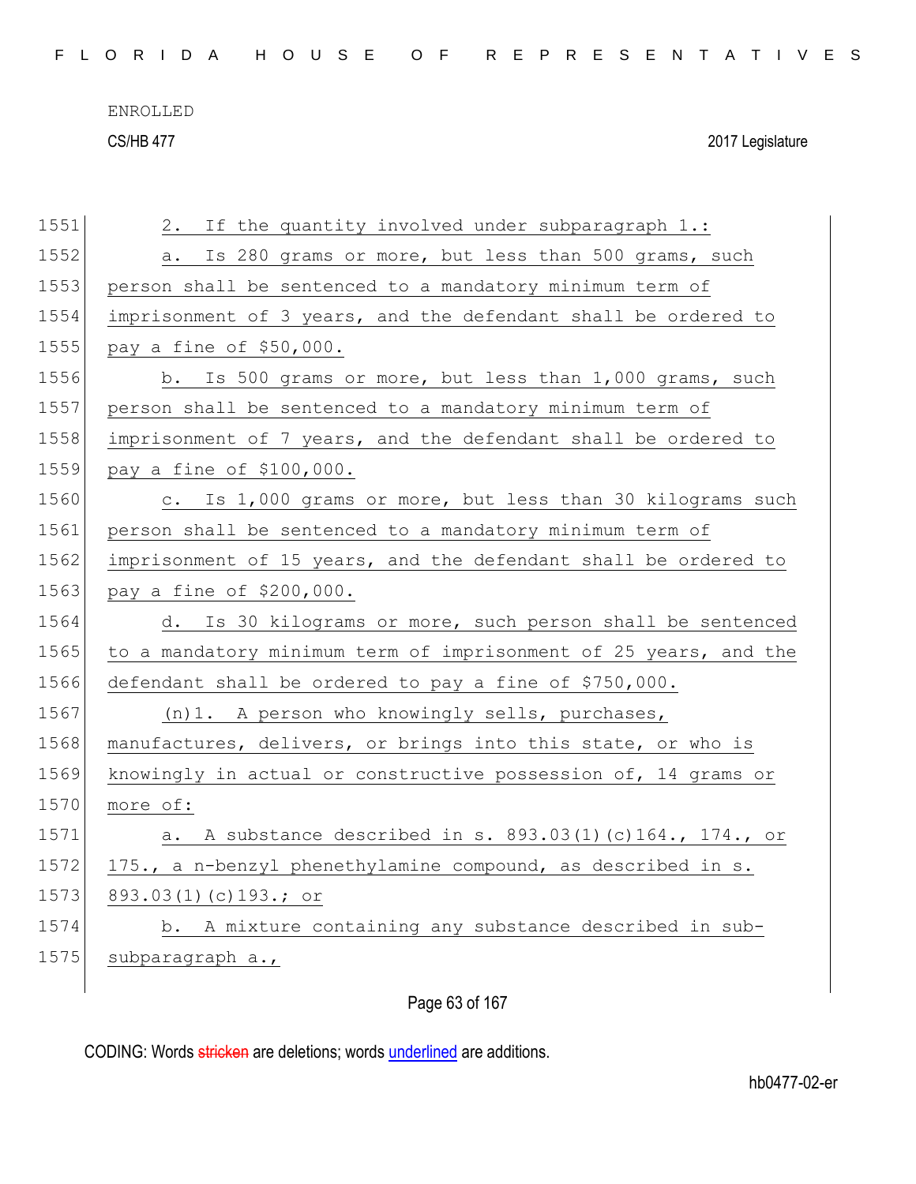2. If the quantity involved under subparagraph 1.:

a. Is 280 grams or more, but less than 500 grams, such person shall be sentenced to a mandatory minimum term of imprisonment of 3 years, and the defendant shall be ordered to pay a fine of $50,000.

b. Is 500 grams or more, but less than 1,000 grams, such person shall be sentenced to a mandatory minimum term of imprisonment of 7 years, and the defendant shall be ordered to pay a fine of $100,000.

c. Is 1,000 grams or more, but less than 30 kilograms such person shall be sentenced to a mandatory minimum term of imprisonment of 15 years, and the defendant shall be ordered to pay a fine of $200,000.

d. Is 30 kilograms or more, such person shall be sentenced to a mandatory minimum term of imprisonment of 25 years, and the defendant shall be ordered to pay a fine of $750,000.

(n)1. A person who knowingly sells, purchases, manufactures, delivers, or brings into this state, or who is knowingly in actual or constructive possession of, 14 grams or more of:

a. A substance described in s. 893.03(1)(c)164., 174., or 175., a n-benzyl phenethylamine compound, as described in s. 893.03(1)(c)193.; or

b. A mixture containing any substance described in sub-subparagraph a.,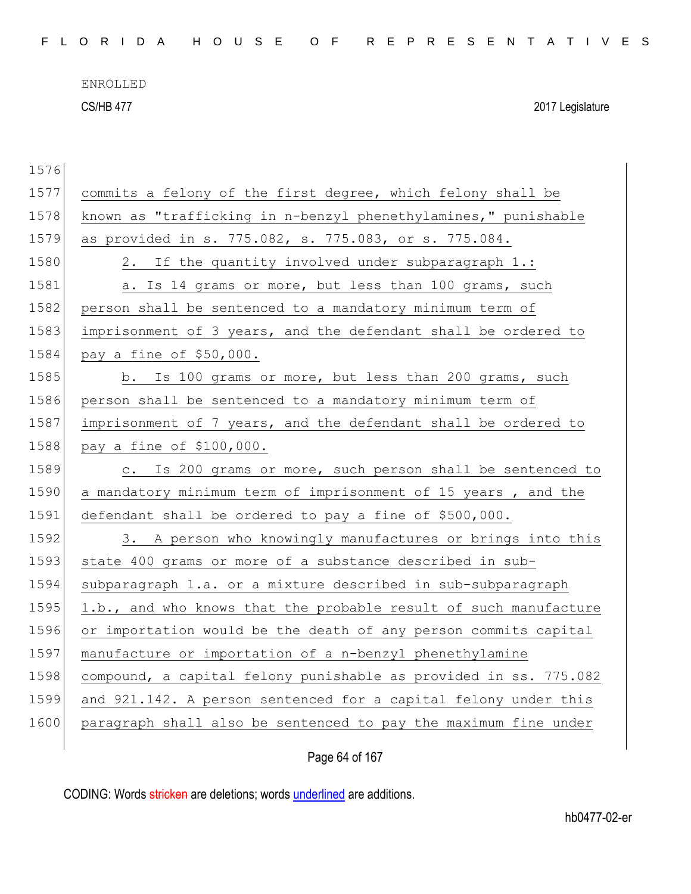commits a felony of the first degree, which felony shall be known as "trafficking in n-benzyl phenethylamines," punishable as provided in s. 775.082, s. 775.083, or s. 775.084.

2. If the quantity involved under subparagraph 1.:

a. Is 14 grams or more, but less than 100 grams, such person shall be sentenced to a mandatory minimum term of imprisonment of 3 years, and the defendant shall be ordered to pay a fine of $50,000.

b. Is 100 grams or more, but less than 200 grams, such person shall be sentenced to a mandatory minimum term of imprisonment of 7 years, and the defendant shall be ordered to pay a fine of $100,000.

c. Is 200 grams or more, such person shall be sentenced to a mandatory minimum term of imprisonment of 15 years , and the defendant shall be ordered to pay a fine of $500,000.

3. A person who knowingly manufactures or brings into this state 400 grams or more of a substance described in sub-subparagraph 1.a. or a mixture described in sub-subparagraph 1.b., and who knows that the probable result of such manufacture or importation would be the death of any person commits capital manufacture or importation of a n-benzyl phenethylamine compound, a capital felony punishable as provided in ss. 775.082 and 921.142. A person sentenced for a capital felony under this paragraph shall also be sentenced to pay the maximum fine under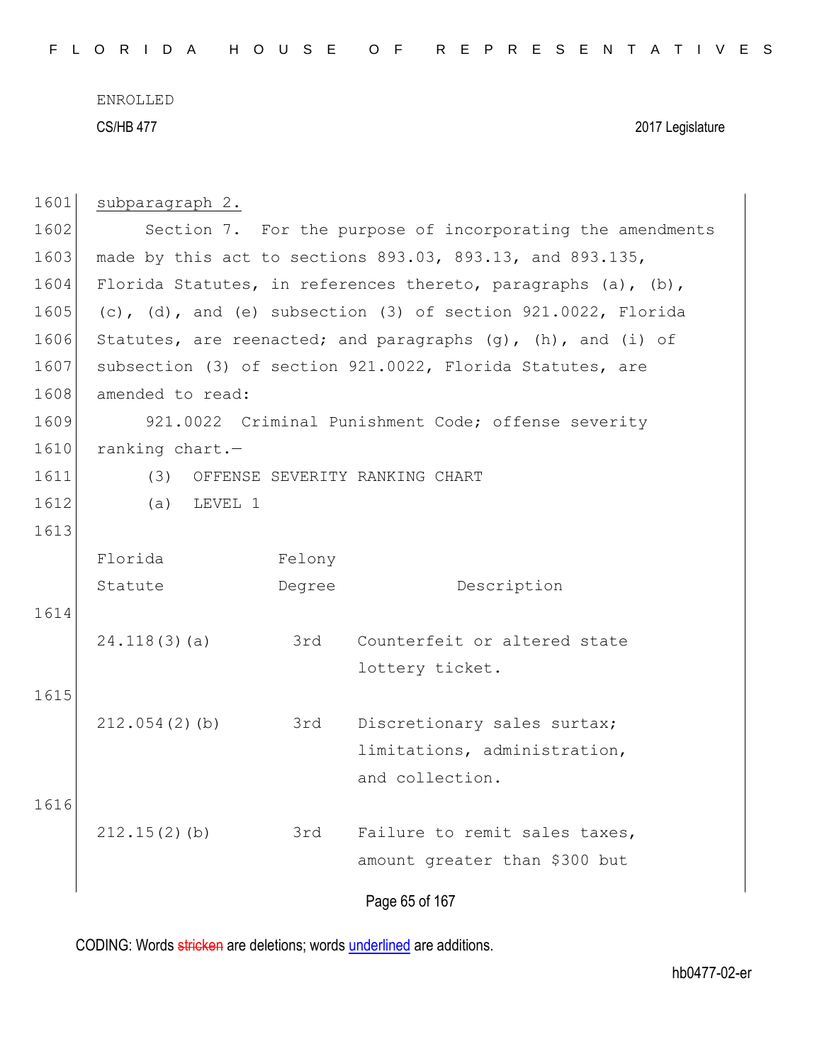<u>subparagraph 2.</u>

Section 7. For the purpose of incorporating the amendments made by this act to sections 893.03, 893.13, and 893.135, Florida Statutes, in references thereto, paragraphs (a), (b), (c), (d), and (e) subsection (3) of section 921.0022, Florida Statutes, are reenacted; and paragraphs (g), (h), and (i) of subsection (3) of section 921.0022, Florida Statutes, are amended to read:

921.0022 Criminal Punishment Code; offense severity ranking chart.—

(3) OFFENSE SEVERITY RANKING CHART

(a) LEVEL 1

| Florida Statute | Felony Degree | Description |
|---|---|---|
| 24.118(3)(a) | 3rd | Counterfeit or altered state lottery ticket. |
| 212.054(2)(b) | 3rd | Discretionary sales surtax; limitations, administration, and collection. |
| 212.15(2)(b) | 3rd | Failure to remit sales taxes, amount greater than $300 but |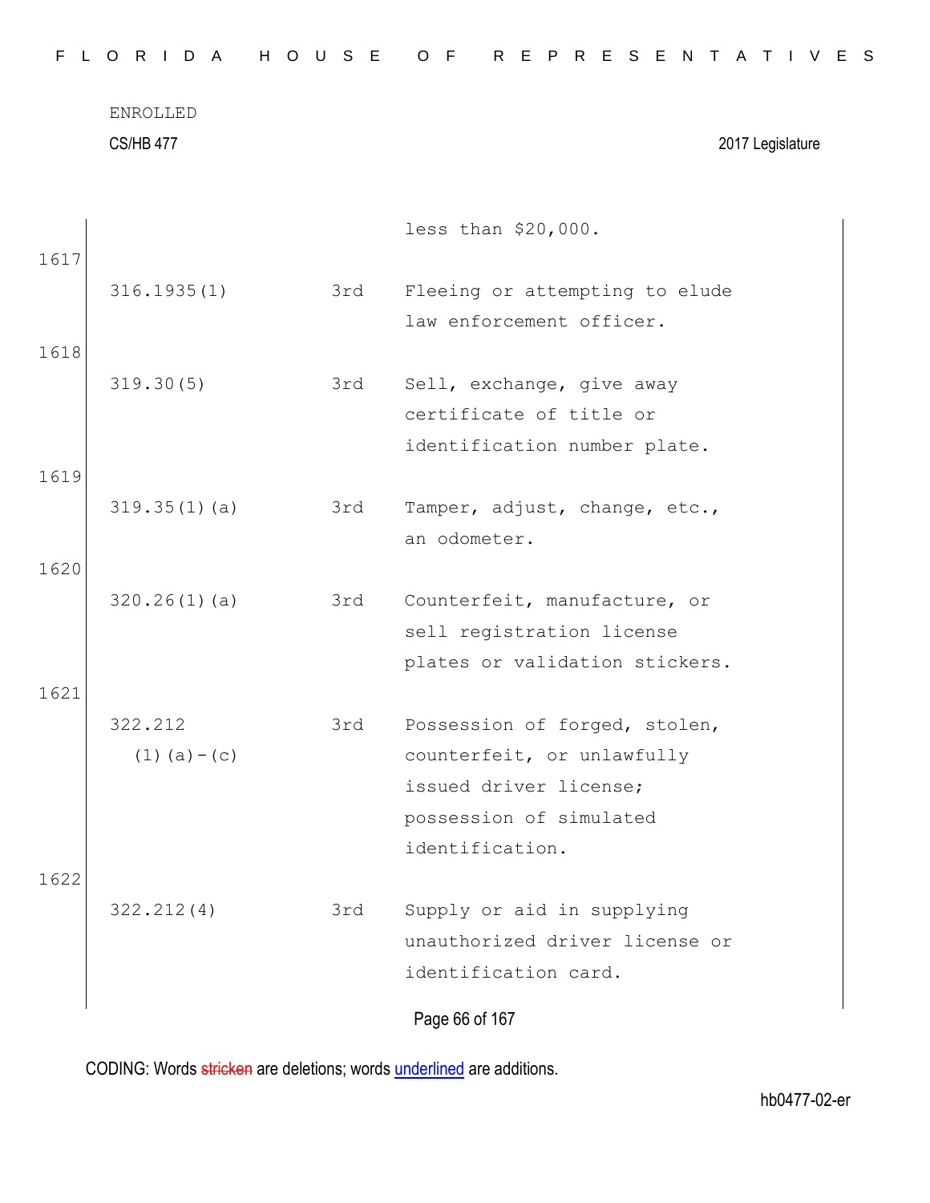| | | |
|---|---|---|
| | | less than $20,000. |
| 316.1935(1) | 3rd | Fleeing or attempting to elude law enforcement officer. |
| 319.30(5) | 3rd | Sell, exchange, give away certificate of title or identification number plate. |
| 319.35(1)(a) | 3rd | Tamper, adjust, change, etc., an odometer. |
| 320.26(1)(a) | 3rd | Counterfeit, manufacture, or sell registration license plates or validation stickers. |
| 322.212 (1)(a)-(c) | 3rd | Possession of forged, stolen, counterfeit, or unlawfully issued driver license; possession of simulated identification. |
| 322.212(4) | 3rd | Supply or aid in supplying unauthorized driver license or identification card. |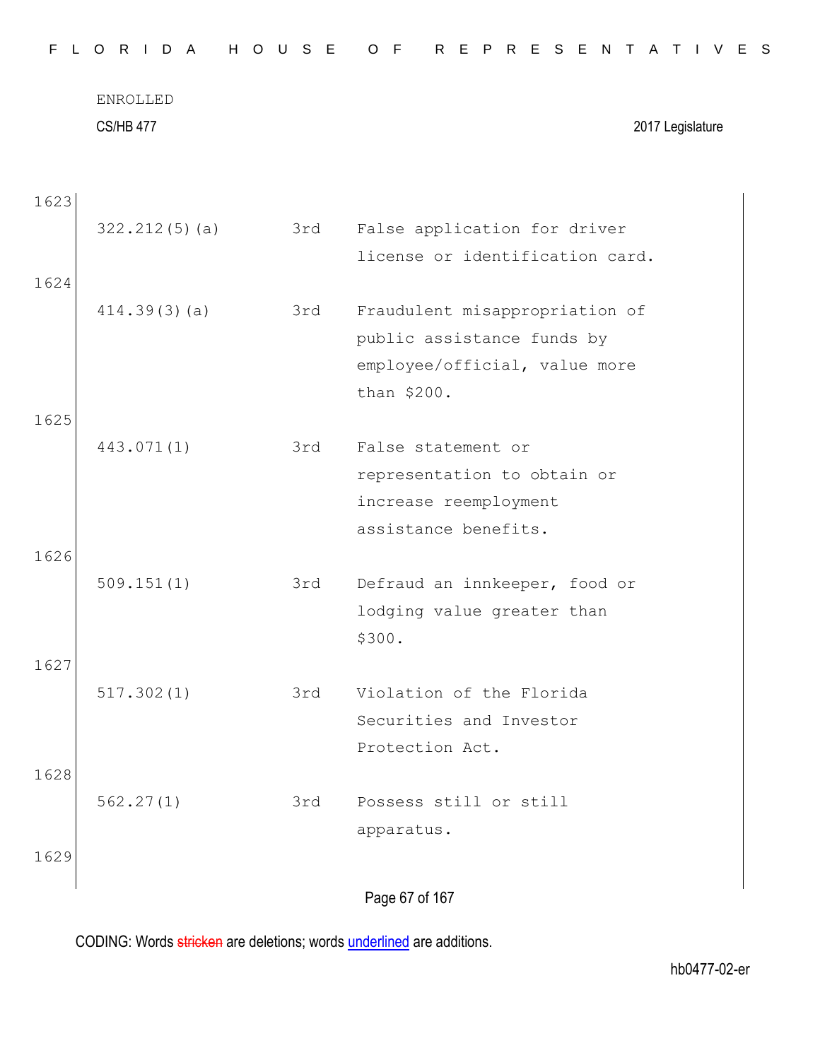1623

| | | |
|---|---|---|
| 322.212(5)(a) | 3rd | False application for driver license or identification card. |

1624

| | | |
|---|---|---|
| 414.39(3)(a) | 3rd | Fraudulent misappropriation of public assistance funds by employee/official, value more than $200. |

1625

| | | |
|---|---|---|
| 443.071(1) | 3rd | False statement or representation to obtain or increase reemployment assistance benefits. |

1626

| | | |
|---|---|---|
| 509.151(1) | 3rd | Defraud an innkeeper, food or lodging value greater than $300. |

1627

| | | |
|---|---|---|
| 517.302(1) | 3rd | Violation of the Florida Securities and Investor Protection Act. |

1628

| | | |
|---|---|---|
| 562.27(1) | 3rd | Possess still or still apparatus. |

1629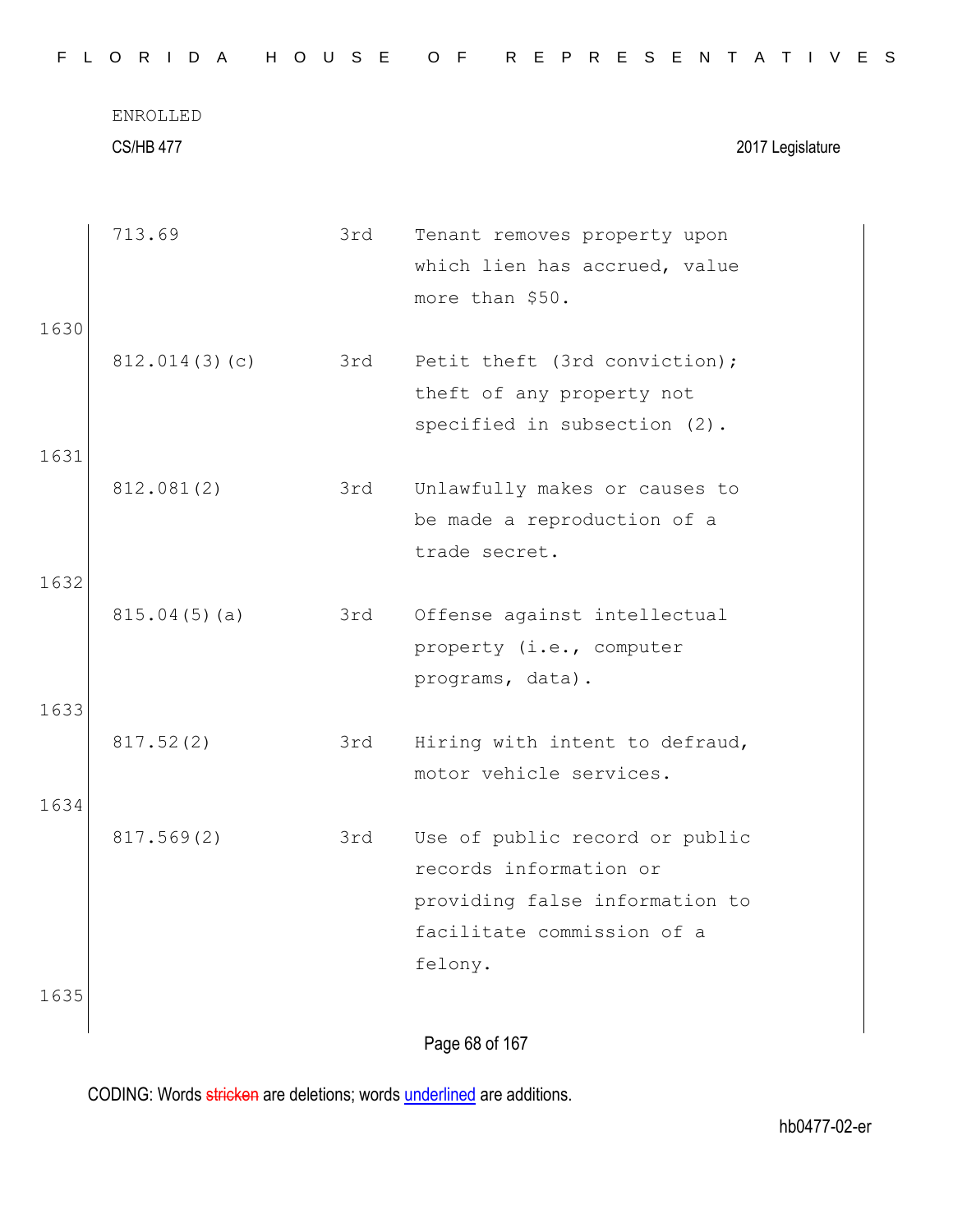ENROLLED

| | | |
|---|---|---|
| 713.69 | 3rd | Tenant removes property upon which lien has accrued, value more than $50. |
| 812.014(3)(c) | 3rd | Petit theft (3rd conviction); theft of any property not specified in subsection (2). |
| 812.081(2) | 3rd | Unlawfully makes or causes to be made a reproduction of a trade secret. |
| 815.04(5)(a) | 3rd | Offense against intellectual property (i.e., computer programs, data). |
| 817.52(2) | 3rd | Hiring with intent to defraud, motor vehicle services. |
| 817.569(2) | 3rd | Use of public record or public records information or providing false information to facilitate commission of a felony. |

CODING: Words stricken are deletions; words underlined are additions.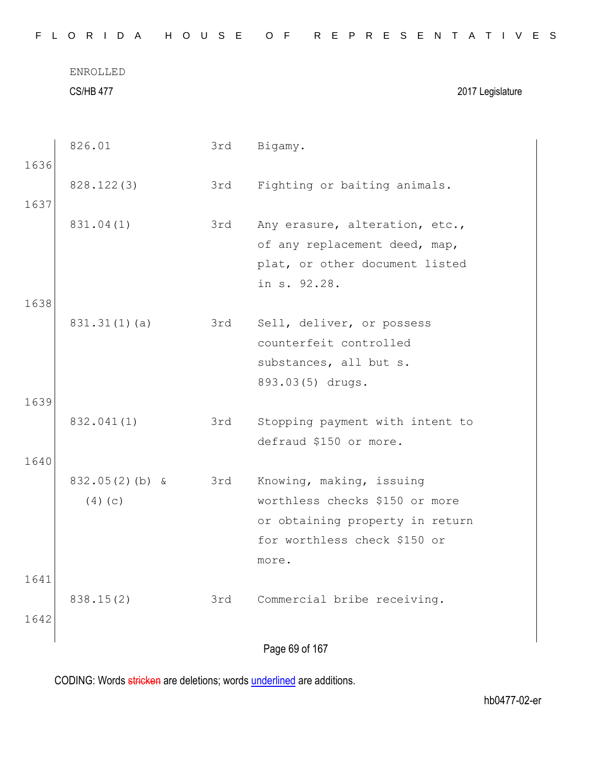ENROLLED

CS/HB 477 2017 Legislature

| | | | |
|---|---|---|---|
| | 826.01 | 3rd | Bigamy. |
| 1636 | | | |
| | 828.122(3) | 3rd | Fighting or baiting animals. |
| 1637 | | | |
| | 831.04(1) | 3rd | Any erasure, alteration, etc., of any replacement deed, map, plat, or other document listed in s. 92.28. |
| 1638 | | | |
| | 831.31(1)(a) | 3rd | Sell, deliver, or possess counterfeit controlled substances, all but s. 893.03(5) drugs. |
| 1639 | | | |
| | 832.041(1) | 3rd | Stopping payment with intent to defraud $150 or more. |
| 1640 | | | |
| | 832.05(2)(b) & (4)(c) | 3rd | Knowing, making, issuing worthless checks $150 or more or obtaining property in return for worthless check $150 or more. |
| 1641 | | | |
| | 838.15(2) | 3rd | Commercial bribe receiving. |
| 1642 | | | |

CODING: Words stricken are deletions; words underlined are additions.

hb0477-02-er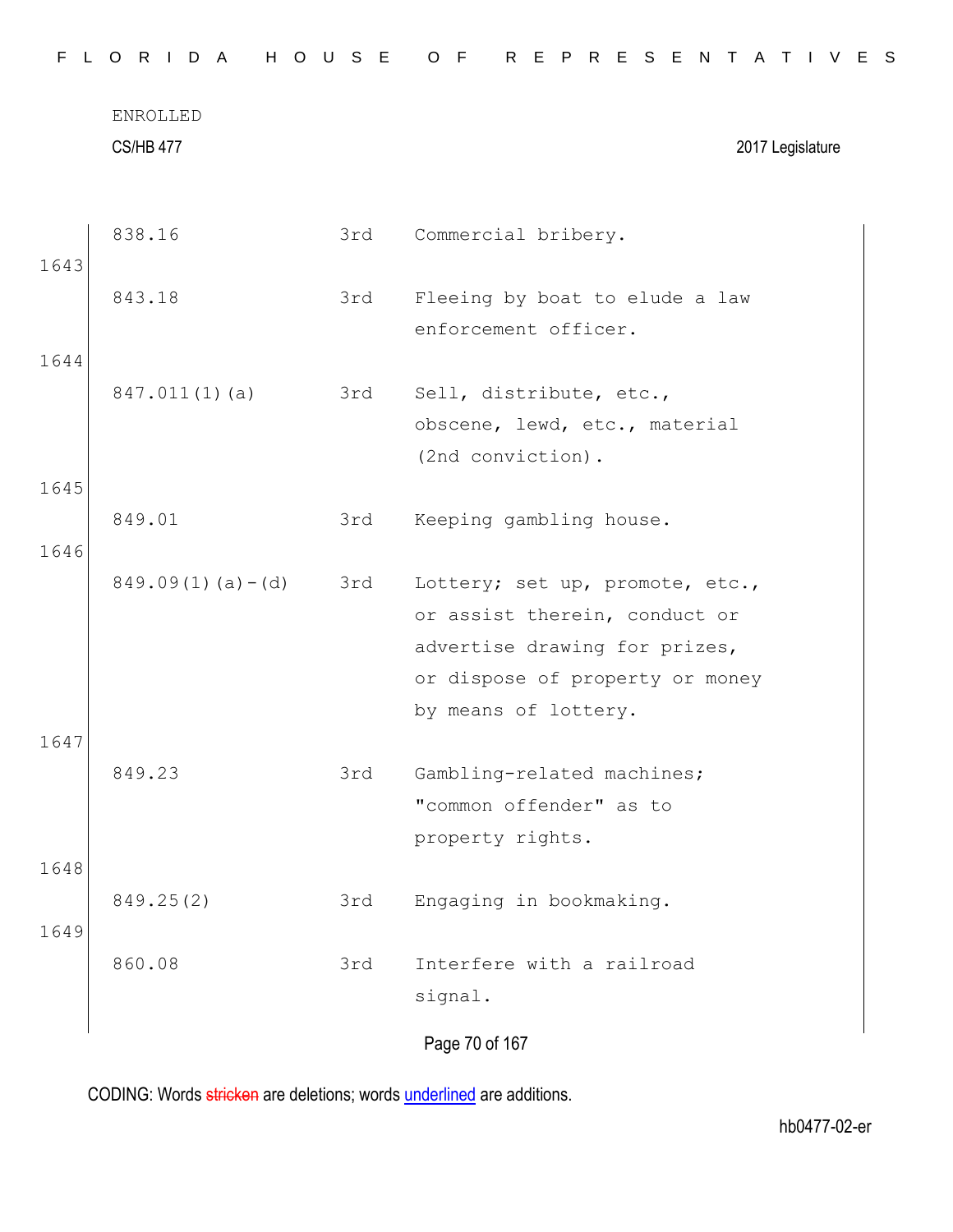| | | | |
|---|---|---|---|
| | 838.16 | 3rd | Commercial bribery. |
| 1643 | | | |
| | 843.18 | 3rd | Fleeing by boat to elude a law enforcement officer. |
| 1644 | | | |
| | 847.011(1)(a) | 3rd | Sell, distribute, etc., obscene, lewd, etc., material (2nd conviction). |
| 1645 | | | |
| | 849.01 | 3rd | Keeping gambling house. |
| 1646 | | | |
| | 849.09(1)(a)-(d) | 3rd | Lottery; set up, promote, etc., or assist therein, conduct or advertise drawing for prizes, or dispose of property or money by means of lottery. |
| 1647 | | | |
| | 849.23 | 3rd | Gambling-related machines; "common offender" as to property rights. |
| 1648 | | | |
| | 849.25(2) | 3rd | Engaging in bookmaking. |
| 1649 | | | |
| | 860.08 | 3rd | Interfere with a railroad signal. |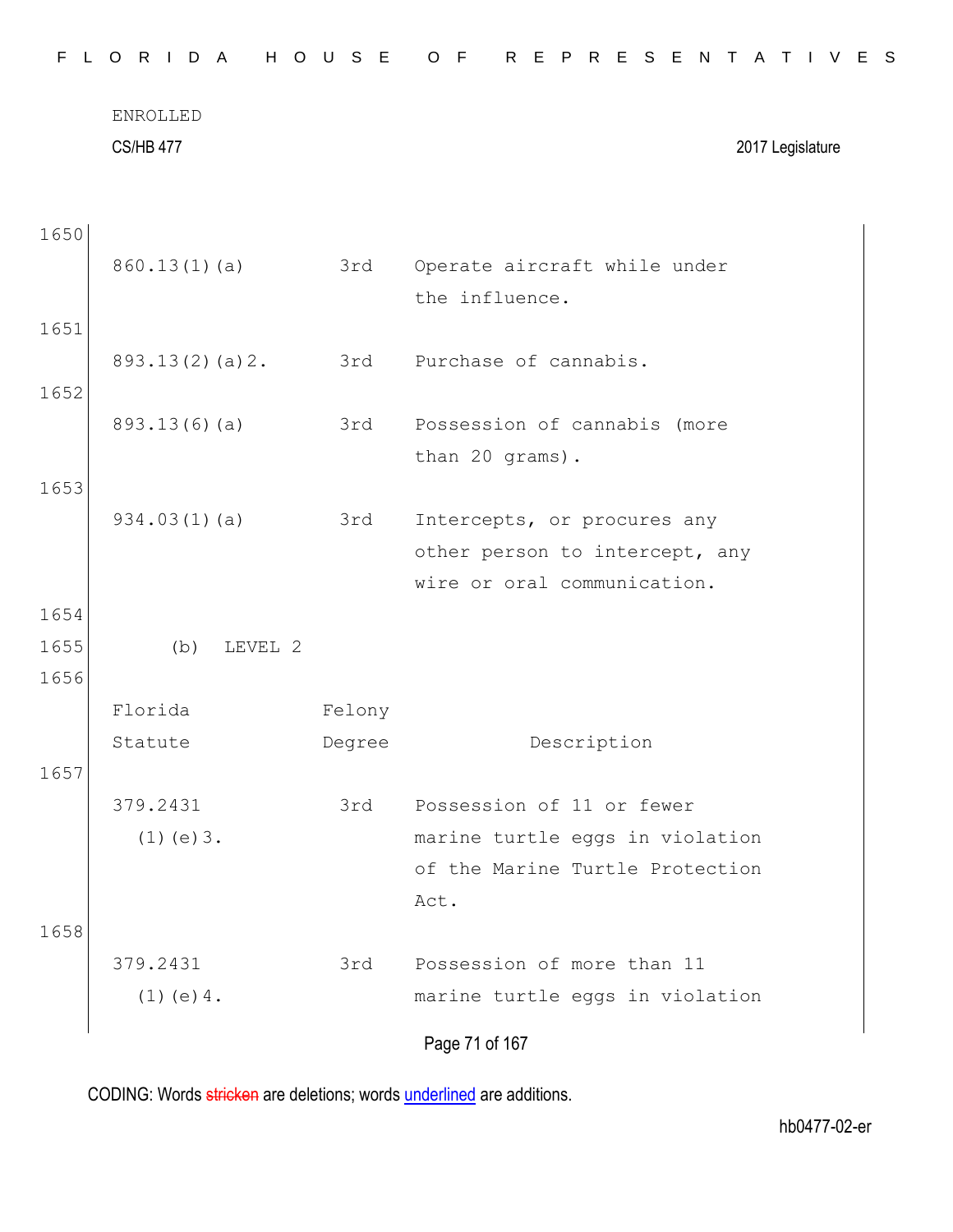| | | |
|---|---|---|
| 860.13(1)(a) | 3rd | Operate aircraft while under the influence. |
| 893.13(2)(a)2. | 3rd | Purchase of cannabis. |
| 893.13(6)(a) | 3rd | Possession of cannabis (more than 20 grams). |
| 934.03(1)(a) | 3rd | Intercepts, or procures any other person to intercept, any wire or oral communication. |

(b) LEVEL 2

| Florida Statute | Felony Degree | Description |
|---|---|---|
| 379.2431 (1)(e)3. | 3rd | Possession of 11 or fewer marine turtle eggs in violation of the Marine Turtle Protection Act. |
| 379.2431 (1)(e)4. | 3rd | Possession of more than 11 marine turtle eggs in violation |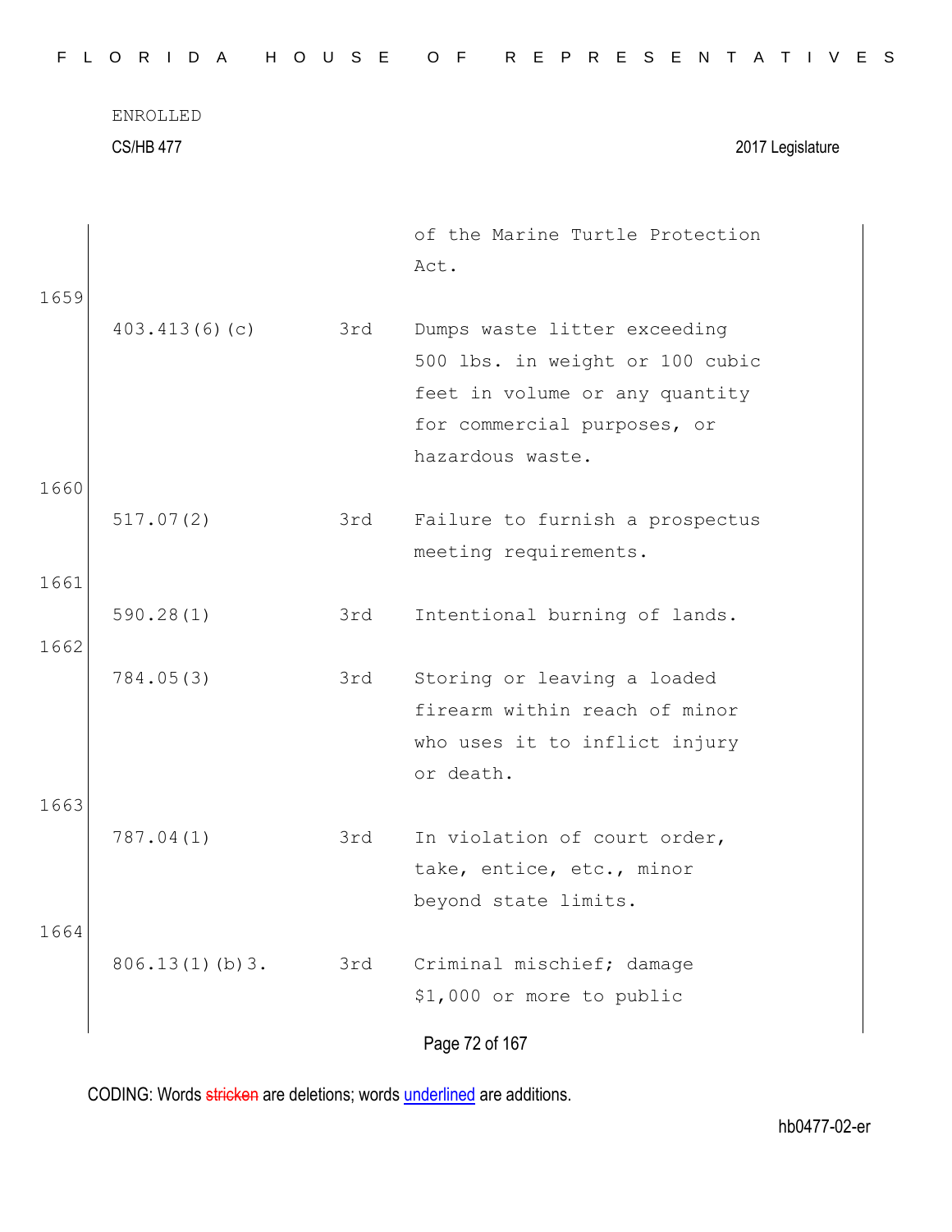ENROLLED

CS/HB 477 2017 Legislature

| | | | |
|---|---|---|---|
| | | | of the Marine Turtle Protection Act. |
| 1659 | 403.413(6)(c) | 3rd | Dumps waste litter exceeding 500 lbs. in weight or 100 cubic feet in volume or any quantity for commercial purposes, or hazardous waste. |
| 1660 | 517.07(2) | 3rd | Failure to furnish a prospectus meeting requirements. |
| 1661 | 590.28(1) | 3rd | Intentional burning of lands. |
| 1662 | 784.05(3) | 3rd | Storing or leaving a loaded firearm within reach of minor who uses it to inflict injury or death. |
| 1663 | 787.04(1) | 3rd | In violation of court order, take, entice, etc., minor beyond state limits. |
| 1664 | 806.13(1)(b)3. | 3rd | Criminal mischief; damage $1,000 or more to public |

CODING: Words stricken are deletions; words underlined are additions.

hb0477-02-er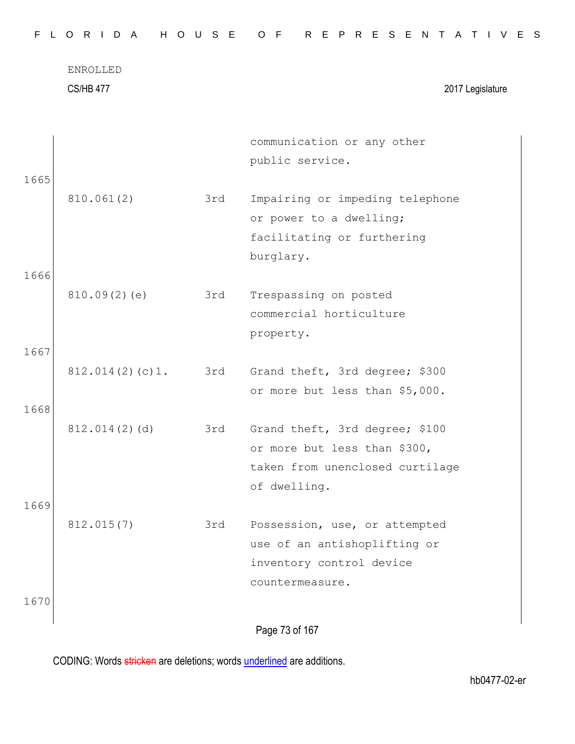| | | |
|---|---|---|
| | | communication or any other public service. |
| 810.061(2) | 3rd | Impairing or impeding telephone or power to a dwelling; facilitating or furthering burglary. |
| 810.09(2)(e) | 3rd | Trespassing on posted commercial horticulture property. |
| 812.014(2)(c)1. | 3rd | Grand theft, 3rd degree; $300 or more but less than $5,000. |
| 812.014(2)(d) | 3rd | Grand theft, 3rd degree; $100 or more but less than $300, taken from unenclosed curtilage of dwelling. |
| 812.015(7) | 3rd | Possession, use, or attempted use of an antishoplifting or inventory control device countermeasure. |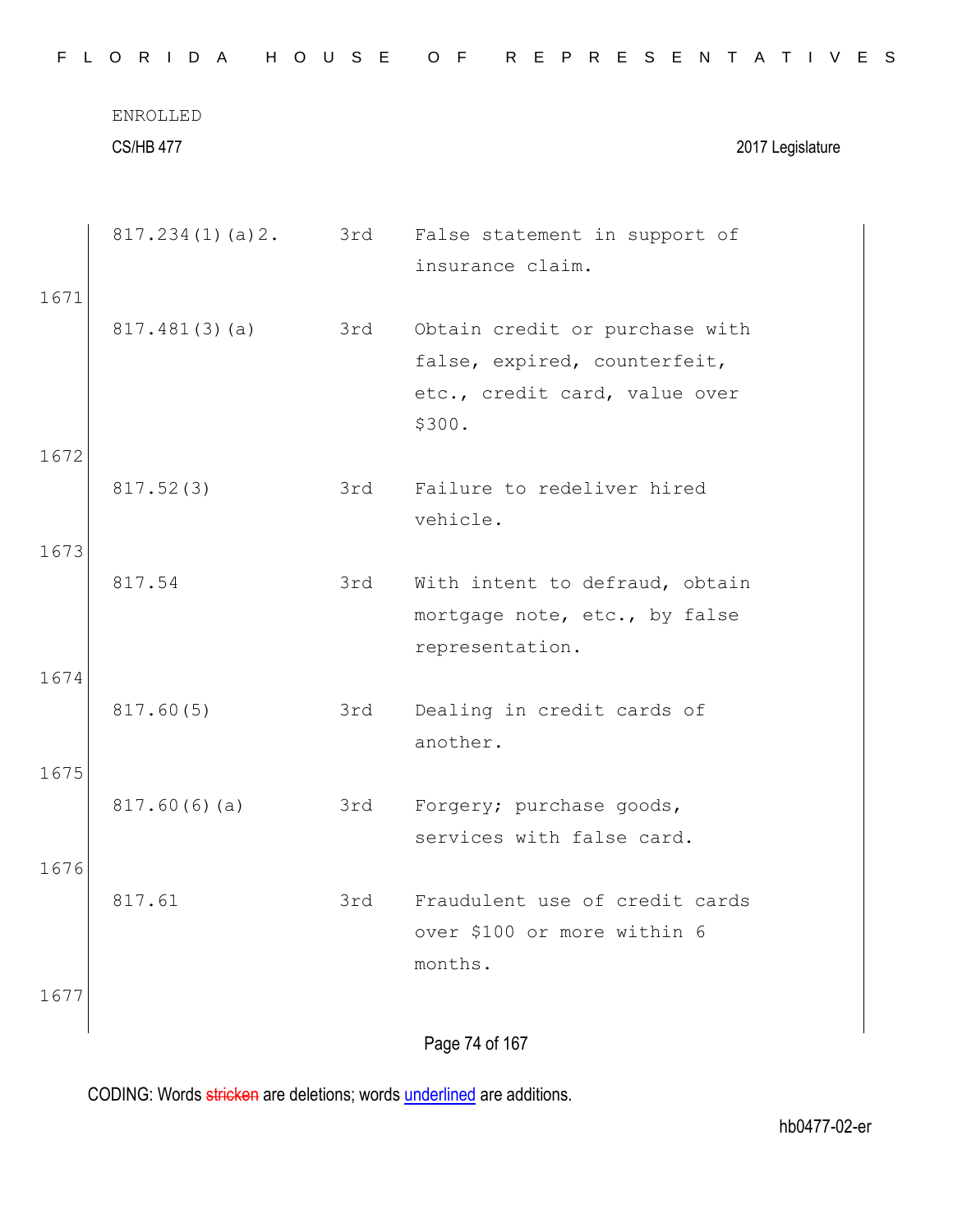ENROLLED

CS/HB 477 2017 Legislature

| | | |
|---|---|---|
| 817.234(1)(a)2. | 3rd | False statement in support of insurance claim. |
| 817.481(3)(a) | 3rd | Obtain credit or purchase with false, expired, counterfeit, etc., credit card, value over $300. |
| 817.52(3) | 3rd | Failure to redeliver hired vehicle. |
| 817.54 | 3rd | With intent to defraud, obtain mortgage note, etc., by false representation. |
| 817.60(5) | 3rd | Dealing in credit cards of another. |
| 817.60(6)(a) | 3rd | Forgery; purchase goods, services with false card. |
| 817.61 | 3rd | Fraudulent use of credit cards over $100 or more within 6 months. |

1671
1672
1673
1674
1675
1676
1677

CODING: Words stricken are deletions; words underlined are additions.

hb0477-02-er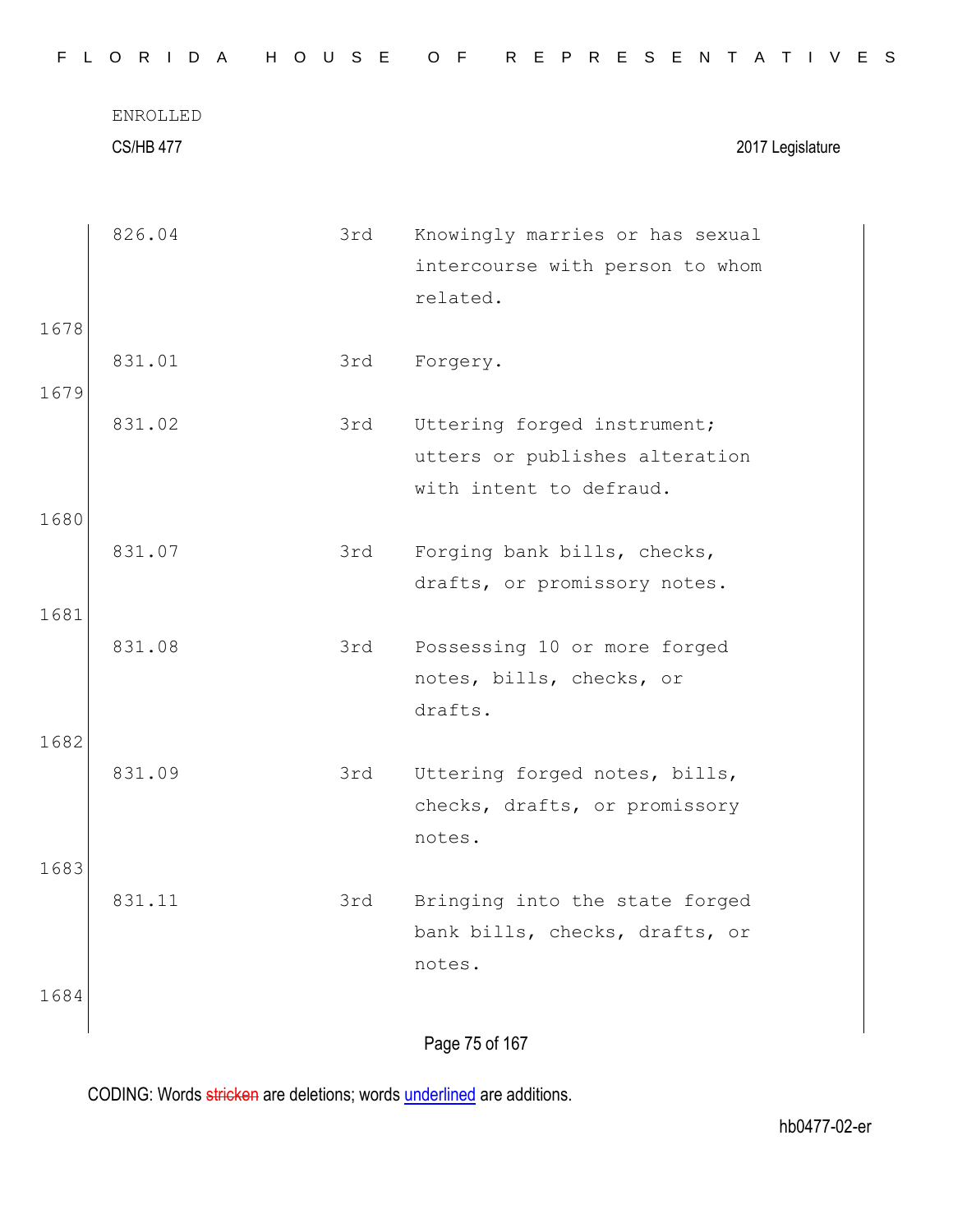| | | |
|---|---|---|
| 826.04 | 3rd | Knowingly marries or has sexual intercourse with person to whom related. |
| 831.01 | 3rd | Forgery. |
| 831.02 | 3rd | Uttering forged instrument; utters or publishes alteration with intent to defraud. |
| 831.07 | 3rd | Forging bank bills, checks, drafts, or promissory notes. |
| 831.08 | 3rd | Possessing 10 or more forged notes, bills, checks, or drafts. |
| 831.09 | 3rd | Uttering forged notes, bills, checks, drafts, or promissory notes. |
| 831.11 | 3rd | Bringing into the state forged bank bills, checks, drafts, or notes. |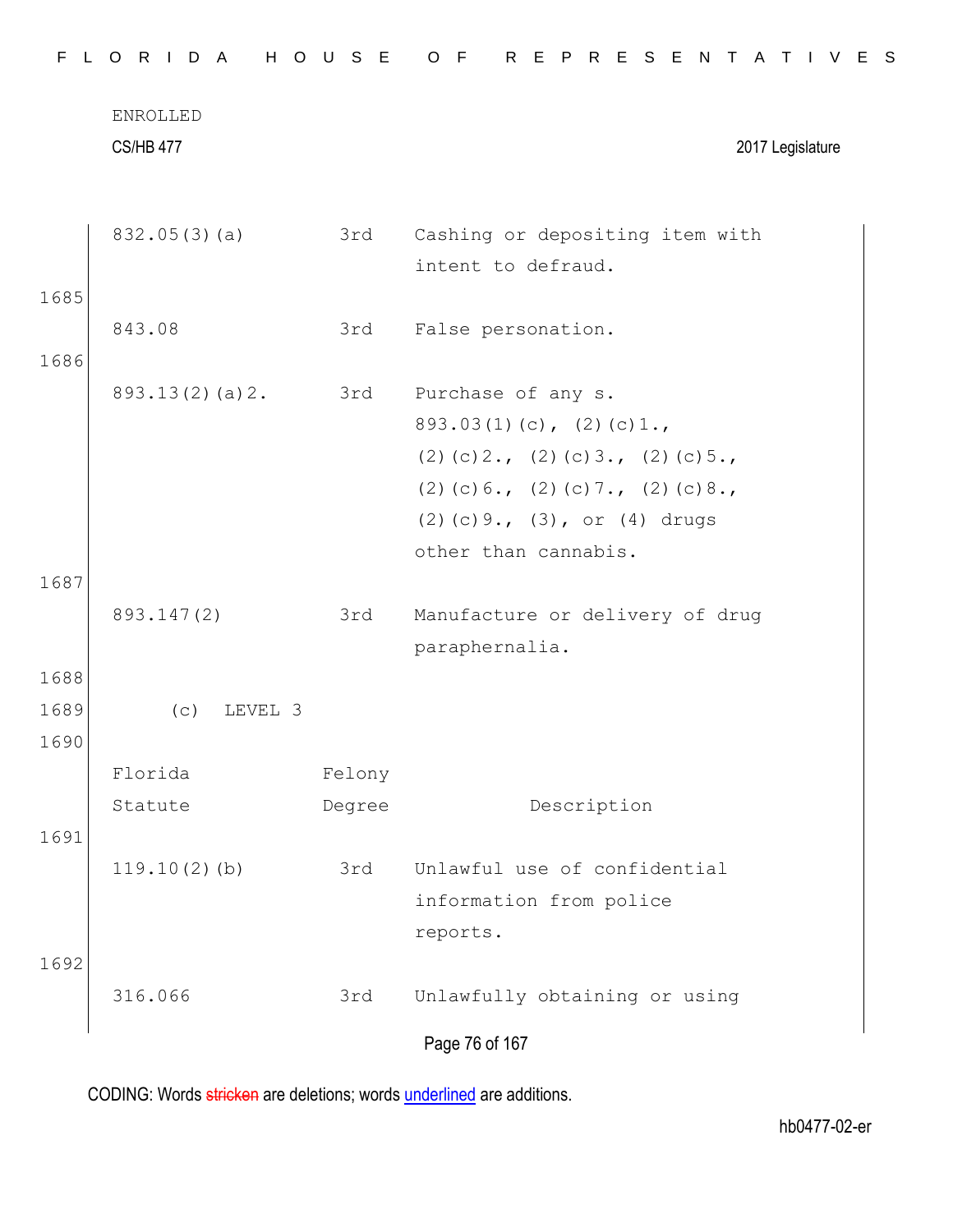| | | |
|---|---|---|
| 832.05(3)(a) | 3rd | Cashing or depositing item with intent to defraud. |
| 843.08 | 3rd | False personation. |
| 893.13(2)(a)2. | 3rd | Purchase of any s. 893.03(1)(c), (2)(c)1., (2)(c)2., (2)(c)3., (2)(c)5., (2)(c)6., (2)(c)7., (2)(c)8., (2)(c)9., (3), or (4) drugs other than cannabis. |
| 893.147(2) | 3rd | Manufacture or delivery of drug paraphernalia. |

(c) LEVEL 3

| Florida Statute | Felony Degree | Description |
|---|---|---|
| 119.10(2)(b) | 3rd | Unlawful use of confidential information from police reports. |
| 316.066 | 3rd | Unlawfully obtaining or using |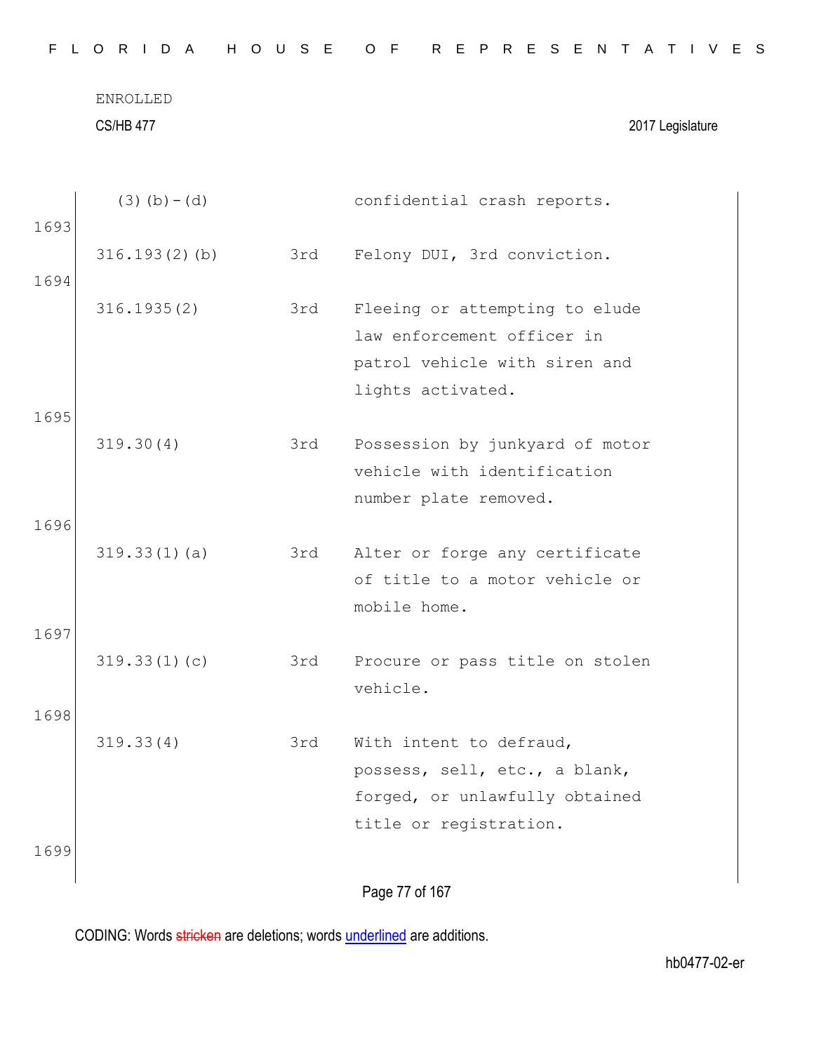| | | |
|---|---|---|
| (3)(b)-(d) | | confidential crash reports. |
| 316.193(2)(b) | 3rd | Felony DUI, 3rd conviction. |
| 316.1935(2) | 3rd | Fleeing or attempting to elude law enforcement officer in patrol vehicle with siren and lights activated. |
| 319.30(4) | 3rd | Possession by junkyard of motor vehicle with identification number plate removed. |
| 319.33(1)(a) | 3rd | Alter or forge any certificate of title to a motor vehicle or mobile home. |
| 319.33(1)(c) | 3rd | Procure or pass title on stolen vehicle. |
| 319.33(4) | 3rd | With intent to defraud, possess, sell, etc., a blank, forged, or unlawfully obtained title or registration. |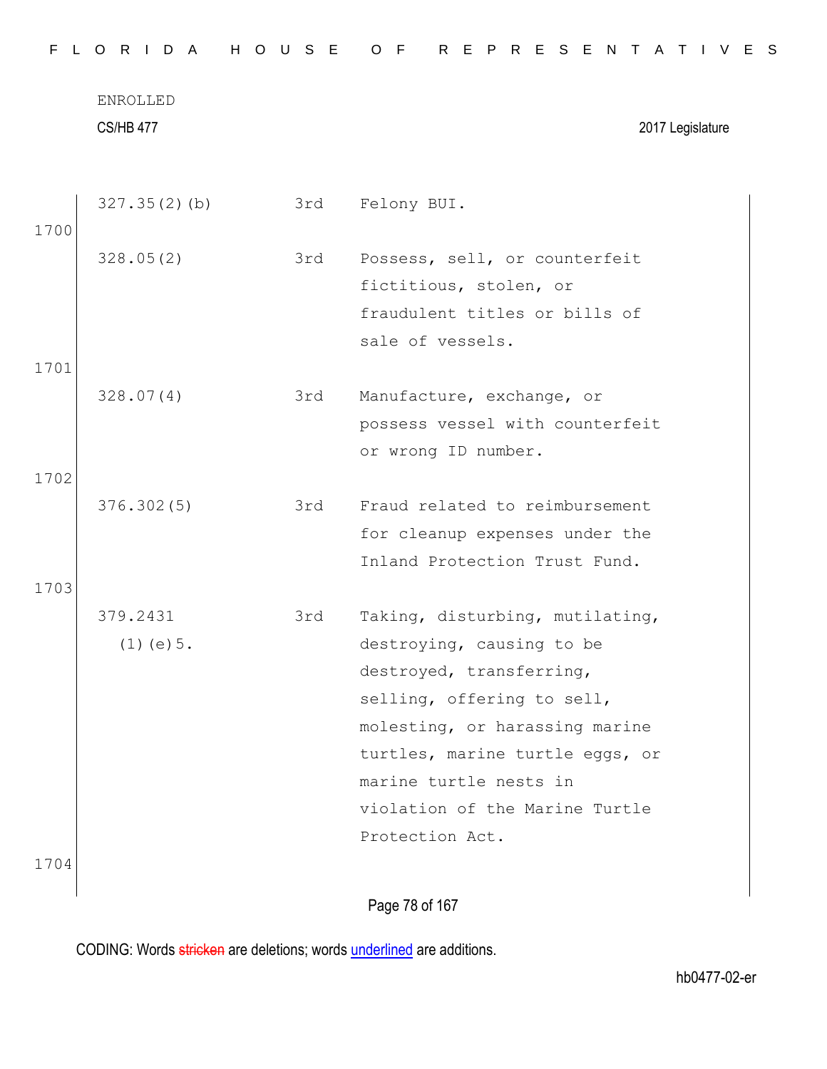ENROLLED

CS/HB 477 2017 Legislature

| | | | |
|---|---|---|---|
| | 327.35(2)(b) | 3rd | Felony BUI. |
| 1700 | | | |
| | 328.05(2) | 3rd | Possess, sell, or counterfeit fictitious, stolen, or fraudulent titles or bills of sale of vessels. |
| 1701 | | | |
| | 328.07(4) | 3rd | Manufacture, exchange, or possess vessel with counterfeit or wrong ID number. |
| 1702 | | | |
| | 376.302(5) | 3rd | Fraud related to reimbursement for cleanup expenses under the Inland Protection Trust Fund. |
| 1703 | | | |
| | 379.2431 (1)(e)5. | 3rd | Taking, disturbing, mutilating, destroying, causing to be destroyed, transferring, selling, offering to sell, molesting, or harassing marine turtles, marine turtle eggs, or marine turtle nests in violation of the Marine Turtle Protection Act. |
| 1704 | | | |

CODING: Words stricken are deletions; words underlined are additions.

hb0477-02-er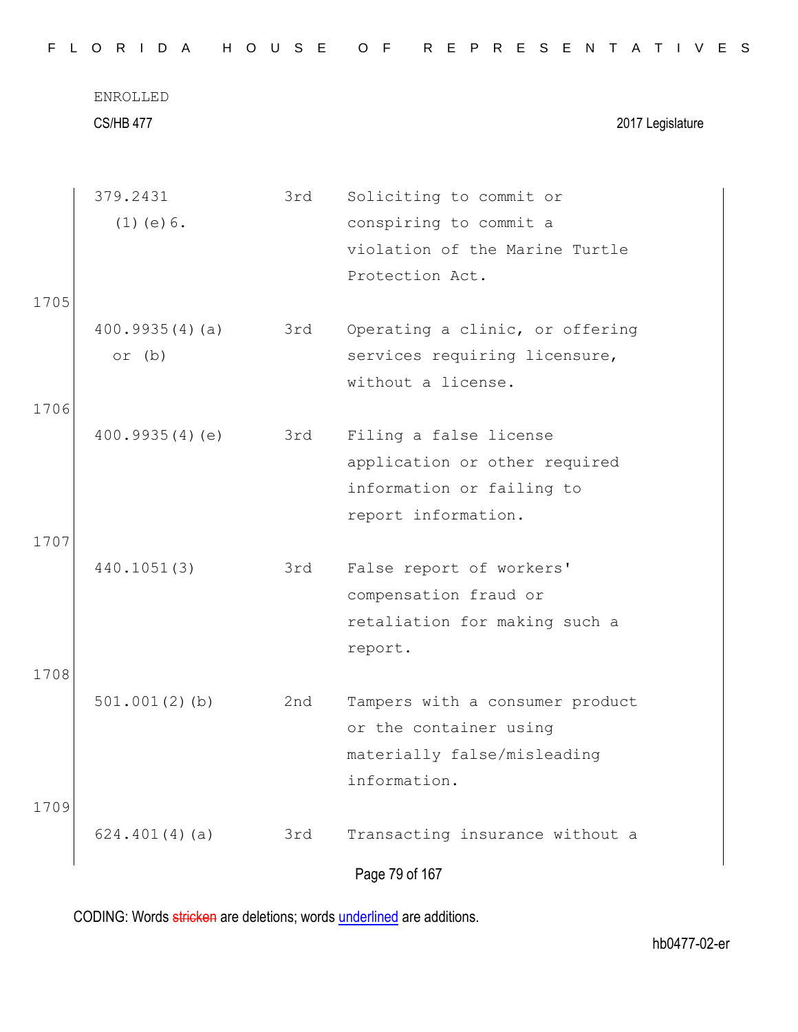| | | | |
|---|---|---|---|
| | 379.2431 (1)(e)6. | 3rd | Soliciting to commit or conspiring to commit a violation of the Marine Turtle Protection Act. |
| 1705 | 400.9935(4)(a) or (b) | 3rd | Operating a clinic, or offering services requiring licensure, without a license. |
| 1706 | 400.9935(4)(e) | 3rd | Filing a false license application or other required information or failing to report information. |
| 1707 | 440.1051(3) | 3rd | False report of workers' compensation fraud or retaliation for making such a report. |
| 1708 | 501.001(2)(b) | 2nd | Tampers with a consumer product or the container using materially false/misleading information. |
| 1709 | 624.401(4)(a) | 3rd | Transacting insurance without a |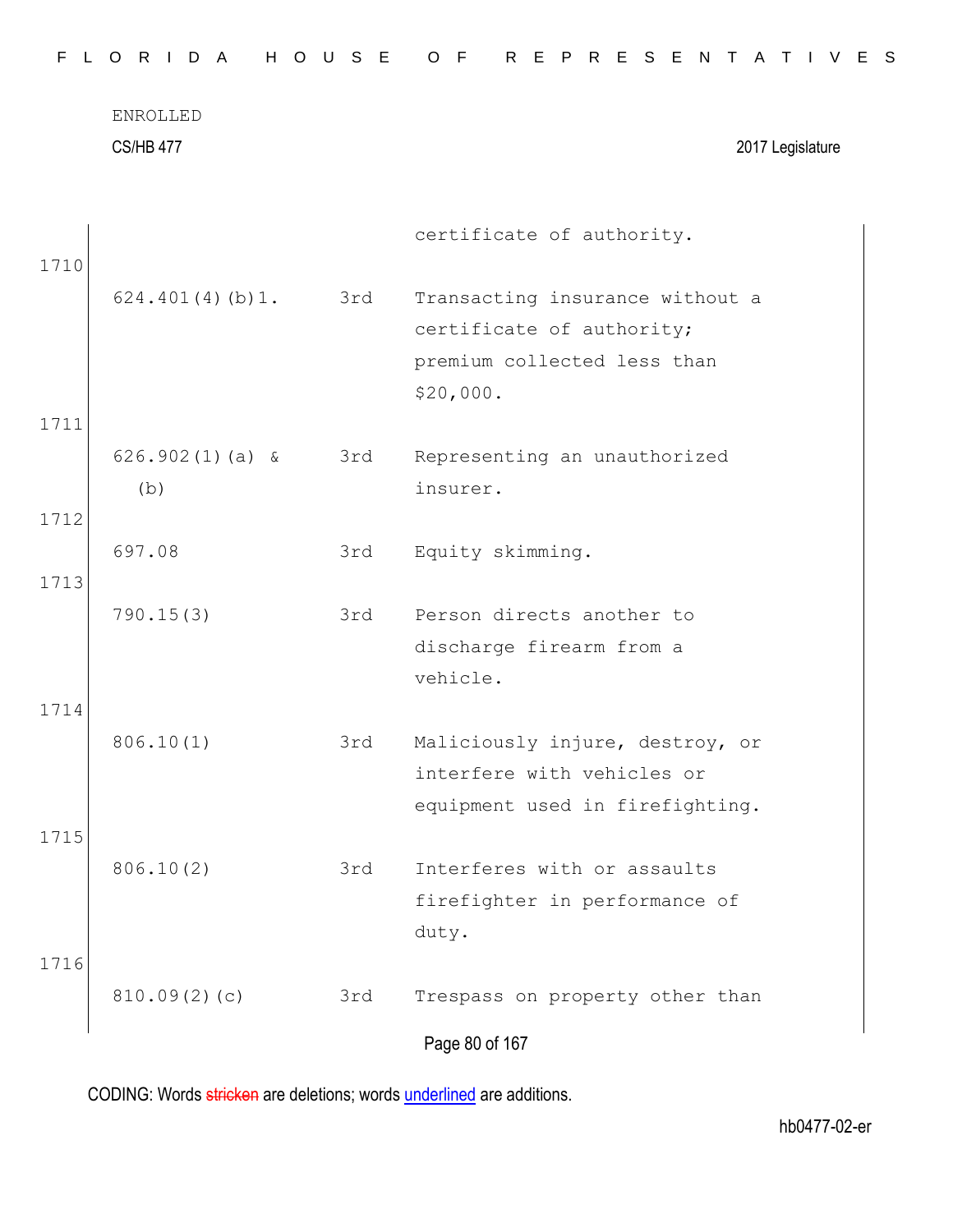| | | |
|---|---|---|
| | | certificate of authority. |
| 624.401(4)(b)1. | 3rd | Transacting insurance without a certificate of authority; premium collected less than $20,000. |
| 626.902(1)(a) & (b) | 3rd | Representing an unauthorized insurer. |
| 697.08 | 3rd | Equity skimming. |
| 790.15(3) | 3rd | Person directs another to discharge firearm from a vehicle. |
| 806.10(1) | 3rd | Maliciously injure, destroy, or interfere with vehicles or equipment used in firefighting. |
| 806.10(2) | 3rd | Interferes with or assaults firefighter in performance of duty. |
| 810.09(2)(c) | 3rd | Trespass on property other than |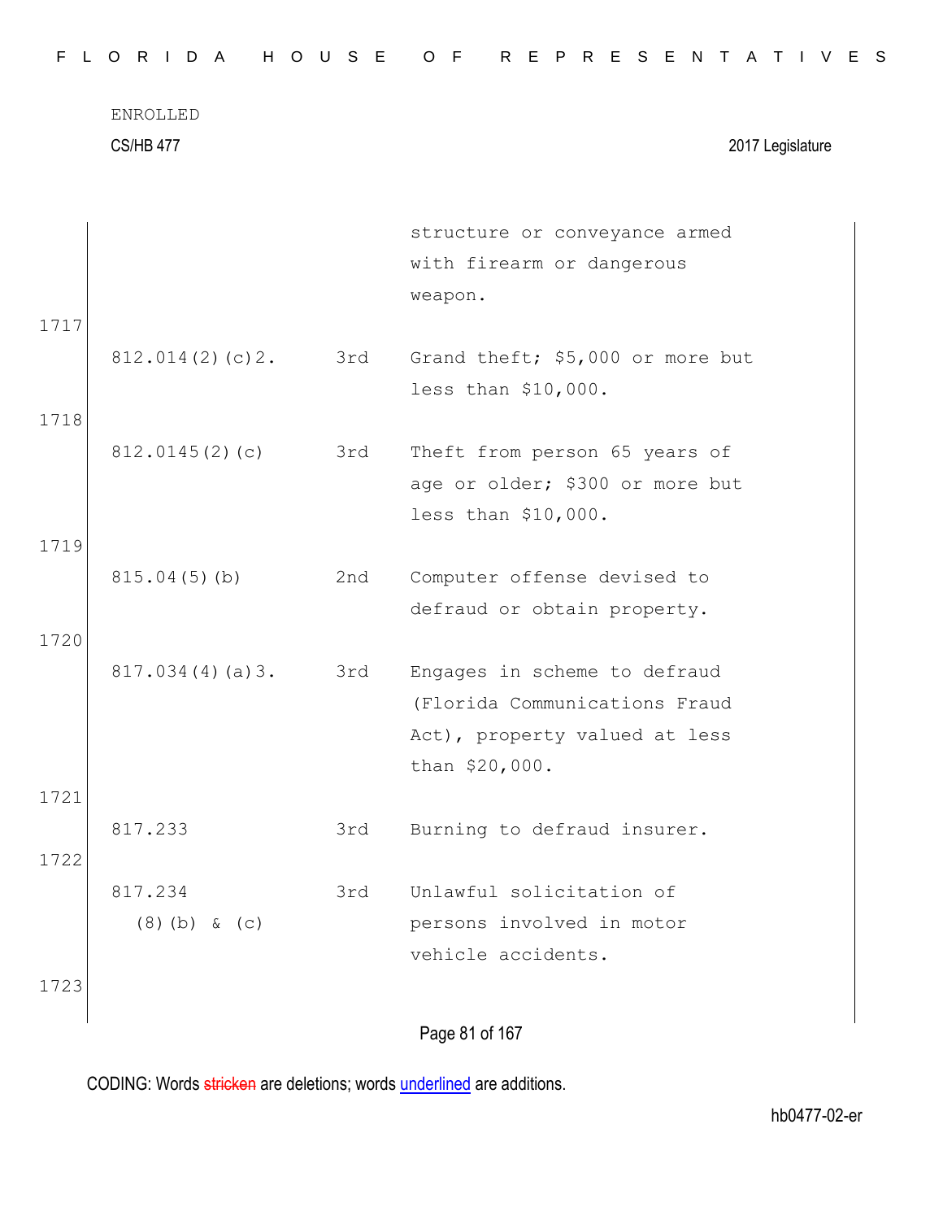| | | structure or conveyance armed with firearm or dangerous weapon. |
|---|---|---|
| 812.014(2)(c)2. | 3rd | Grand theft; $5,000 or more but less than $10,000. |
| 812.0145(2)(c) | 3rd | Theft from person 65 years of age or older; $300 or more but less than $10,000. |
| 815.04(5)(b) | 2nd | Computer offense devised to defraud or obtain property. |
| 817.034(4)(a)3. | 3rd | Engages in scheme to defraud (Florida Communications Fraud Act), property valued at less than $20,000. |
| 817.233 | 3rd | Burning to defraud insurer. |
| 817.234 (8)(b) & (c) | 3rd | Unlawful solicitation of persons involved in motor vehicle accidents. |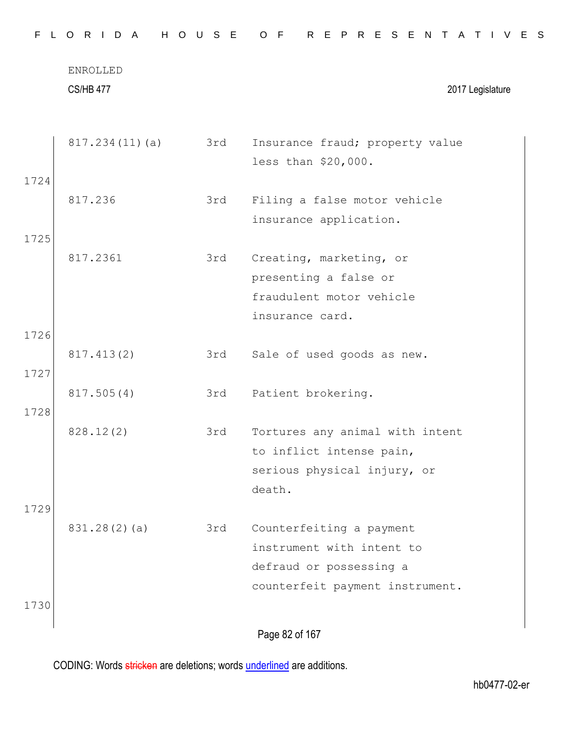| | | | |
|---|---|---|---|
| | 817.234(11)(a) | 3rd | Insurance fraud; property value less than $20,000. |
| 1724 | | | |
| | 817.236 | 3rd | Filing a false motor vehicle insurance application. |
| 1725 | | | |
| | 817.2361 | 3rd | Creating, marketing, or presenting a false or fraudulent motor vehicle insurance card. |
| 1726 | | | |
| | 817.413(2) | 3rd | Sale of used goods as new. |
| 1727 | | | |
| | 817.505(4) | 3rd | Patient brokering. |
| 1728 | | | |
| | 828.12(2) | 3rd | Tortures any animal with intent to inflict intense pain, serious physical injury, or death. |
| 1729 | | | |
| | 831.28(2)(a) | 3rd | Counterfeiting a payment instrument with intent to defraud or possessing a counterfeit payment instrument. |
| 1730 | | | |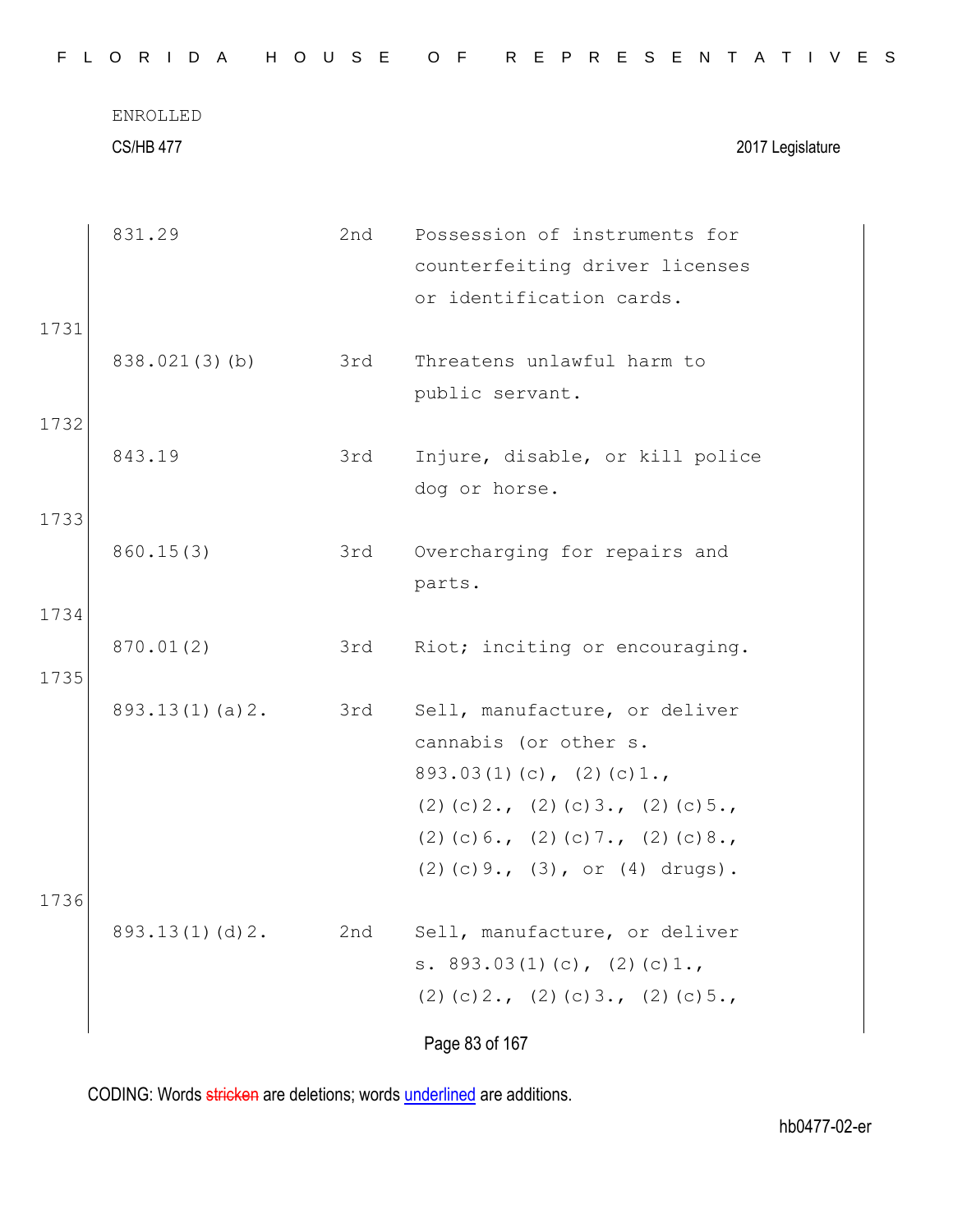| | | |
|---|---|---|
| 831.29 | 2nd | Possession of instruments for counterfeiting driver licenses or identification cards. |
| 838.021(3)(b) | 3rd | Threatens unlawful harm to public servant. |
| 843.19 | 3rd | Injure, disable, or kill police dog or horse. |
| 860.15(3) | 3rd | Overcharging for repairs and parts. |
| 870.01(2) | 3rd | Riot; inciting or encouraging. |
| 893.13(1)(a)2. | 3rd | Sell, manufacture, or deliver cannabis (or other s. 893.03(1)(c), (2)(c)1., (2)(c)2., (2)(c)3., (2)(c)5., (2)(c)6., (2)(c)7., (2)(c)8., (2)(c)9., (3), or (4) drugs). |
| 893.13(1)(d)2. | 2nd | Sell, manufacture, or deliver s. 893.03(1)(c), (2)(c)1., (2)(c)2., (2)(c)3., (2)(c)5., |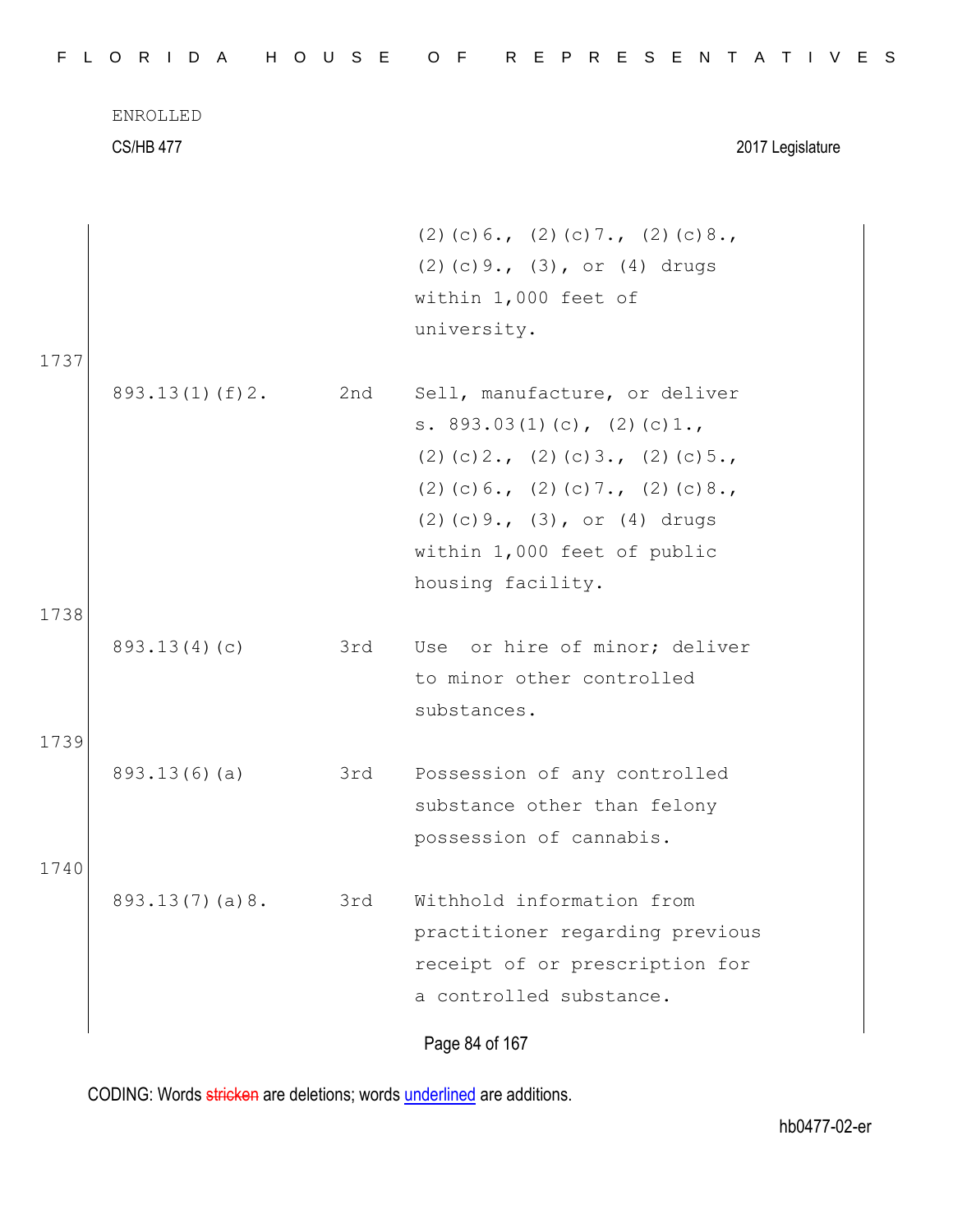ENROLLED

CS/HB 477 2017 Legislature

| | | |
|---|---|---|
| | | (2)(c)6., (2)(c)7., (2)(c)8., (2)(c)9., (3), or (4) drugs within 1,000 feet of university. |

1737

| | | |
|---|---|---|
| 893.13(1)(f)2. | 2nd | Sell, manufacture, or deliver s. 893.03(1)(c), (2)(c)1., (2)(c)2., (2)(c)3., (2)(c)5., (2)(c)6., (2)(c)7., (2)(c)8., (2)(c)9., (3), or (4) drugs within 1,000 feet of public housing facility. |

1738

| | | |
|---|---|---|
| 893.13(4)(c) | 3rd | Use or hire of minor; deliver to minor other controlled substances. |

1739

| | | |
|---|---|---|
| 893.13(6)(a) | 3rd | Possession of any controlled substance other than felony possession of cannabis. |

1740

| | | |
|---|---|---|
| 893.13(7)(a)8. | 3rd | Withhold information from practitioner regarding previous receipt of or prescription for a controlled substance. |

CODING: Words stricken are deletions; words underlined are additions.

hb0477-02-er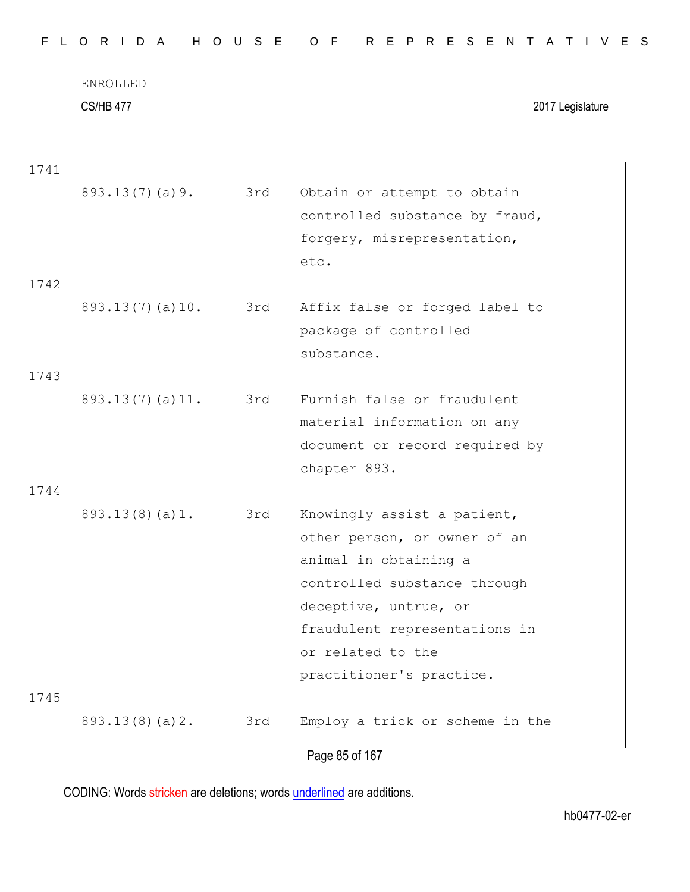| | | | |
|---|---|---|---|
| 1741 | 893.13(7)(a)9. | 3rd | Obtain or attempt to obtain controlled substance by fraud, forgery, misrepresentation, etc. |
| 1742 | 893.13(7)(a)10. | 3rd | Affix false or forged label to package of controlled substance. |
| 1743 | 893.13(7)(a)11. | 3rd | Furnish false or fraudulent material information on any document or record required by chapter 893. |
| 1744 | 893.13(8)(a)1. | 3rd | Knowingly assist a patient, other person, or owner of an animal in obtaining a controlled substance through deceptive, untrue, or fraudulent representations in or related to the practitioner's practice. |
| 1745 | 893.13(8)(a)2. | 3rd | Employ a trick or scheme in the |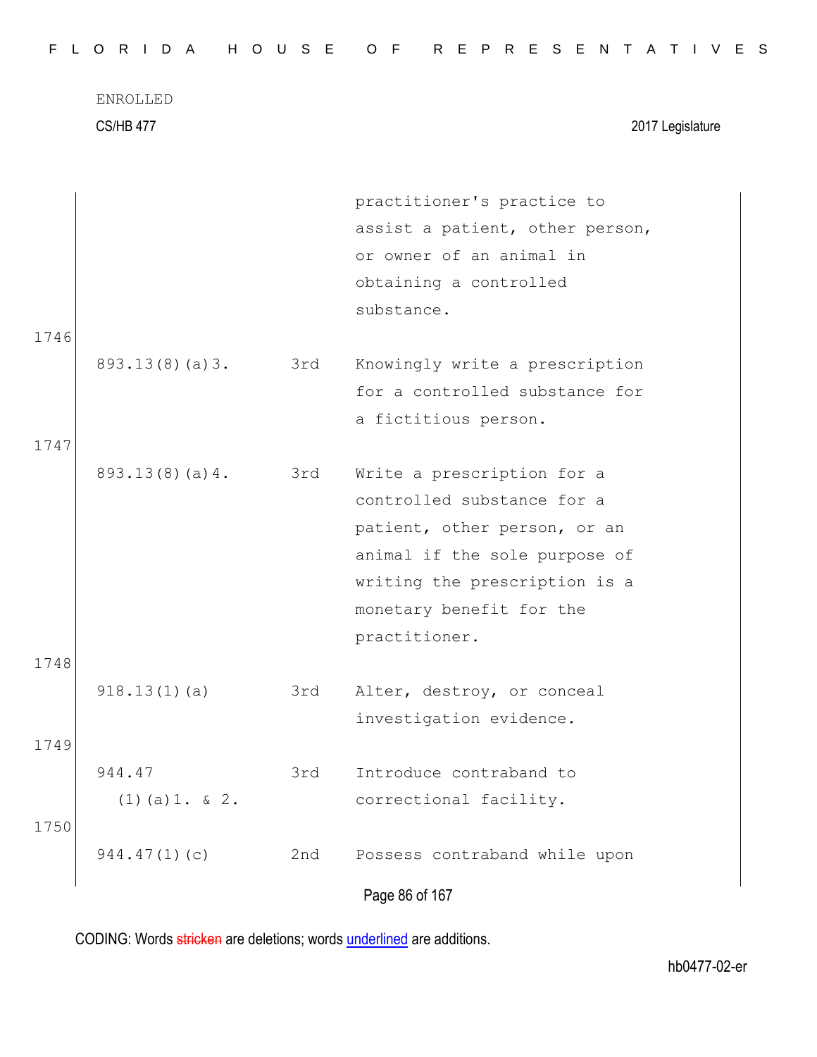| | | |
|---|---|---|
| | | practitioner's practice to assist a patient, other person, or owner of an animal in obtaining a controlled substance. |

1746

| | | |
|---|---|---|
| 893.13(8)(a)3. | 3rd | Knowingly write a prescription for a controlled substance for a fictitious person. |

1747

| | | |
|---|---|---|
| 893.13(8)(a)4. | 3rd | Write a prescription for a controlled substance for a patient, other person, or an animal if the sole purpose of writing the prescription is a monetary benefit for the practitioner. |

1748

| | | |
|---|---|---|
| 918.13(1)(a) | 3rd | Alter, destroy, or conceal investigation evidence. |

1749

| | | |
|---|---|---|
| 944.47 (1)(a)1. & 2. | 3rd | Introduce contraband to correctional facility. |

1750

| | | |
|---|---|---|
| 944.47(1)(c) | 2nd | Possess contraband while upon |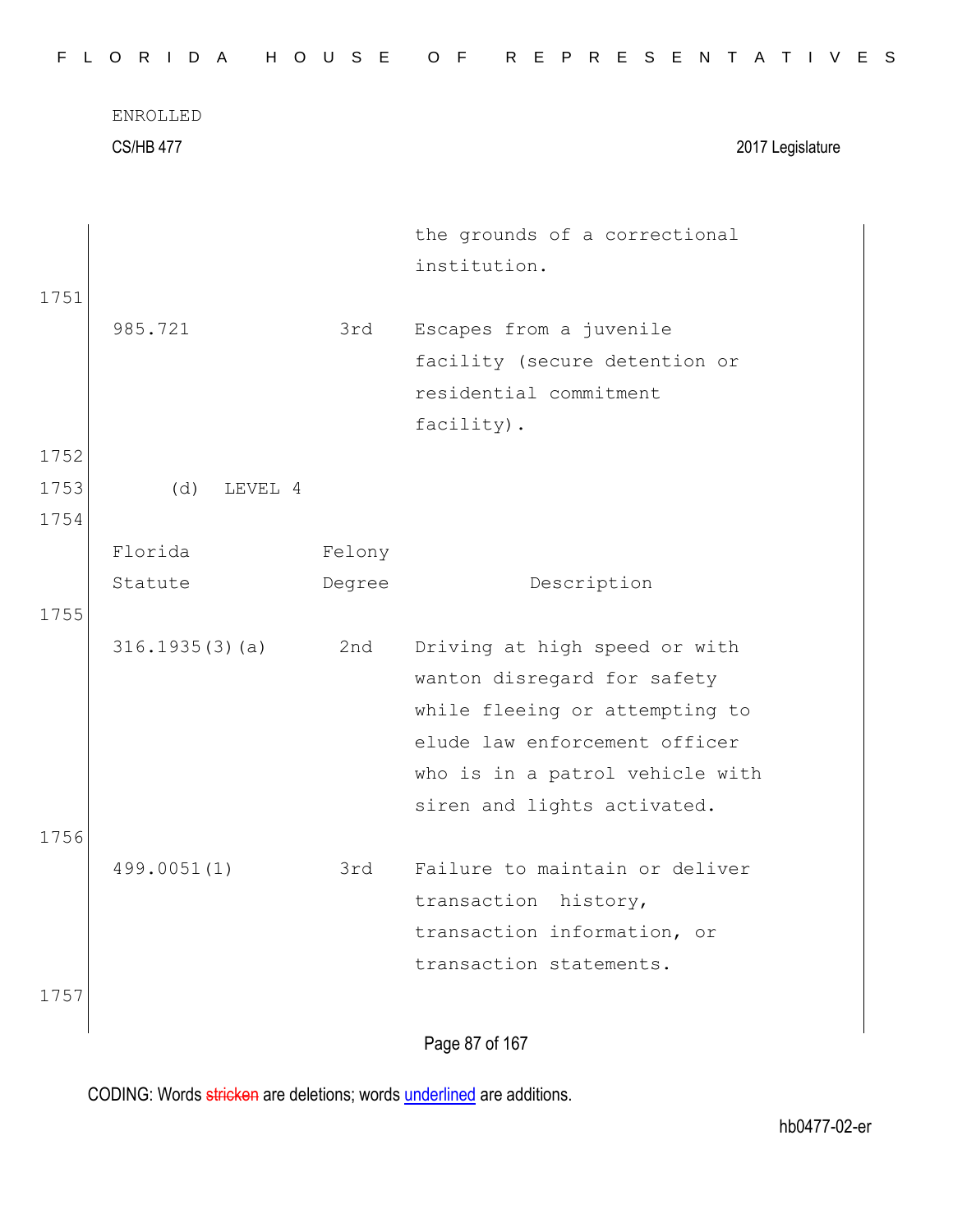| | | the grounds of a correctional institution. |
|---|---|---|

1751

| | | |
|---|---|---|
| 985.721 | 3rd | Escapes from a juvenile facility (secure detention or residential commitment facility). |

1752

1753 (d) LEVEL 4

1754

| Florida Statute | Felony Degree | Description |
|---|---|---|
| 316.1935(3)(a) | 2nd | Driving at high speed or with wanton disregard for safety while fleeing or attempting to elude law enforcement officer who is in a patrol vehicle with siren and lights activated. |
| 499.0051(1) | 3rd | Failure to maintain or deliver transaction history, transaction information, or transaction statements. |

1755

1756

1757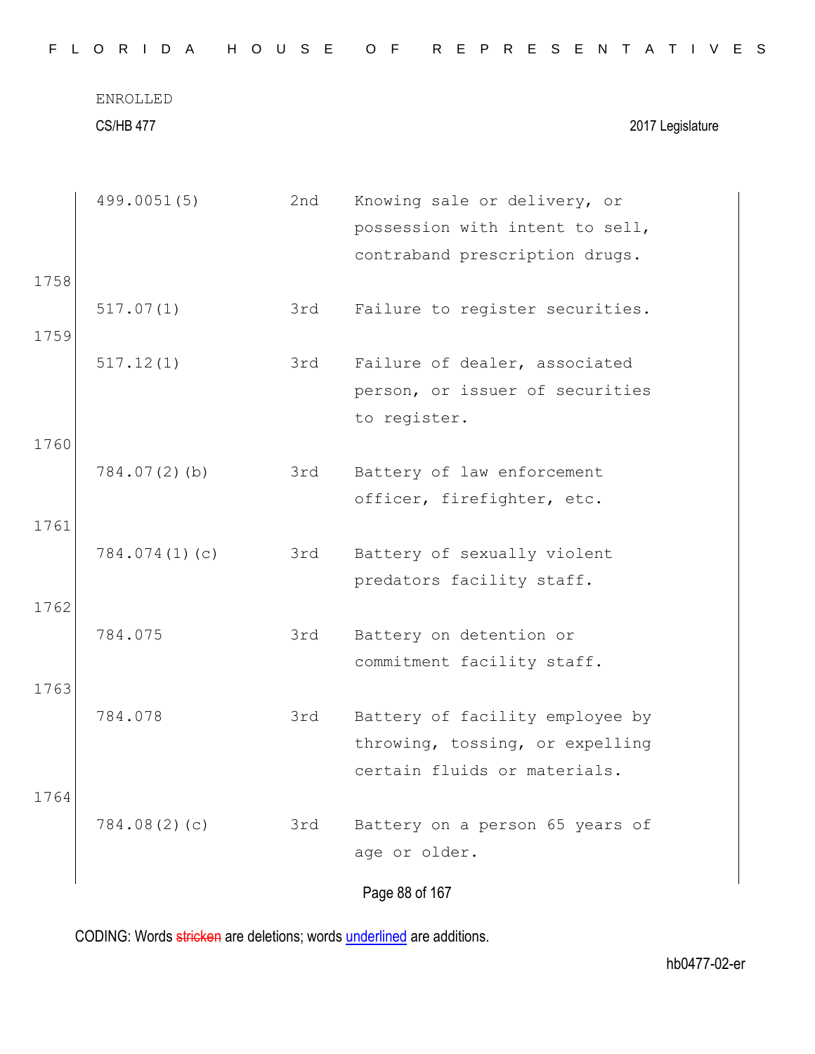ENROLLED

CS/HB 477 2017 Legislature

| | | | |
|---|---|---|---|
| | 499.0051(5) | 2nd | Knowing sale or delivery, or possession with intent to sell, contraband prescription drugs. |
| 1758 | | | |
| | 517.07(1) | 3rd | Failure to register securities. |
| 1759 | | | |
| | 517.12(1) | 3rd | Failure of dealer, associated person, or issuer of securities to register. |
| 1760 | | | |
| | 784.07(2)(b) | 3rd | Battery of law enforcement officer, firefighter, etc. |
| 1761 | | | |
| | 784.074(1)(c) | 3rd | Battery of sexually violent predators facility staff. |
| 1762 | | | |
| | 784.075 | 3rd | Battery on detention or commitment facility staff. |
| 1763 | | | |
| | 784.078 | 3rd | Battery of facility employee by throwing, tossing, or expelling certain fluids or materials. |
| 1764 | | | |
| | 784.08(2)(c) | 3rd | Battery on a person 65 years of age or older. |

CODING: Words stricken are deletions; words underlined are additions.

hb0477-02-er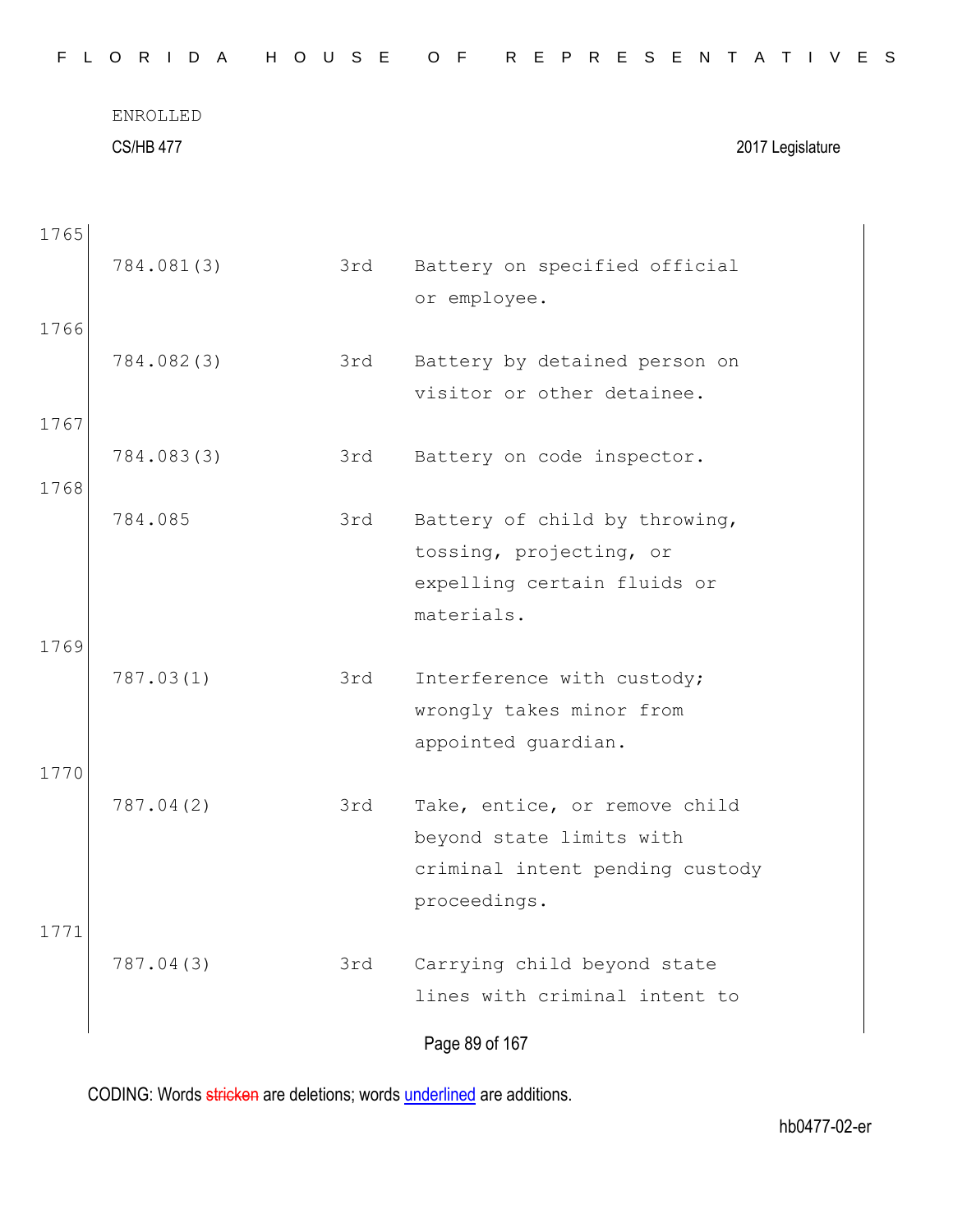ENROLLED

CS/HB 477 2017 Legislature

| | | | |
|---|---|---|---|
| 1765 | 784.081(3) | 3rd | Battery on specified official or employee. |
| 1766 | 784.082(3) | 3rd | Battery by detained person on visitor or other detainee. |
| 1767 | 784.083(3) | 3rd | Battery on code inspector. |
| 1768 | 784.085 | 3rd | Battery of child by throwing, tossing, projecting, or expelling certain fluids or materials. |
| 1769 | 787.03(1) | 3rd | Interference with custody; wrongly takes minor from appointed guardian. |
| 1770 | 787.04(2) | 3rd | Take, entice, or remove child beyond state limits with criminal intent pending custody proceedings. |
| 1771 | 787.04(3) | 3rd | Carrying child beyond state lines with criminal intent to |

CODING: Words stricken are deletions; words underlined are additions.

hb0477-02-er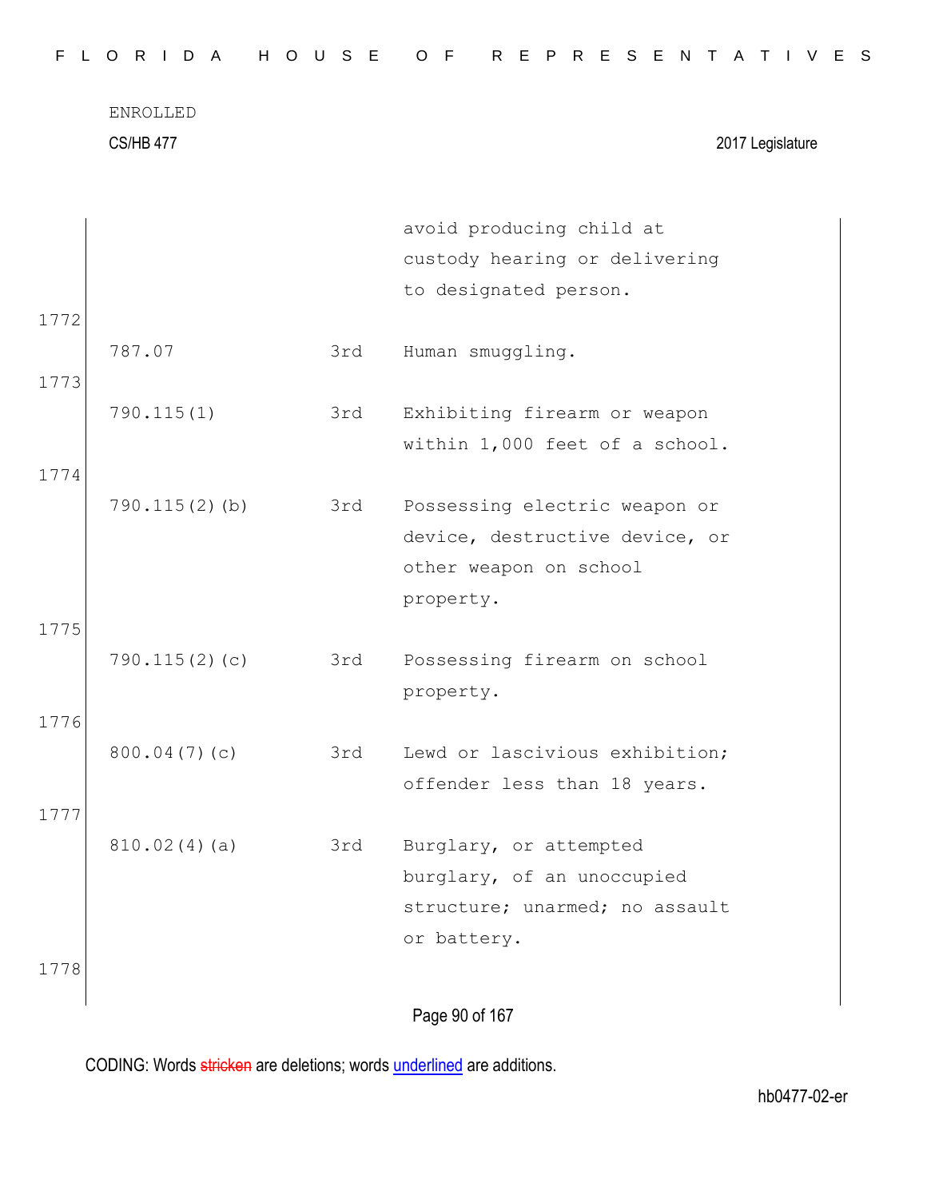|  |  | avoid producing child at custody hearing or delivering to designated person. |
|---|---|---|

1772

| 787.07 | 3rd | Human smuggling. |
|---|---|---|

1773

| 790.115(1) | 3rd | Exhibiting firearm or weapon within 1,000 feet of a school. |
|---|---|---|

1774

| 790.115(2)(b) | 3rd | Possessing electric weapon or device, destructive device, or other weapon on school property. |
|---|---|---|

1775

| 790.115(2)(c) | 3rd | Possessing firearm on school property. |
|---|---|---|

1776

| 800.04(7)(c) | 3rd | Lewd or lascivious exhibition; offender less than 18 years. |
|---|---|---|

1777

| 810.02(4)(a) | 3rd | Burglary, or attempted burglary, of an unoccupied structure; unarmed; no assault or battery. |
|---|---|---|

1778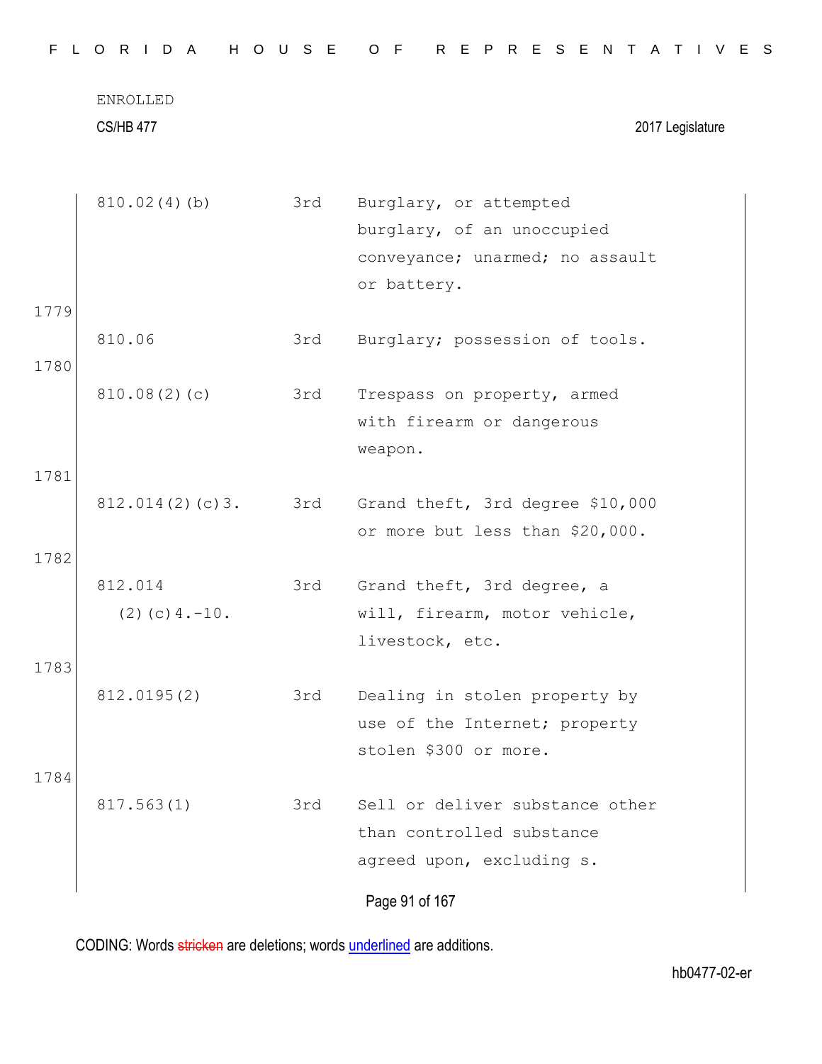ENROLLED

CS/HB 477 2017 Legislature

| | | | |
|---|---|---|---|
| | 810.02(4)(b) | 3rd | Burglary, or attempted burglary, of an unoccupied conveyance; unarmed; no assault or battery. |
| 1779 | 810.06 | 3rd | Burglary; possession of tools. |
| 1780 | 810.08(2)(c) | 3rd | Trespass on property, armed with firearm or dangerous weapon. |
| 1781 | 812.014(2)(c)3. | 3rd | Grand theft, 3rd degree $10,000 or more but less than $20,000. |
| 1782 | 812.014 (2)(c)4.-10. | 3rd | Grand theft, 3rd degree, a will, firearm, motor vehicle, livestock, etc. |
| 1783 | 812.0195(2) | 3rd | Dealing in stolen property by use of the Internet; property stolen $300 or more. |
| 1784 | 817.563(1) | 3rd | Sell or deliver substance other than controlled substance agreed upon, excluding s. |

CODING: Words stricken are deletions; words underlined are additions.

hb0477-02-er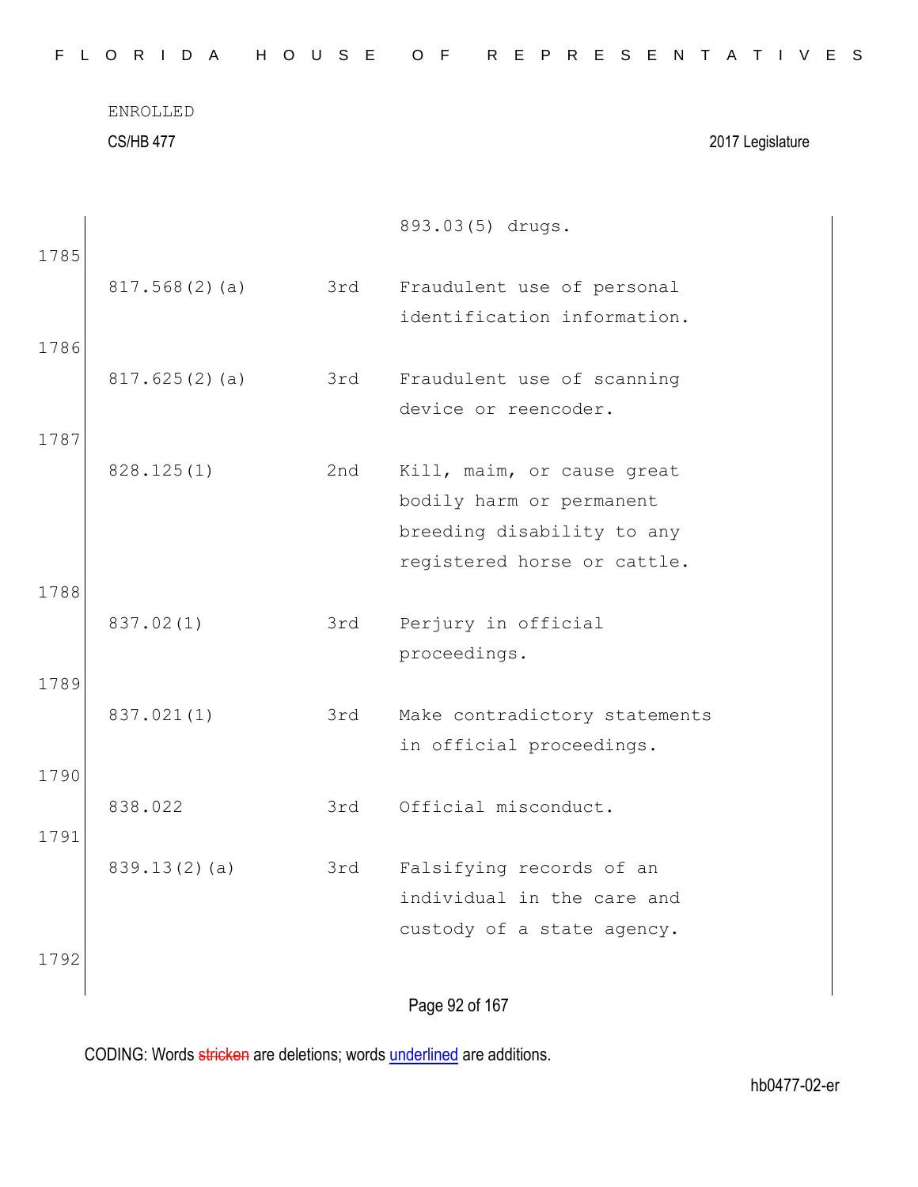| | | |
|---|---|---|
| | | 893.03(5) drugs. |
| 817.568(2)(a) | 3rd | Fraudulent use of personal identification information. |
| 817.625(2)(a) | 3rd | Fraudulent use of scanning device or reencoder. |
| 828.125(1) | 2nd | Kill, maim, or cause great bodily harm or permanent breeding disability to any registered horse or cattle. |
| 837.02(1) | 3rd | Perjury in official proceedings. |
| 837.021(1) | 3rd | Make contradictory statements in official proceedings. |
| 838.022 | 3rd | Official misconduct. |
| 839.13(2)(a) | 3rd | Falsifying records of an individual in the care and custody of a state agency. |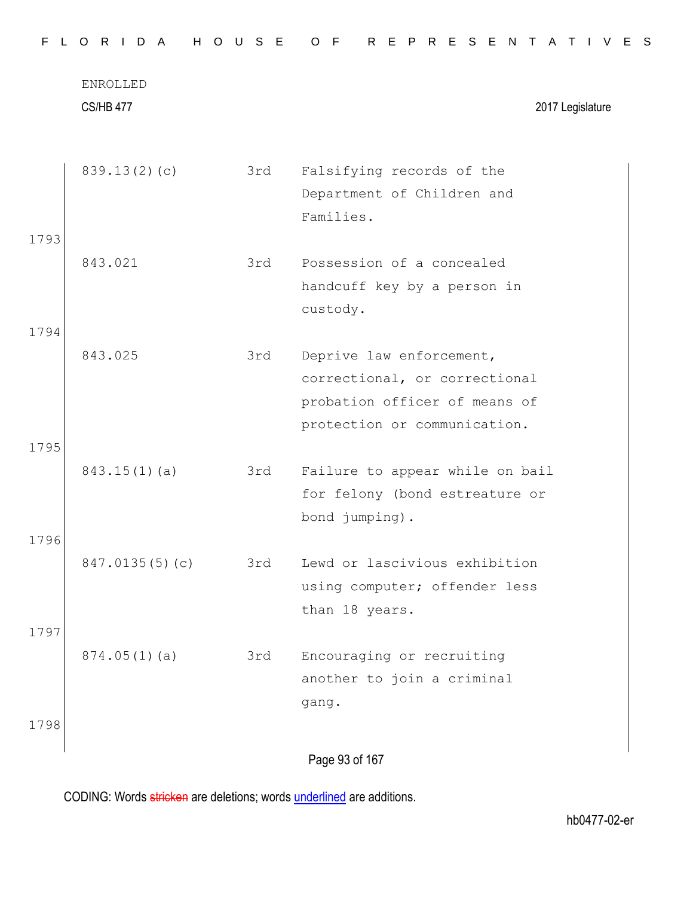| | | | |
|---|---|---|---|
| | 839.13(2)(c) | 3rd | Falsifying records of the Department of Children and Families. |
| 1793 | | | |
| | 843.021 | 3rd | Possession of a concealed handcuff key by a person in custody. |
| 1794 | | | |
| | 843.025 | 3rd | Deprive law enforcement, correctional, or correctional probation officer of means of protection or communication. |
| 1795 | | | |
| | 843.15(1)(a) | 3rd | Failure to appear while on bail for felony (bond estreature or bond jumping). |
| 1796 | | | |
| | 847.0135(5)(c) | 3rd | Lewd or lascivious exhibition using computer; offender less than 18 years. |
| 1797 | | | |
| | 874.05(1)(a) | 3rd | Encouraging or recruiting another to join a criminal gang. |
| 1798 | | | |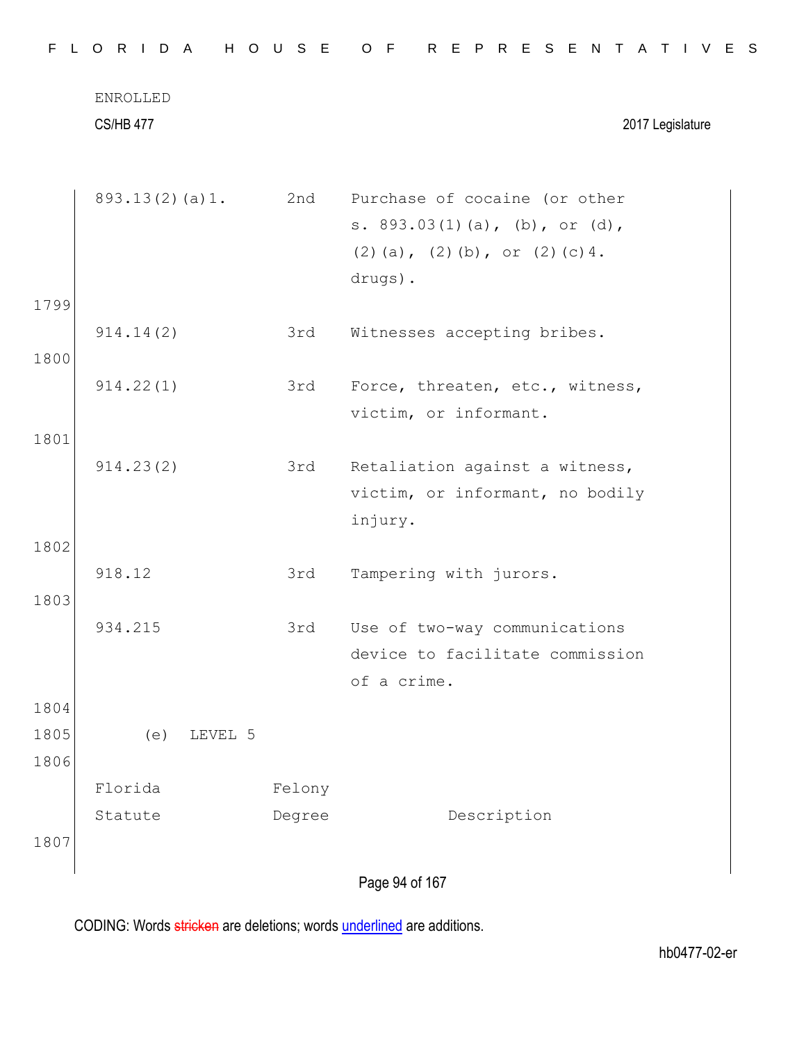| | | |
|---|---|---|
| 893.13(2)(a)1. | 2nd | Purchase of cocaine (or other s. 893.03(1)(a), (b), or (d), (2)(a), (2)(b), or (2)(c)4. drugs). |
| 914.14(2) | 3rd | Witnesses accepting bribes. |
| 914.22(1) | 3rd | Force, threaten, etc., witness, victim, or informant. |
| 914.23(2) | 3rd | Retaliation against a witness, victim, or informant, no bodily injury. |
| 918.12 | 3rd | Tampering with jurors. |
| 934.215 | 3rd | Use of two-way communications device to facilitate commission of a crime. |

(e) LEVEL 5

| Florida Statute | Felony Degree | Description |
|---|---|---|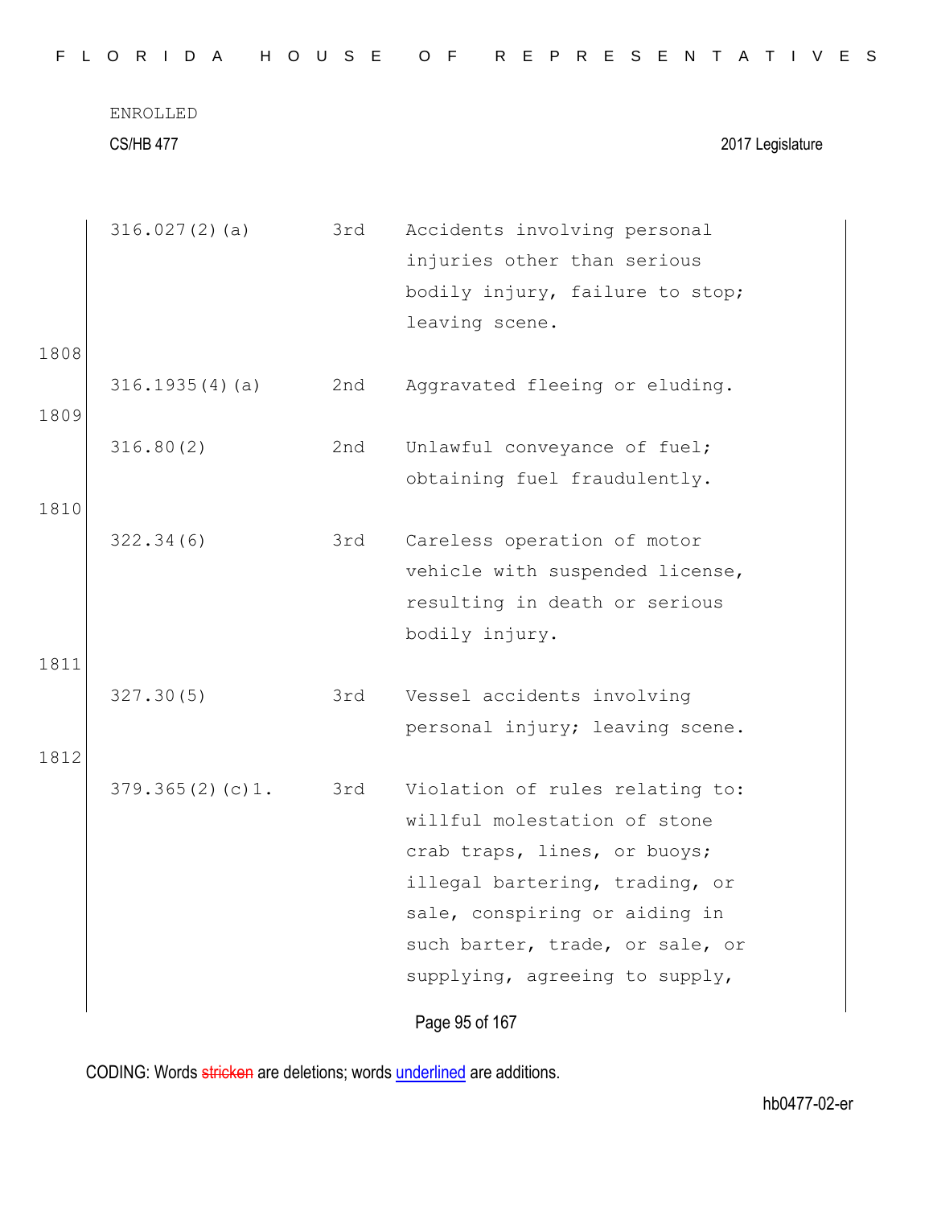| | | | |
|---|---|---|---|
| | 316.027(2)(a) | 3rd | Accidents involving personal injuries other than serious bodily injury, failure to stop; leaving scene. |
| 1808 | 316.1935(4)(a) | 2nd | Aggravated fleeing or eluding. |
| 1809 | 316.80(2) | 2nd | Unlawful conveyance of fuel; obtaining fuel fraudulently. |
| 1810 | 322.34(6) | 3rd | Careless operation of motor vehicle with suspended license, resulting in death or serious bodily injury. |
| 1811 | 327.30(5) | 3rd | Vessel accidents involving personal injury; leaving scene. |
| 1812 | 379.365(2)(c)1. | 3rd | Violation of rules relating to: willful molestation of stone crab traps, lines, or buoys; illegal bartering, trading, or sale, conspiring or aiding in such barter, trade, or sale, or supplying, agreeing to supply, |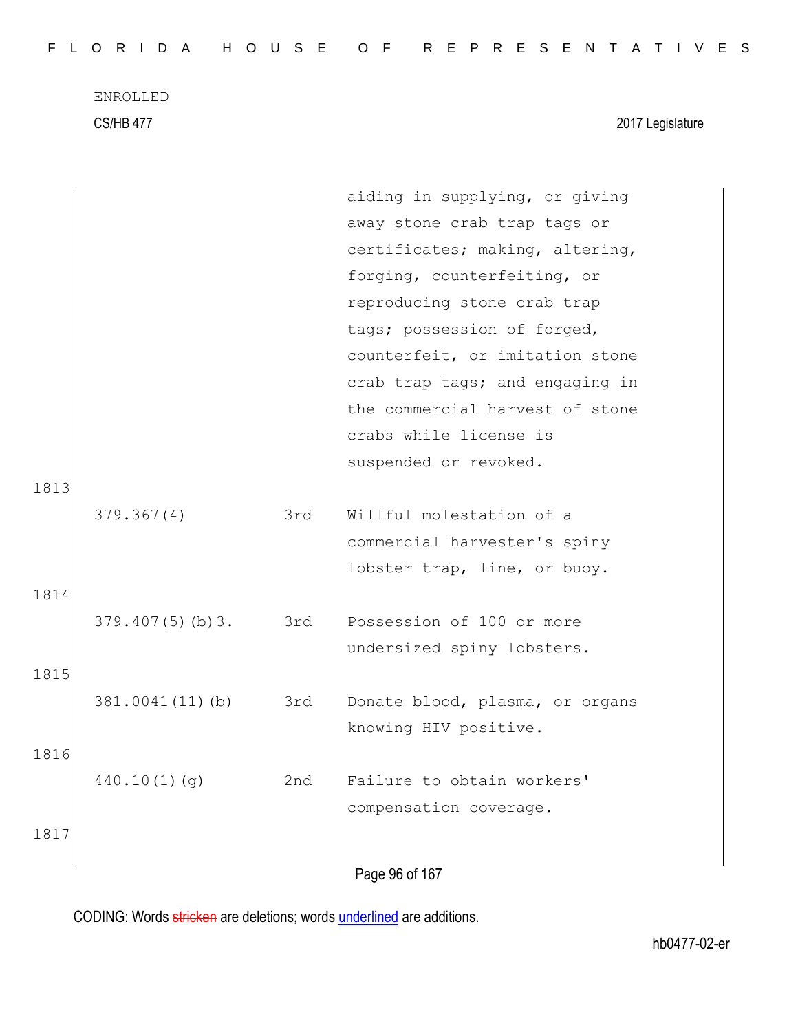| | | |
|---|---|---|
| | | aiding in supplying, or giving away stone crab trap tags or certificates; making, altering, forging, counterfeiting, or reproducing stone crab trap tags; possession of forged, counterfeit, or imitation stone crab trap tags; and engaging in the commercial harvest of stone crabs while license is suspended or revoked. |
| 379.367(4) | 3rd | Willful molestation of a commercial harvester's spiny lobster trap, line, or buoy. |
| 379.407(5)(b)3. | 3rd | Possession of 100 or more undersized spiny lobsters. |
| 381.0041(11)(b) | 3rd | Donate blood, plasma, or organs knowing HIV positive. |
| 440.10(1)(g) | 2nd | Failure to obtain workers' compensation coverage. |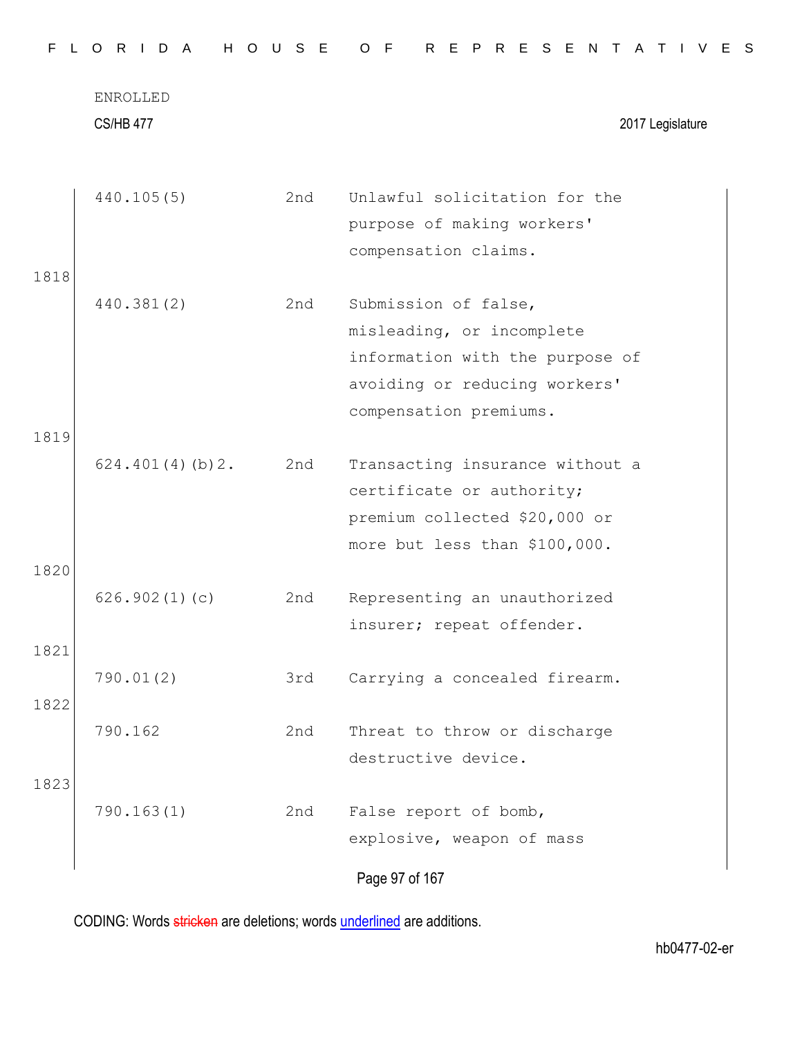ENROLLED

CS/HB 477 2017 Legislature

| | | | |
|---|---|---|---|
| | 440.105(5) | 2nd | Unlawful solicitation for the purpose of making workers' compensation claims. |
| 1818 | | | |
| | 440.381(2) | 2nd | Submission of false, misleading, or incomplete information with the purpose of avoiding or reducing workers' compensation premiums. |
| 1819 | | | |
| | 624.401(4)(b)2. | 2nd | Transacting insurance without a certificate or authority; premium collected $20,000 or more but less than $100,000. |
| 1820 | | | |
| | 626.902(1)(c) | 2nd | Representing an unauthorized insurer; repeat offender. |
| 1821 | | | |
| | 790.01(2) | 3rd | Carrying a concealed firearm. |
| 1822 | | | |
| | 790.162 | 2nd | Threat to throw or discharge destructive device. |
| 1823 | | | |
| | 790.163(1) | 2nd | False report of bomb, explosive, weapon of mass |

CODING: Words stricken are deletions; words underlined are additions.

hb0477-02-er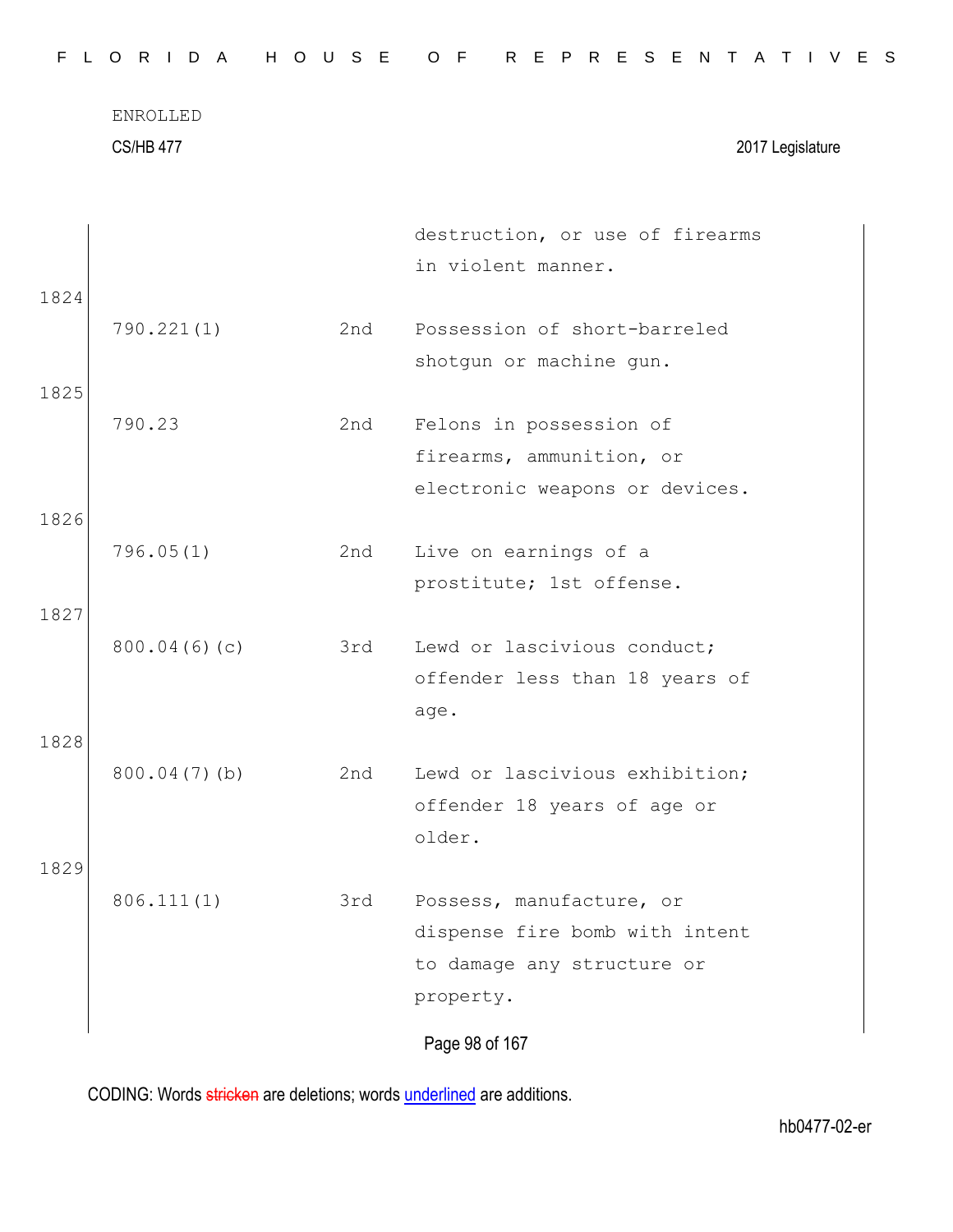ENROLLED

CS/HB 477 2017 Legislature

| | | |
|---|---|---|
| | | destruction, or use of firearms in violent manner. |
| 790.221(1) | 2nd | Possession of short-barreled shotgun or machine gun. |
| 790.23 | 2nd | Felons in possession of firearms, ammunition, or electronic weapons or devices. |
| 796.05(1) | 2nd | Live on earnings of a prostitute; 1st offense. |
| 800.04(6)(c) | 3rd | Lewd or lascivious conduct; offender less than 18 years of age. |
| 800.04(7)(b) | 2nd | Lewd or lascivious exhibition; offender 18 years of age or older. |
| 806.111(1) | 3rd | Possess, manufacture, or dispense fire bomb with intent to damage any structure or property. |

CODING: Words stricken are deletions; words underlined are additions.

hb0477-02-er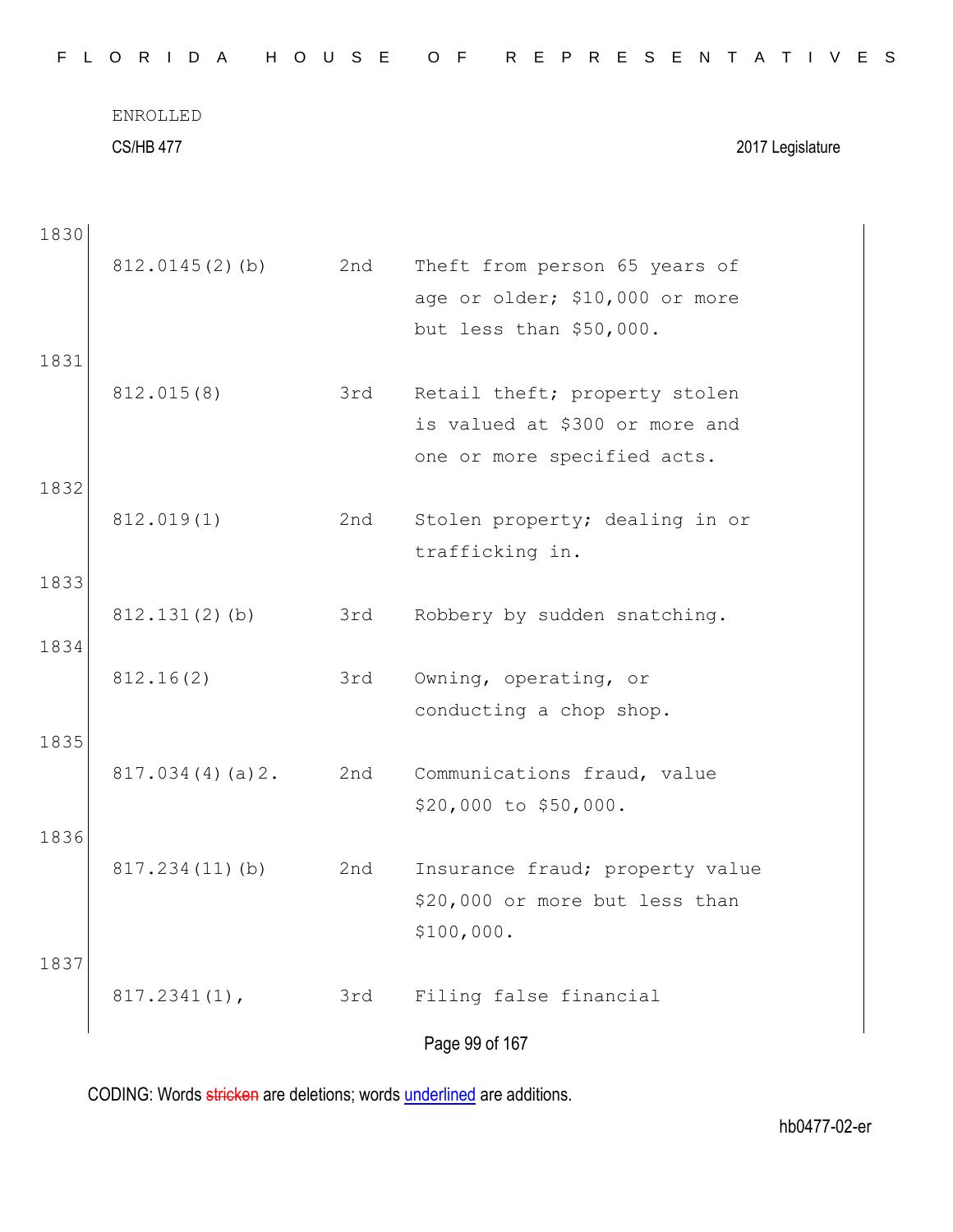ENROLLED

CS/HB 477 2017 Legislature

| Line | Statute | Degree | Description |
|---|---|---|---|
| 1830 | | | |
| | 812.0145(2)(b) | 2nd | Theft from person 65 years of age or older; $10,000 or more but less than $50,000. |
| 1831 | | | |
| | 812.015(8) | 3rd | Retail theft; property stolen is valued at $300 or more and one or more specified acts. |
| 1832 | | | |
| | 812.019(1) | 2nd | Stolen property; dealing in or trafficking in. |
| 1833 | | | |
| | 812.131(2)(b) | 3rd | Robbery by sudden snatching. |
| 1834 | | | |
| | 812.16(2) | 3rd | Owning, operating, or conducting a chop shop. |
| 1835 | | | |
| | 817.034(4)(a)2. | 2nd | Communications fraud, value $20,000 to $50,000. |
| 1836 | | | |
| | 817.234(11)(b) | 2nd | Insurance fraud; property value $20,000 or more but less than $100,000. |
| 1837 | | | |
| | 817.2341(1), | 3rd | Filing false financial |

CODING: Words stricken are deletions; words underlined are additions.

hb0477-02-er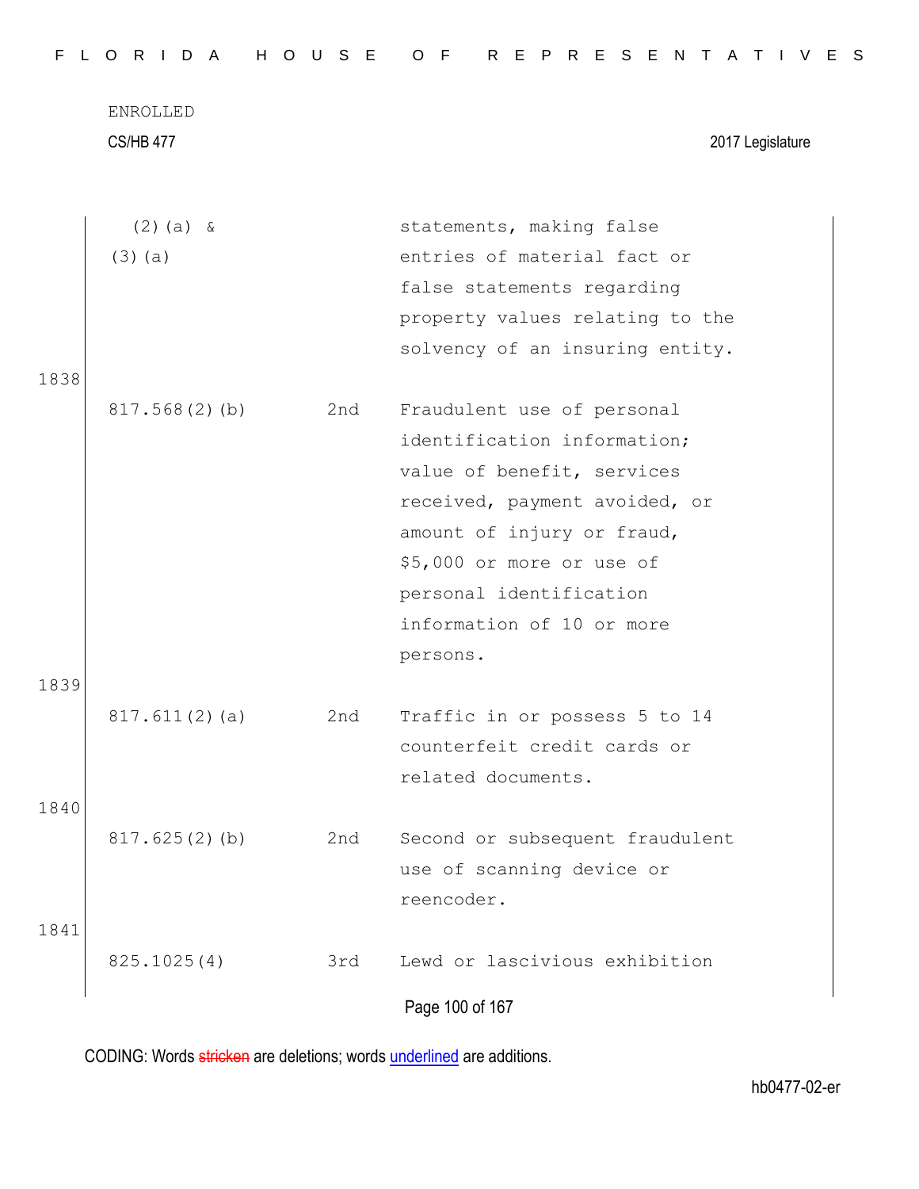ENROLLED

CS/HB 477 2017 Legislature

| | | | |
|---|---|---|---|
| | (2)(a) & (3)(a) | | statements, making false entries of material fact or false statements regarding property values relating to the solvency of an insuring entity. |
| 1838 | | | |
| | 817.568(2)(b) | 2nd | Fraudulent use of personal identification information; value of benefit, services received, payment avoided, or amount of injury or fraud, $5,000 or more or use of personal identification information of 10 or more persons. |
| 1839 | | | |
| | 817.611(2)(a) | 2nd | Traffic in or possess 5 to 14 counterfeit credit cards or related documents. |
| 1840 | | | |
| | 817.625(2)(b) | 2nd | Second or subsequent fraudulent use of scanning device or reencoder. |
| 1841 | | | |
| | 825.1025(4) | 3rd | Lewd or lascivious exhibition |

CODING: Words stricken are deletions; words underlined are additions.

hb0477-02-er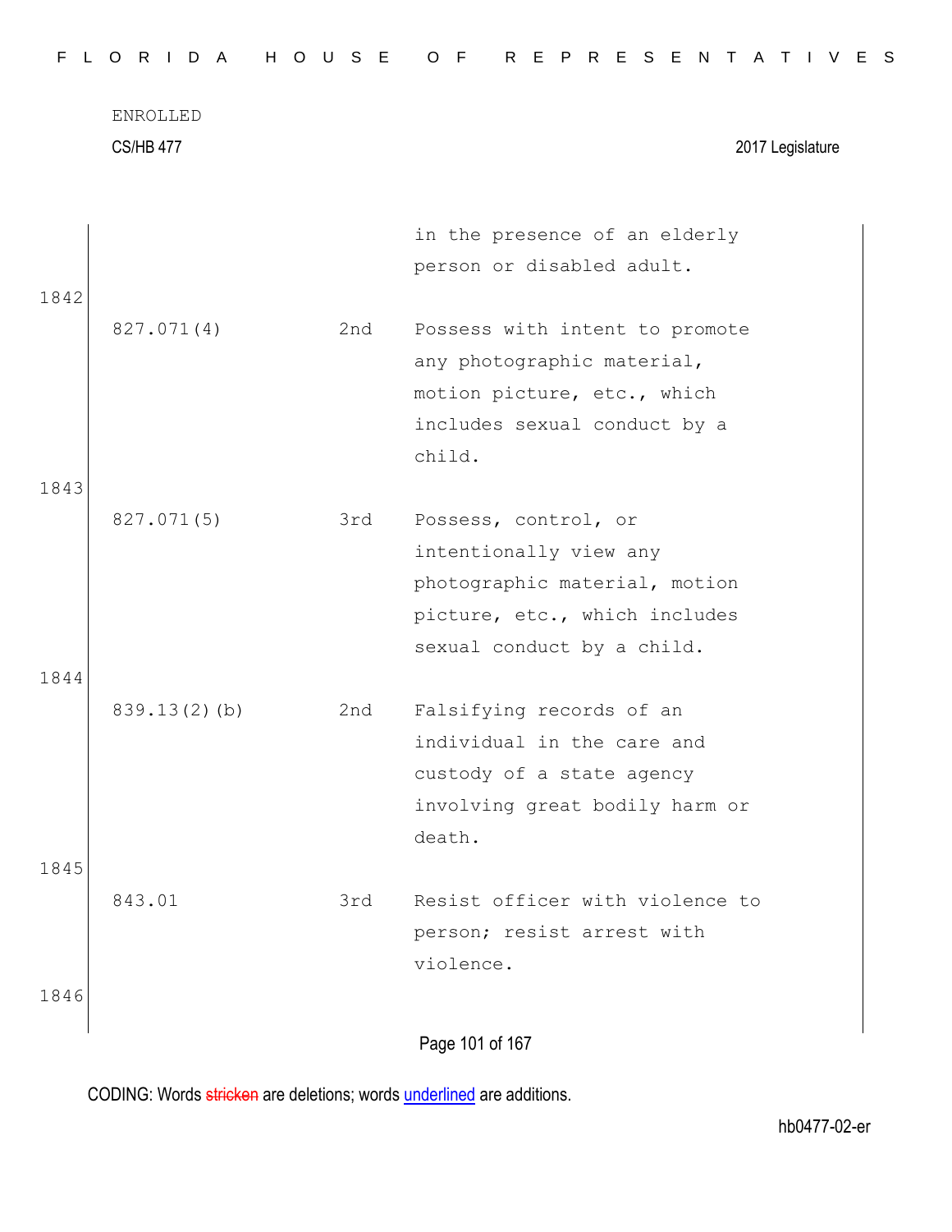ENROLLED

CS/HB 477 2017 Legislature

| | | |
|---|---|---|
| | | in the presence of an elderly person or disabled adult. |
| 827.071(4) | 2nd | Possess with intent to promote any photographic material, motion picture, etc., which includes sexual conduct by a child. |
| 827.071(5) | 3rd | Possess, control, or intentionally view any photographic material, motion picture, etc., which includes sexual conduct by a child. |
| 839.13(2)(b) | 2nd | Falsifying records of an individual in the care and custody of a state agency involving great bodily harm or death. |
| 843.01 | 3rd | Resist officer with violence to person; resist arrest with violence. |

CODING: Words stricken are deletions; words underlined are additions.

hb0477-02-er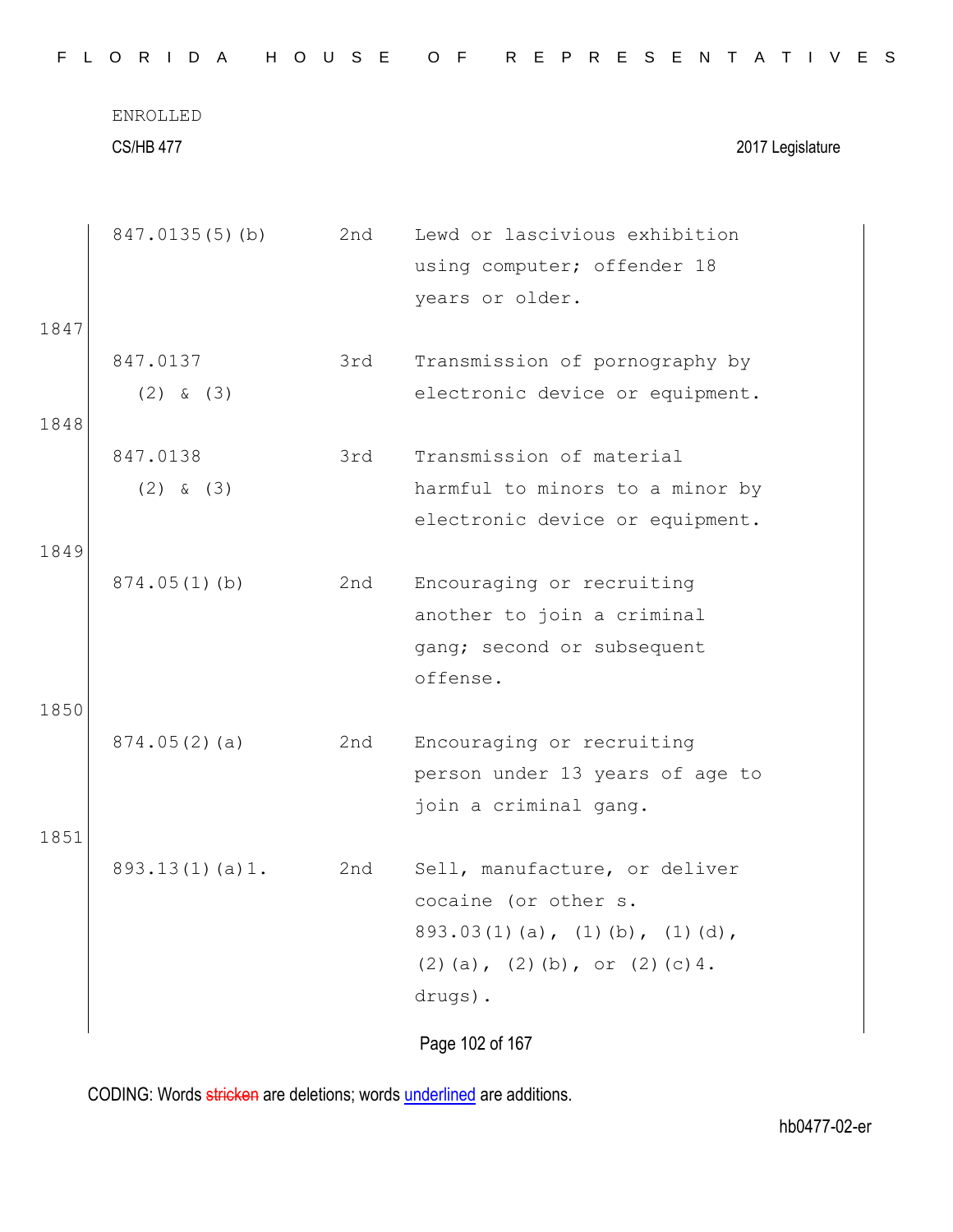| | | | |
|---|---|---|---|
| | 847.0135(5)(b) | 2nd | Lewd or lascivious exhibition using computer; offender 18 years or older. |
| 1847 | | | |
| | 847.0137 (2) & (3) | 3rd | Transmission of pornography by electronic device or equipment. |
| 1848 | | | |
| | 847.0138 (2) & (3) | 3rd | Transmission of material harmful to minors to a minor by electronic device or equipment. |
| 1849 | | | |
| | 874.05(1)(b) | 2nd | Encouraging or recruiting another to join a criminal gang; second or subsequent offense. |
| 1850 | | | |
| | 874.05(2)(a) | 2nd | Encouraging or recruiting person under 13 years of age to join a criminal gang. |
| 1851 | | | |
| | 893.13(1)(a)1. | 2nd | Sell, manufacture, or deliver cocaine (or other s. 893.03(1)(a), (1)(b), (1)(d), (2)(a), (2)(b), or (2)(c)4. drugs). |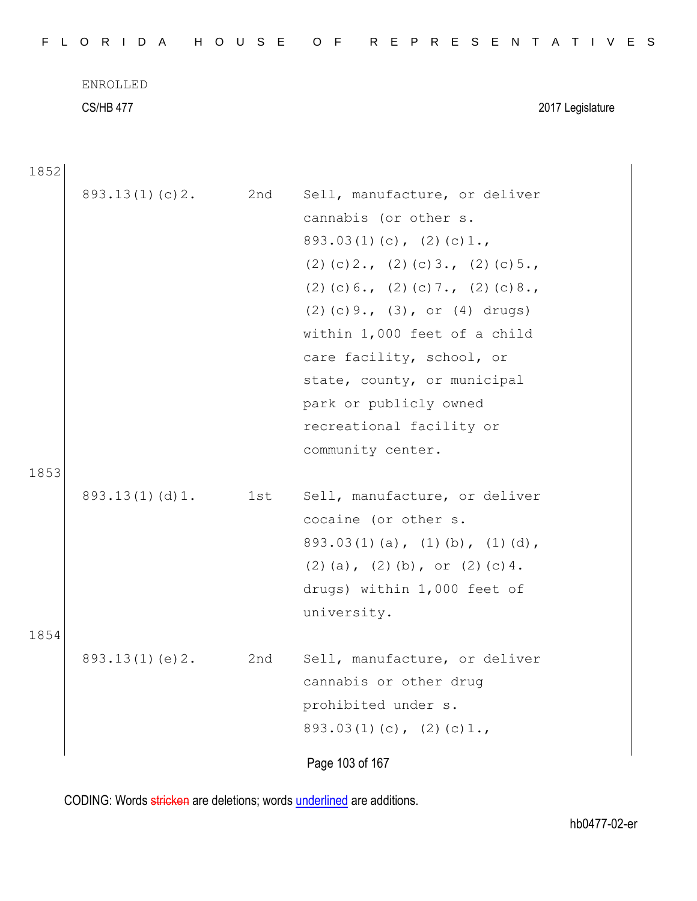1852

| | | |
|---|---|---|
| 893.13(1)(c)2. | 2nd | Sell, manufacture, or deliver cannabis (or other s. 893.03(1)(c), (2)(c)1., (2)(c)2., (2)(c)3., (2)(c)5., (2)(c)6., (2)(c)7., (2)(c)8., (2)(c)9., (3), or (4) drugs) within 1,000 feet of a child care facility, school, or state, county, or municipal park or publicly owned recreational facility or community center. |

1853

| | | |
|---|---|---|
| 893.13(1)(d)1. | 1st | Sell, manufacture, or deliver cocaine (or other s. 893.03(1)(a), (1)(b), (1)(d), (2)(a), (2)(b), or (2)(c)4. drugs) within 1,000 feet of university. |

1854

| | | |
|---|---|---|
| 893.13(1)(e)2. | 2nd | Sell, manufacture, or deliver cannabis or other drug prohibited under s. 893.03(1)(c), (2)(c)1., |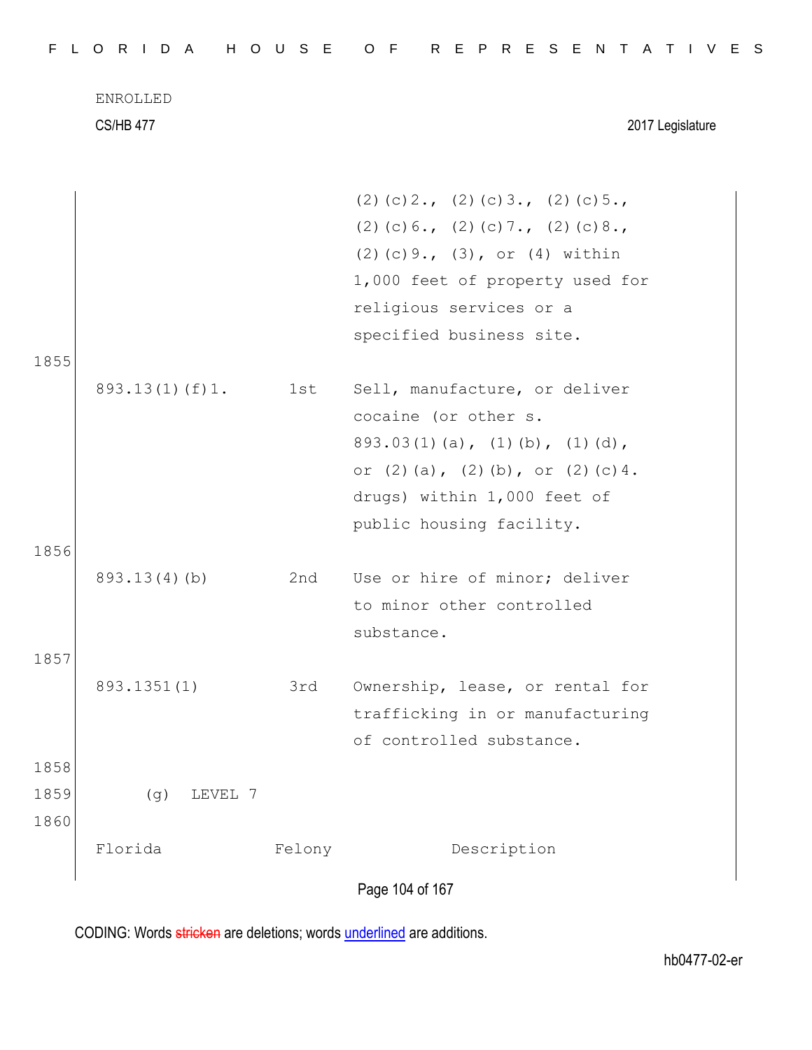| | | (2)(c)2., (2)(c)3., (2)(c)5., (2)(c)6., (2)(c)7., (2)(c)8., (2)(c)9., (3), or (4) within 1,000 feet of property used for religious services or a specified business site. |
|---|---|---|
| 893.13(1)(f)1. | 1st | Sell, manufacture, or deliver cocaine (or other s. 893.03(1)(a), (1)(b), (1)(d), or (2)(a), (2)(b), or (2)(c)4. drugs) within 1,000 feet of public housing facility. |
| 893.13(4)(b) | 2nd | Use or hire of minor; deliver to minor other controlled substance. |
| 893.1351(1) | 3rd | Ownership, lease, or rental for trafficking in or manufacturing of controlled substance. |

(g) LEVEL 7

| Florida | Felony | Description |
|---|---|---|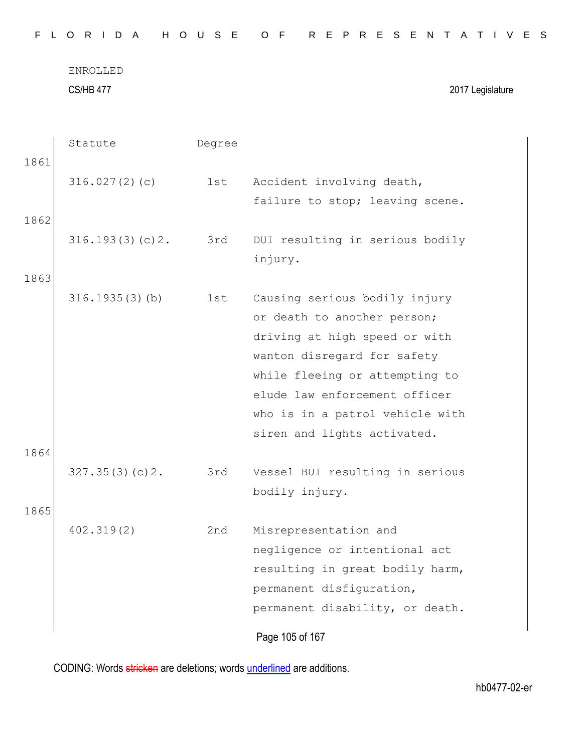| Statute | Degree | |
|---|---|---|
| 316.027(2)(c) | 1st | Accident involving death, failure to stop; leaving scene. |
| 316.193(3)(c)2. | 3rd | DUI resulting in serious bodily injury. |
| 316.1935(3)(b) | 1st | Causing serious bodily injury or death to another person; driving at high speed or with wanton disregard for safety while fleeing or attempting to elude law enforcement officer who is in a patrol vehicle with siren and lights activated. |
| 327.35(3)(c)2. | 3rd | Vessel BUI resulting in serious bodily injury. |
| 402.319(2) | 2nd | Misrepresentation and negligence or intentional act resulting in great bodily harm, permanent disfiguration, permanent disability, or death. |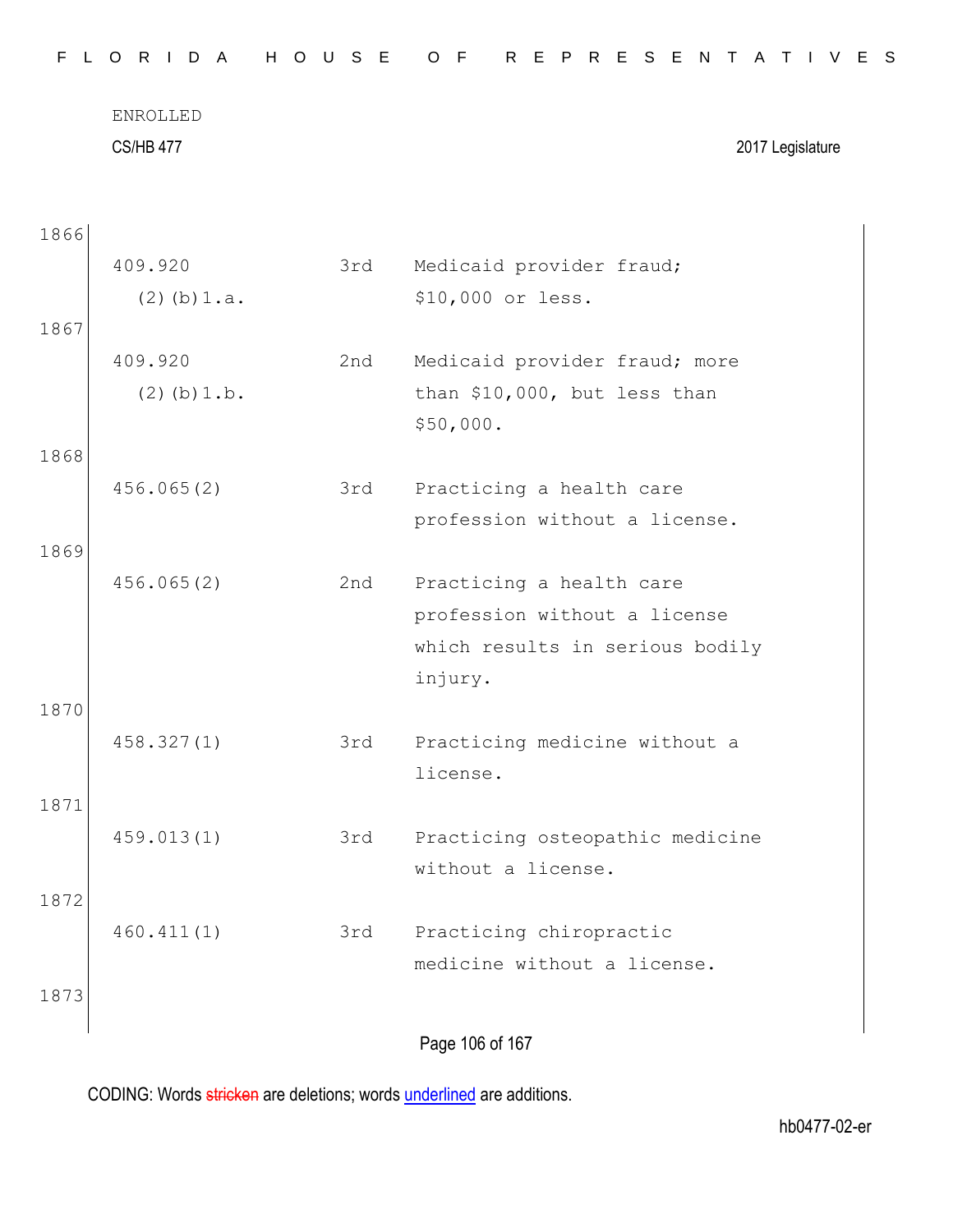1866

| | | |
|---|---|---|
| 409.920 (2)(b)1.a. | 3rd | Medicaid provider fraud; $10,000 or less. |

1867

| | | |
|---|---|---|
| 409.920 (2)(b)1.b. | 2nd | Medicaid provider fraud; more than $10,000, but less than $50,000. |

1868

| | | |
|---|---|---|
| 456.065(2) | 3rd | Practicing a health care profession without a license. |

1869

| | | |
|---|---|---|
| 456.065(2) | 2nd | Practicing a health care profession without a license which results in serious bodily injury. |

1870

| | | |
|---|---|---|
| 458.327(1) | 3rd | Practicing medicine without a license. |

1871

| | | |
|---|---|---|
| 459.013(1) | 3rd | Practicing osteopathic medicine without a license. |

1872

| | | |
|---|---|---|
| 460.411(1) | 3rd | Practicing chiropractic medicine without a license. |

1873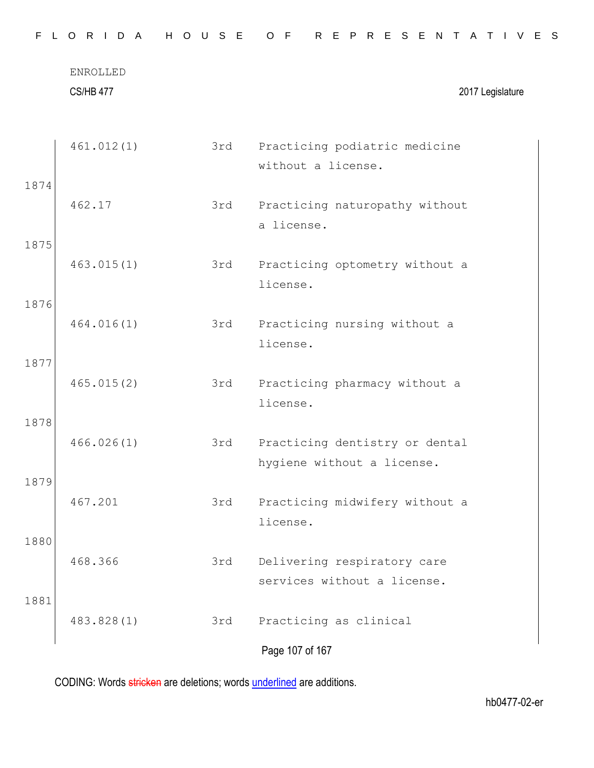| | | | |
|---|---|---|---|
| | 461.012(1) | 3rd | Practicing podiatric medicine without a license. |
| 1874 | | | |
| | 462.17 | 3rd | Practicing naturopathy without a license. |
| 1875 | | | |
| | 463.015(1) | 3rd | Practicing optometry without a license. |
| 1876 | | | |
| | 464.016(1) | 3rd | Practicing nursing without a license. |
| 1877 | | | |
| | 465.015(2) | 3rd | Practicing pharmacy without a license. |
| 1878 | | | |
| | 466.026(1) | 3rd | Practicing dentistry or dental hygiene without a license. |
| 1879 | | | |
| | 467.201 | 3rd | Practicing midwifery without a license. |
| 1880 | | | |
| | 468.366 | 3rd | Delivering respiratory care services without a license. |
| 1881 | | | |
| | 483.828(1) | 3rd | Practicing as clinical |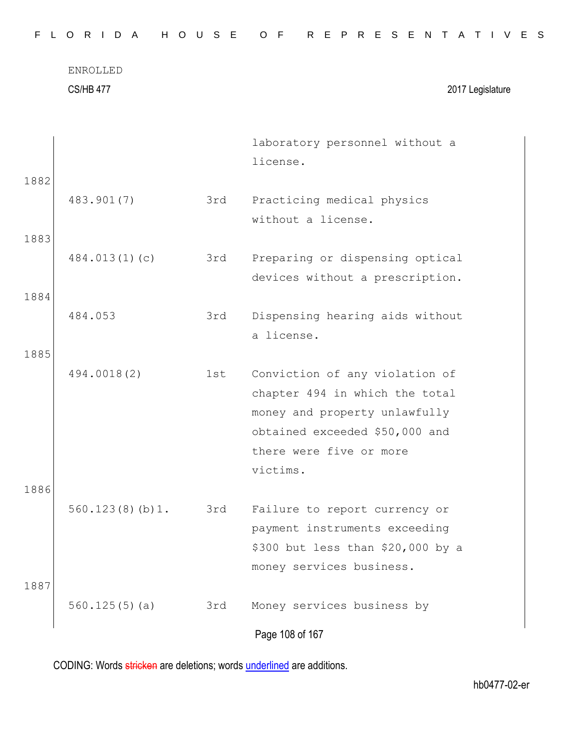ENROLLED

CS/HB 477 2017 Legislature

| | | |
|---|---|---|
| | | laboratory personnel without a license. |
| 483.901(7) | 3rd | Practicing medical physics without a license. |
| 484.013(1)(c) | 3rd | Preparing or dispensing optical devices without a prescription. |
| 484.053 | 3rd | Dispensing hearing aids without a license. |
| 494.0018(2) | 1st | Conviction of any violation of chapter 494 in which the total money and property unlawfully obtained exceeded $50,000 and there were five or more victims. |
| 560.123(8)(b)1. | 3rd | Failure to report currency or payment instruments exceeding $300 but less than $20,000 by a money services business. |
| 560.125(5)(a) | 3rd | Money services business by |

CODING: Words stricken are deletions; words underlined are additions.

hb0477-02-er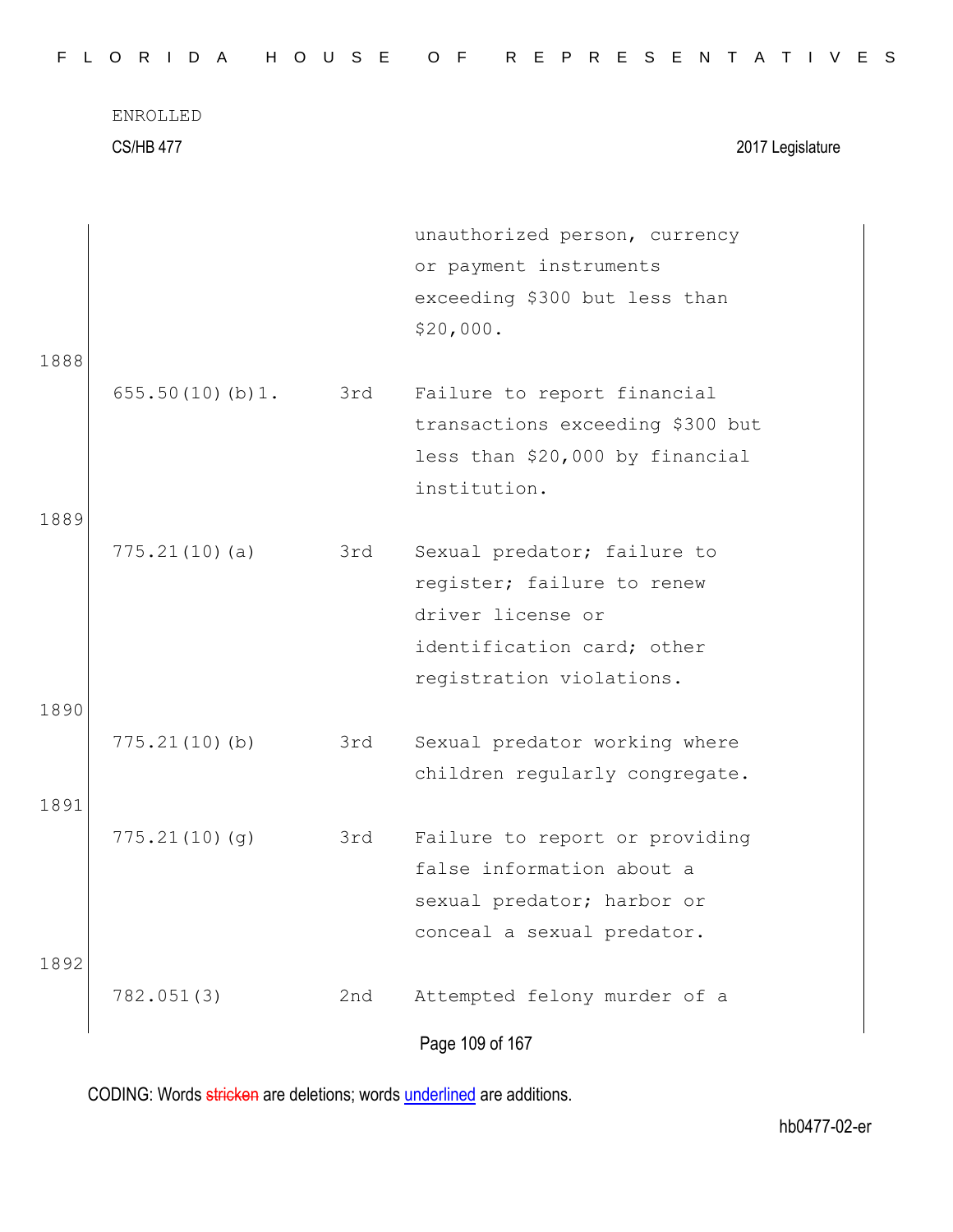| | | unauthorized person, currency or payment instruments exceeding $300 but less than $20,000. |
|---|---|---|

1888

| 655.50(10)(b)1. | 3rd | Failure to report financial transactions exceeding $300 but less than $20,000 by financial institution. |
|---|---|---|

1889

| 775.21(10)(a) | 3rd | Sexual predator; failure to register; failure to renew driver license or identification card; other registration violations. |
|---|---|---|

1890

| 775.21(10)(b) | 3rd | Sexual predator working where children regularly congregate. |
|---|---|---|

1891

| 775.21(10)(g) | 3rd | Failure to report or providing false information about a sexual predator; harbor or conceal a sexual predator. |
|---|---|---|

1892

| 782.051(3) | 2nd | Attempted felony murder of a |
|---|---|---|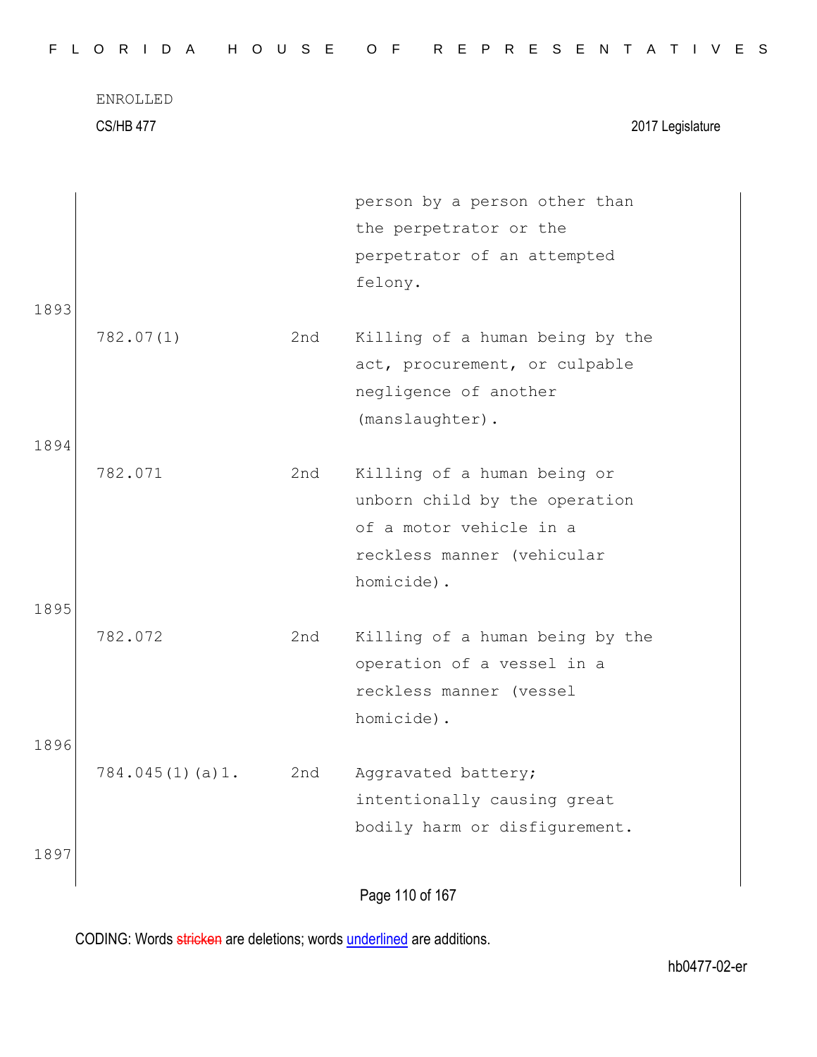| | | person by a person other than the perpetrator or the perpetrator of an attempted felony. |
|---|---|---|
| 782.07(1) | 2nd | Killing of a human being by the act, procurement, or culpable negligence of another (manslaughter). |
| 782.071 | 2nd | Killing of a human being or unborn child by the operation of a motor vehicle in a reckless manner (vehicular homicide). |
| 782.072 | 2nd | Killing of a human being by the operation of a vessel in a reckless manner (vessel homicide). |
| 784.045(1)(a)1. | 2nd | Aggravated battery; intentionally causing great bodily harm or disfigurement. |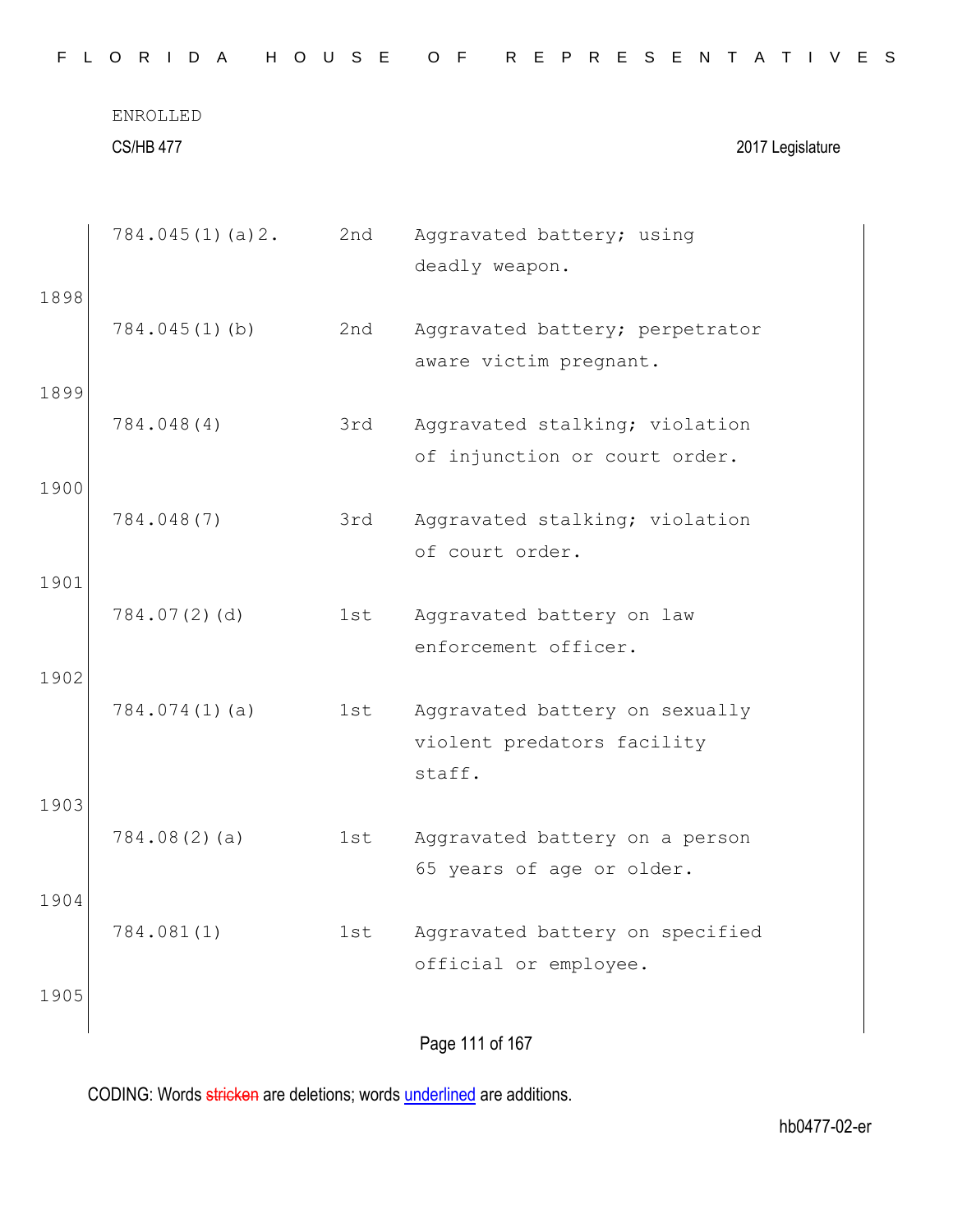| | | |
|---|---|---|
| 784.045(1)(a)2. | 2nd | Aggravated battery; using deadly weapon. |
| 784.045(1)(b) | 2nd | Aggravated battery; perpetrator aware victim pregnant. |
| 784.048(4) | 3rd | Aggravated stalking; violation of injunction or court order. |
| 784.048(7) | 3rd | Aggravated stalking; violation of court order. |
| 784.07(2)(d) | 1st | Aggravated battery on law enforcement officer. |
| 784.074(1)(a) | 1st | Aggravated battery on sexually violent predators facility staff. |
| 784.08(2)(a) | 1st | Aggravated battery on a person 65 years of age or older. |
| 784.081(1) | 1st | Aggravated battery on specified official or employee. |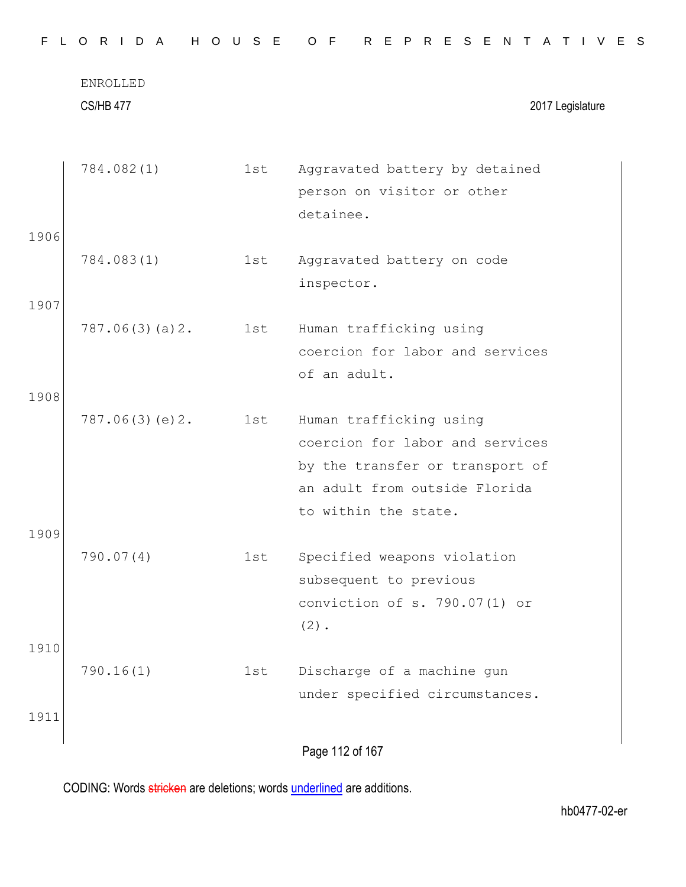| | | | |
|---|---|---|---|
| | 784.082(1) | 1st | Aggravated battery by detained person on visitor or other detainee. |
| 1906 | | | |
| | 784.083(1) | 1st | Aggravated battery on code inspector. |
| 1907 | | | |
| | 787.06(3)(a)2. | 1st | Human trafficking using coercion for labor and services of an adult. |
| 1908 | | | |
| | 787.06(3)(e)2. | 1st | Human trafficking using coercion for labor and services by the transfer or transport of an adult from outside Florida to within the state. |
| 1909 | | | |
| | 790.07(4) | 1st | Specified weapons violation subsequent to previous conviction of s. 790.07(1) or (2). |
| 1910 | | | |
| | 790.16(1) | 1st | Discharge of a machine gun under specified circumstances. |
| 1911 | | | |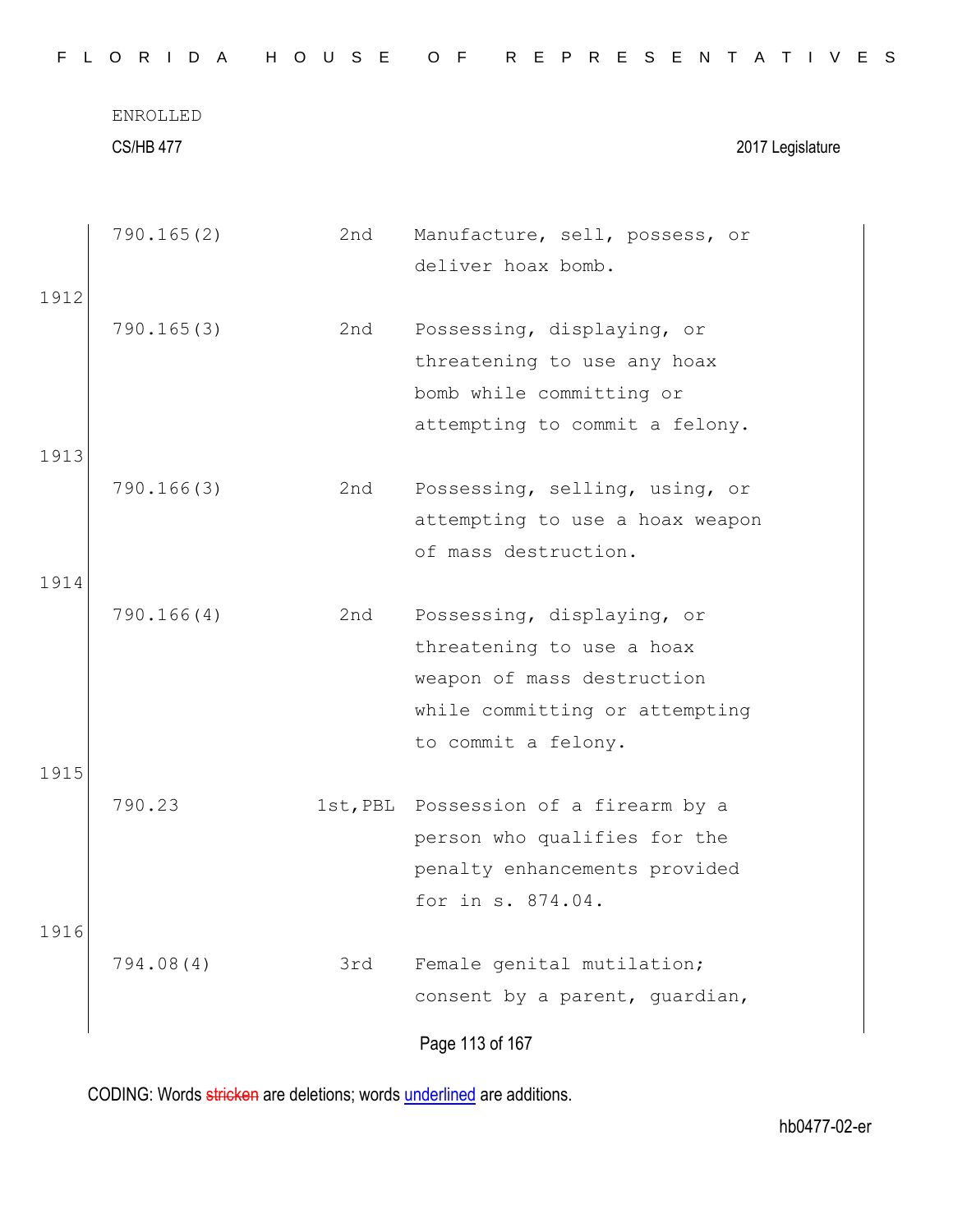ENROLLED

CS/HB 477 2017 Legislature

| | | | |
|---|---|---|---|
| | 790.165(2) | 2nd | Manufacture, sell, possess, or deliver hoax bomb. |
| 1912 | 790.165(3) | 2nd | Possessing, displaying, or threatening to use any hoax bomb while committing or attempting to commit a felony. |
| 1913 | 790.166(3) | 2nd | Possessing, selling, using, or attempting to use a hoax weapon of mass destruction. |
| 1914 | 790.166(4) | 2nd | Possessing, displaying, or threatening to use a hoax weapon of mass destruction while committing or attempting to commit a felony. |
| 1915 | 790.23 | 1st,PBL | Possession of a firearm by a person who qualifies for the penalty enhancements provided for in s. 874.04. |
| 1916 | 794.08(4) | 3rd | Female genital mutilation; consent by a parent, guardian, |

CODING: Words ~~stricken~~ are deletions; words <u>underlined</u> are additions.

hb0477-02-er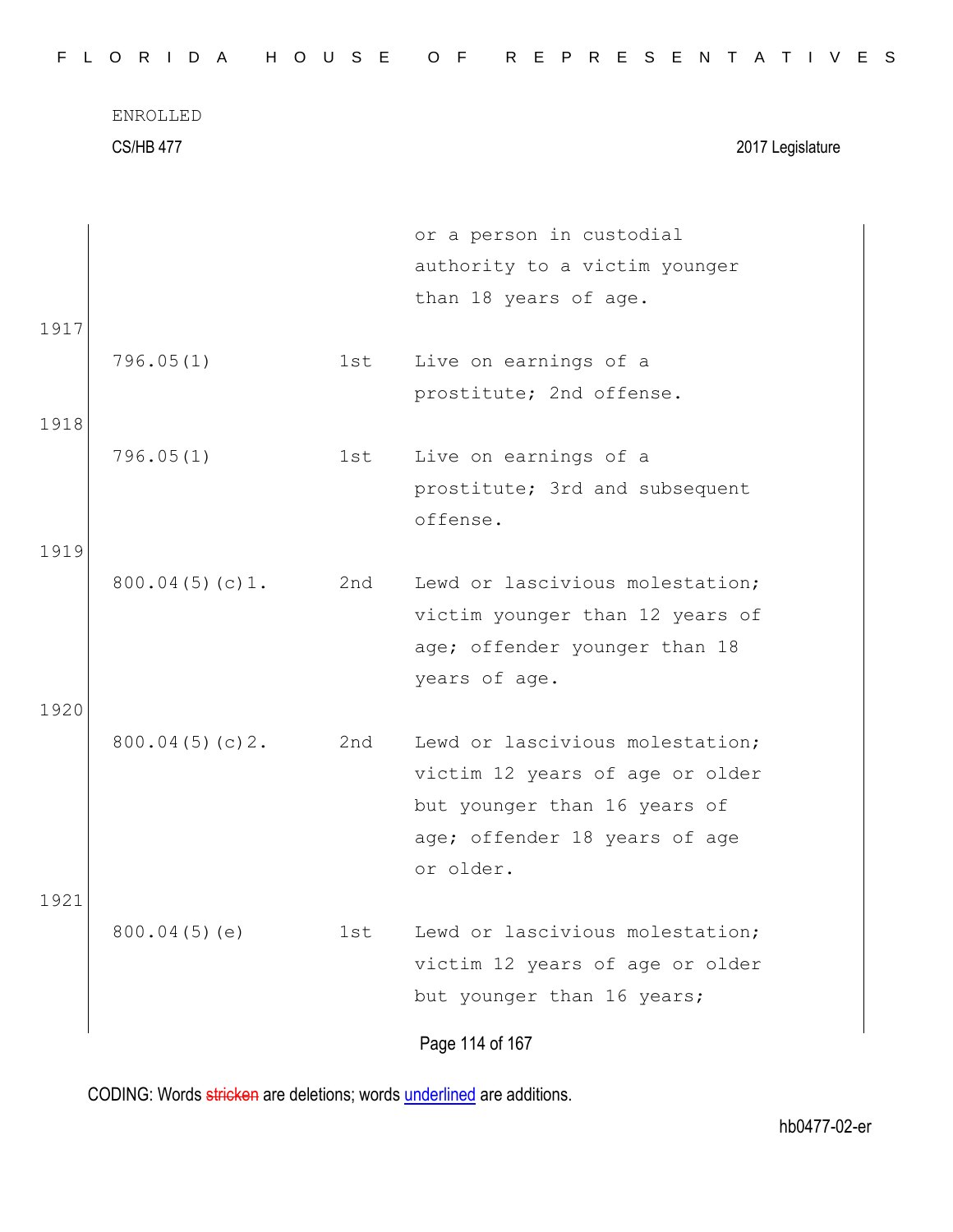| | | or a person in custodial authority to a victim younger than 18 years of age. |
|---|---|---|
| 796.05(1) | 1st | Live on earnings of a prostitute; 2nd offense. |
| 796.05(1) | 1st | Live on earnings of a prostitute; 3rd and subsequent offense. |
| 800.04(5)(c)1. | 2nd | Lewd or lascivious molestation; victim younger than 12 years of age; offender younger than 18 years of age. |
| 800.04(5)(c)2. | 2nd | Lewd or lascivious molestation; victim 12 years of age or older but younger than 16 years of age; offender 18 years of age or older. |
| 800.04(5)(e) | 1st | Lewd or lascivious molestation; victim 12 years of age or older but younger than 16 years; |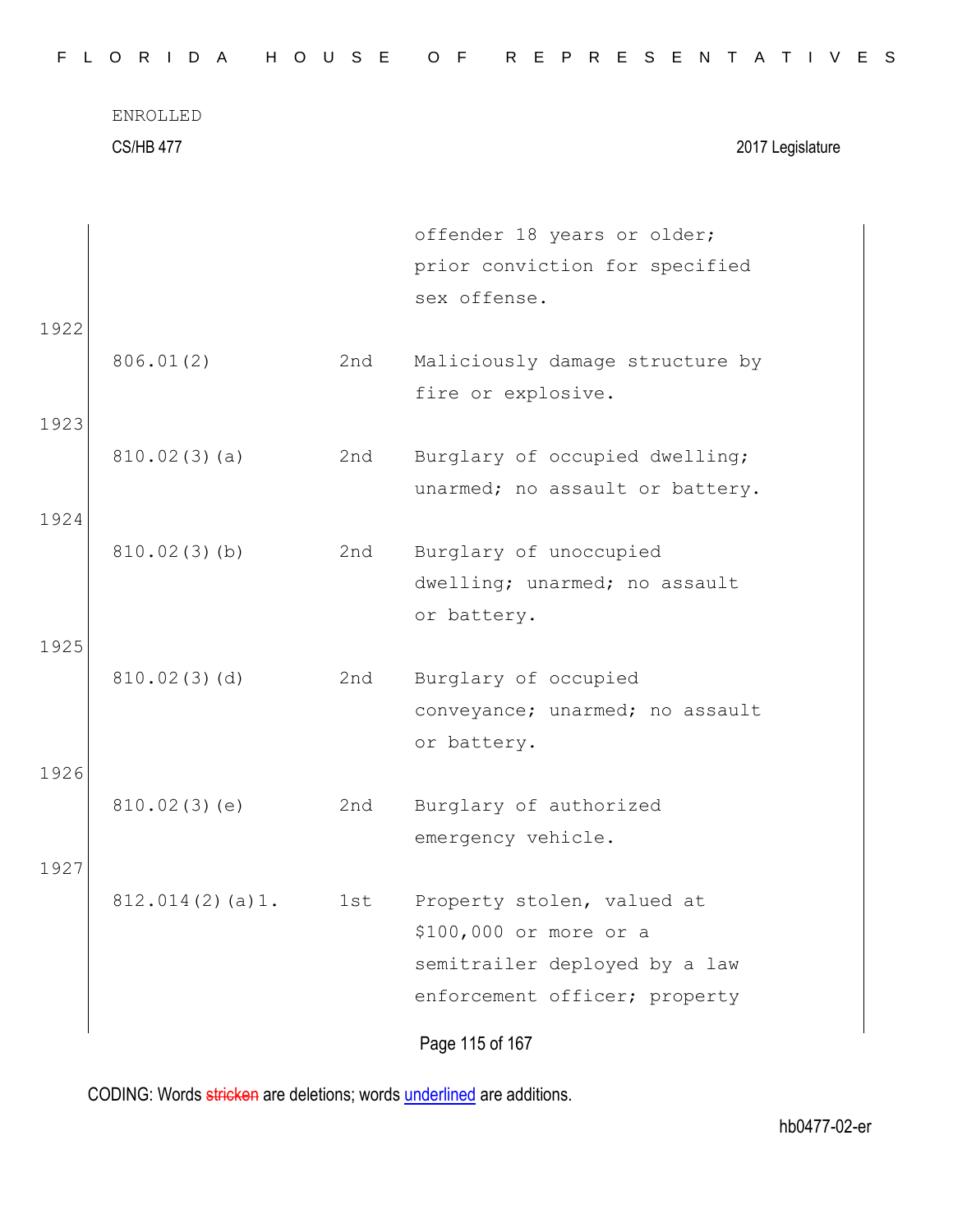| | | |
|---|---|---|
| | | offender 18 years or older; prior conviction for specified sex offense. |

1922

| | | |
|---|---|---|
| 806.01(2) | 2nd | Maliciously damage structure by fire or explosive. |

1923

| | | |
|---|---|---|
| 810.02(3)(a) | 2nd | Burglary of occupied dwelling; unarmed; no assault or battery. |

1924

| | | |
|---|---|---|
| 810.02(3)(b) | 2nd | Burglary of unoccupied dwelling; unarmed; no assault or battery. |

1925

| | | |
|---|---|---|
| 810.02(3)(d) | 2nd | Burglary of occupied conveyance; unarmed; no assault or battery. |

1926

| | | |
|---|---|---|
| 810.02(3)(e) | 2nd | Burglary of authorized emergency vehicle. |

1927

| | | |
|---|---|---|
| 812.014(2)(a)1. | 1st | Property stolen, valued at $100,000 or more or a semitrailer deployed by a law enforcement officer; property |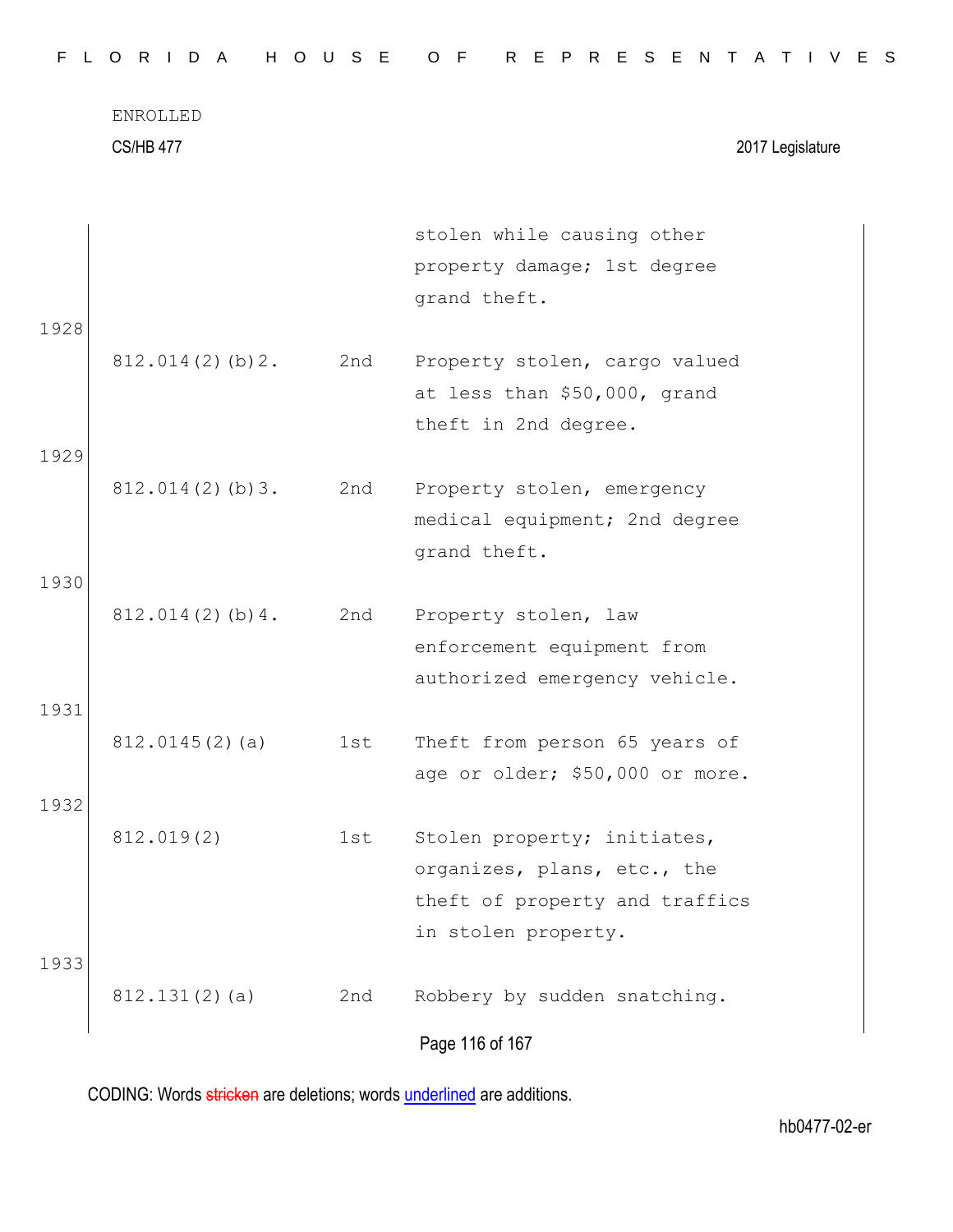| | | stolen while causing other property damage; 1st degree grand theft. |
|---|---|---|
| 812.014(2)(b)2. | 2nd | Property stolen, cargo valued at less than $50,000, grand theft in 2nd degree. |
| 812.014(2)(b)3. | 2nd | Property stolen, emergency medical equipment; 2nd degree grand theft. |
| 812.014(2)(b)4. | 2nd | Property stolen, law enforcement equipment from authorized emergency vehicle. |
| 812.0145(2)(a) | 1st | Theft from person 65 years of age or older; $50,000 or more. |
| 812.019(2) | 1st | Stolen property; initiates, organizes, plans, etc., the theft of property and traffics in stolen property. |
| 812.131(2)(a) | 2nd | Robbery by sudden snatching. |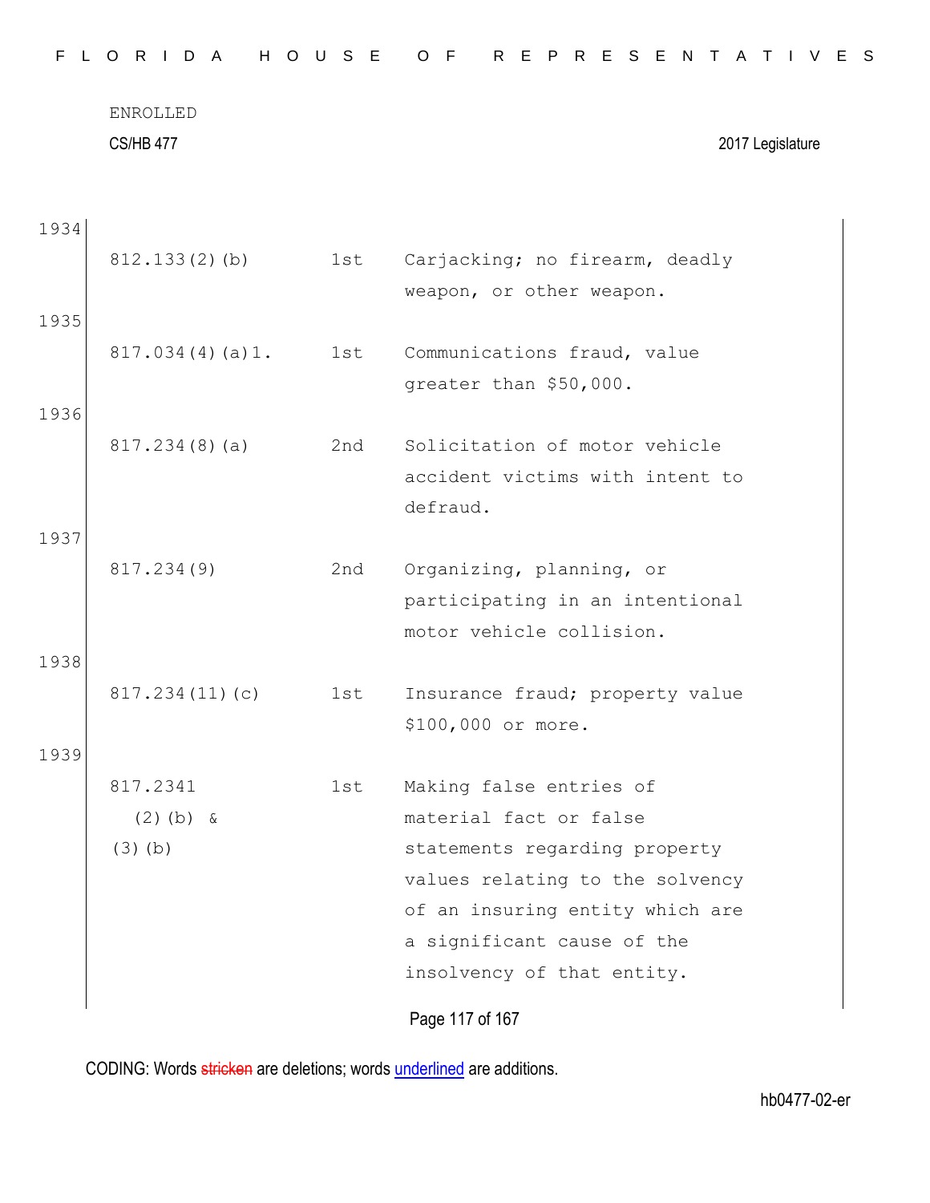ENROLLED

CS/HB 477 2017 Legislature

| Line | Statute | Degree | Description |
|---|---|---|---|
| 1934 | 812.133(2)(b) | 1st | Carjacking; no firearm, deadly weapon, or other weapon. |
| 1935 | 817.034(4)(a)1. | 1st | Communications fraud, value greater than $50,000. |
| 1936 | 817.234(8)(a) | 2nd | Solicitation of motor vehicle accident victims with intent to defraud. |
| 1937 | 817.234(9) | 2nd | Organizing, planning, or participating in an intentional motor vehicle collision. |
| 1938 | 817.234(11)(c) | 1st | Insurance fraud; property value $100,000 or more. |
| 1939 | 817.2341 (2)(b) & (3)(b) | 1st | Making false entries of material fact or false statements regarding property values relating to the solvency of an insuring entity which are a significant cause of the insolvency of that entity. |

CODING: Words stricken are deletions; words underlined are additions.

hb0477-02-er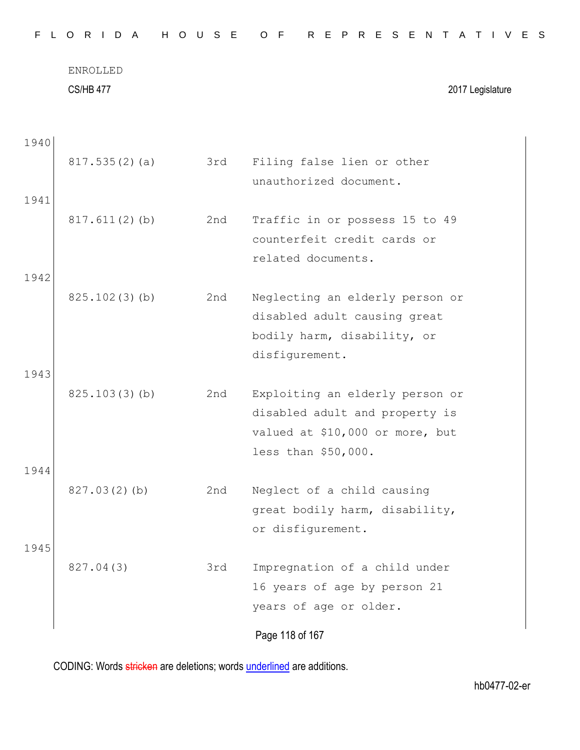ENROLLED

CS/HB 477 2017 Legislature

1940

| | | |
|---|---|---|
| 817.535(2)(a) | 3rd | Filing false lien or other unauthorized document. |

1941

| | | |
|---|---|---|
| 817.611(2)(b) | 2nd | Traffic in or possess 15 to 49 counterfeit credit cards or related documents. |

1942

| | | |
|---|---|---|
| 825.102(3)(b) | 2nd | Neglecting an elderly person or disabled adult causing great bodily harm, disability, or disfigurement. |

1943

| | | |
|---|---|---|
| 825.103(3)(b) | 2nd | Exploiting an elderly person or disabled adult and property is valued at $10,000 or more, but less than $50,000. |

1944

| | | |
|---|---|---|
| 827.03(2)(b) | 2nd | Neglect of a child causing great bodily harm, disability, or disfigurement. |

1945

| | | |
|---|---|---|
| 827.04(3) | 3rd | Impregnation of a child under 16 years of age by person 21 years of age or older. |

CODING: Words stricken are deletions; words underlined are additions.

hb0477-02-er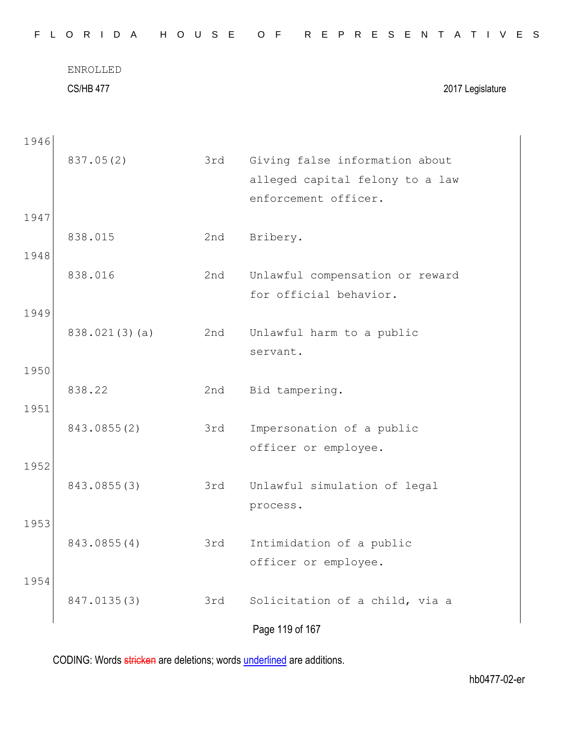1946

| | | |
|---|---|---|
| 837.05(2) | 3rd | Giving false information about alleged capital felony to a law enforcement officer. |

1947

| | | |
|---|---|---|
| 838.015 | 2nd | Bribery. |

1948

| | | |
|---|---|---|
| 838.016 | 2nd | Unlawful compensation or reward for official behavior. |

1949

| | | |
|---|---|---|
| 838.021(3)(a) | 2nd | Unlawful harm to a public servant. |

1950

| | | |
|---|---|---|
| 838.22 | 2nd | Bid tampering. |

1951

| | | |
|---|---|---|
| 843.0855(2) | 3rd | Impersonation of a public officer or employee. |

1952

| | | |
|---|---|---|
| 843.0855(3) | 3rd | Unlawful simulation of legal process. |

1953

| | | |
|---|---|---|
| 843.0855(4) | 3rd | Intimidation of a public officer or employee. |

1954

| | | |
|---|---|---|
| 847.0135(3) | 3rd | Solicitation of a child, via a |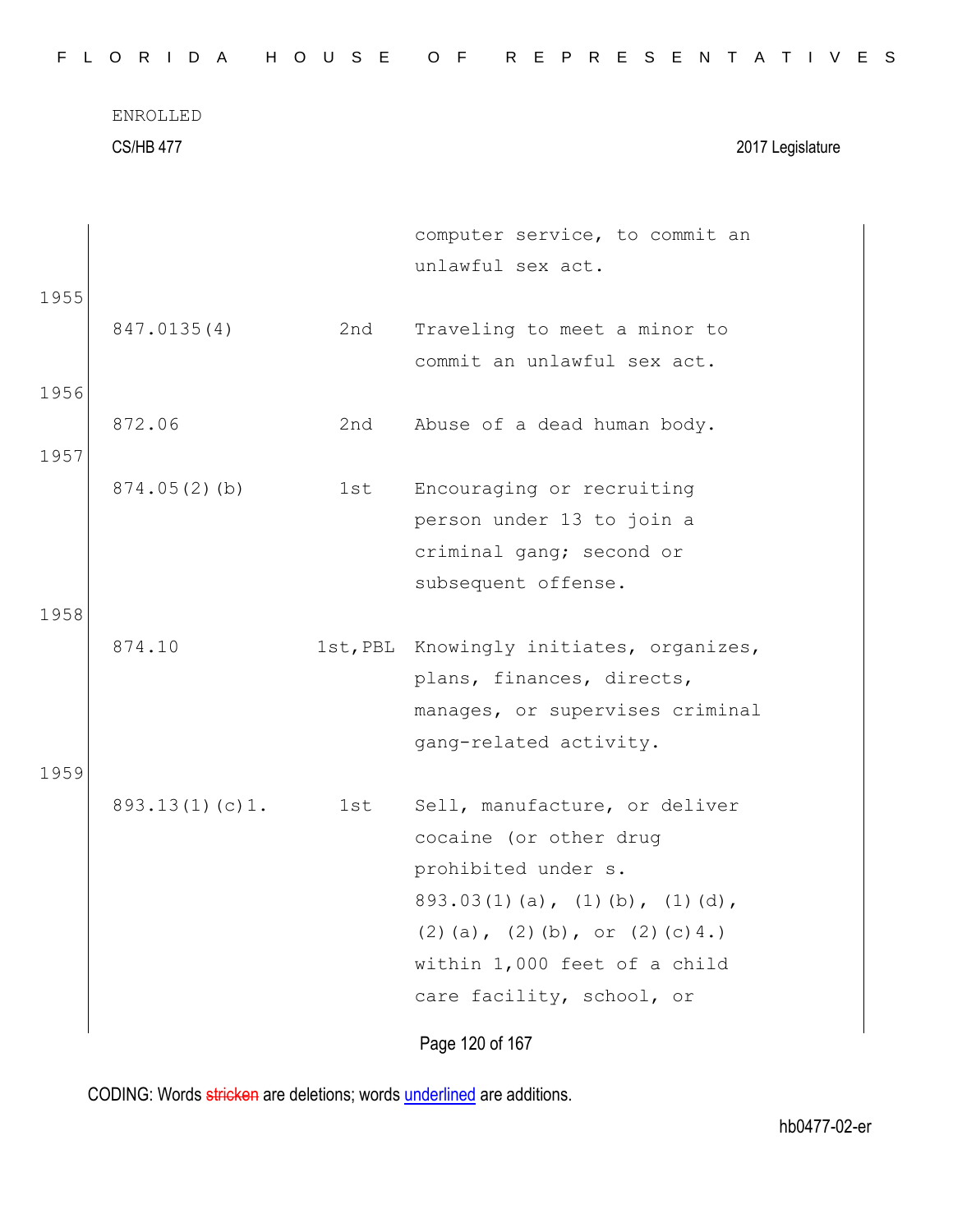ENROLLED

CS/HB 477 2017 Legislature

| | | |
|---|---|---|
| | | computer service, to commit an unlawful sex act. |
| 847.0135(4) | 2nd | Traveling to meet a minor to commit an unlawful sex act. |
| 872.06 | 2nd | Abuse of a dead human body. |
| 874.05(2)(b) | 1st | Encouraging or recruiting person under 13 to join a criminal gang; second or subsequent offense. |
| 874.10 | 1st,PBL | Knowingly initiates, organizes, plans, finances, directs, manages, or supervises criminal gang-related activity. |
| 893.13(1)(c)1. | 1st | Sell, manufacture, or deliver cocaine (or other drug prohibited under s. 893.03(1)(a), (1)(b), (1)(d), (2)(a), (2)(b), or (2)(c)4.) within 1,000 feet of a child care facility, school, or |

CODING: Words stricken are deletions; words underlined are additions.

hb0477-02-er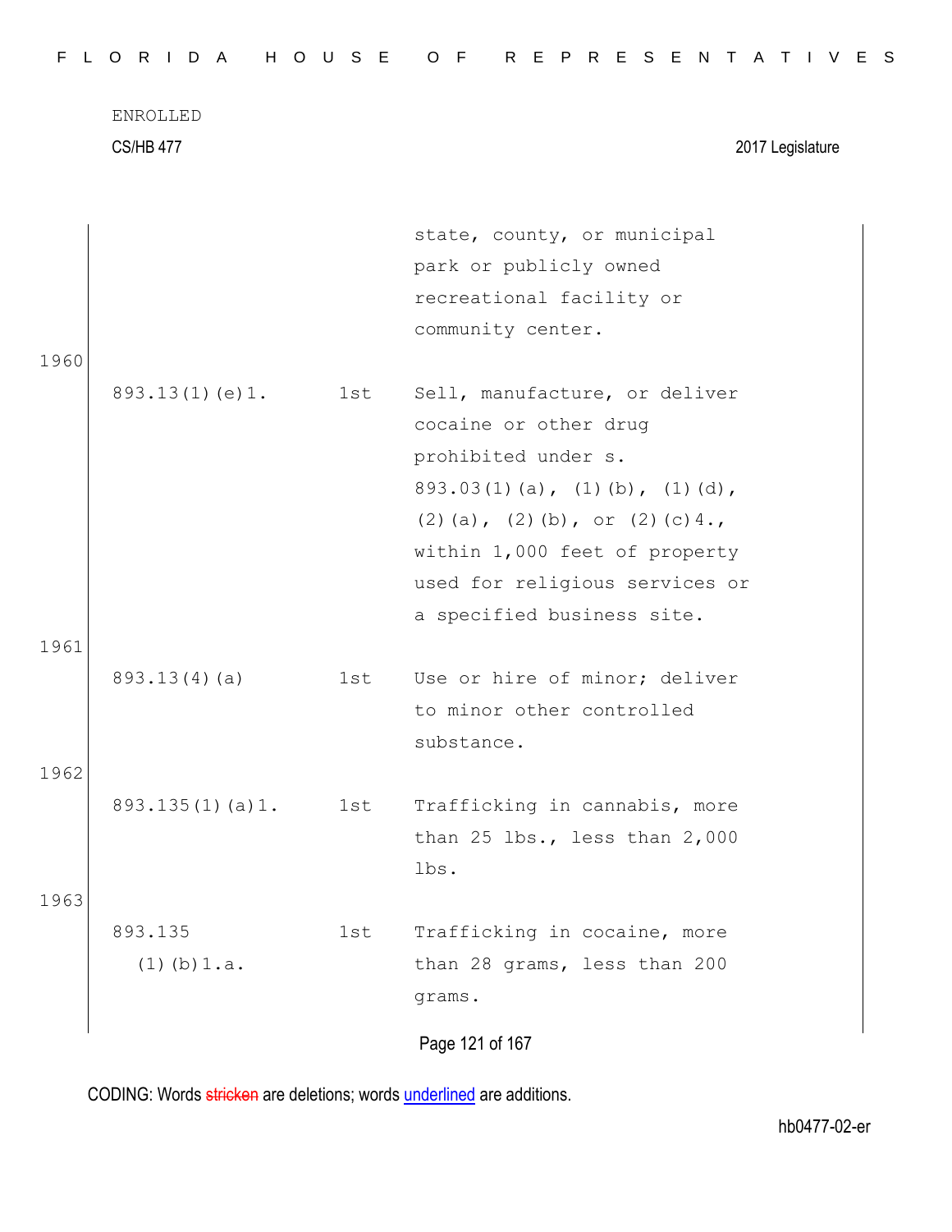ENROLLED

CS/HB 477 2017 Legislature

| | | |
|---|---|---|
| | | state, county, or municipal park or publicly owned recreational facility or community center. |
| 893.13(1)(e)1. | 1st | Sell, manufacture, or deliver cocaine or other drug prohibited under s. 893.03(1)(a), (1)(b), (1)(d), (2)(a), (2)(b), or (2)(c)4., within 1,000 feet of property used for religious services or a specified business site. |
| 893.13(4)(a) | 1st | Use or hire of minor; deliver to minor other controlled substance. |
| 893.135(1)(a)1. | 1st | Trafficking in cannabis, more than 25 lbs., less than 2,000 lbs. |
| 893.135 (1)(b)1.a. | 1st | Trafficking in cocaine, more than 28 grams, less than 200 grams. |

CODING: Words stricken are deletions; words underlined are additions.

hb0477-02-er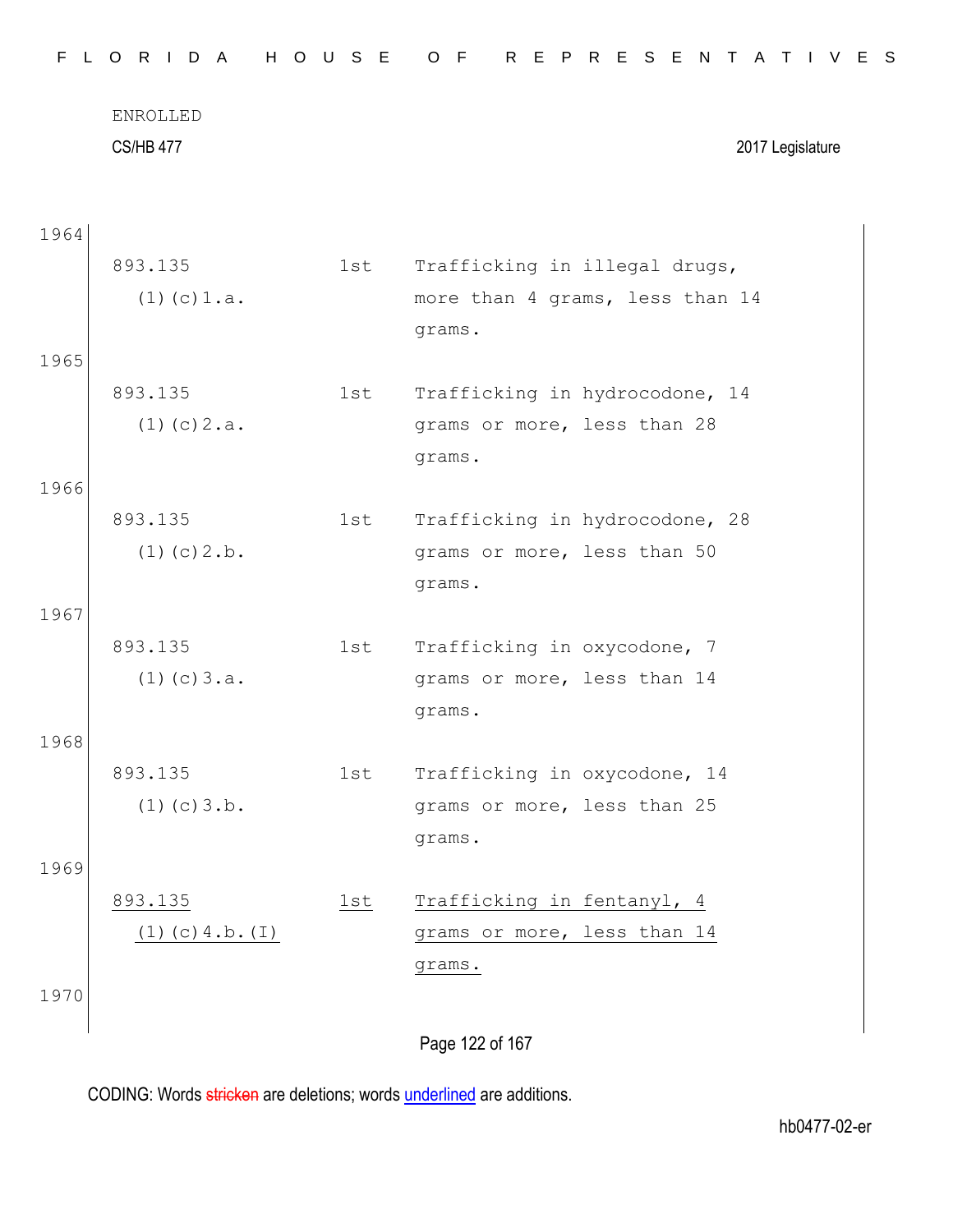ENROLLED

CS/HB 477 2017 Legislature

1964

| | | |
|---|---|---|
| 893.135 (1)(c)1.a. | 1st | Trafficking in illegal drugs, more than 4 grams, less than 14 grams. |

1965

| | | |
|---|---|---|
| 893.135 (1)(c)2.a. | 1st | Trafficking in hydrocodone, 14 grams or more, less than 28 grams. |

1966

| | | |
|---|---|---|
| 893.135 (1)(c)2.b. | 1st | Trafficking in hydrocodone, 28 grams or more, less than 50 grams. |

1967

| | | |
|---|---|---|
| 893.135 (1)(c)3.a. | 1st | Trafficking in oxycodone, 7 grams or more, less than 14 grams. |

1968

| | | |
|---|---|---|
| 893.135 (1)(c)3.b. | 1st | Trafficking in oxycodone, 14 grams or more, less than 25 grams. |

1969

| | | |
|---|---|---|
| <u>893.135 (1)(c)4.b.(I)</u> | <u>1st</u> | <u>Trafficking in fentanyl, 4 grams or more, less than 14 grams.</u> |

1970

CODING: Words stricken are deletions; words underlined are additions.

hb0477-02-er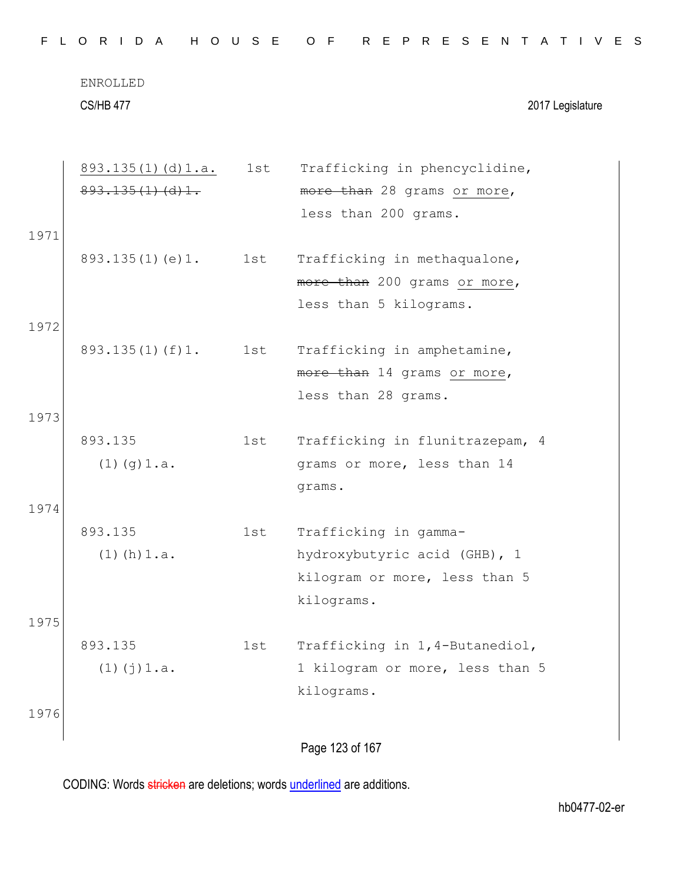ENROLLED

CS/HB 477 2017 Legislature

| | | |
|---|---|---|
| <u>893.135(1)(d)1.a.</u> ~~893.135(1)(d)1.~~ | 1st | Trafficking in phencyclidine, ~~more than~~ 28 grams <u>or more</u>, less than 200 grams. |
| 893.135(1)(e)1. | 1st | Trafficking in methaqualone, ~~more than~~ 200 grams <u>or more</u>, less than 5 kilograms. |
| 893.135(1)(f)1. | 1st | Trafficking in amphetamine, ~~more than~~ 14 grams <u>or more</u>, less than 28 grams. |
| 893.135 (1)(g)1.a. | 1st | Trafficking in flunitrazepam, 4 grams or more, less than 14 grams. |
| 893.135 (1)(h)1.a. | 1st | Trafficking in gamma-hydroxybutyric acid (GHB), 1 kilogram or more, less than 5 kilograms. |
| 893.135 (1)(j)1.a. | 1st | Trafficking in 1,4-Butanediol, 1 kilogram or more, less than 5 kilograms. |

CODING: Words ~~stricken~~ are deletions; words <u>underlined</u> are additions.

hb0477-02-er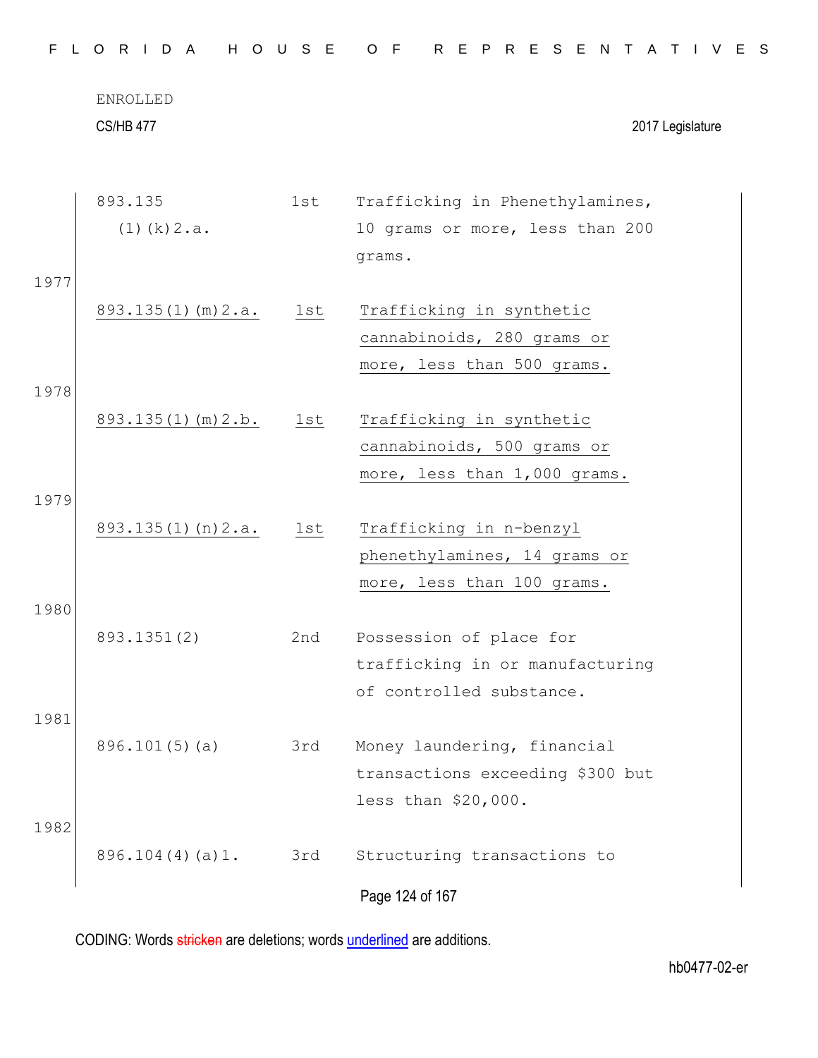| | | |
|---|---|---|
| 893.135 (1)(k)2.a. | 1st | Trafficking in Phenethylamines, 10 grams or more, less than 200 grams. |
| 893.135(1)(m)2.a. | 1st | Trafficking in synthetic cannabinoids, 280 grams or more, less than 500 grams. |
| 893.135(1)(m)2.b. | 1st | Trafficking in synthetic cannabinoids, 500 grams or more, less than 1,000 grams. |
| 893.135(1)(n)2.a. | 1st | Trafficking in n-benzyl phenethylamines, 14 grams or more, less than 100 grams. |
| 893.1351(2) | 2nd | Possession of place for trafficking in or manufacturing of controlled substance. |
| 896.101(5)(a) | 3rd | Money laundering, financial transactions exceeding $300 but less than $20,000. |
| 896.104(4)(a)1. | 3rd | Structuring transactions to |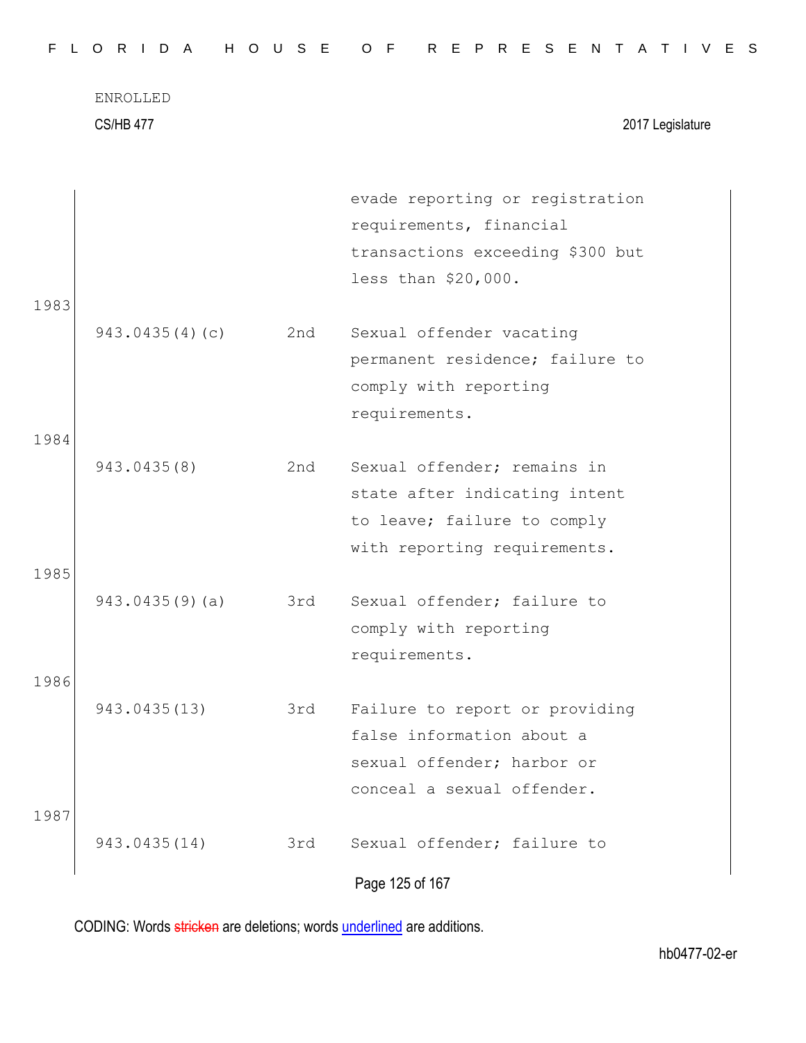ENROLLED

CS/HB 477 2017 Legislature

| | | |
|---|---|---|
| | | evade reporting or registration requirements, financial transactions exceeding $300 but less than $20,000. |
| 943.0435(4)(c) | 2nd | Sexual offender vacating permanent residence; failure to comply with reporting requirements. |
| 943.0435(8) | 2nd | Sexual offender; remains in state after indicating intent to leave; failure to comply with reporting requirements. |
| 943.0435(9)(a) | 3rd | Sexual offender; failure to comply with reporting requirements. |
| 943.0435(13) | 3rd | Failure to report or providing false information about a sexual offender; harbor or conceal a sexual offender. |
| 943.0435(14) | 3rd | Sexual offender; failure to |

CODING: Words stricken are deletions; words underlined are additions.

hb0477-02-er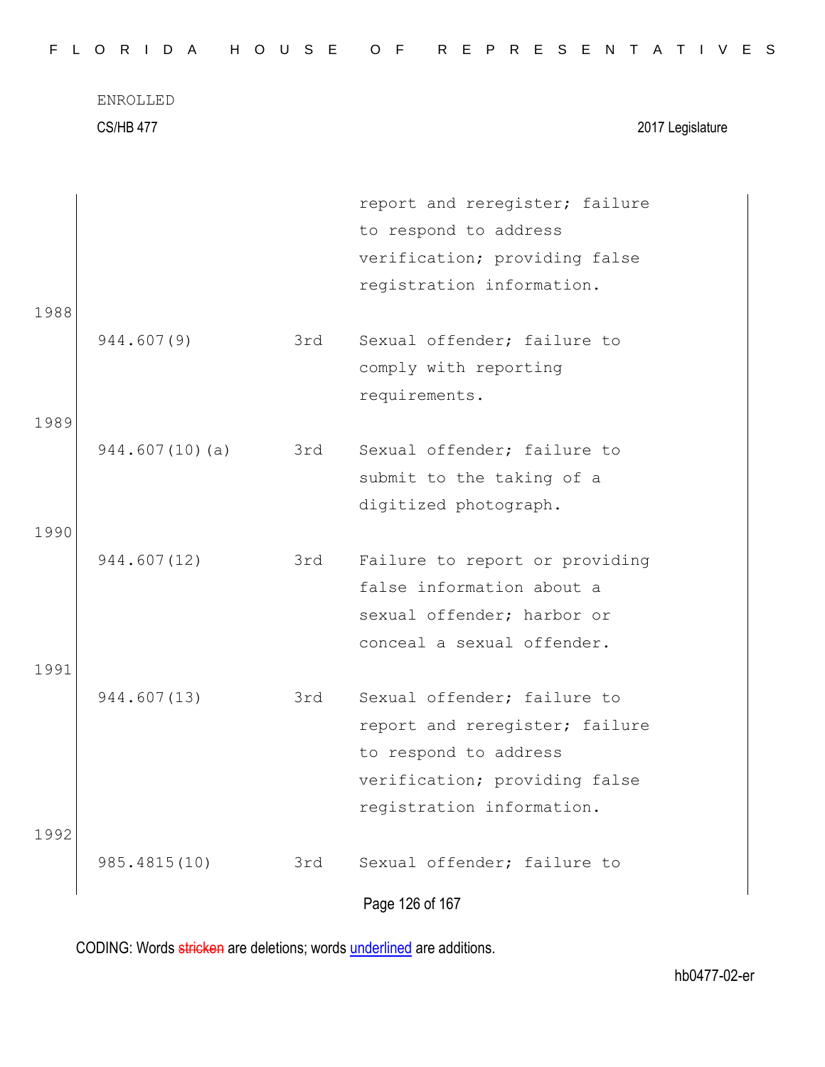| | | |
|---|---|---|
| | | report and reregister; failure to respond to address verification; providing false registration information. |
| 944.607(9) | 3rd | Sexual offender; failure to comply with reporting requirements. |
| 944.607(10)(a) | 3rd | Sexual offender; failure to submit to the taking of a digitized photograph. |
| 944.607(12) | 3rd | Failure to report or providing false information about a sexual offender; harbor or conceal a sexual offender. |
| 944.607(13) | 3rd | Sexual offender; failure to report and reregister; failure to respond to address verification; providing false registration information. |
| 985.4815(10) | 3rd | Sexual offender; failure to |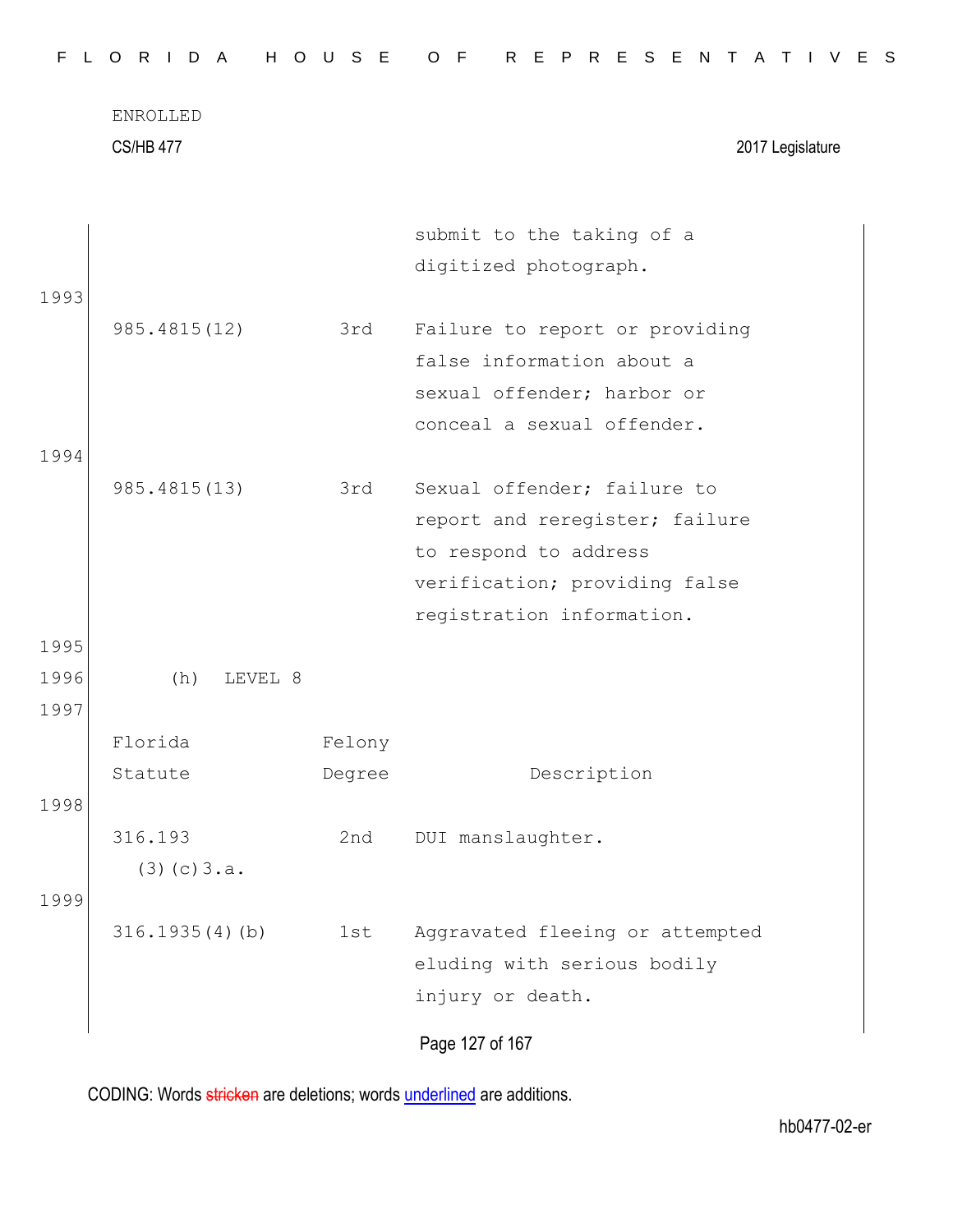| | | submit to the taking of a digitized photograph. |
|---|---|---|
| 985.4815(12) | 3rd | Failure to report or providing false information about a sexual offender; harbor or conceal a sexual offender. |
| 985.4815(13) | 3rd | Sexual offender; failure to report and reregister; failure to respond to address verification; providing false registration information. |

(h) LEVEL 8

| Florida Statute | Felony Degree | Description |
|---|---|---|
| 316.193 (3)(c)3.a. | 2nd | DUI manslaughter. |
| 316.1935(4)(b) | 1st | Aggravated fleeing or attempted eluding with serious bodily injury or death. |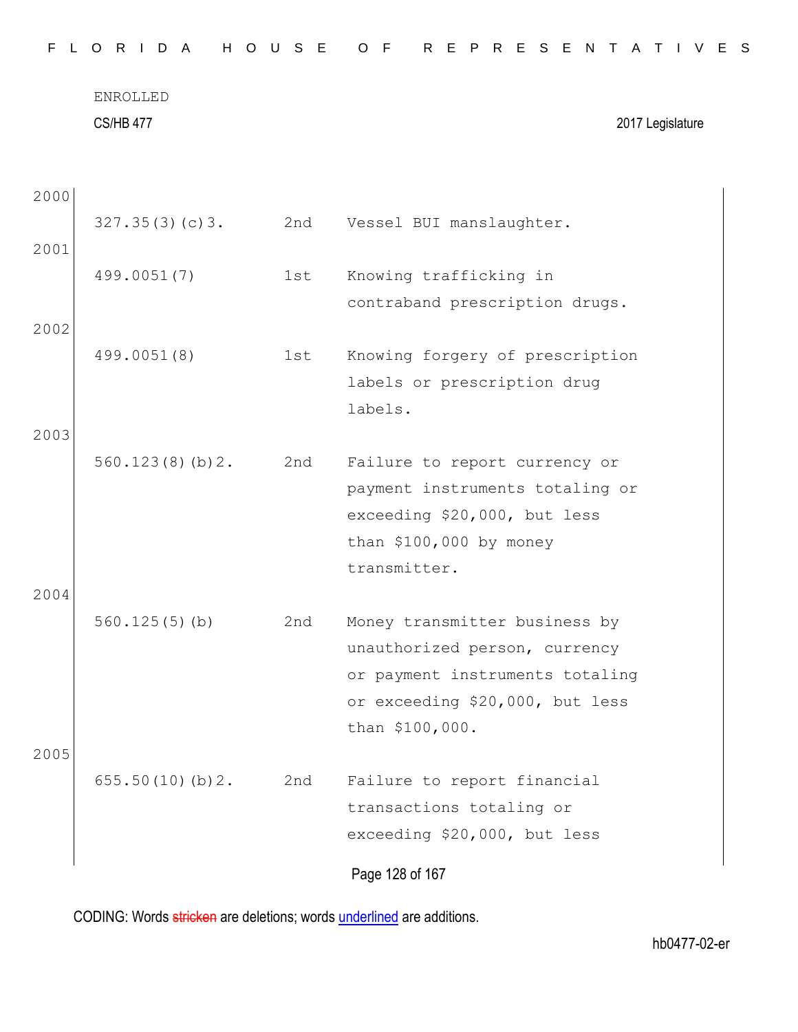2000

| | | |
|---|---|---|
| 327.35(3)(c)3. | 2nd | Vessel BUI manslaughter. |

2001

| | | |
|---|---|---|
| 499.0051(7) | 1st | Knowing trafficking in contraband prescription drugs. |

2002

| | | |
|---|---|---|
| 499.0051(8) | 1st | Knowing forgery of prescription labels or prescription drug labels. |

2003

| | | |
|---|---|---|
| 560.123(8)(b)2. | 2nd | Failure to report currency or payment instruments totaling or exceeding $20,000, but less than $100,000 by money transmitter. |

2004

| | | |
|---|---|---|
| 560.125(5)(b) | 2nd | Money transmitter business by unauthorized person, currency or payment instruments totaling or exceeding $20,000, but less than $100,000. |

2005

| | | |
|---|---|---|
| 655.50(10)(b)2. | 2nd | Failure to report financial transactions totaling or exceeding $20,000, but less |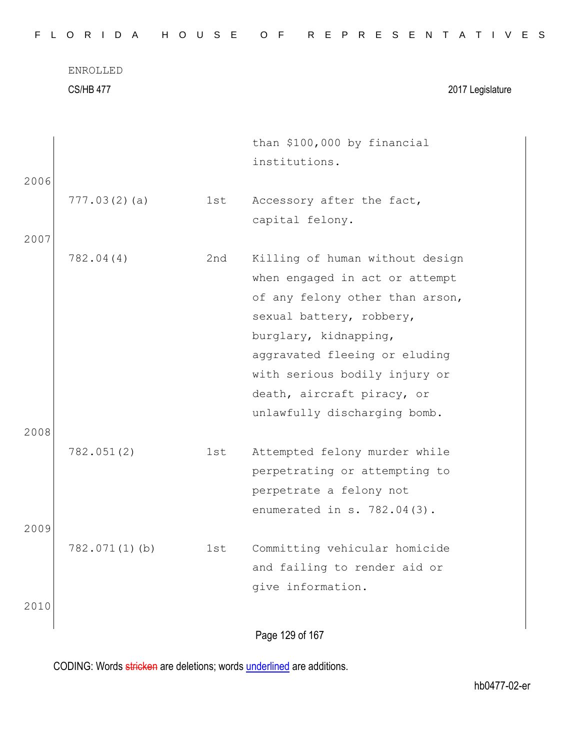| | | than $100,000 by financial institutions. |
|---|---|---|
| 777.03(2)(a) | 1st | Accessory after the fact, capital felony. |
| 782.04(4) | 2nd | Killing of human without design when engaged in act or attempt of any felony other than arson, sexual battery, robbery, burglary, kidnapping, aggravated fleeing or eluding with serious bodily injury or death, aircraft piracy, or unlawfully discharging bomb. |
| 782.051(2) | 1st | Attempted felony murder while perpetrating or attempting to perpetrate a felony not enumerated in s. 782.04(3). |
| 782.071(1)(b) | 1st | Committing vehicular homicide and failing to render aid or give information. |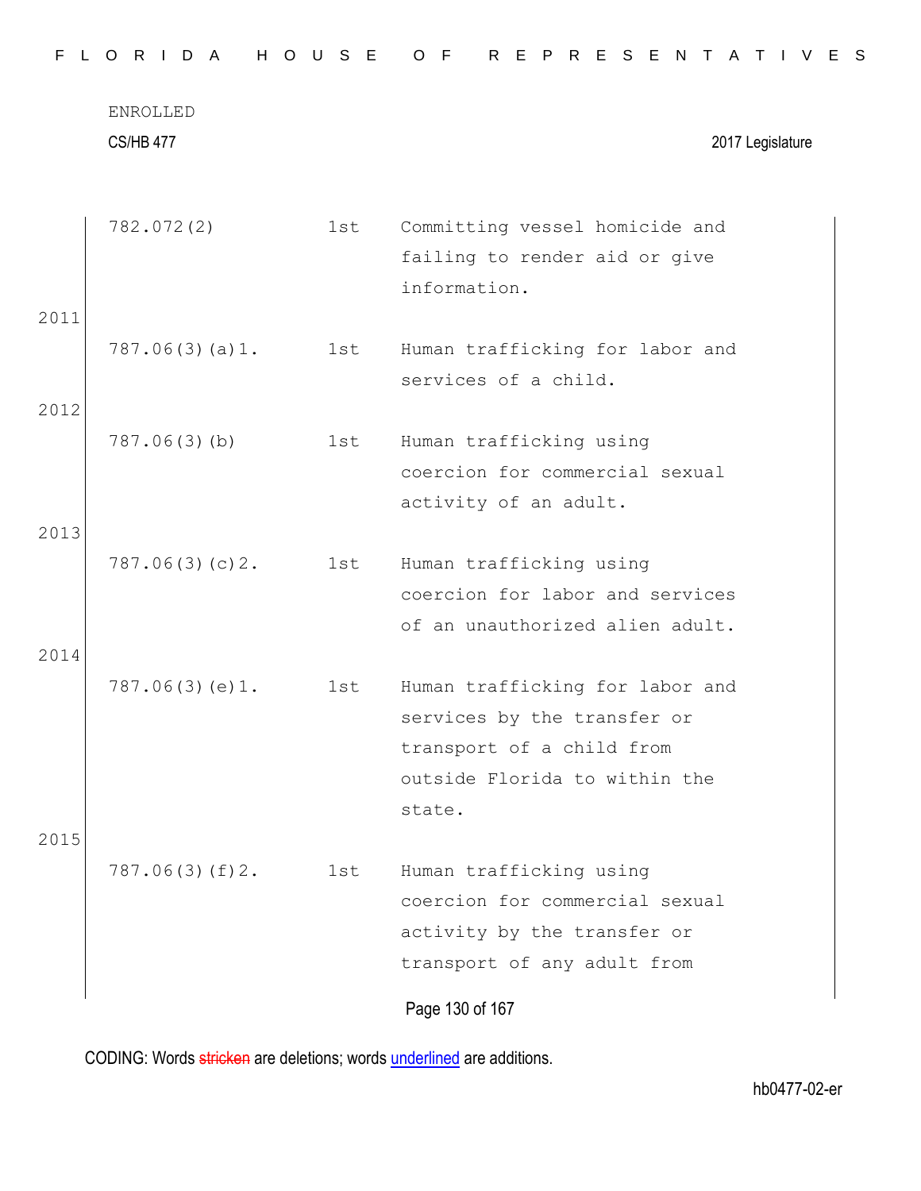| | | |
|---|---|---|
| 782.072(2) | 1st | Committing vessel homicide and failing to render aid or give information. |
| 787.06(3)(a)1. | 1st | Human trafficking for labor and services of a child. |
| 787.06(3)(b) | 1st | Human trafficking using coercion for commercial sexual activity of an adult. |
| 787.06(3)(c)2. | 1st | Human trafficking using coercion for labor and services of an unauthorized alien adult. |
| 787.06(3)(e)1. | 1st | Human trafficking for labor and services by the transfer or transport of a child from outside Florida to within the state. |
| 787.06(3)(f)2. | 1st | Human trafficking using coercion for commercial sexual activity by the transfer or transport of any adult from |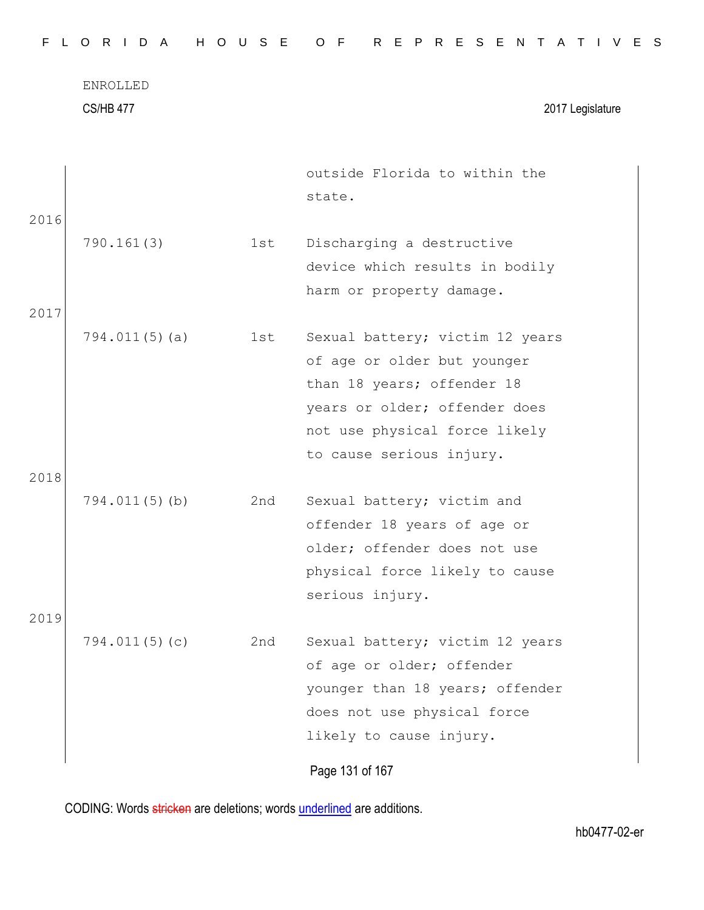| | | |
|---|---|---|
| | | outside Florida to within the state. |
| 790.161(3) | 1st | Discharging a destructive device which results in bodily harm or property damage. |
| 794.011(5)(a) | 1st | Sexual battery; victim 12 years of age or older but younger than 18 years; offender 18 years or older; offender does not use physical force likely to cause serious injury. |
| 794.011(5)(b) | 2nd | Sexual battery; victim and offender 18 years of age or older; offender does not use physical force likely to cause serious injury. |
| 794.011(5)(c) | 2nd | Sexual battery; victim 12 years of age or older; offender younger than 18 years; offender does not use physical force likely to cause injury. |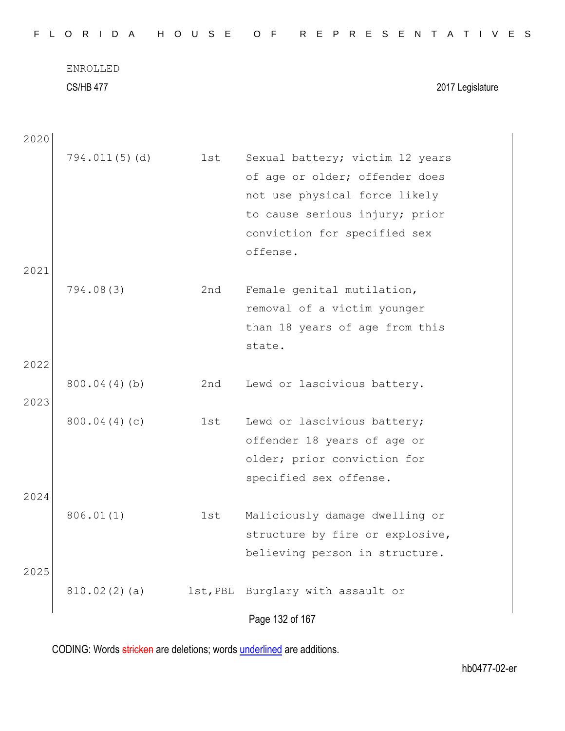2020

| | | |
|---|---|---|
| 794.011(5)(d) | 1st | Sexual battery; victim 12 years of age or older; offender does not use physical force likely to cause serious injury; prior conviction for specified sex offense. |

2021

| | | |
|---|---|---|
| 794.08(3) | 2nd | Female genital mutilation, removal of a victim younger than 18 years of age from this state. |

2022

| | | |
|---|---|---|
| 800.04(4)(b) | 2nd | Lewd or lascivious battery. |

2023

| | | |
|---|---|---|
| 800.04(4)(c) | 1st | Lewd or lascivious battery; offender 18 years of age or older; prior conviction for specified sex offense. |

2024

| | | |
|---|---|---|
| 806.01(1) | 1st | Maliciously damage dwelling or structure by fire or explosive, believing person in structure. |

2025

| | | |
|---|---|---|
| 810.02(2)(a) | 1st,PBL | Burglary with assault or |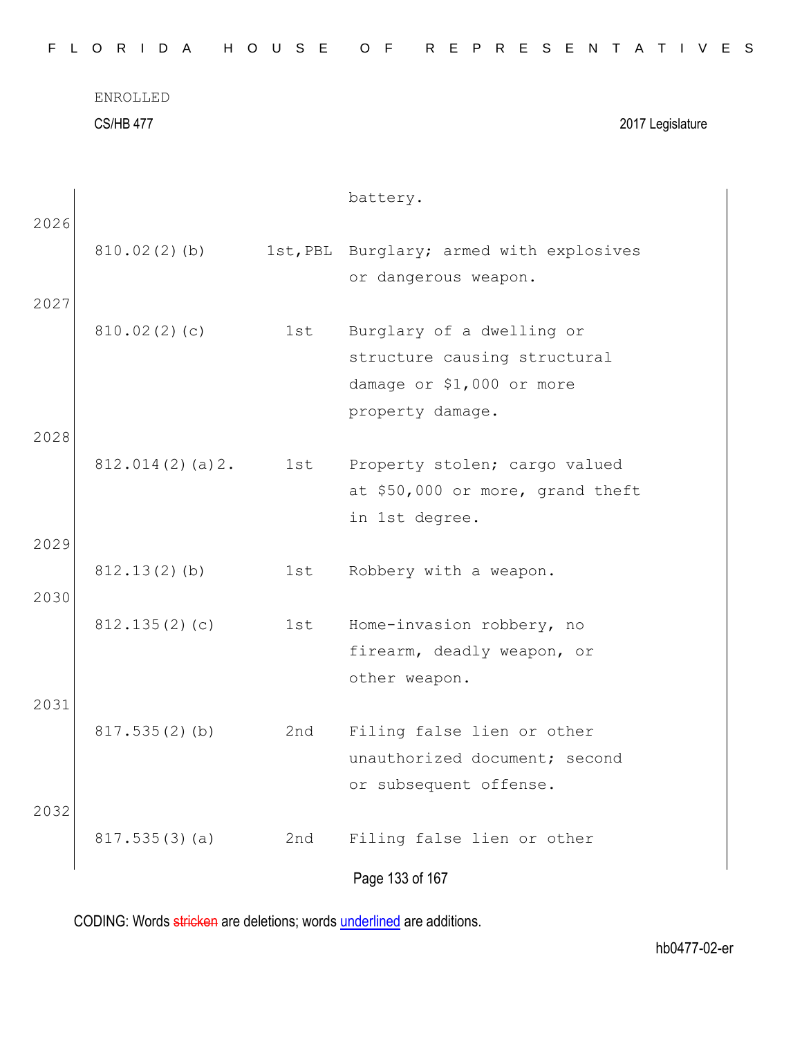ENROLLED

CS/HB 477 2017 Legislature

| | | |
|---|---|---|
| | | battery. |
| 810.02(2)(b) | 1st,PBL | Burglary; armed with explosives or dangerous weapon. |
| 810.02(2)(c) | 1st | Burglary of a dwelling or structure causing structural damage or $1,000 or more property damage. |
| 812.014(2)(a)2. | 1st | Property stolen; cargo valued at $50,000 or more, grand theft in 1st degree. |
| 812.13(2)(b) | 1st | Robbery with a weapon. |
| 812.135(2)(c) | 1st | Home-invasion robbery, no firearm, deadly weapon, or other weapon. |
| 817.535(2)(b) | 2nd | Filing false lien or other unauthorized document; second or subsequent offense. |
| 817.535(3)(a) | 2nd | Filing false lien or other |

CODING: Words stricken are deletions; words underlined are additions.

hb0477-02-er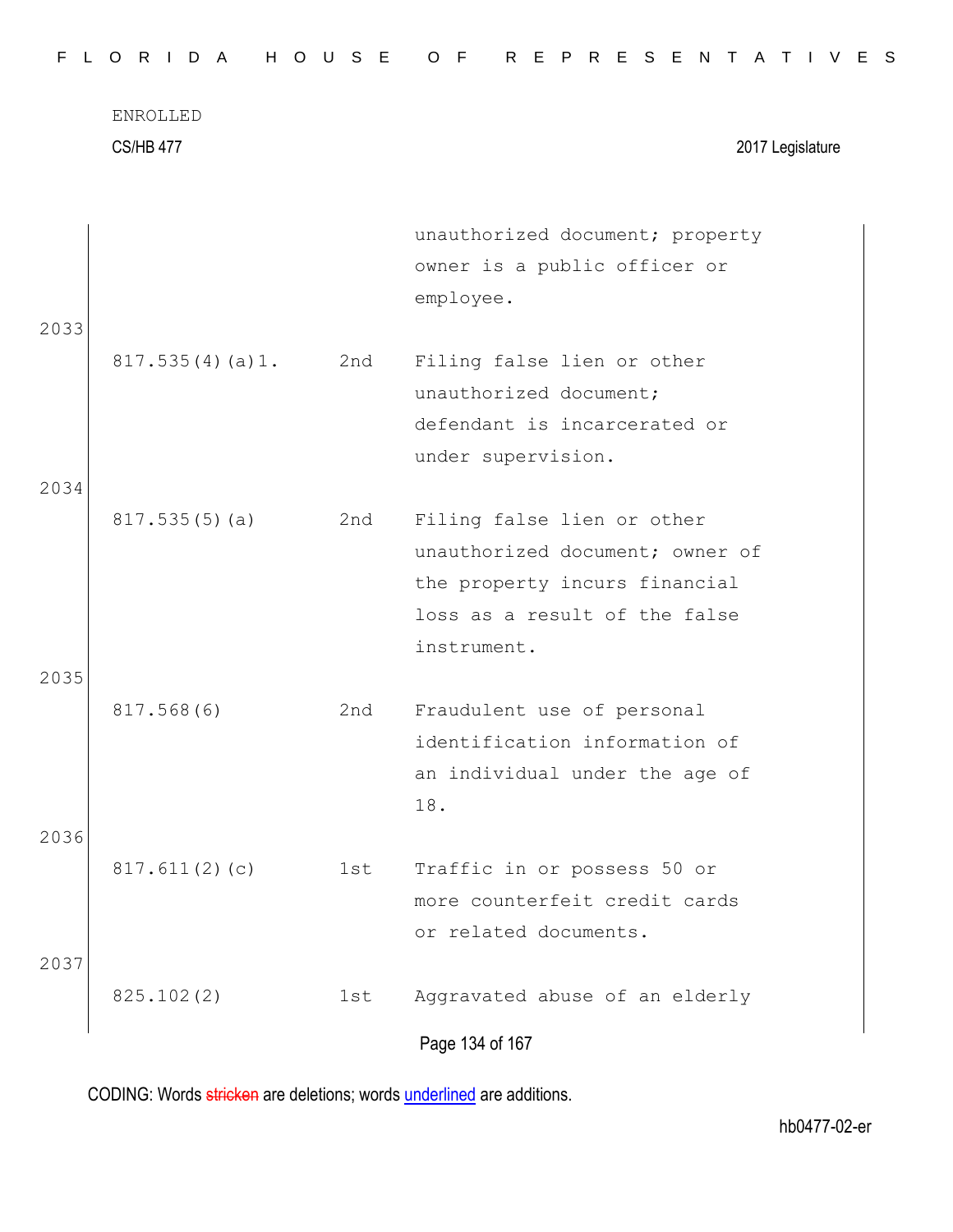ENROLLED

CS/HB 477 2017 Legislature

| | | |
|---|---|---|
| | | unauthorized document; property owner is a public officer or employee. |
| 817.535(4)(a)1. | 2nd | Filing false lien or other unauthorized document; defendant is incarcerated or under supervision. |
| 817.535(5)(a) | 2nd | Filing false lien or other unauthorized document; owner of the property incurs financial loss as a result of the false instrument. |
| 817.568(6) | 2nd | Fraudulent use of personal identification information of an individual under the age of 18. |
| 817.611(2)(c) | 1st | Traffic in or possess 50 or more counterfeit credit cards or related documents. |
| 825.102(2) | 1st | Aggravated abuse of an elderly |

2033
2034
2035
2036
2037

CODING: Words stricken are deletions; words underlined are additions.

hb0477-02-er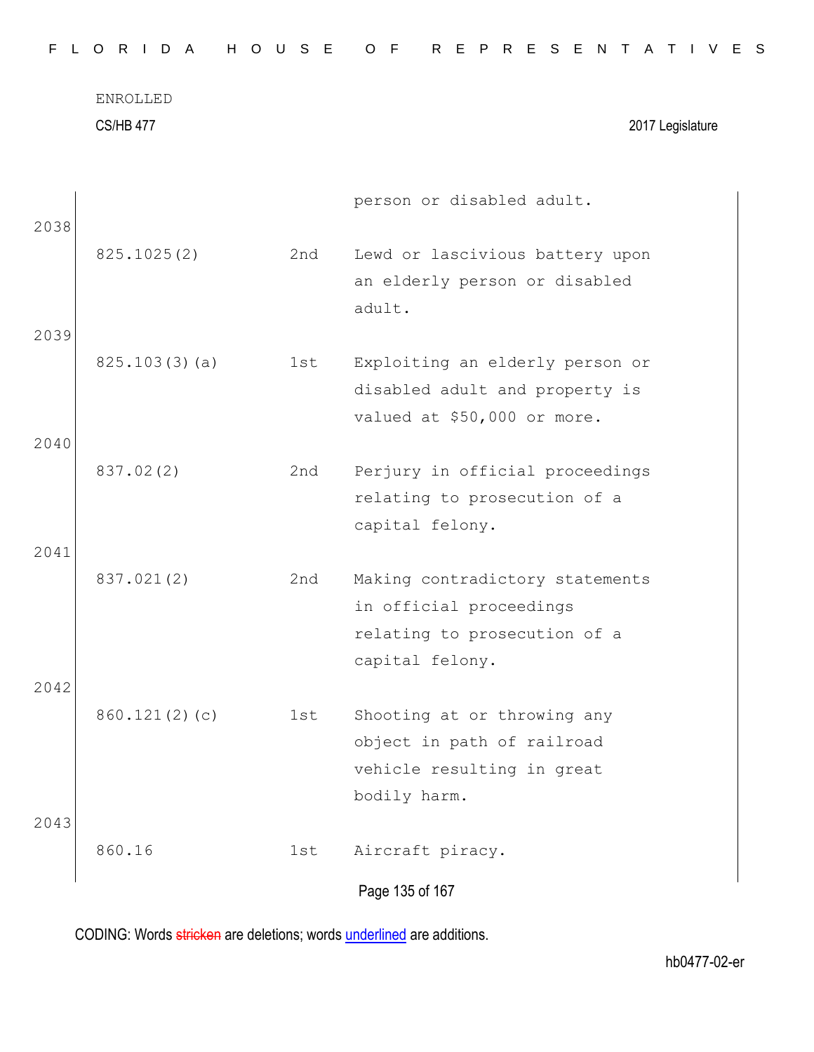| | | person or disabled adult. |
|---|---|---|
| 825.1025(2) | 2nd | Lewd or lascivious battery upon an elderly person or disabled adult. |
| 825.103(3)(a) | 1st | Exploiting an elderly person or disabled adult and property is valued at $50,000 or more. |
| 837.02(2) | 2nd | Perjury in official proceedings relating to prosecution of a capital felony. |
| 837.021(2) | 2nd | Making contradictory statements in official proceedings relating to prosecution of a capital felony. |
| 860.121(2)(c) | 1st | Shooting at or throwing any object in path of railroad vehicle resulting in great bodily harm. |
| 860.16 | 1st | Aircraft piracy. |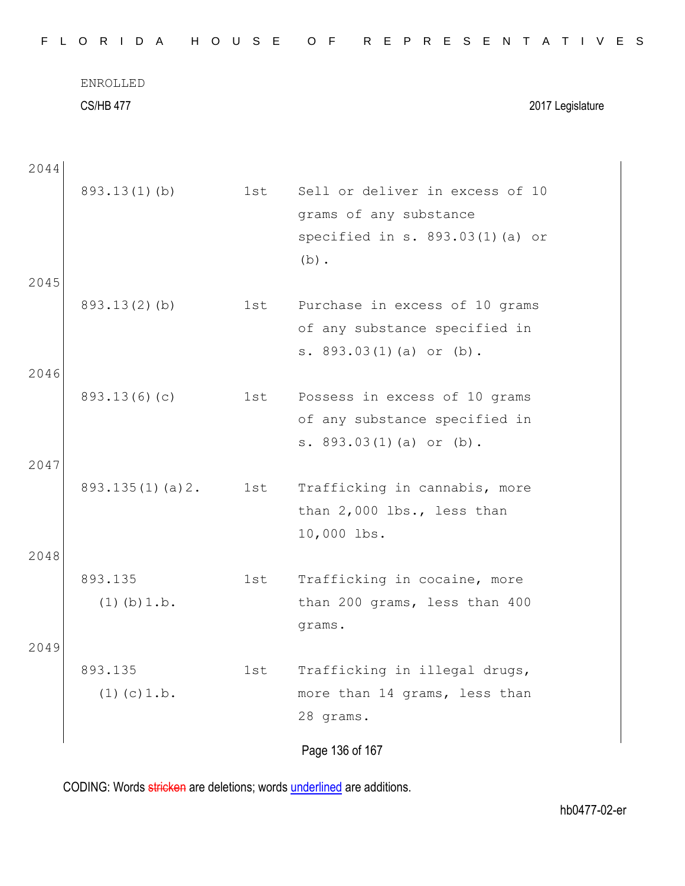ENROLLED

CS/HB 477 2017 Legislature

| | | | |
|---|---|---|---|
| 2044 | 893.13(1)(b) | 1st | Sell or deliver in excess of 10 grams of any substance specified in s. 893.03(1)(a) or (b). |
| 2045 | 893.13(2)(b) | 1st | Purchase in excess of 10 grams of any substance specified in s. 893.03(1)(a) or (b). |
| 2046 | 893.13(6)(c) | 1st | Possess in excess of 10 grams of any substance specified in s. 893.03(1)(a) or (b). |
| 2047 | 893.135(1)(a)2. | 1st | Trafficking in cannabis, more than 2,000 lbs., less than 10,000 lbs. |
| 2048 | 893.135 (1)(b)1.b. | 1st | Trafficking in cocaine, more than 200 grams, less than 400 grams. |
| 2049 | 893.135 (1)(c)1.b. | 1st | Trafficking in illegal drugs, more than 14 grams, less than 28 grams. |

CODING: Words stricken are deletions; words underlined are additions.

hb0477-02-er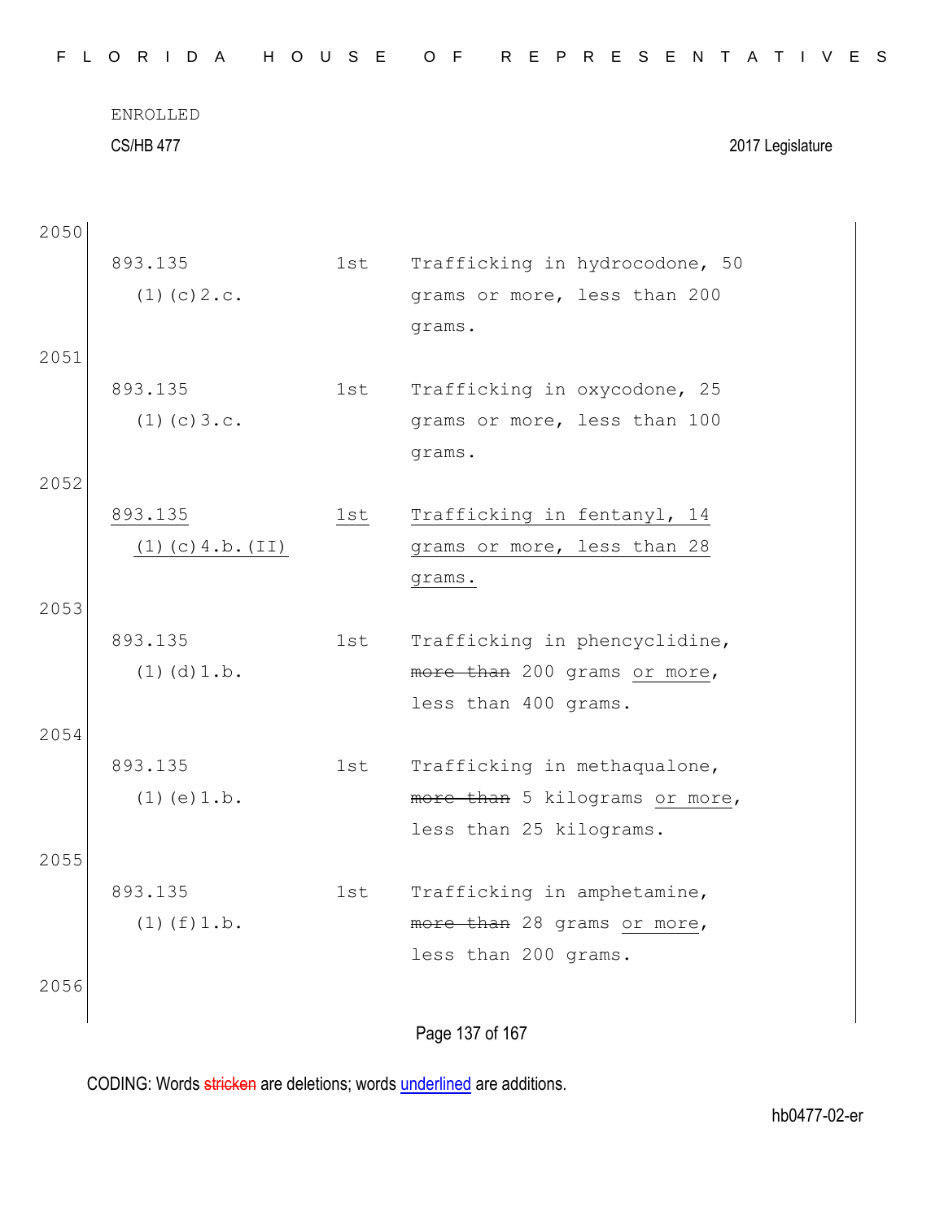ENROLLED

CS/HB 477 2017 Legislature

2050

| | | |
|---|---|---|
| 893.135 (1)(c)2.c. | 1st | Trafficking in hydrocodone, 50 grams or more, less than 200 grams. |

2051

| | | |
|---|---|---|
| 893.135 (1)(c)3.c. | 1st | Trafficking in oxycodone, 25 grams or more, less than 100 grams. |

2052

| | | |
|---|---|---|
| <u>893.135 (1)(c)4.b.(II)</u> | <u>1st</u> | <u>Trafficking in fentanyl, 14 grams or more, less than 28 grams.</u> |

2053

| | | |
|---|---|---|
| 893.135 (1)(d)1.b. | 1st | Trafficking in phencyclidine, ~~more than~~ 200 grams <u>or more</u>, less than 400 grams. |

2054

| | | |
|---|---|---|
| 893.135 (1)(e)1.b. | 1st | Trafficking in methaqualone, ~~more than~~ 5 kilograms <u>or more</u>, less than 25 kilograms. |

2055

| | | |
|---|---|---|
| 893.135 (1)(f)1.b. | 1st | Trafficking in amphetamine, ~~more than~~ 28 grams <u>or more</u>, less than 200 grams. |

2056

CODING: Words ~~stricken~~ are deletions; words <u>underlined</u> are additions.

hb0477-02-er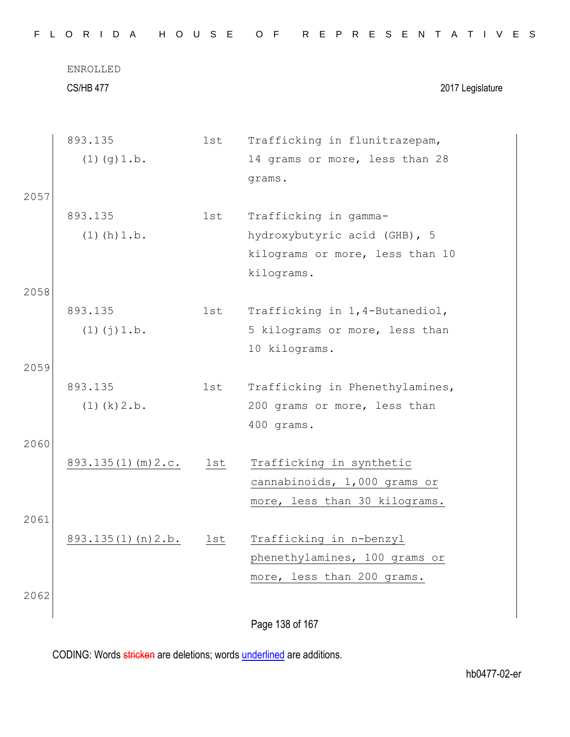ENROLLED

CS/HB 477 2017 Legislature

| | | |
|---|---|---|
| 893.135 (1)(g)1.b. | 1st | Trafficking in flunitrazepam, 14 grams or more, less than 28 grams. |
| 893.135 (1)(h)1.b. | 1st | Trafficking in gamma-hydroxybutyric acid (GHB), 5 kilograms or more, less than 10 kilograms. |
| 893.135 (1)(j)1.b. | 1st | Trafficking in 1,4-Butanediol, 5 kilograms or more, less than 10 kilograms. |
| 893.135 (1)(k)2.b. | 1st | Trafficking in Phenethylamines, 200 grams or more, less than 400 grams. |
| <u>893.135(1)(m)2.c.</u> | <u>1st</u> | <u>Trafficking in synthetic cannabinoids, 1,000 grams or more, less than 30 kilograms.</u> |
| <u>893.135(1)(n)2.b.</u> | <u>1st</u> | <u>Trafficking in n-benzyl phenethylamines, 100 grams or more, less than 200 grams.</u> |

CODING: Words stricken are deletions; words <u>underlined</u> are additions.

hb0477-02-er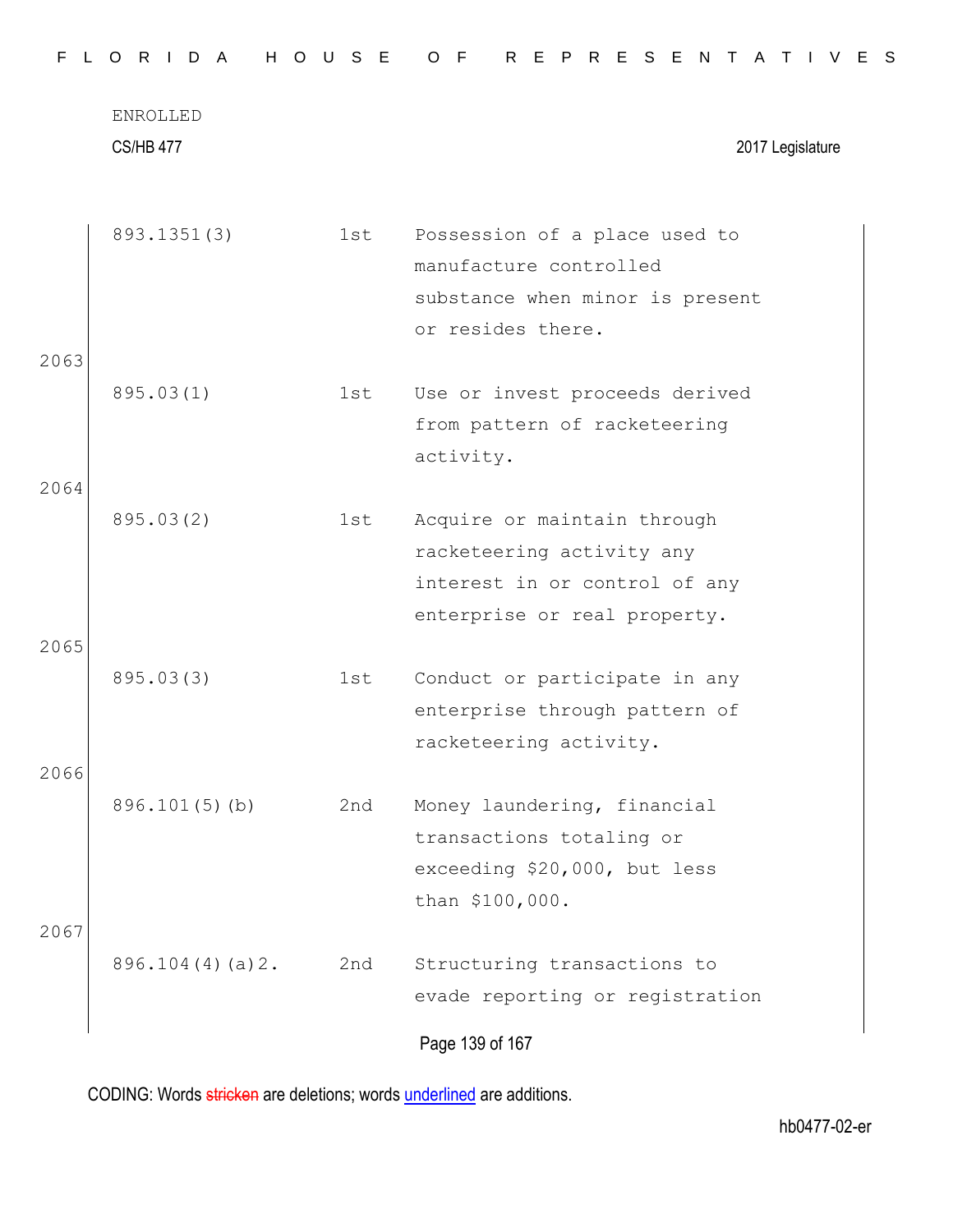| | | |
|---|---|---|
| 893.1351(3) | 1st | Possession of a place used to manufacture controlled substance when minor is present or resides there. |

2063

| | | |
|---|---|---|
| 895.03(1) | 1st | Use or invest proceeds derived from pattern of racketeering activity. |

2064

| | | |
|---|---|---|
| 895.03(2) | 1st | Acquire or maintain through racketeering activity any interest in or control of any enterprise or real property. |

2065

| | | |
|---|---|---|
| 895.03(3) | 1st | Conduct or participate in any enterprise through pattern of racketeering activity. |

2066

| | | |
|---|---|---|
| 896.101(5)(b) | 2nd | Money laundering, financial transactions totaling or exceeding $20,000, but less than $100,000. |

2067

| | | |
|---|---|---|
| 896.104(4)(a)2. | 2nd | Structuring transactions to evade reporting or registration |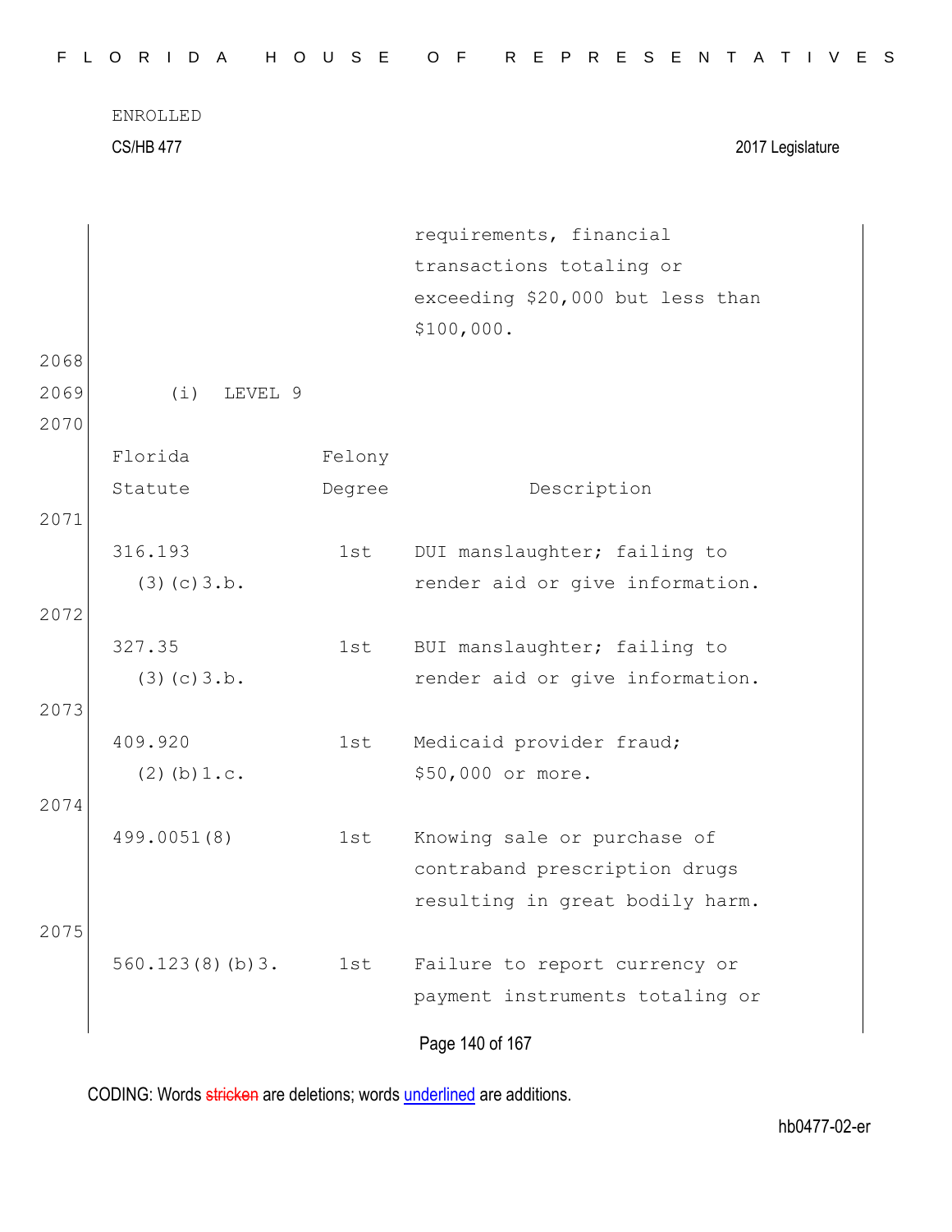requirements, financial transactions totaling or exceeding $20,000 but less than $100,000.

2068

2069 (i) LEVEL 9

2070

| Florida Statute | Felony Degree | Description |
|---|---|---|
| 316.193 (3)(c)3.b. | 1st | DUI manslaughter; failing to render aid or give information. |
| 327.35 (3)(c)3.b. | 1st | BUI manslaughter; failing to render aid or give information. |
| 409.920 (2)(b)1.c. | 1st | Medicaid provider fraud; $50,000 or more. |
| 499.0051(8) | 1st | Knowing sale or purchase of contraband prescription drugs resulting in great bodily harm. |
| 560.123(8)(b)3. | 1st | Failure to report currency or payment instruments totaling or |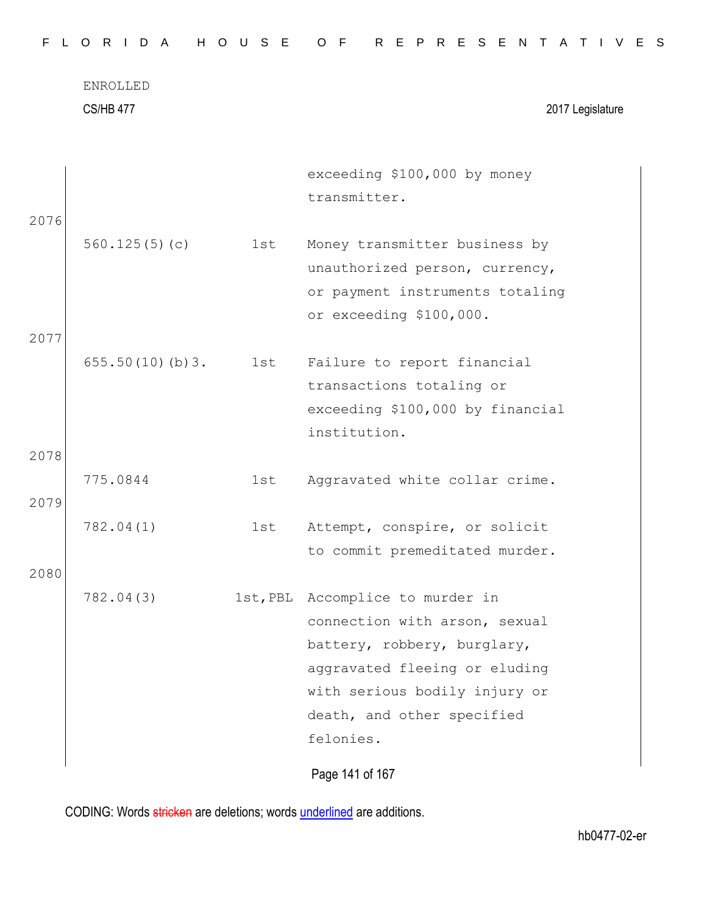ENROLLED

CS/HB 477 2017 Legislature

| | | | |
|---|---|---|---|
| | | | exceeding $100,000 by money transmitter. |
| 2076 | | | |
| | 560.125(5)(c) | 1st | Money transmitter business by unauthorized person, currency, or payment instruments totaling or exceeding $100,000. |
| 2077 | | | |
| | 655.50(10)(b)3. | 1st | Failure to report financial transactions totaling or exceeding $100,000 by financial institution. |
| 2078 | | | |
| | 775.0844 | 1st | Aggravated white collar crime. |
| 2079 | | | |
| | 782.04(1) | 1st | Attempt, conspire, or solicit to commit premeditated murder. |
| 2080 | | | |
| | 782.04(3) | 1st,PBL | Accomplice to murder in connection with arson, sexual battery, robbery, burglary, aggravated fleeing or eluding with serious bodily injury or death, and other specified felonies. |

CODING: Words stricken are deletions; words underlined are additions.

hb0477-02-er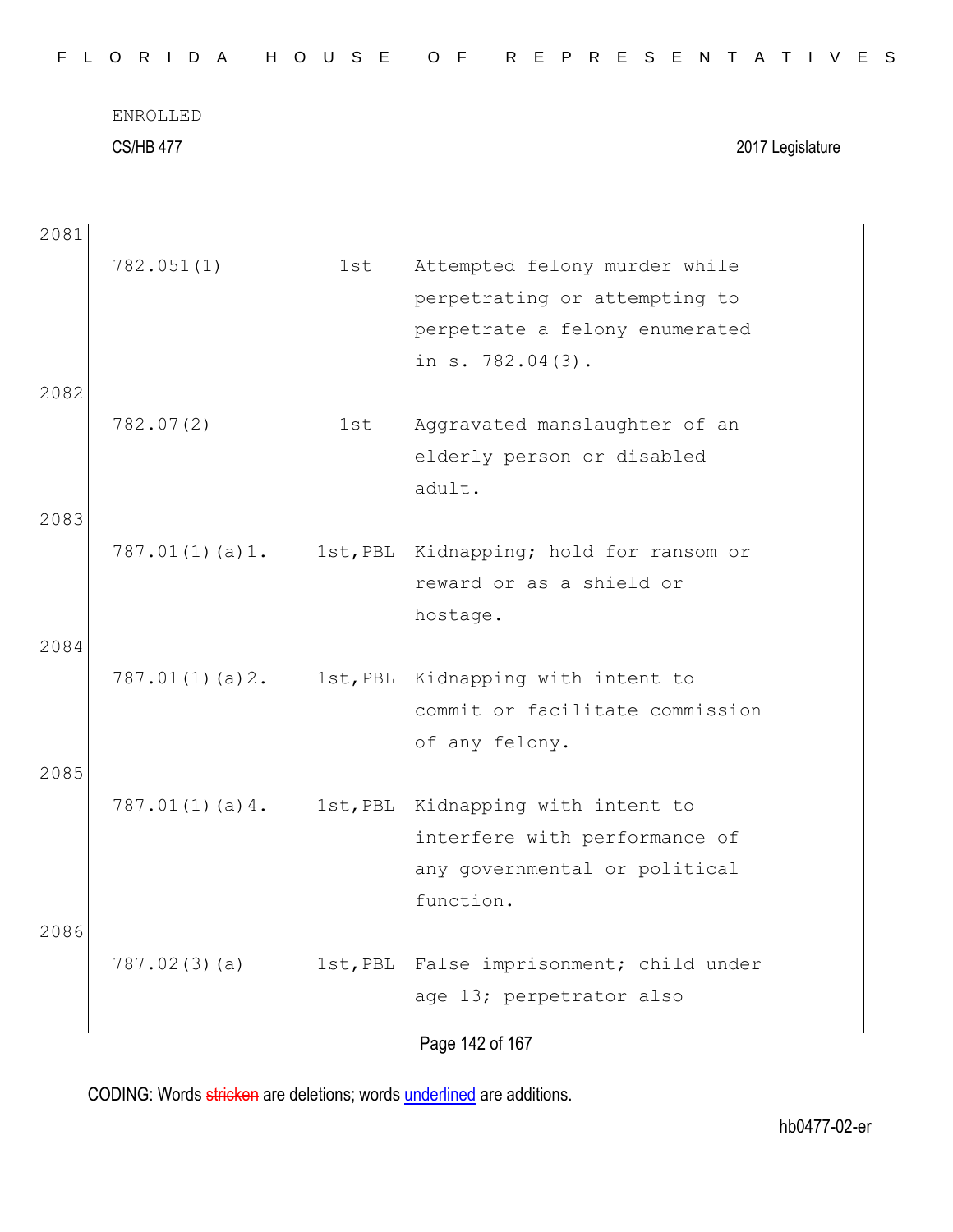ENROLLED

CS/HB 477 2017 Legislature

2081

| | | |
|---|---|---|
| 782.051(1) | 1st | Attempted felony murder while perpetrating or attempting to perpetrate a felony enumerated in s. 782.04(3). |

2082

| | | |
|---|---|---|
| 782.07(2) | 1st | Aggravated manslaughter of an elderly person or disabled adult. |

2083

| | | |
|---|---|---|
| 787.01(1)(a)1. | 1st,PBL | Kidnapping; hold for ransom or reward or as a shield or hostage. |

2084

| | | |
|---|---|---|
| 787.01(1)(a)2. | 1st,PBL | Kidnapping with intent to commit or facilitate commission of any felony. |

2085

| | | |
|---|---|---|
| 787.01(1)(a)4. | 1st,PBL | Kidnapping with intent to interfere with performance of any governmental or political function. |

2086

| | | |
|---|---|---|
| 787.02(3)(a) | 1st,PBL | False imprisonment; child under age 13; perpetrator also |

CODING: Words stricken are deletions; words underlined are additions.

hb0477-02-er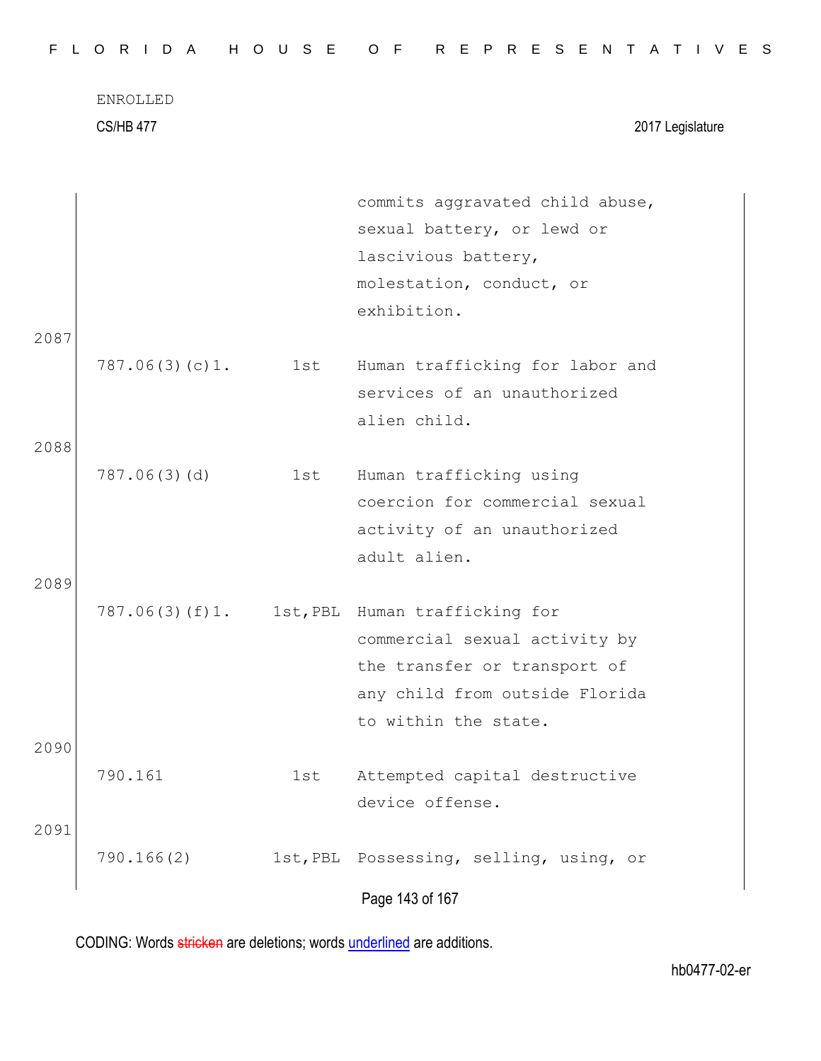| | | commits aggravated child abuse, sexual battery, or lewd or lascivious battery, molestation, conduct, or exhibition. |
|---|---|---|
| 787.06(3)(c)1. | 1st | Human trafficking for labor and services of an unauthorized alien child. |
| 787.06(3)(d) | 1st | Human trafficking using coercion for commercial sexual activity of an unauthorized adult alien. |
| 787.06(3)(f)1. | 1st,PBL | Human trafficking for commercial sexual activity by the transfer or transport of any child from outside Florida to within the state. |
| 790.161 | 1st | Attempted capital destructive device offense. |
| 790.166(2) | 1st,PBL | Possessing, selling, using, or |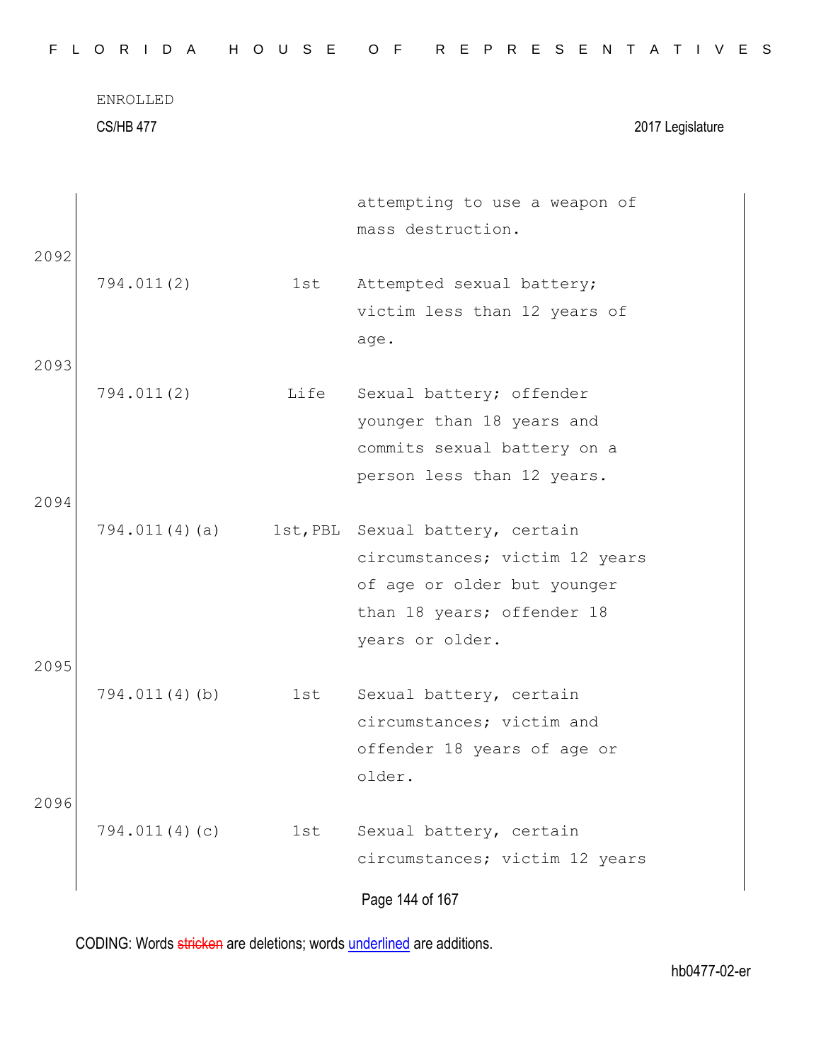| | | |
|---|---|---|
| | | attempting to use a weapon of mass destruction. |
| 794.011(2) | 1st | Attempted sexual battery; victim less than 12 years of age. |
| 794.011(2) | Life | Sexual battery; offender younger than 18 years and commits sexual battery on a person less than 12 years. |
| 794.011(4)(a) | 1st,PBL | Sexual battery, certain circumstances; victim 12 years of age or older but younger than 18 years; offender 18 years or older. |
| 794.011(4)(b) | 1st | Sexual battery, certain circumstances; victim and offender 18 years of age or older. |
| 794.011(4)(c) | 1st | Sexual battery, certain circumstances; victim 12 years |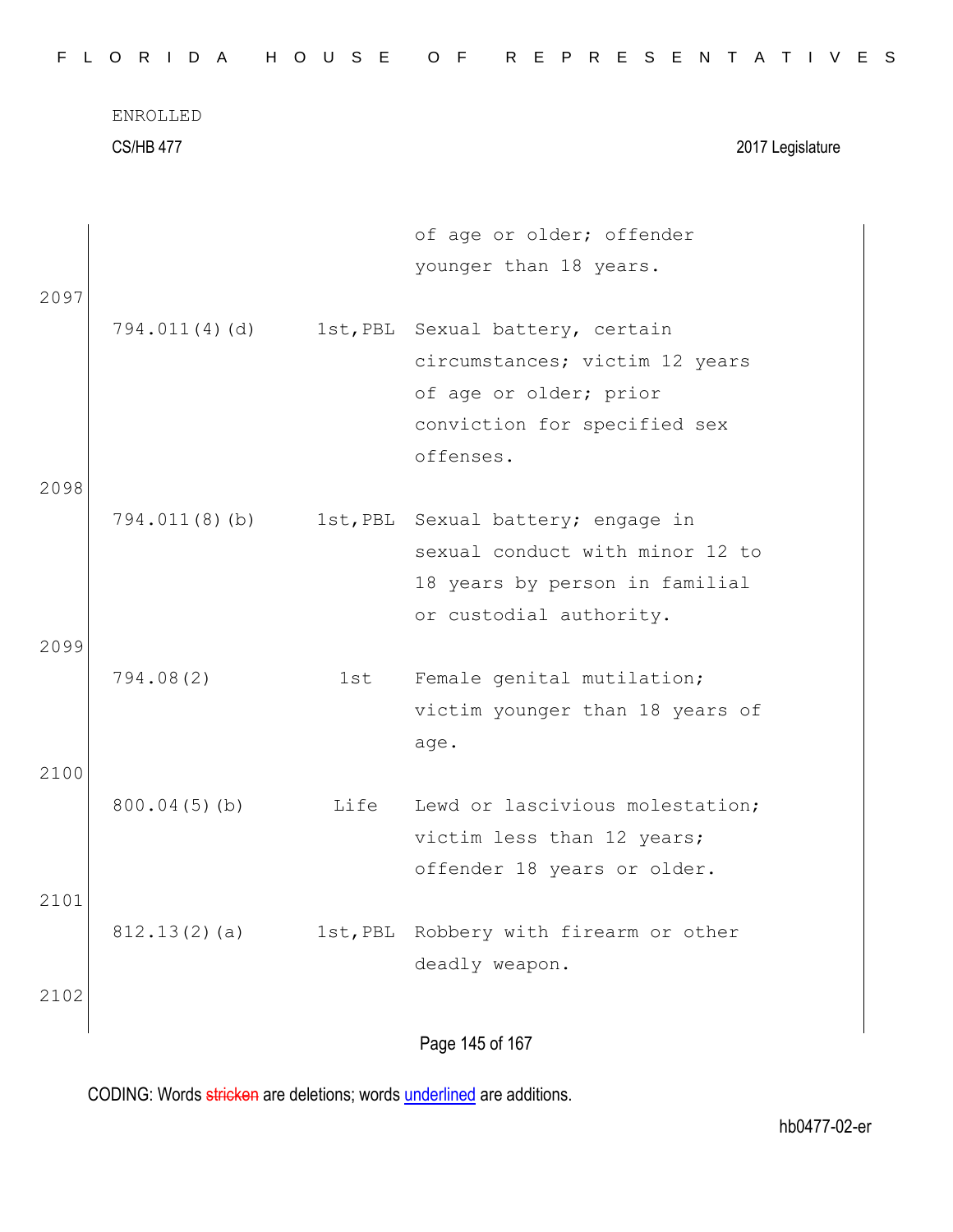| | | |
|---|---|---|
| | | of age or older; offender younger than 18 years. |

2097

| | | |
|---|---|---|
| 794.011(4)(d) | 1st,PBL | Sexual battery, certain circumstances; victim 12 years of age or older; prior conviction for specified sex offenses. |

2098

| | | |
|---|---|---|
| 794.011(8)(b) | 1st,PBL | Sexual battery; engage in sexual conduct with minor 12 to 18 years by person in familial or custodial authority. |

2099

| | | |
|---|---|---|
| 794.08(2) | 1st | Female genital mutilation; victim younger than 18 years of age. |

2100

| | | |
|---|---|---|
| 800.04(5)(b) | Life | Lewd or lascivious molestation; victim less than 12 years; offender 18 years or older. |

2101

| | | |
|---|---|---|
| 812.13(2)(a) | 1st,PBL | Robbery with firearm or other deadly weapon. |

2102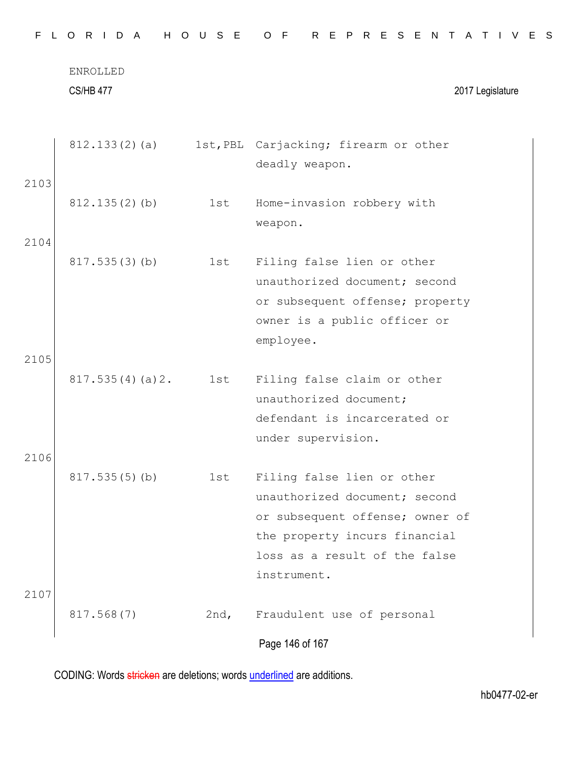| | | | |
|---|---|---|---|
| | 812.133(2)(a) | 1st,PBL | Carjacking; firearm or other deadly weapon. |
| 2103 | 812.135(2)(b) | 1st | Home-invasion robbery with weapon. |
| 2104 | 817.535(3)(b) | 1st | Filing false lien or other unauthorized document; second or subsequent offense; property owner is a public officer or employee. |
| 2105 | 817.535(4)(a)2. | 1st | Filing false claim or other unauthorized document; defendant is incarcerated or under supervision. |
| 2106 | 817.535(5)(b) | 1st | Filing false lien or other unauthorized document; second or subsequent offense; owner of the property incurs financial loss as a result of the false instrument. |
| 2107 | 817.568(7) | 2nd, | Fraudulent use of personal |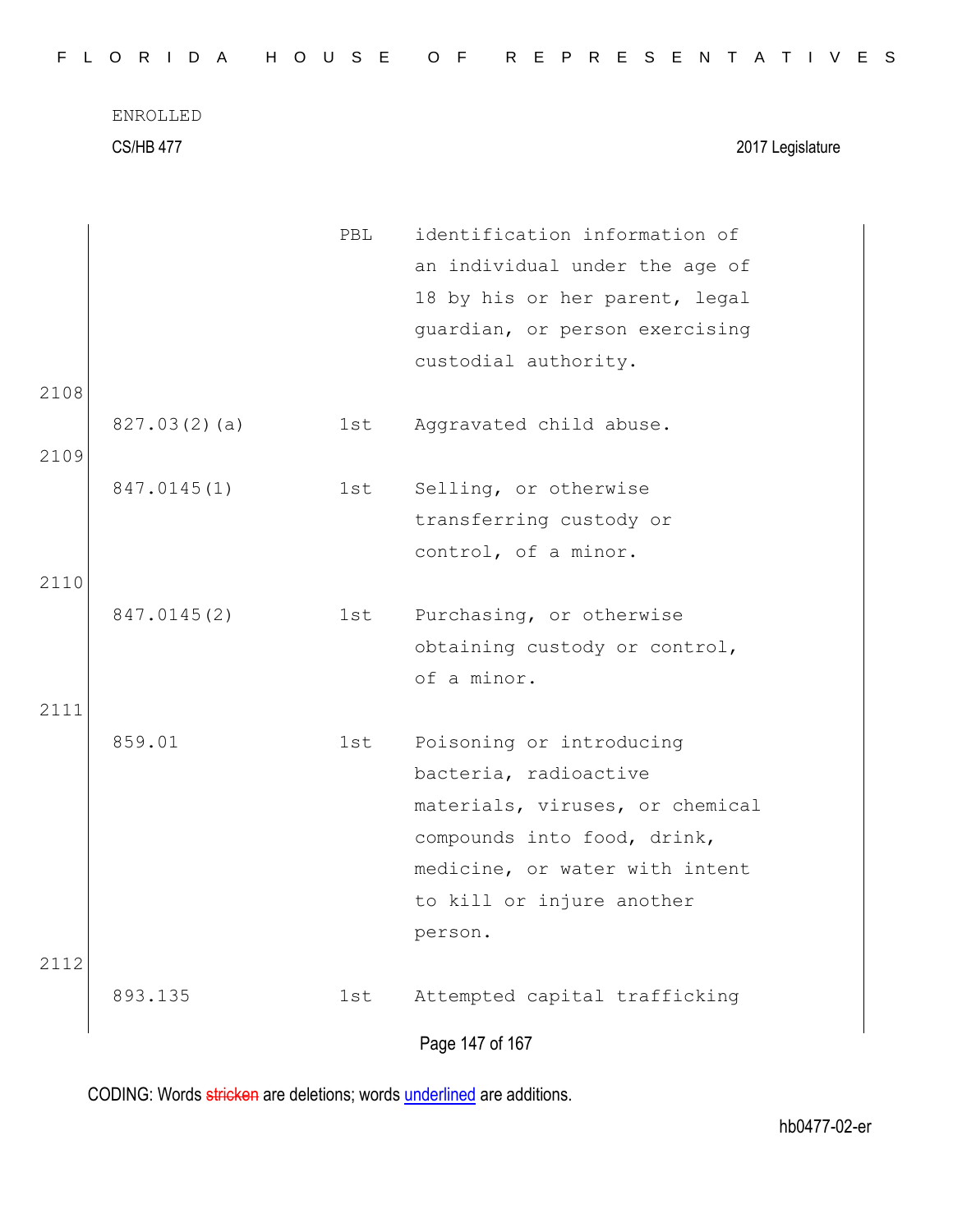ENROLLED

CS/HB 477 2017 Legislature

| | | |
|---|---|---|
| | PBL | identification information of an individual under the age of 18 by his or her parent, legal guardian, or person exercising custodial authority. |
| 827.03(2)(a) | 1st | Aggravated child abuse. |
| 847.0145(1) | 1st | Selling, or otherwise transferring custody or control, of a minor. |
| 847.0145(2) | 1st | Purchasing, or otherwise obtaining custody or control, of a minor. |
| 859.01 | 1st | Poisoning or introducing bacteria, radioactive materials, viruses, or chemical compounds into food, drink, medicine, or water with intent to kill or injure another person. |
| 893.135 | 1st | Attempted capital trafficking |

CODING: Words stricken are deletions; words underlined are additions.

hb0477-02-er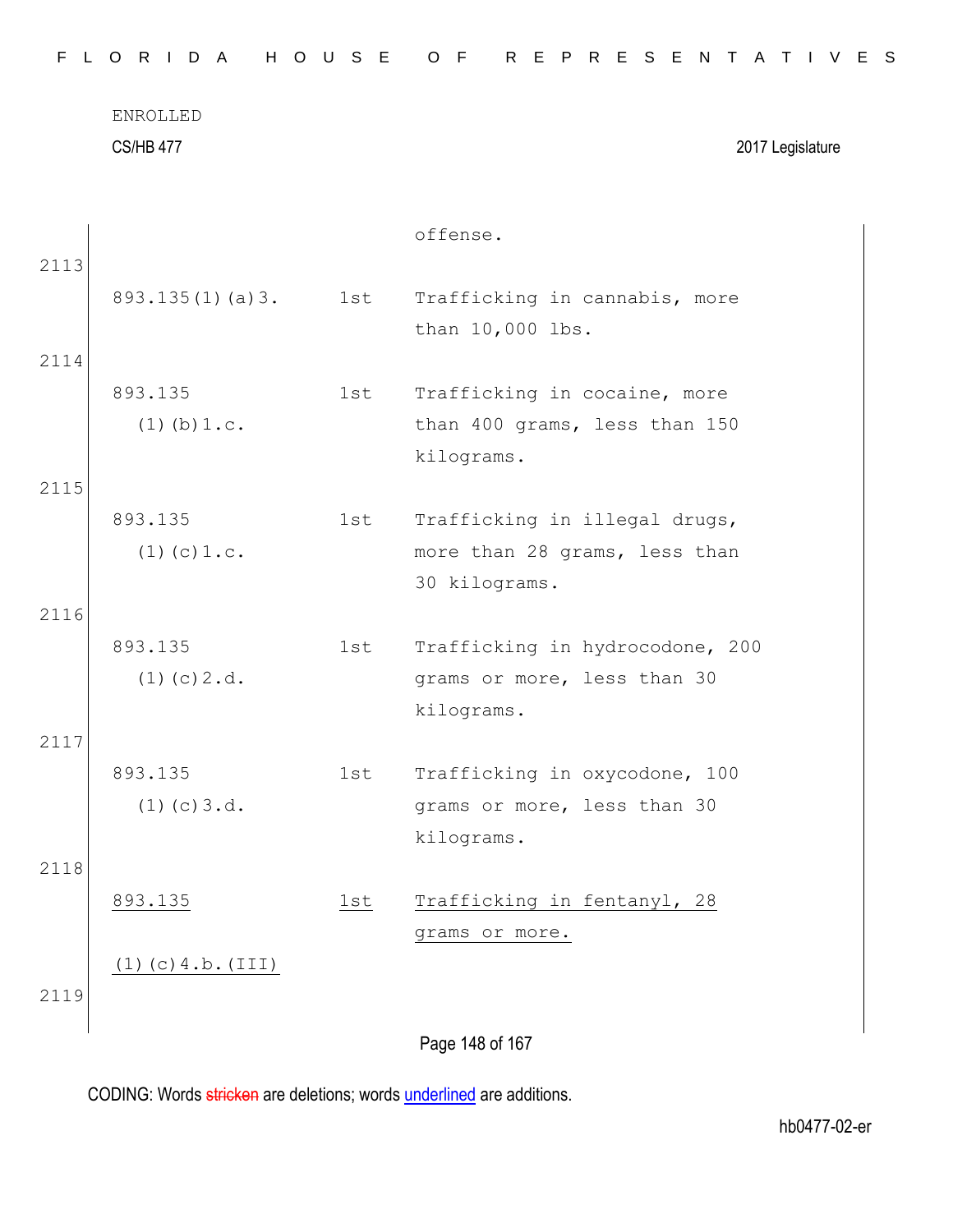offense.

2113

| | | |
|---|---|---|
| 893.135(1)(a)3. | 1st | Trafficking in cannabis, more than 10,000 lbs. |

2114

| | | |
|---|---|---|
| 893.135 (1)(b)1.c. | 1st | Trafficking in cocaine, more than 400 grams, less than 150 kilograms. |

2115

| | | |
|---|---|---|
| 893.135 (1)(c)1.c. | 1st | Trafficking in illegal drugs, more than 28 grams, less than 30 kilograms. |

2116

| | | |
|---|---|---|
| 893.135 (1)(c)2.d. | 1st | Trafficking in hydrocodone, 200 grams or more, less than 30 kilograms. |

2117

| | | |
|---|---|---|
| 893.135 (1)(c)3.d. | 1st | Trafficking in oxycodone, 100 grams or more, less than 30 kilograms. |

2118

| | | |
|---|---|---|
| <u>893.135 (1)(c)4.b.(III)</u> | <u>1st</u> | <u>Trafficking in fentanyl, 28 grams or more.</u> |

2119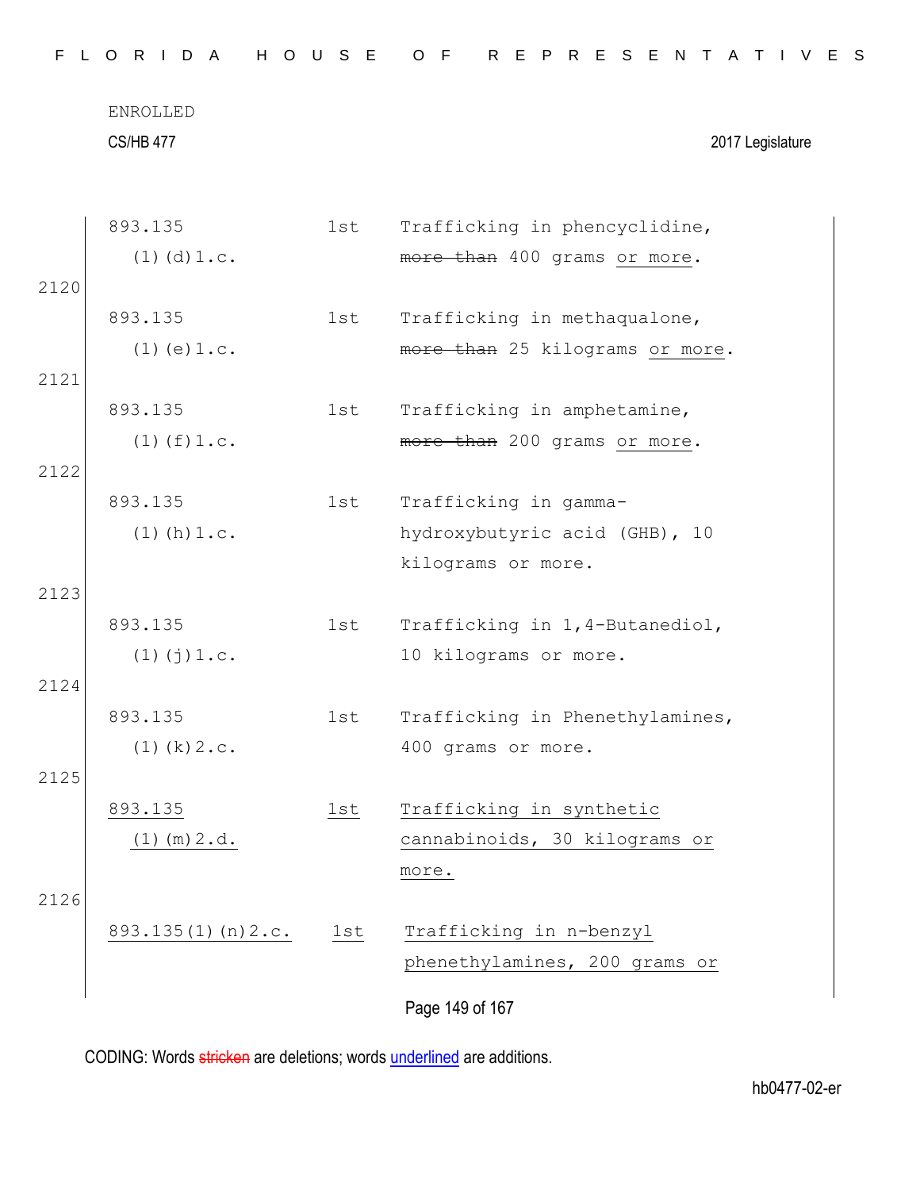ENROLLED

CS/HB 477 2017 Legislature

| | | | |
|---|---|---|---|
| | 893.135 (1)(d)1.c. | 1st | Trafficking in phencyclidine, ~~more than~~ 400 grams <u>or more</u>. |
| 2120 | | | |
| | 893.135 (1)(e)1.c. | 1st | Trafficking in methaqualone, ~~more than~~ 25 kilograms <u>or more</u>. |
| 2121 | | | |
| | 893.135 (1)(f)1.c. | 1st | Trafficking in amphetamine, ~~more than~~ 200 grams <u>or more</u>. |
| 2122 | | | |
| | 893.135 (1)(h)1.c. | 1st | Trafficking in gamma-hydroxybutyric acid (GHB), 10 kilograms or more. |
| 2123 | | | |
| | 893.135 (1)(j)1.c. | 1st | Trafficking in 1,4-Butanediol, 10 kilograms or more. |
| 2124 | | | |
| | 893.135 (1)(k)2.c. | 1st | Trafficking in Phenethylamines, 400 grams or more. |
| 2125 | | | |
| | <u>893.135 (1)(m)2.d.</u> | <u>1st</u> | <u>Trafficking in synthetic cannabinoids, 30 kilograms or more.</u> |
| 2126 | | | |
| | <u>893.135(1)(n)2.c.</u> | <u>1st</u> | <u>Trafficking in n-benzyl phenethylamines, 200 grams or</u> |

CODING: Words ~~stricken~~ are deletions; words <u>underlined</u> are additions.

hb0477-02-er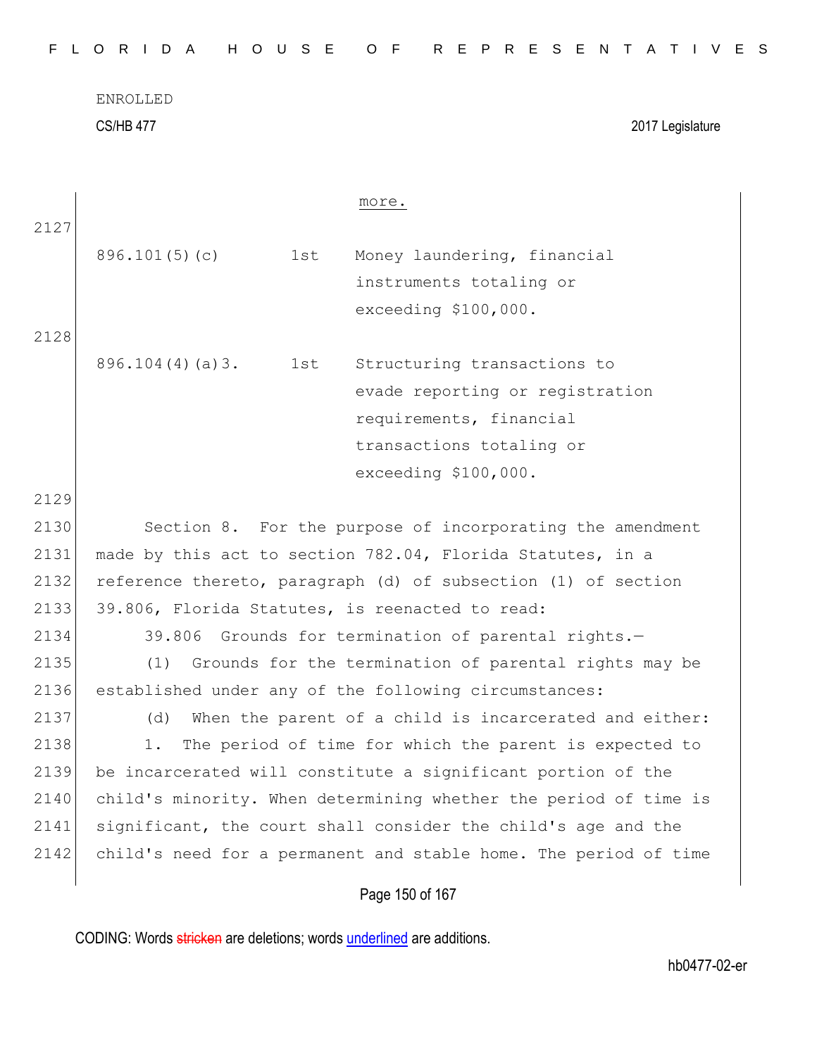| | | more. |
|---|---|---|
| 896.101(5)(c) | 1st | Money laundering, financial instruments totaling or exceeding $100,000. |
| 896.104(4)(a)3. | 1st | Structuring transactions to evade reporting or registration requirements, financial transactions totaling or exceeding $100,000. |

Section 8. For the purpose of incorporating the amendment made by this act to section 782.04, Florida Statutes, in a reference thereto, paragraph (d) of subsection (1) of section 39.806, Florida Statutes, is reenacted to read:

39.806 Grounds for termination of parental rights.—

(1) Grounds for the termination of parental rights may be established under any of the following circumstances:

(d) When the parent of a child is incarcerated and either:

1. The period of time for which the parent is expected to be incarcerated will constitute a significant portion of the child's minority. When determining whether the period of time is significant, the court shall consider the child's age and the child's need for a permanent and stable home. The period of time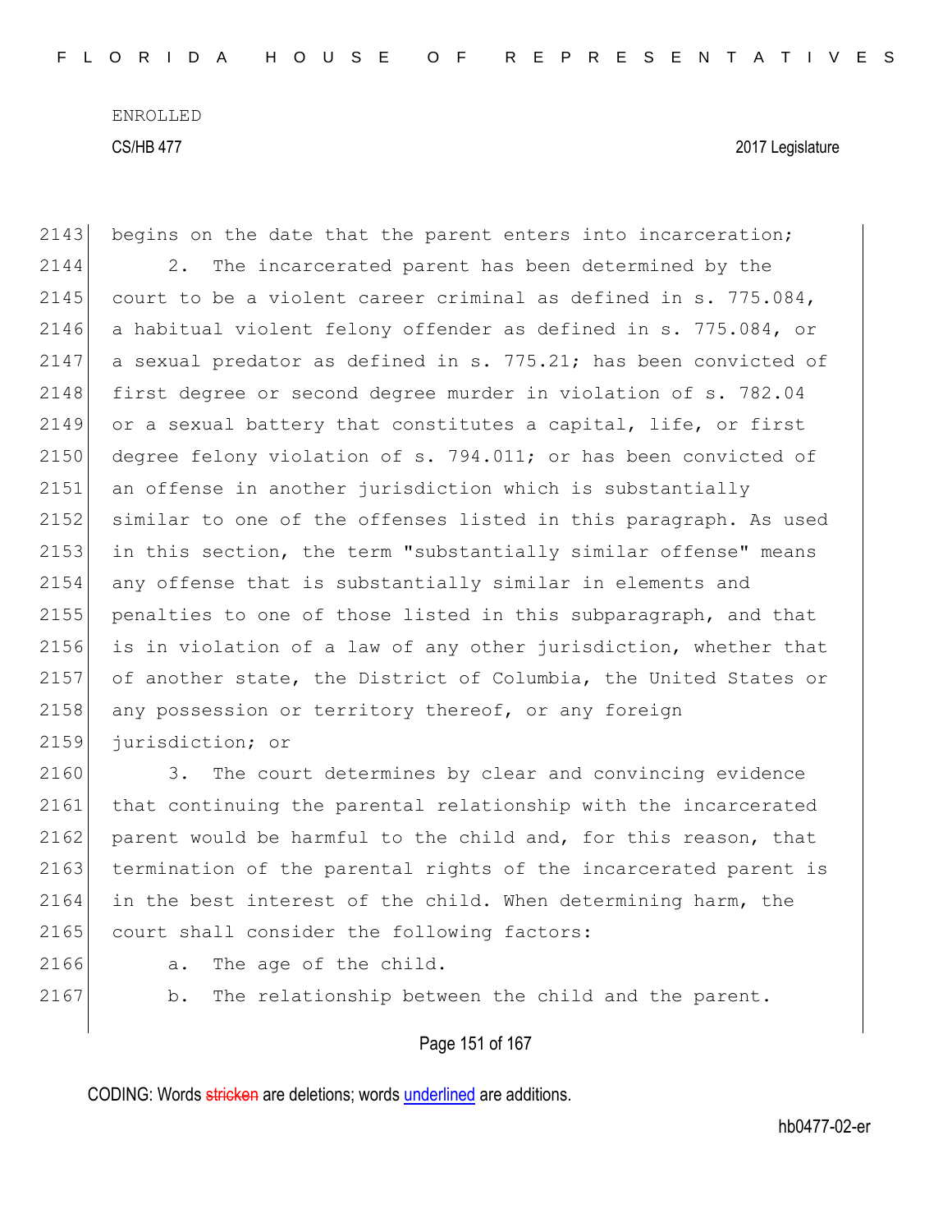begins on the date that the parent enters into incarceration;

2. The incarcerated parent has been determined by the court to be a violent career criminal as defined in s. 775.084, a habitual violent felony offender as defined in s. 775.084, or a sexual predator as defined in s. 775.21; has been convicted of first degree or second degree murder in violation of s. 782.04 or a sexual battery that constitutes a capital, life, or first degree felony violation of s. 794.011; or has been convicted of an offense in another jurisdiction which is substantially similar to one of the offenses listed in this paragraph. As used in this section, the term "substantially similar offense" means any offense that is substantially similar in elements and penalties to one of those listed in this subparagraph, and that is in violation of a law of any other jurisdiction, whether that of another state, the District of Columbia, the United States or any possession or territory thereof, or any foreign jurisdiction; or

3. The court determines by clear and convincing evidence that continuing the parental relationship with the incarcerated parent would be harmful to the child and, for this reason, that termination of the parental rights of the incarcerated parent is in the best interest of the child. When determining harm, the court shall consider the following factors:

a. The age of the child.

b. The relationship between the child and the parent.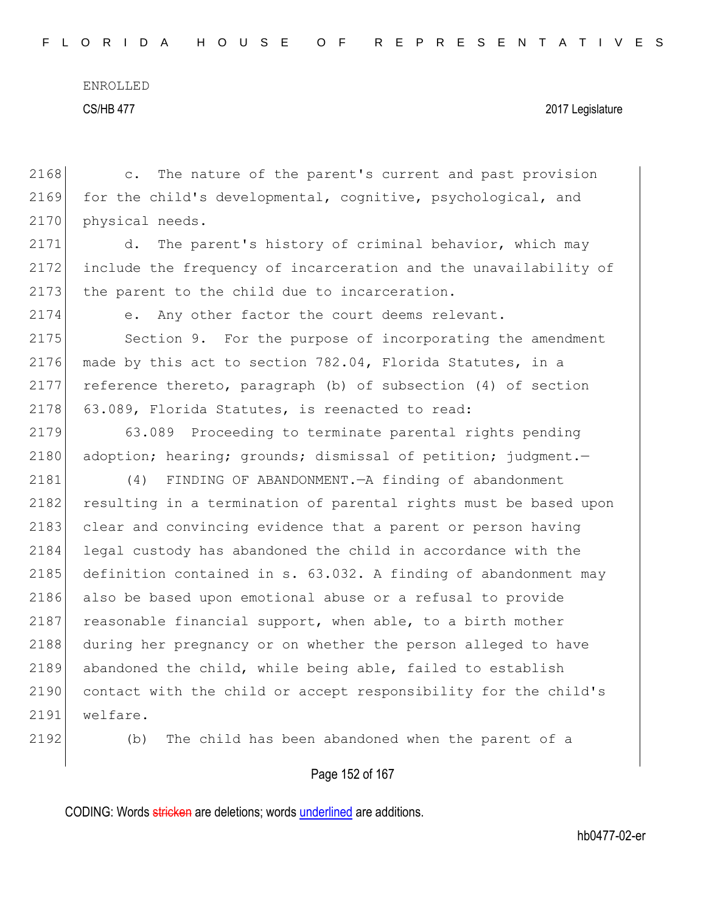c. The nature of the parent's current and past provision for the child's developmental, cognitive, psychological, and physical needs.

d. The parent's history of criminal behavior, which may include the frequency of incarceration and the unavailability of the parent to the child due to incarceration.

e. Any other factor the court deems relevant.

Section 9. For the purpose of incorporating the amendment made by this act to section 782.04, Florida Statutes, in a reference thereto, paragraph (b) of subsection (4) of section 63.089, Florida Statutes, is reenacted to read:

63.089 Proceeding to terminate parental rights pending adoption; hearing; grounds; dismissal of petition; judgment.—

(4) FINDING OF ABANDONMENT.—A finding of abandonment resulting in a termination of parental rights must be based upon clear and convincing evidence that a parent or person having legal custody has abandoned the child in accordance with the definition contained in s. 63.032. A finding of abandonment may also be based upon emotional abuse or a refusal to provide reasonable financial support, when able, to a birth mother during her pregnancy or on whether the person alleged to have abandoned the child, while being able, failed to establish contact with the child or accept responsibility for the child's welfare.

(b) The child has been abandoned when the parent of a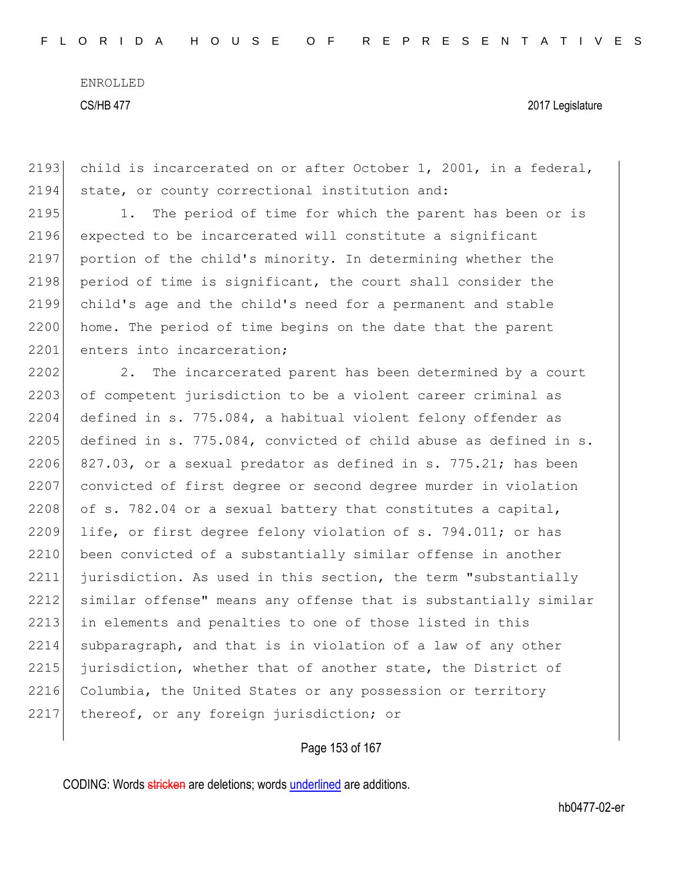child is incarcerated on or after October 1, 2001, in a federal, state, or county correctional institution and:

1. The period of time for which the parent has been or is expected to be incarcerated will constitute a significant portion of the child's minority. In determining whether the period of time is significant, the court shall consider the child's age and the child's need for a permanent and stable home. The period of time begins on the date that the parent enters into incarceration;

2. The incarcerated parent has been determined by a court of competent jurisdiction to be a violent career criminal as defined in s. 775.084, a habitual violent felony offender as defined in s. 775.084, convicted of child abuse as defined in s. 827.03, or a sexual predator as defined in s. 775.21; has been convicted of first degree or second degree murder in violation of s. 782.04 or a sexual battery that constitutes a capital, life, or first degree felony violation of s. 794.011; or has been convicted of a substantially similar offense in another jurisdiction. As used in this section, the term "substantially similar offense" means any offense that is substantially similar in elements and penalties to one of those listed in this subparagraph, and that is in violation of a law of any other jurisdiction, whether that of another state, the District of Columbia, the United States or any possession or territory thereof, or any foreign jurisdiction; or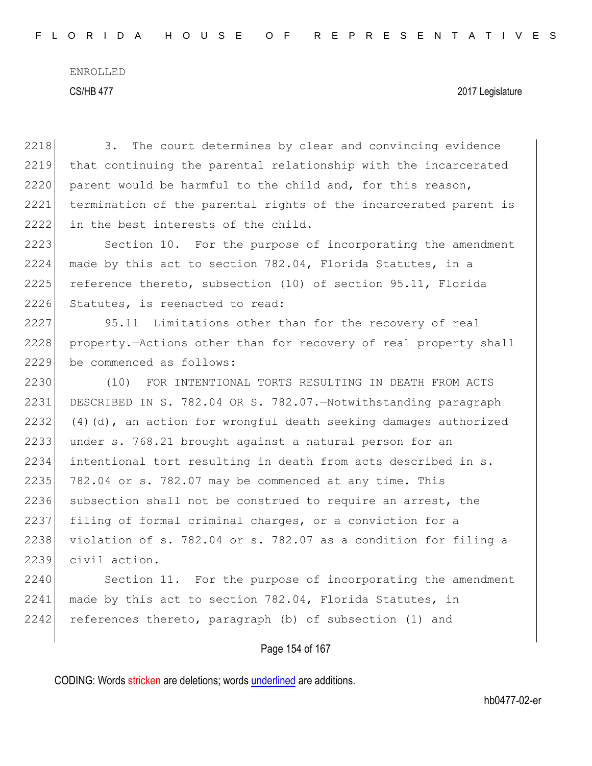3. The court determines by clear and convincing evidence that continuing the parental relationship with the incarcerated parent would be harmful to the child and, for this reason, termination of the parental rights of the incarcerated parent is in the best interests of the child.

Section 10. For the purpose of incorporating the amendment made by this act to section 782.04, Florida Statutes, in a reference thereto, subsection (10) of section 95.11, Florida Statutes, is reenacted to read:

95.11 Limitations other than for the recovery of real property.—Actions other than for recovery of real property shall be commenced as follows:

(10) FOR INTENTIONAL TORTS RESULTING IN DEATH FROM ACTS DESCRIBED IN S. 782.04 OR S. 782.07.—Notwithstanding paragraph (4)(d), an action for wrongful death seeking damages authorized under s. 768.21 brought against a natural person for an intentional tort resulting in death from acts described in s. 782.04 or s. 782.07 may be commenced at any time. This subsection shall not be construed to require an arrest, the filing of formal criminal charges, or a conviction for a violation of s. 782.04 or s. 782.07 as a condition for filing a civil action.

Section 11. For the purpose of incorporating the amendment made by this act to section 782.04, Florida Statutes, in references thereto, paragraph (b) of subsection (1) and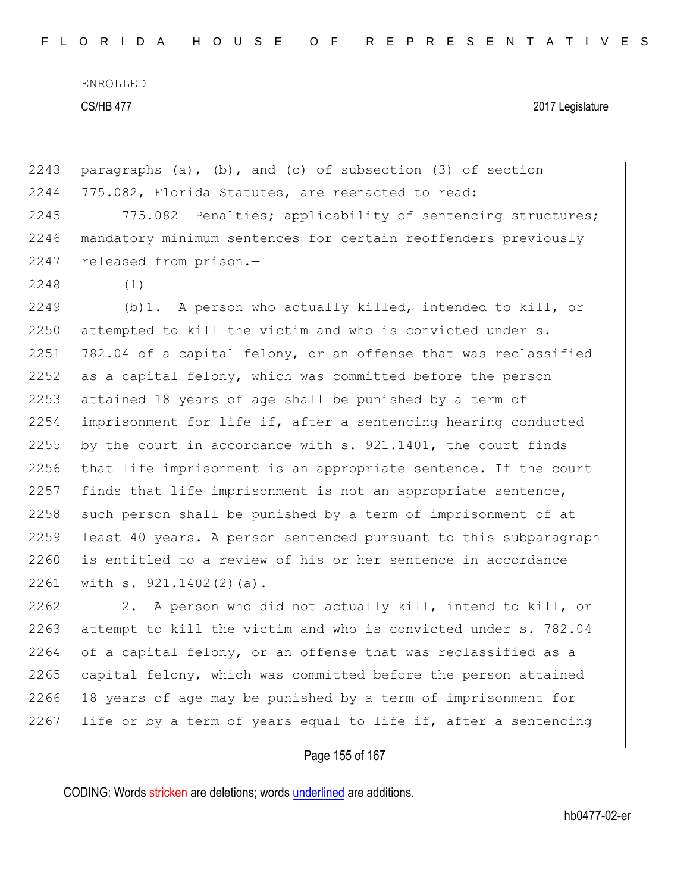paragraphs (a), (b), and (c) of subsection (3) of section 775.082, Florida Statutes, are reenacted to read:

775.082 Penalties; applicability of sentencing structures; mandatory minimum sentences for certain reoffenders previously released from prison.—

(1)

(b)1. A person who actually killed, intended to kill, or attempted to kill the victim and who is convicted under s. 782.04 of a capital felony, or an offense that was reclassified as a capital felony, which was committed before the person attained 18 years of age shall be punished by a term of imprisonment for life if, after a sentencing hearing conducted by the court in accordance with s. 921.1401, the court finds that life imprisonment is an appropriate sentence. If the court finds that life imprisonment is not an appropriate sentence, such person shall be punished by a term of imprisonment of at least 40 years. A person sentenced pursuant to this subparagraph is entitled to a review of his or her sentence in accordance with s. 921.1402(2)(a).

2. A person who did not actually kill, intend to kill, or attempt to kill the victim and who is convicted under s. 782.04 of a capital felony, or an offense that was reclassified as a capital felony, which was committed before the person attained 18 years of age may be punished by a term of imprisonment for life or by a term of years equal to life if, after a sentencing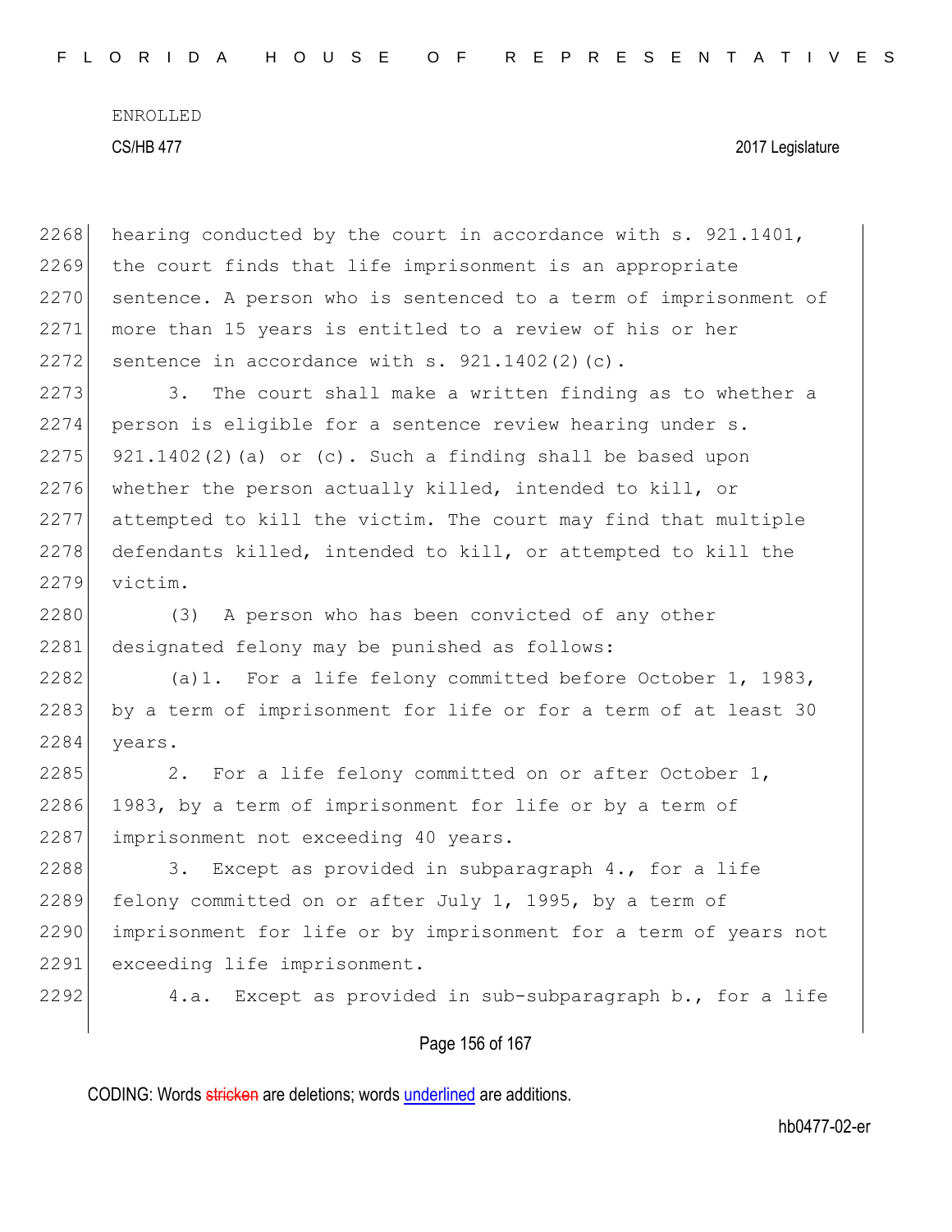hearing conducted by the court in accordance with s. 921.1401, the court finds that life imprisonment is an appropriate sentence. A person who is sentenced to a term of imprisonment of more than 15 years is entitled to a review of his or her sentence in accordance with s. 921.1402(2)(c).

3. The court shall make a written finding as to whether a person is eligible for a sentence review hearing under s. 921.1402(2)(a) or (c). Such a finding shall be based upon whether the person actually killed, intended to kill, or attempted to kill the victim. The court may find that multiple defendants killed, intended to kill, or attempted to kill the victim.

(3) A person who has been convicted of any other designated felony may be punished as follows:

(a)1. For a life felony committed before October 1, 1983, by a term of imprisonment for life or for a term of at least 30 years.

2. For a life felony committed on or after October 1, 1983, by a term of imprisonment for life or by a term of imprisonment not exceeding 40 years.

3. Except as provided in subparagraph 4., for a life felony committed on or after July 1, 1995, by a term of imprisonment for life or by imprisonment for a term of years not exceeding life imprisonment.

4.a. Except as provided in sub-subparagraph b., for a life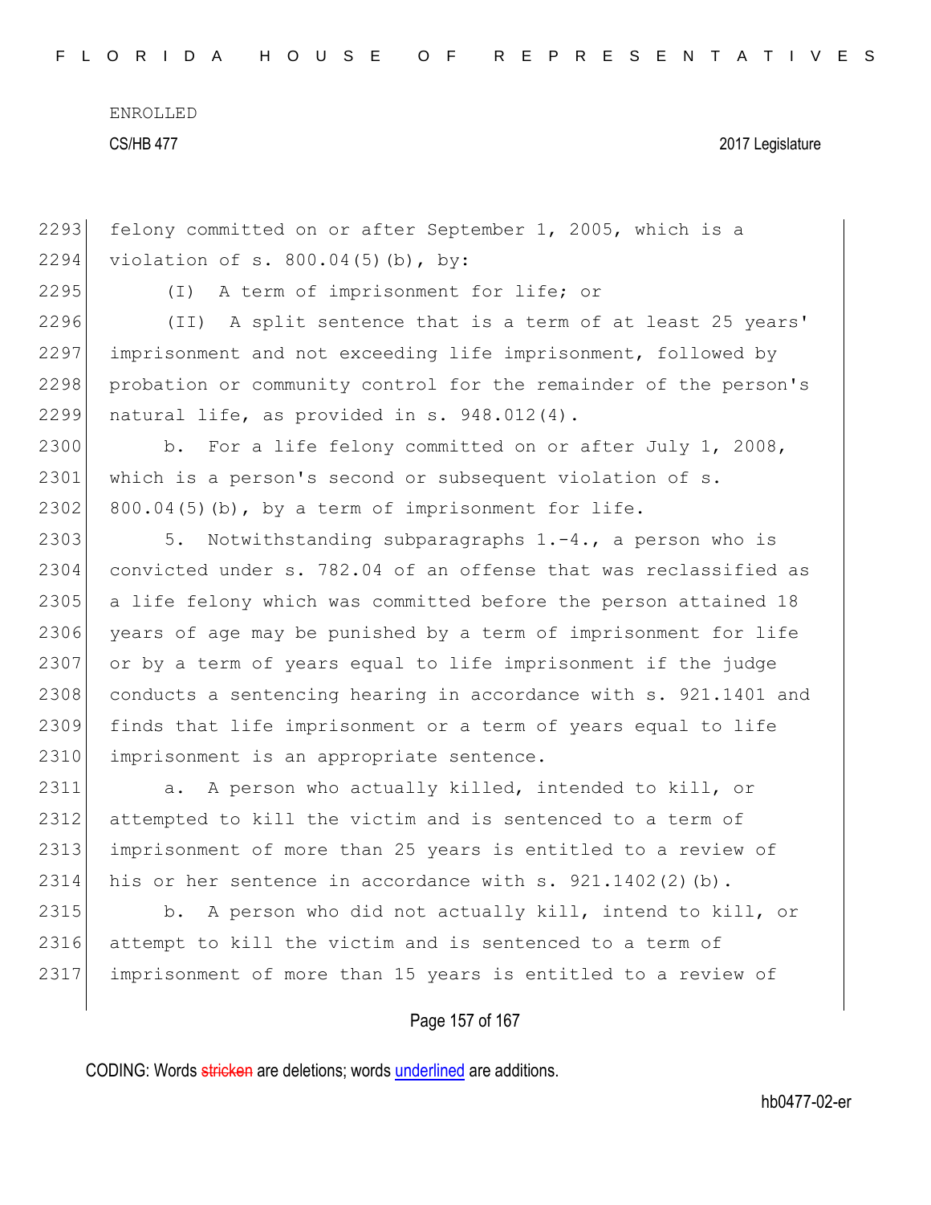felony committed on or after September 1, 2005, which is a violation of s. 800.04(5)(b), by:

(I) A term of imprisonment for life; or

(II) A split sentence that is a term of at least 25 years' imprisonment and not exceeding life imprisonment, followed by probation or community control for the remainder of the person's natural life, as provided in s. 948.012(4).

b. For a life felony committed on or after July 1, 2008, which is a person's second or subsequent violation of s. 800.04(5)(b), by a term of imprisonment for life.

5. Notwithstanding subparagraphs 1.-4., a person who is convicted under s. 782.04 of an offense that was reclassified as a life felony which was committed before the person attained 18 years of age may be punished by a term of imprisonment for life or by a term of years equal to life imprisonment if the judge conducts a sentencing hearing in accordance with s. 921.1401 and finds that life imprisonment or a term of years equal to life imprisonment is an appropriate sentence.

a. A person who actually killed, intended to kill, or attempted to kill the victim and is sentenced to a term of imprisonment of more than 25 years is entitled to a review of his or her sentence in accordance with s. 921.1402(2)(b).

b. A person who did not actually kill, intend to kill, or attempt to kill the victim and is sentenced to a term of imprisonment of more than 15 years is entitled to a review of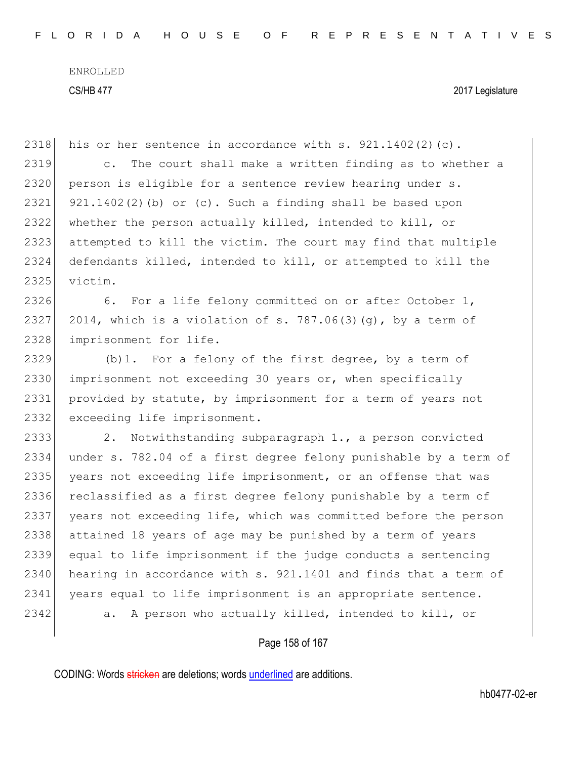his or her sentence in accordance with s. 921.1402(2)(c).

c. The court shall make a written finding as to whether a person is eligible for a sentence review hearing under s. 921.1402(2)(b) or (c). Such a finding shall be based upon whether the person actually killed, intended to kill, or attempted to kill the victim. The court may find that multiple defendants killed, intended to kill, or attempted to kill the victim.

6. For a life felony committed on or after October 1, 2014, which is a violation of s. 787.06(3)(g), by a term of imprisonment for life.

(b)1. For a felony of the first degree, by a term of imprisonment not exceeding 30 years or, when specifically provided by statute, by imprisonment for a term of years not exceeding life imprisonment.

2. Notwithstanding subparagraph 1., a person convicted under s. 782.04 of a first degree felony punishable by a term of years not exceeding life imprisonment, or an offense that was reclassified as a first degree felony punishable by a term of years not exceeding life, which was committed before the person attained 18 years of age may be punished by a term of years equal to life imprisonment if the judge conducts a sentencing hearing in accordance with s. 921.1401 and finds that a term of years equal to life imprisonment is an appropriate sentence.

a. A person who actually killed, intended to kill, or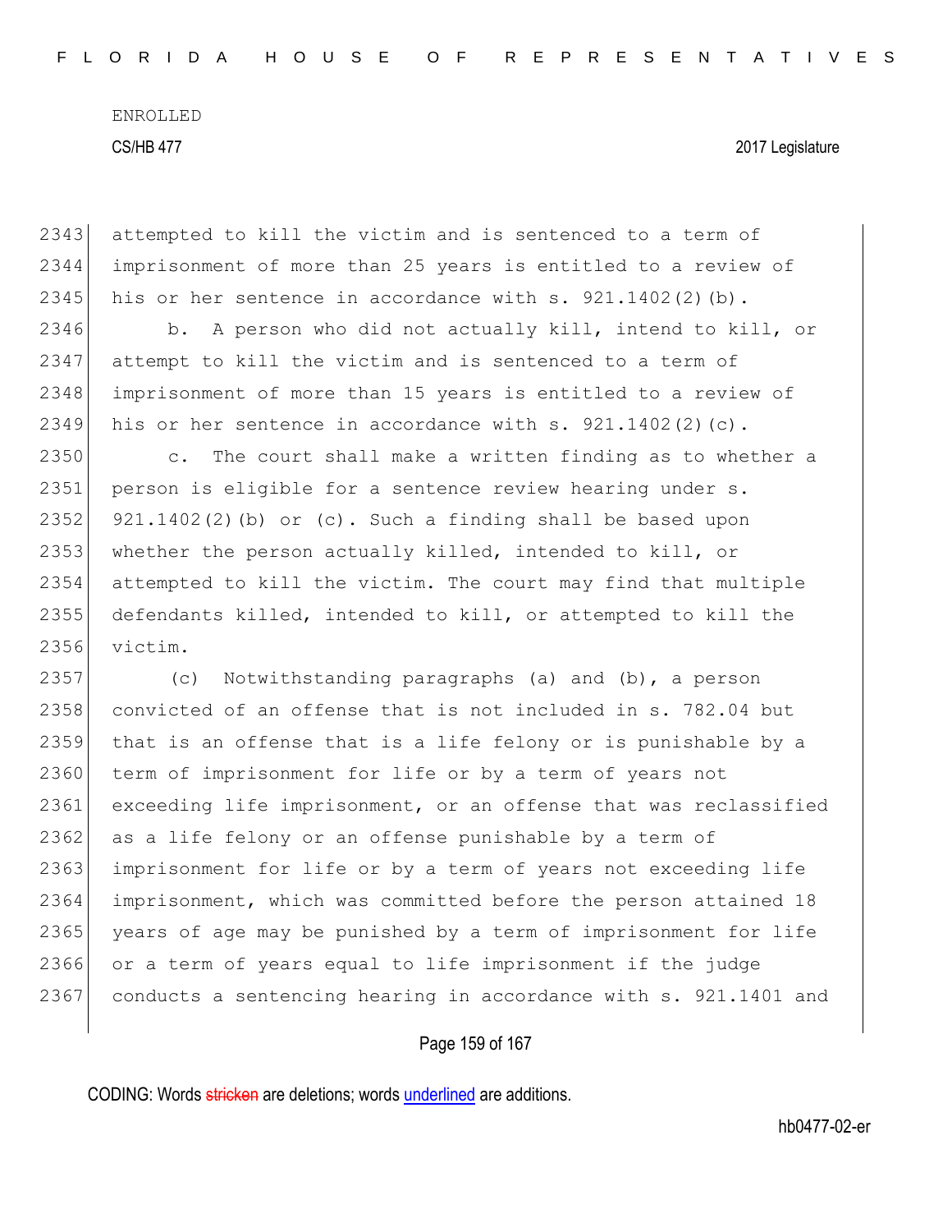attempted to kill the victim and is sentenced to a term of imprisonment of more than 25 years is entitled to a review of his or her sentence in accordance with s. 921.1402(2)(b).

b. A person who did not actually kill, intend to kill, or attempt to kill the victim and is sentenced to a term of imprisonment of more than 15 years is entitled to a review of his or her sentence in accordance with s. 921.1402(2)(c).

c. The court shall make a written finding as to whether a person is eligible for a sentence review hearing under s. 921.1402(2)(b) or (c). Such a finding shall be based upon whether the person actually killed, intended to kill, or attempted to kill the victim. The court may find that multiple defendants killed, intended to kill, or attempted to kill the victim.

(c) Notwithstanding paragraphs (a) and (b), a person convicted of an offense that is not included in s. 782.04 but that is an offense that is a life felony or is punishable by a term of imprisonment for life or by a term of years not exceeding life imprisonment, or an offense that was reclassified as a life felony or an offense punishable by a term of imprisonment for life or by a term of years not exceeding life imprisonment, which was committed before the person attained 18 years of age may be punished by a term of imprisonment for life or a term of years equal to life imprisonment if the judge conducts a sentencing hearing in accordance with s. 921.1401 and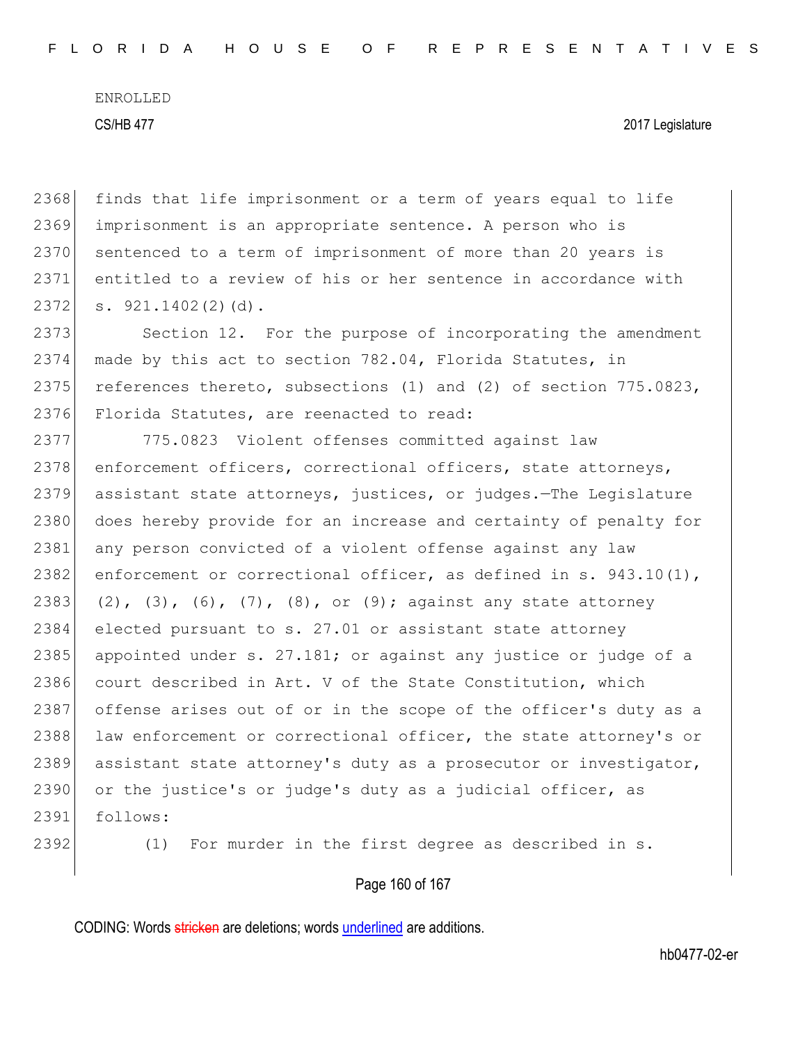finds that life imprisonment or a term of years equal to life imprisonment is an appropriate sentence. A person who is sentenced to a term of imprisonment of more than 20 years is entitled to a review of his or her sentence in accordance with s. 921.1402(2)(d).

Section 12. For the purpose of incorporating the amendment made by this act to section 782.04, Florida Statutes, in references thereto, subsections (1) and (2) of section 775.0823, Florida Statutes, are reenacted to read:

775.0823 Violent offenses committed against law enforcement officers, correctional officers, state attorneys, assistant state attorneys, justices, or judges.—The Legislature does hereby provide for an increase and certainty of penalty for any person convicted of a violent offense against any law enforcement or correctional officer, as defined in s. 943.10(1), (2), (3), (6), (7), (8), or (9); against any state attorney elected pursuant to s. 27.01 or assistant state attorney appointed under s. 27.181; or against any justice or judge of a court described in Art. V of the State Constitution, which offense arises out of or in the scope of the officer's duty as a law enforcement or correctional officer, the state attorney's or assistant state attorney's duty as a prosecutor or investigator, or the justice's or judge's duty as a judicial officer, as follows:

(1) For murder in the first degree as described in s.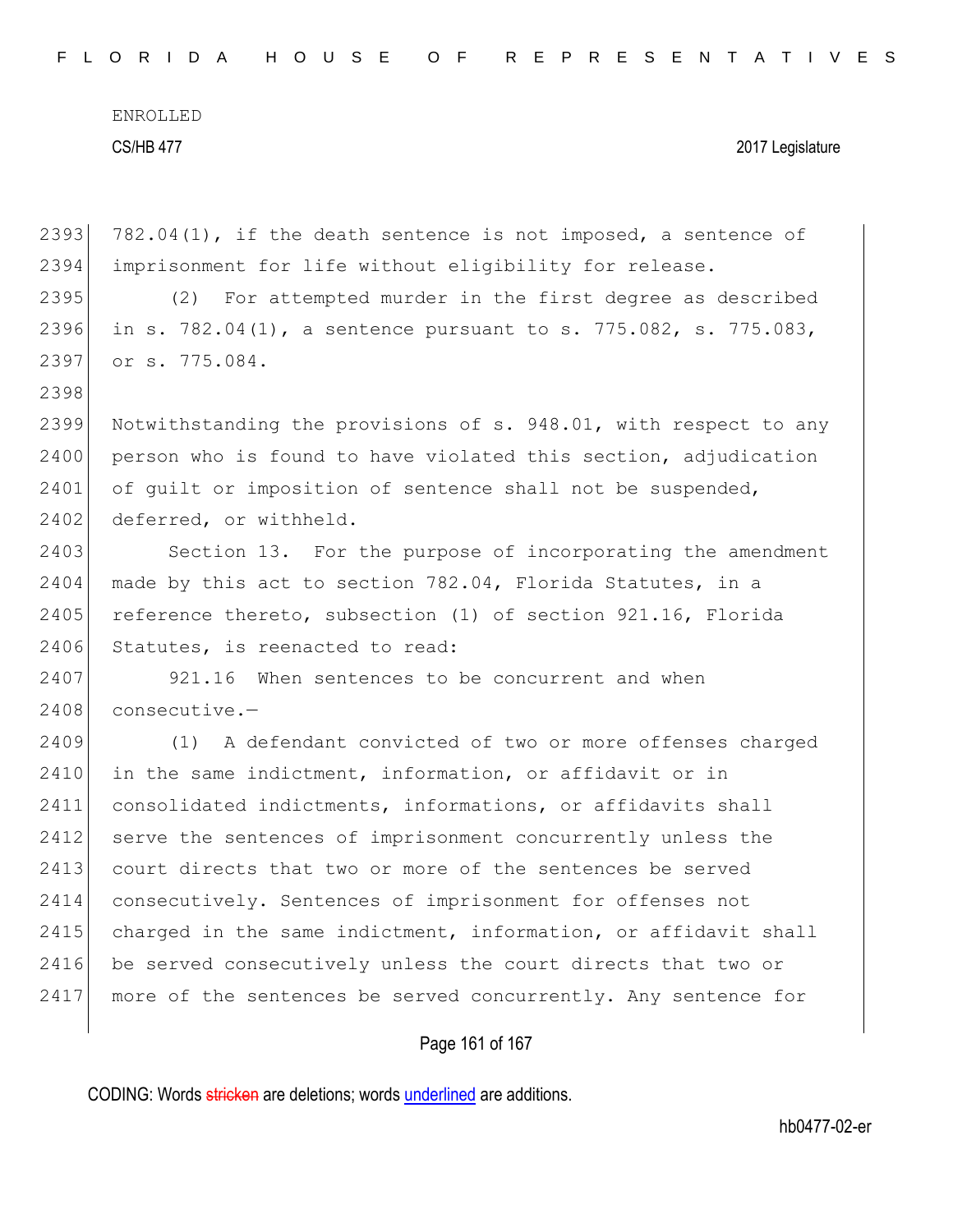782.04(1), if the death sentence is not imposed, a sentence of imprisonment for life without eligibility for release.

(2) For attempted murder in the first degree as described in s. 782.04(1), a sentence pursuant to s. 775.082, s. 775.083, or s. 775.084.

Notwithstanding the provisions of s. 948.01, with respect to any person who is found to have violated this section, adjudication of guilt or imposition of sentence shall not be suspended, deferred, or withheld.

Section 13. For the purpose of incorporating the amendment made by this act to section 782.04, Florida Statutes, in a reference thereto, subsection (1) of section 921.16, Florida Statutes, is reenacted to read:

921.16 When sentences to be concurrent and when consecutive.—

(1) A defendant convicted of two or more offenses charged in the same indictment, information, or affidavit or in consolidated indictments, informations, or affidavits shall serve the sentences of imprisonment concurrently unless the court directs that two or more of the sentences be served consecutively. Sentences of imprisonment for offenses not charged in the same indictment, information, or affidavit shall be served consecutively unless the court directs that two or more of the sentences be served concurrently. Any sentence for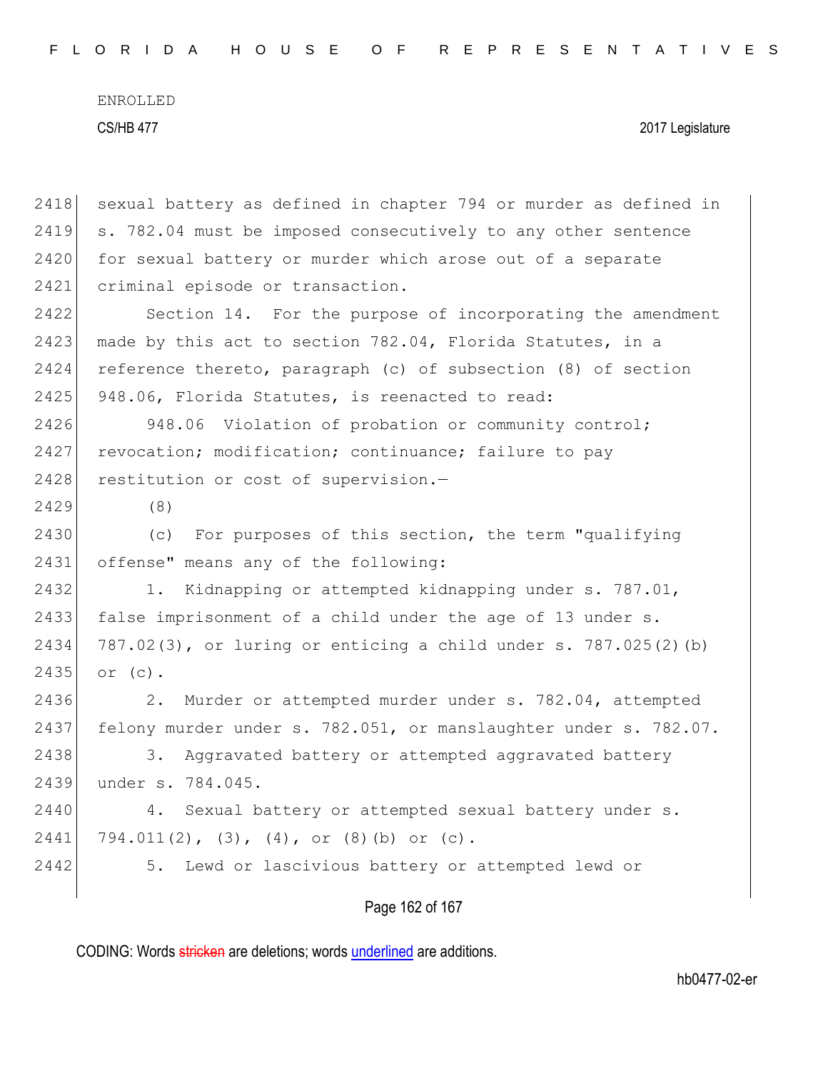sexual battery as defined in chapter 794 or murder as defined in s. 782.04 must be imposed consecutively to any other sentence for sexual battery or murder which arose out of a separate criminal episode or transaction.

Section 14. For the purpose of incorporating the amendment made by this act to section 782.04, Florida Statutes, in a reference thereto, paragraph (c) of subsection (8) of section 948.06, Florida Statutes, is reenacted to read:

948.06 Violation of probation or community control; revocation; modification; continuance; failure to pay restitution or cost of supervision.—

(8)

(c) For purposes of this section, the term "qualifying offense" means any of the following:

1. Kidnapping or attempted kidnapping under s. 787.01, false imprisonment of a child under the age of 13 under s. 787.02(3), or luring or enticing a child under s. 787.025(2)(b) or (c).

2. Murder or attempted murder under s. 782.04, attempted felony murder under s. 782.051, or manslaughter under s. 782.07.

3. Aggravated battery or attempted aggravated battery under s. 784.045.

4. Sexual battery or attempted sexual battery under s. 794.011(2), (3), (4), or (8)(b) or (c).

5. Lewd or lascivious battery or attempted lewd or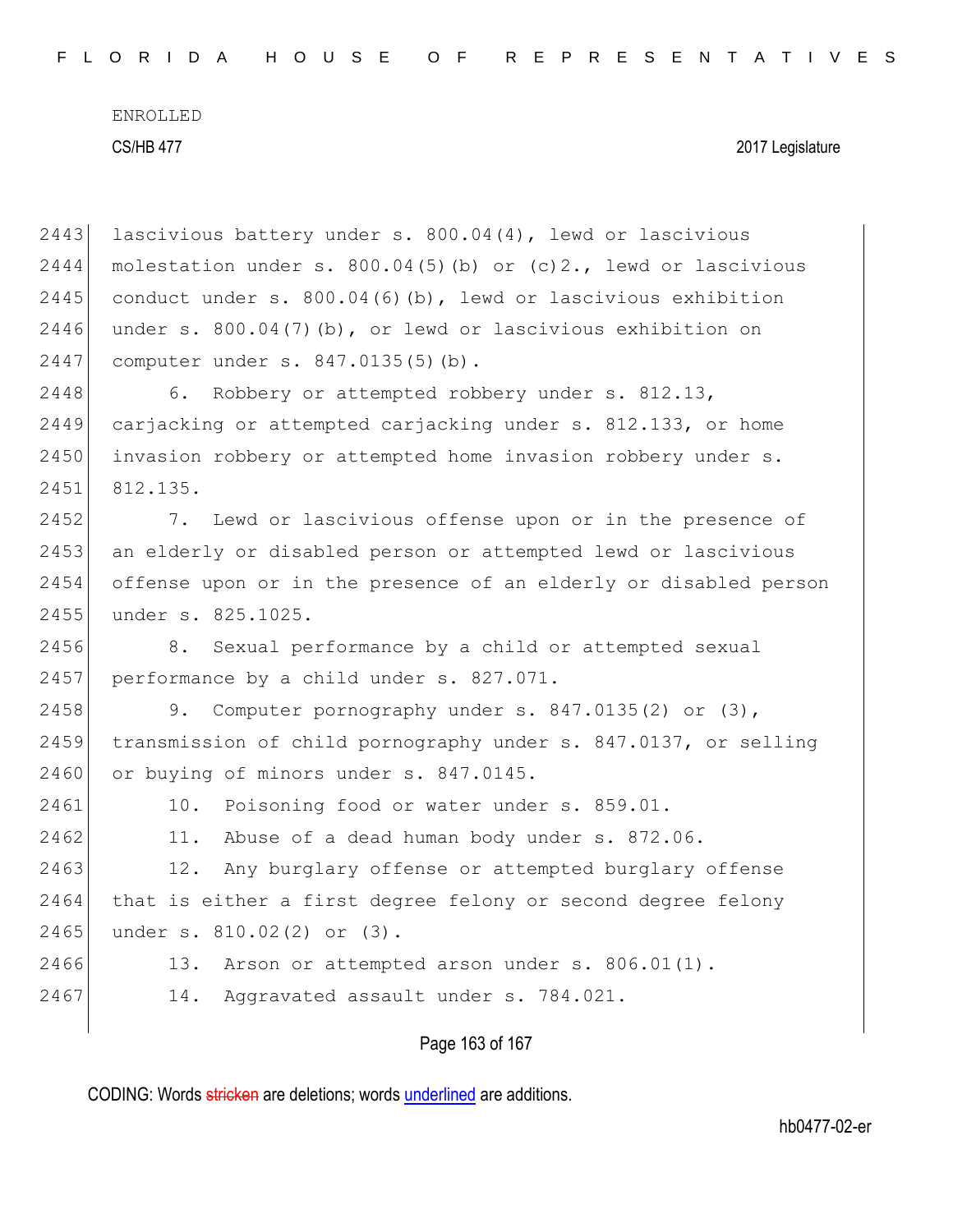lascivious battery under s. 800.04(4), lewd or lascivious molestation under s. 800.04(5)(b) or (c)2., lewd or lascivious conduct under s. 800.04(6)(b), lewd or lascivious exhibition under s. 800.04(7)(b), or lewd or lascivious exhibition on computer under s. 847.0135(5)(b).

6. Robbery or attempted robbery under s. 812.13, carjacking or attempted carjacking under s. 812.133, or home invasion robbery or attempted home invasion robbery under s. 812.135.

7. Lewd or lascivious offense upon or in the presence of an elderly or disabled person or attempted lewd or lascivious offense upon or in the presence of an elderly or disabled person under s. 825.1025.

8. Sexual performance by a child or attempted sexual performance by a child under s. 827.071.

9. Computer pornography under s. 847.0135(2) or (3), transmission of child pornography under s. 847.0137, or selling or buying of minors under s. 847.0145.

10. Poisoning food or water under s. 859.01.

11. Abuse of a dead human body under s. 872.06.

12. Any burglary offense or attempted burglary offense that is either a first degree felony or second degree felony under s. 810.02(2) or (3).

13. Arson or attempted arson under s. 806.01(1).

14. Aggravated assault under s. 784.021.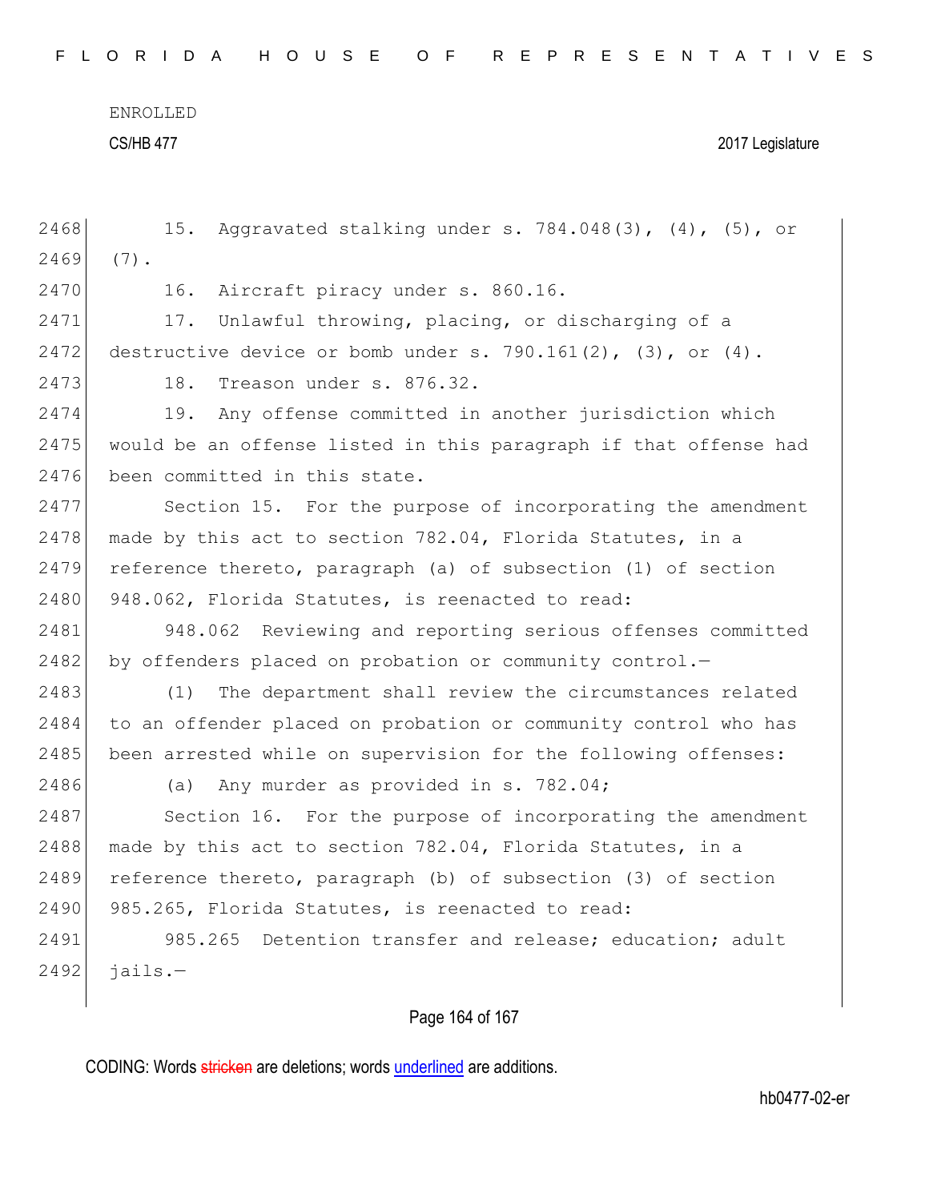15. Aggravated stalking under s. 784.048(3), (4), (5), or (7).

16. Aircraft piracy under s. 860.16.

17. Unlawful throwing, placing, or discharging of a destructive device or bomb under s. 790.161(2), (3), or (4).

18. Treason under s. 876.32.

19. Any offense committed in another jurisdiction which would be an offense listed in this paragraph if that offense had been committed in this state.

Section 15. For the purpose of incorporating the amendment made by this act to section 782.04, Florida Statutes, in a reference thereto, paragraph (a) of subsection (1) of section 948.062, Florida Statutes, is reenacted to read:

948.062 Reviewing and reporting serious offenses committed by offenders placed on probation or community control.—

(1) The department shall review the circumstances related to an offender placed on probation or community control who has been arrested while on supervision for the following offenses:

(a) Any murder as provided in s. 782.04;

Section 16. For the purpose of incorporating the amendment made by this act to section 782.04, Florida Statutes, in a reference thereto, paragraph (b) of subsection (3) of section 985.265, Florida Statutes, is reenacted to read:

985.265 Detention transfer and release; education; adult jails.—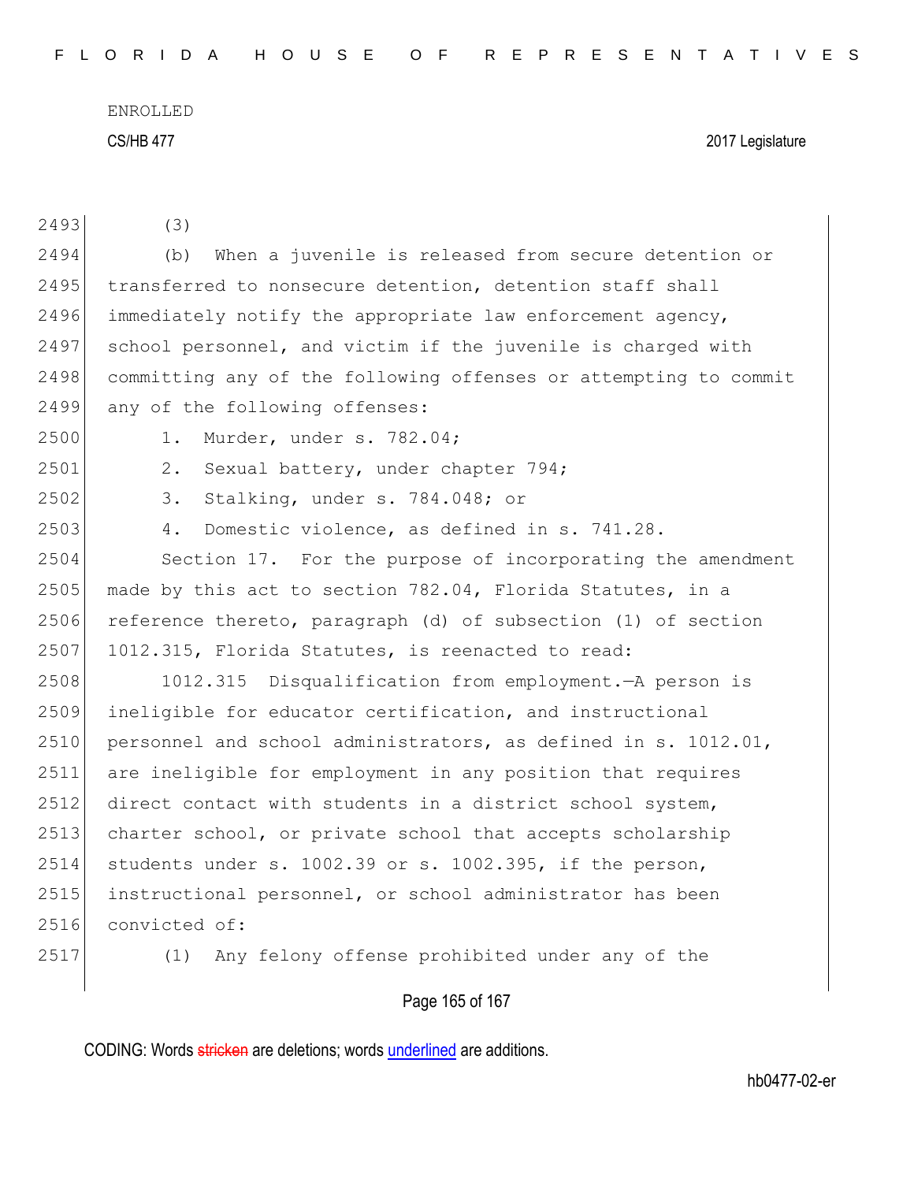(3)

(b) When a juvenile is released from secure detention or transferred to nonsecure detention, detention staff shall immediately notify the appropriate law enforcement agency, school personnel, and victim if the juvenile is charged with committing any of the following offenses or attempting to commit any of the following offenses:

1. Murder, under s. 782.04;
2. Sexual battery, under chapter 794;
3. Stalking, under s. 784.048; or
4. Domestic violence, as defined in s. 741.28.

Section 17. For the purpose of incorporating the amendment made by this act to section 782.04, Florida Statutes, in a reference thereto, paragraph (d) of subsection (1) of section 1012.315, Florida Statutes, is reenacted to read:

1012.315 Disqualification from employment.—A person is ineligible for educator certification, and instructional personnel and school administrators, as defined in s. 1012.01, are ineligible for employment in any position that requires direct contact with students in a district school system, charter school, or private school that accepts scholarship students under s. 1002.39 or s. 1002.395, if the person, instructional personnel, or school administrator has been convicted of:

(1) Any felony offense prohibited under any of the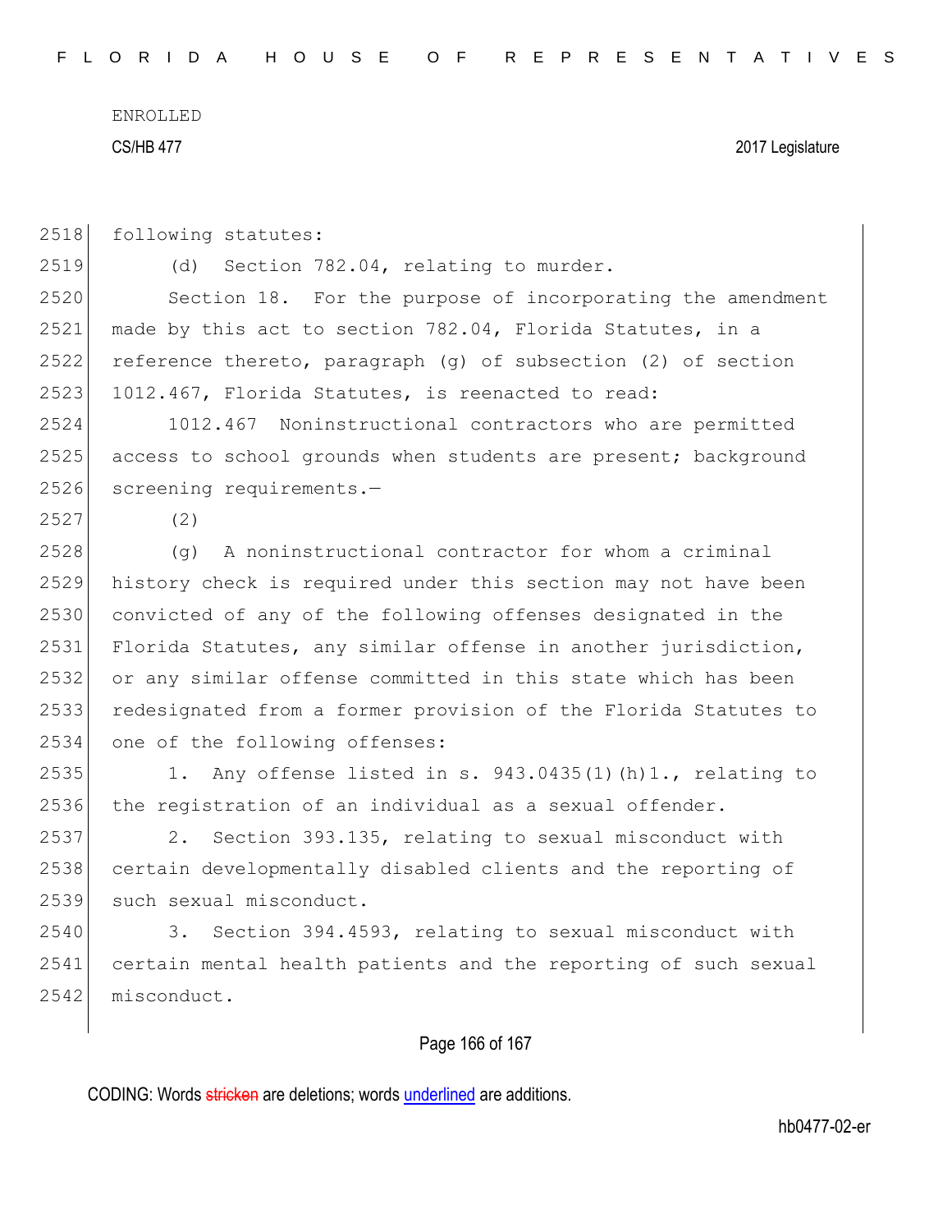following statutes:

(d) Section 782.04, relating to murder.

Section 18. For the purpose of incorporating the amendment made by this act to section 782.04, Florida Statutes, in a reference thereto, paragraph (g) of subsection (2) of section 1012.467, Florida Statutes, is reenacted to read:

1012.467 Noninstructional contractors who are permitted access to school grounds when students are present; background screening requirements.—

(2)

(g) A noninstructional contractor for whom a criminal history check is required under this section may not have been convicted of any of the following offenses designated in the Florida Statutes, any similar offense in another jurisdiction, or any similar offense committed in this state which has been redesignated from a former provision of the Florida Statutes to one of the following offenses:

1. Any offense listed in s. 943.0435(1)(h)1., relating to the registration of an individual as a sexual offender.

2. Section 393.135, relating to sexual misconduct with certain developmentally disabled clients and the reporting of such sexual misconduct.

3. Section 394.4593, relating to sexual misconduct with certain mental health patients and the reporting of such sexual misconduct.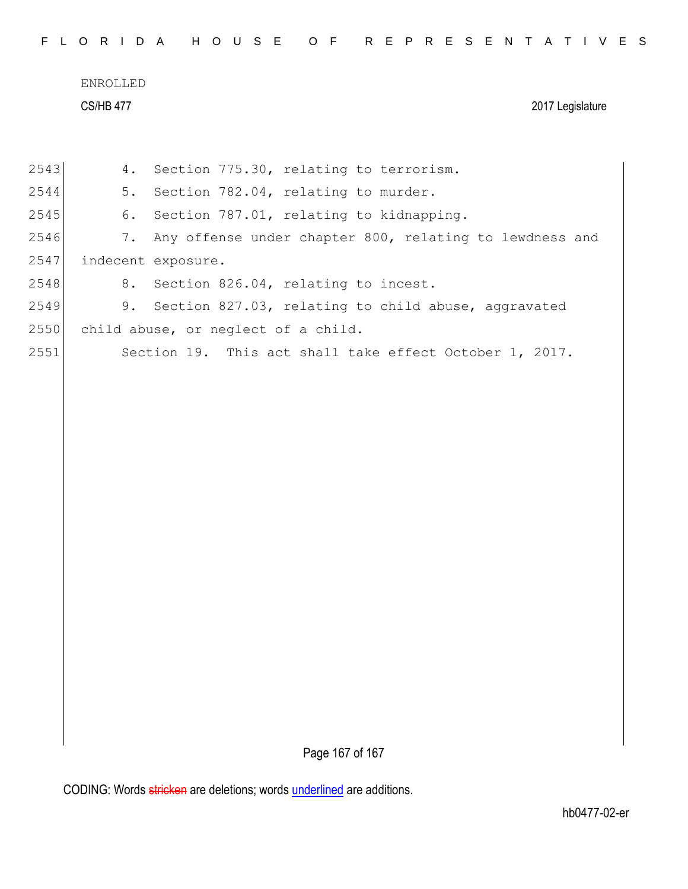4. Section 775.30, relating to terrorism.

5. Section 782.04, relating to murder.

6. Section 787.01, relating to kidnapping.

7. Any offense under chapter 800, relating to lewdness and indecent exposure.

8. Section 826.04, relating to incest.

9. Section 827.03, relating to child abuse, aggravated child abuse, or neglect of a child.

Section 19. This act shall take effect October 1, 2017.